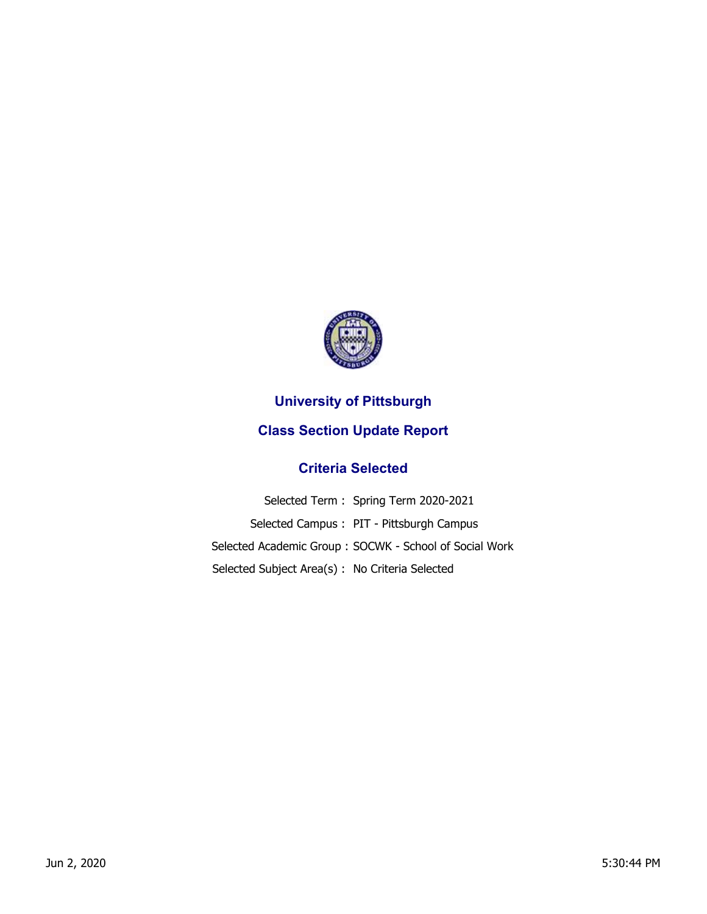# University of Pittsburgh

## Class Section Update Report

### Criteria Selected

Selected Term : Spring Term 2020-2021

Selected Campus : PIT - Pittsburgh Campus

Selected Academic Group : SOCWK - School of Social Work

Selected Subject Area(s) : No Criteria Selected

Jun 2, 2020 5:30:44 PM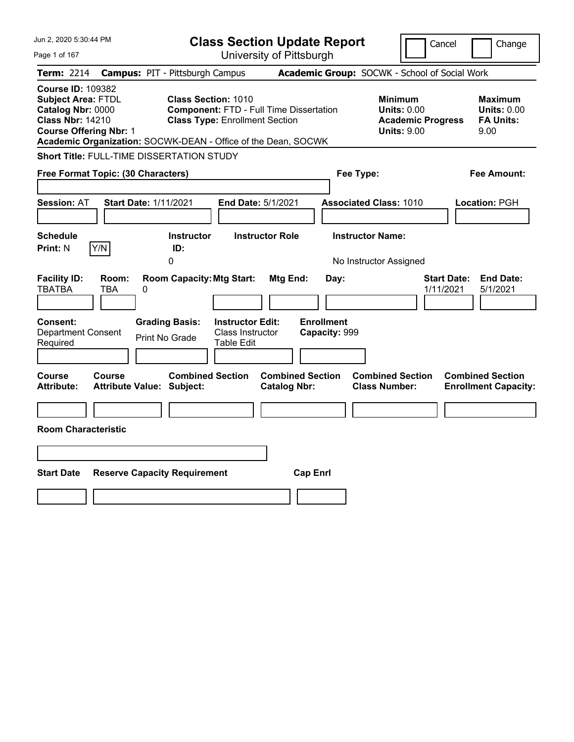# Class Section Update Report

University of Pittsburgh

Cancel | Change

**Term:** 2214 **Campus:** PIT - Pittsburgh Campus **Academic Group:** SOCWK - School of Social Work

**Course ID:** 109382
**Subject Area:** FTDL
**Catalog Nbr:** 0000
**Class Nbr:** 14210
**Course Offering Nbr:** 1

**Class Section:** 1010
**Component:** FTD - Full Time Dissertation
**Class Type:** Enrollment Section

**Minimum Units:** 0.00
**Academic Progress Units:** 9.00

**Maximum Units:** 0.00
**FA Units:** 9.00

**Academic Organization:** SOCWK-DEAN - Office of the Dean, SOCWK

**Short Title:** FULL-TIME DISSERTATION STUDY

**Free Format Topic: (30 Characters)** **Fee Type:** **Fee Amount:**

**Session:** AT **Start Date:** 1/11/2021 **End Date:** 5/1/2021 **Associated Class:** 1010 **Location:** PGH

| Schedule Print: | Instructor ID: | Instructor Role | Instructor Name: |
|---|---|---|---|
| N (Y/N) | 0 | | No Instructor Assigned |

| Facility ID: | Room: | Room Capacity: | Mtg Start: | Mtg End: | Day: | Start Date: | End Date: |
|---|---|---|---|---|---|---|---|
| TBATBA | TBA | 0 | | | | 1/11/2021 | 5/1/2021 |

| Consent: | Grading Basis: | Instructor Edit: | Enrollment Capacity: |
|---|---|---|---|
| Department Consent Required | Print No Grade | Class Instructor Table Edit | 999 |

| Course Attribute: | Course Attribute Value: | Combined Section Subject: | Combined Section Catalog Nbr: | Combined Section Class Number: | Combined Section Enrollment Capacity: |
|---|---|---|---|---|---|
| | | | | | |

**Room Characteristic**

| Start Date | Reserve Capacity Requirement | Cap Enrl |
|---|---|---|
| | | |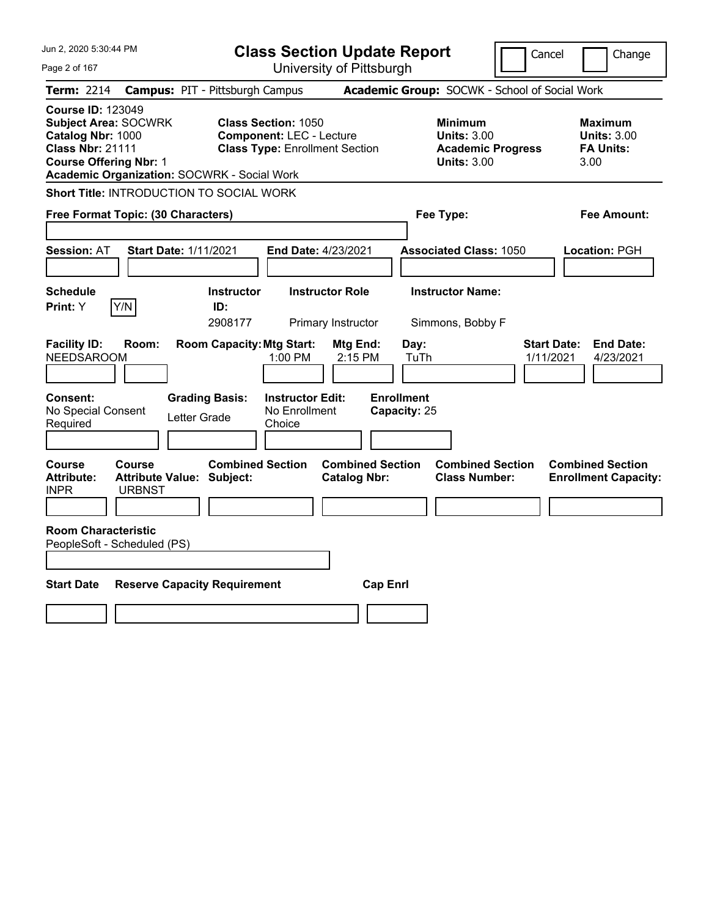Jun 2, 2020 5:30:44 PM

# Class Section Update Report

University of Pittsburgh

Cancel | Change

**Term:** 2214 **Campus:** PIT - Pittsburgh Campus **Academic Group:** SOCWK - School of Social Work

**Course ID:** 123049
**Subject Area:** SOCWRK
**Catalog Nbr:** 1000
**Class Nbr:** 21111
**Course Offering Nbr:** 1
**Academic Organization:** SOCWRK - Social Work

**Class Section:** 1050
**Component:** LEC - Lecture
**Class Type:** Enrollment Section

**Minimum Units:** 3.00
**Academic Progress Units:** 3.00

**Maximum Units:** 3.00
**FA Units:** 3.00

**Short Title:** INTRODUCTION TO SOCIAL WORK

**Free Format Topic: (30 Characters)**

**Fee Type:**

**Fee Amount:**

**Session:** AT **Start Date:** 1/11/2021 **End Date:** 4/23/2021 **Associated Class:** 1050 **Location:** PGH

| Schedule Print: | Instructor ID: | Instructor Role | Instructor Name: |
|---|---|---|---|
| Y (Y/N) | 2908177 | Primary Instructor | Simmons, Bobby F |

| Facility ID: | Room: | Room Capacity: | Mtg Start: | Mtg End: | Day: | Start Date: | End Date: |
|---|---|---|---|---|---|---|---|
| NEEDSAROOM | | | 1:00 PM | 2:15 PM | TuTh | 1/11/2021 | 4/23/2021 |

| Consent: | Grading Basis: | Instructor Edit: | Enrollment Capacity: |
|---|---|---|---|
| No Special Consent Required | Letter Grade | No Enrollment Choice | 25 |

| Course Attribute: | Course Attribute Value: | Combined Section Subject: | Combined Section Catalog Nbr: | Combined Section Class Number: | Combined Section Enrollment Capacity: |
|---|---|---|---|---|---|
| INPR | URBNST | | | | |

**Room Characteristic**
PeopleSoft - Scheduled (PS)

| Start Date | Reserve Capacity Requirement | Cap Enrl |
|---|---|---|
| | | |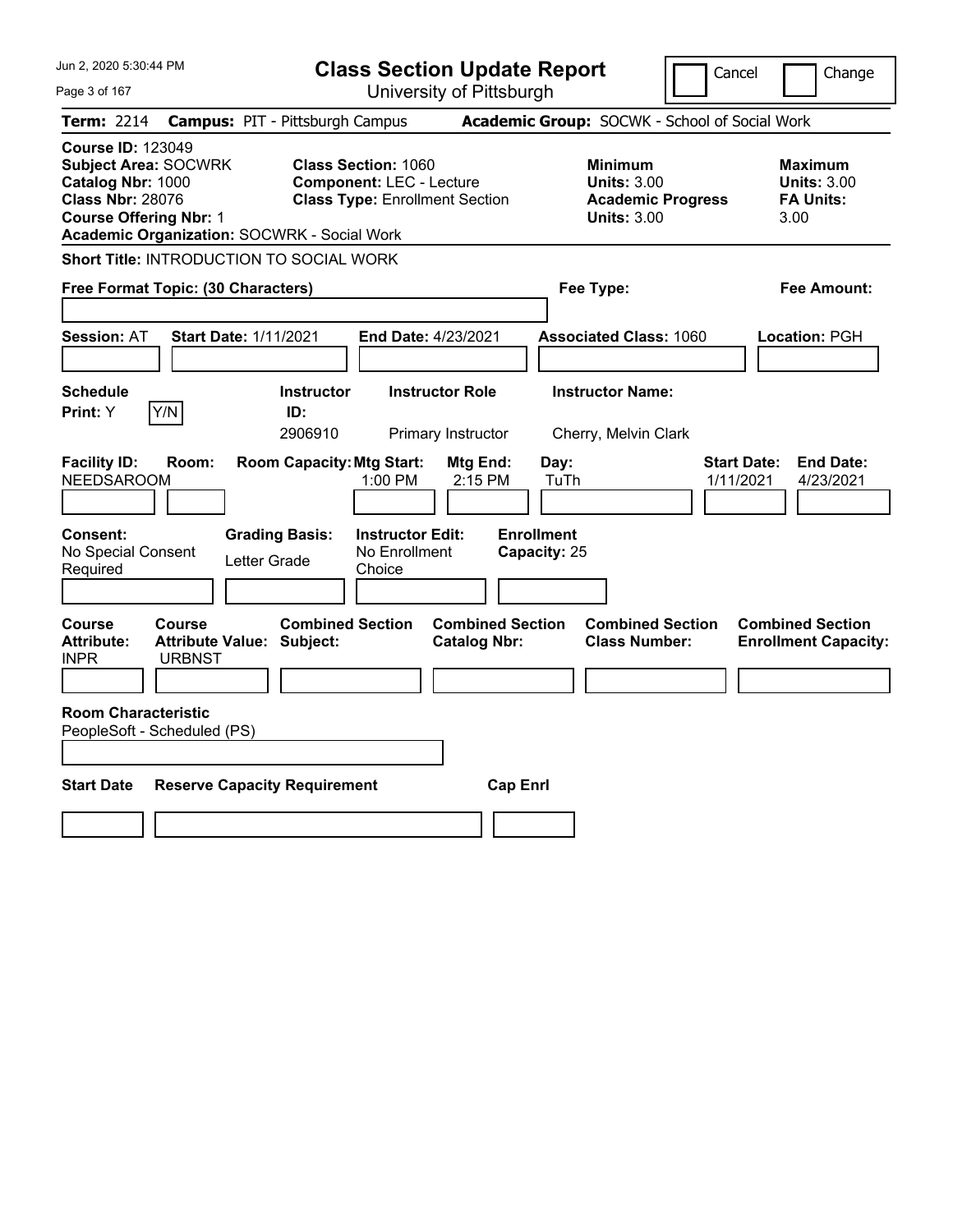# Class Section Update Report

University of Pittsburgh

Cancel | Change

**Term:** 2214 **Campus:** PIT - Pittsburgh Campus **Academic Group:** SOCWK - School of Social Work

**Course ID:** 123049
**Subject Area:** SOCWRK
**Catalog Nbr:** 1000
**Class Nbr:** 28076
**Course Offering Nbr:** 1
**Academic Organization:** SOCWRK - Social Work

**Class Section:** 1060
**Component:** LEC - Lecture
**Class Type:** Enrollment Section

**Minimum Units:** 3.00
**Academic Progress Units:** 3.00

**Maximum Units:** 3.00
**FA Units:** 3.00

**Short Title:** INTRODUCTION TO SOCIAL WORK

**Free Format Topic: (30 Characters)**

**Fee Type:**

**Fee Amount:**

**Session:** AT **Start Date:** 1/11/2021 **End Date:** 4/23/2021 **Associated Class:** 1060 **Location:** PGH

| Schedule Print | Instructor ID | Instructor Role | Instructor Name |
|---|---|---|---|
| Y (Y/N) | 2906910 | Primary Instructor | Cherry, Melvin Clark |

| Facility ID | Room | Room Capacity | Mtg Start | Mtg End | Day | Start Date | End Date |
|---|---|---|---|---|---|---|---|
| NEEDSAROOM | | | 1:00 PM | 2:15 PM | TuTh | 1/11/2021 | 4/23/2021 |

**Consent:** No Special Consent Required
**Grading Basis:** Letter Grade
**Instructor Edit:** No Enrollment Choice
**Enrollment Capacity:** 25

| Course Attribute | Course Attribute Value | Combined Section Subject | Combined Section Catalog Nbr | Combined Section Class Number | Combined Section Enrollment Capacity |
|---|---|---|---|---|---|
| INPR | URBNST | | | | |

**Room Characteristic**
PeopleSoft - Scheduled (PS)

| Start Date | Reserve Capacity Requirement | Cap Enrl |
|---|---|---|
| | | |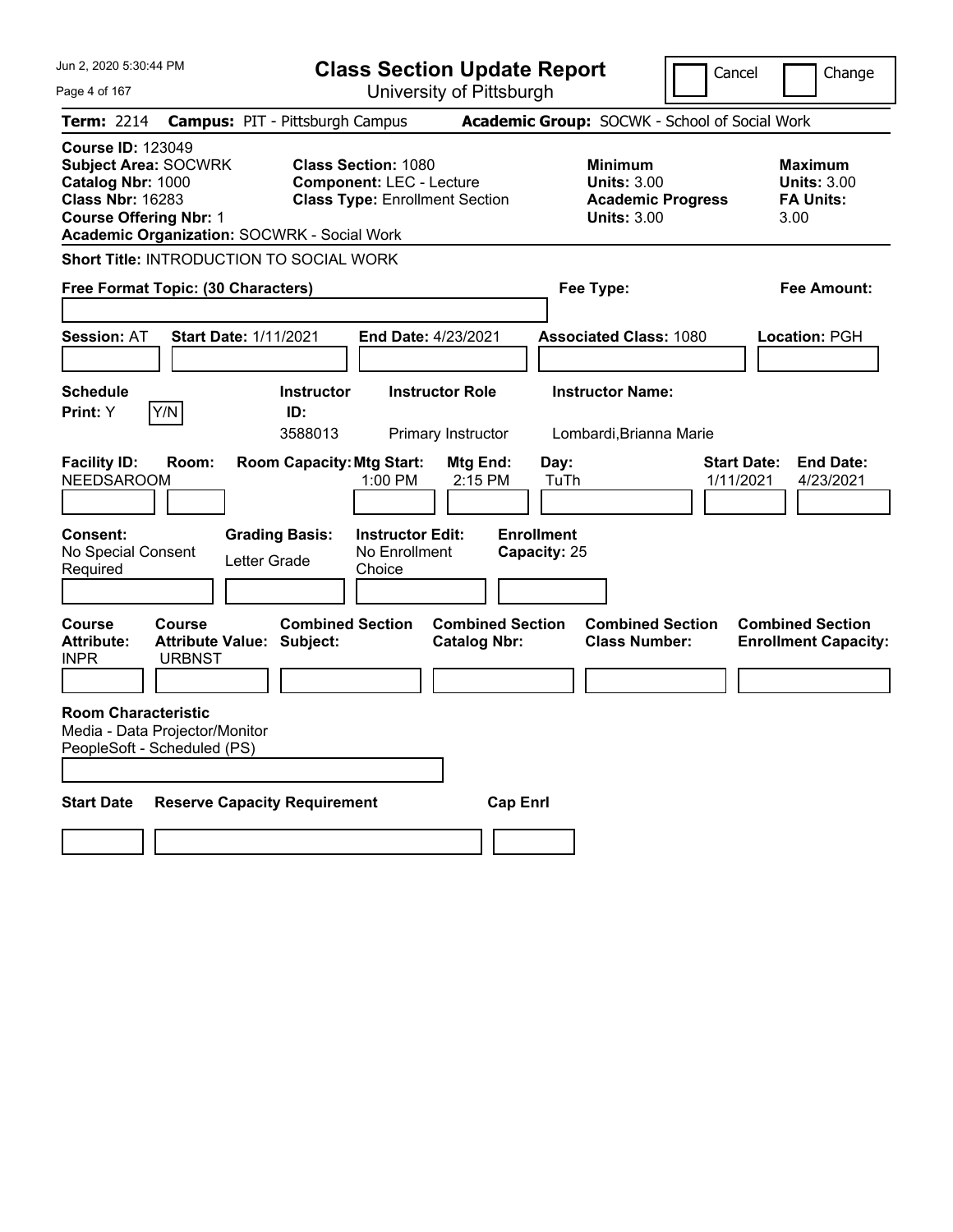# Class Section Update Report

University of Pittsburgh

Cancel ☐ Change ☐

**Term:** 2214 **Campus:** PIT - Pittsburgh Campus **Academic Group:** SOCWK - School of Social Work

**Course ID:** 123049
**Subject Area:** SOCWRK
**Catalog Nbr:** 1000
**Class Nbr:** 16283
**Course Offering Nbr:** 1
**Academic Organization:** SOCWRK - Social Work

**Class Section:** 1080
**Component:** LEC - Lecture
**Class Type:** Enrollment Section

**Minimum Units:** 3.00
**Academic Progress Units:** 3.00

**Maximum Units:** 3.00
**FA Units:** 3.00

**Short Title:** INTRODUCTION TO SOCIAL WORK

**Free Format Topic: (30 Characters)**

**Fee Type:**

**Fee Amount:**

**Session:** AT **Start Date:** 1/11/2021 **End Date:** 4/23/2021 **Associated Class:** 1080 **Location:** PGH

| Schedule Print | Instructor ID | Instructor Role | Instructor Name |
|---|---|---|---|
| Y (Y/N) | 3588013 | Primary Instructor | Lombardi,Brianna Marie |

| Facility ID | Room | Room Capacity | Mtg Start | Mtg End | Day | Start Date | End Date |
|---|---|---|---|---|---|---|---|
| NEEDSAROOM | | | 1:00 PM | 2:15 PM | TuTh | 1/11/2021 | 4/23/2021 |

| Consent | Grading Basis | Instructor Edit | Enrollment Capacity |
|---|---|---|---|
| No Special Consent Required | Letter Grade | No Enrollment Choice | 25 |

| Course Attribute | Course Attribute Value | Combined Section Subject | Combined Section Catalog Nbr | Combined Section Class Number | Combined Section Enrollment Capacity |
|---|---|---|---|---|---|
| INPR | URBNST | | | | |

**Room Characteristic**
Media - Data Projector/Monitor
PeopleSoft - Scheduled (PS)

| Start Date | Reserve Capacity Requirement | Cap Enrl |
|---|---|---|
| | | |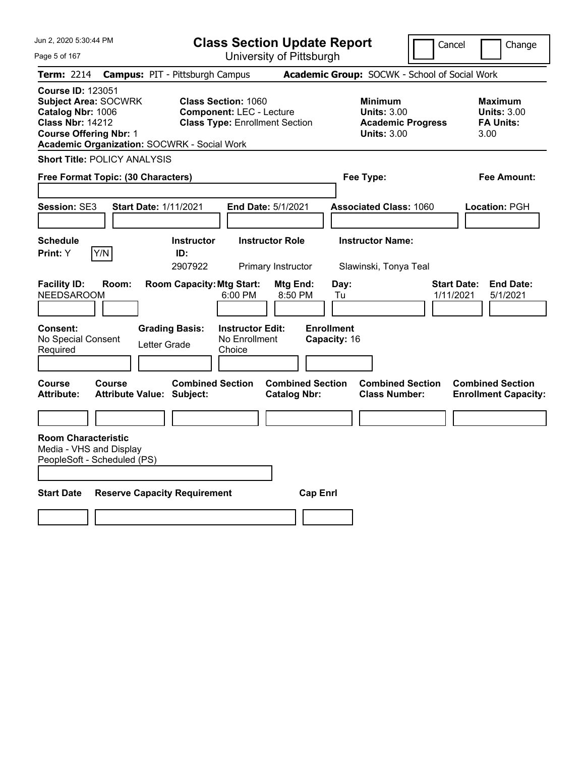# Class Section Update Report

University of Pittsburgh

Cancel | Change

**Term:** 2214 **Campus:** PIT - Pittsburgh Campus **Academic Group:** SOCWK - School of Social Work

**Course ID:** 123051
**Subject Area:** SOCWRK
**Catalog Nbr:** 1006
**Class Nbr:** 14212
**Course Offering Nbr:** 1
**Academic Organization:** SOCWRK - Social Work

**Class Section:** 1060
**Component:** LEC - Lecture
**Class Type:** Enrollment Section

**Minimum Units:** 3.00
**Academic Progress Units:** 3.00

**Maximum Units:** 3.00
**FA Units:** 3.00

**Short Title:** POLICY ANALYSIS

**Free Format Topic: (30 Characters)**

**Fee Type:**

**Fee Amount:**

**Session:** SE3 **Start Date:** 1/11/2021 **End Date:** 5/1/2021 **Associated Class:** 1060 **Location:** PGH

| Schedule Print | Instructor ID | Instructor Role | Instructor Name |
|---|---|---|---|
| Y | 2907922 | Primary Instructor | Slawinski, Tonya Teal |

| Facility ID | Room | Room Capacity | Mtg Start | Mtg End | Day | Start Date | End Date |
|---|---|---|---|---|---|---|---|
| NEEDSAROOM | | | 6:00 PM | 8:50 PM | Tu | 1/11/2021 | 5/1/2021 |

**Consent:** No Special Consent Required
**Grading Basis:** Letter Grade
**Instructor Edit:** No Enrollment Choice
**Enrollment Capacity:** 16

| Course Attribute | Course Attribute Value | Combined Section Subject | Combined Section Catalog Nbr | Combined Section Class Number | Combined Section Enrollment Capacity |
|---|---|---|---|---|---|
| | | | | | |

**Room Characteristic**
Media - VHS and Display
PeopleSoft - Scheduled (PS)

| Start Date | Reserve Capacity Requirement | Cap Enrl |
|---|---|---|
| | | |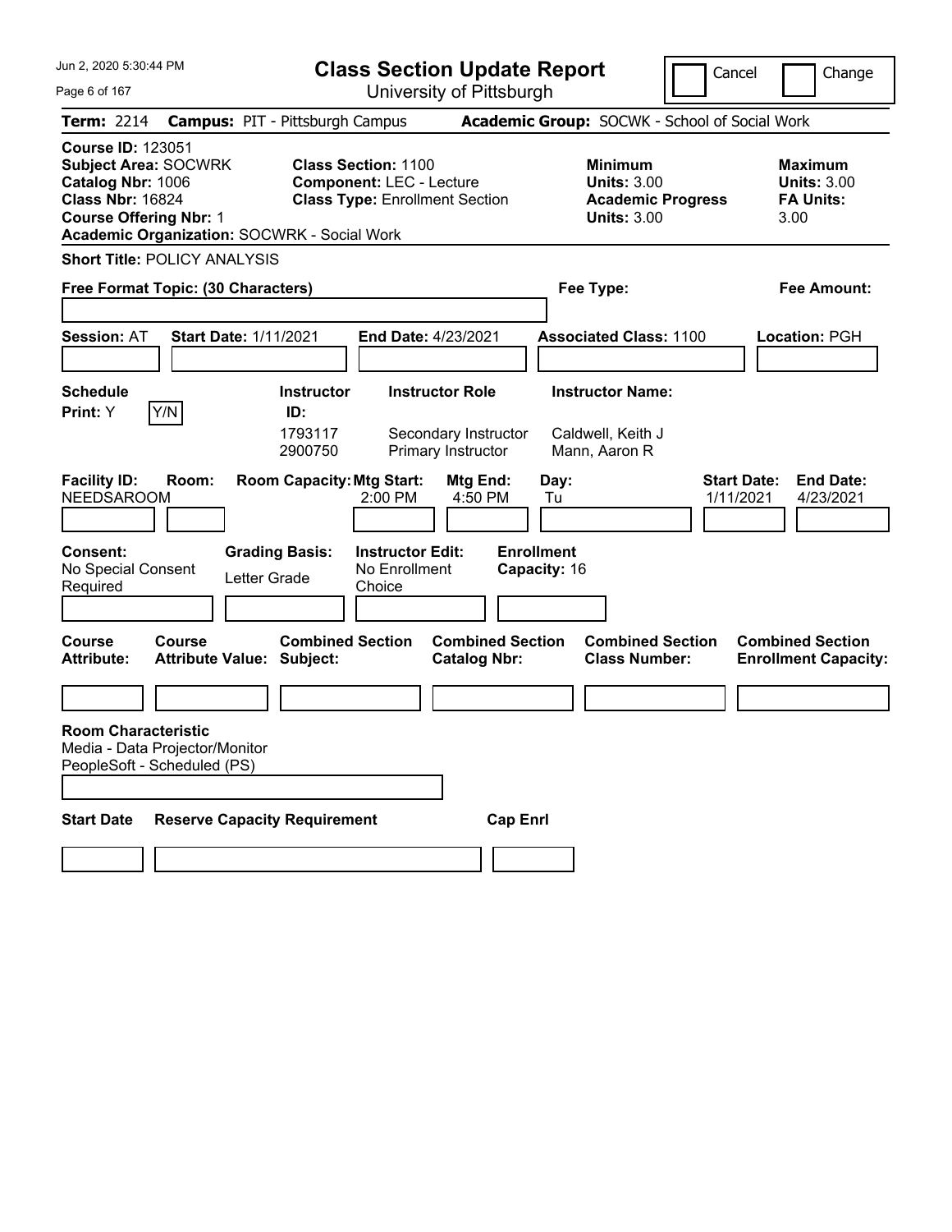# Class Section Update Report

University of Pittsburgh

Cancel | Change

**Term:** 2214 **Campus:** PIT - Pittsburgh Campus **Academic Group:** SOCWK - School of Social Work

**Course ID:** 123051
**Subject Area:** SOCWRK
**Catalog Nbr:** 1006
**Class Nbr:** 16824
**Course Offering Nbr:** 1
**Academic Organization:** SOCWRK - Social Work

**Class Section:** 1100
**Component:** LEC - Lecture
**Class Type:** Enrollment Section

**Minimum Units:** 3.00
**Academic Progress Units:** 3.00

**Maximum Units:** 3.00
**FA Units:** 3.00

**Short Title:** POLICY ANALYSIS

**Free Format Topic: (30 Characters)**

**Fee Type:**

**Fee Amount:**

**Session:** AT **Start Date:** 1/11/2021 **End Date:** 4/23/2021 **Associated Class:** 1100 **Location:** PGH

**Schedule Print:** Y Y/N

| Instructor ID | Instructor Role | Instructor Name |
|---|---|---|
| 1793117 | Secondary Instructor | Caldwell, Keith J |
| 2900750 | Primary Instructor | Mann, Aaron R |

| Facility ID | Room | Room Capacity | Mtg Start | Mtg End | Day | Start Date | End Date |
|---|---|---|---|---|---|---|---|
| NEEDSAROOM | | | 2:00 PM | 4:50 PM | Tu | 1/11/2021 | 4/23/2021 |

**Consent:** No Special Consent Required

**Grading Basis:** Letter Grade

**Instructor Edit:** No Enrollment Choice

**Enrollment Capacity:** 16

| Course Attribute | Course Attribute Value | Combined Section Subject | Combined Section Catalog Nbr | Combined Section Class Number | Combined Section Enrollment Capacity |
|---|---|---|---|---|---|
| | | | | | |

**Room Characteristic**
Media - Data Projector/Monitor
PeopleSoft - Scheduled (PS)

| Start Date | Reserve Capacity Requirement | Cap Enrl |
|---|---|---|
| | | |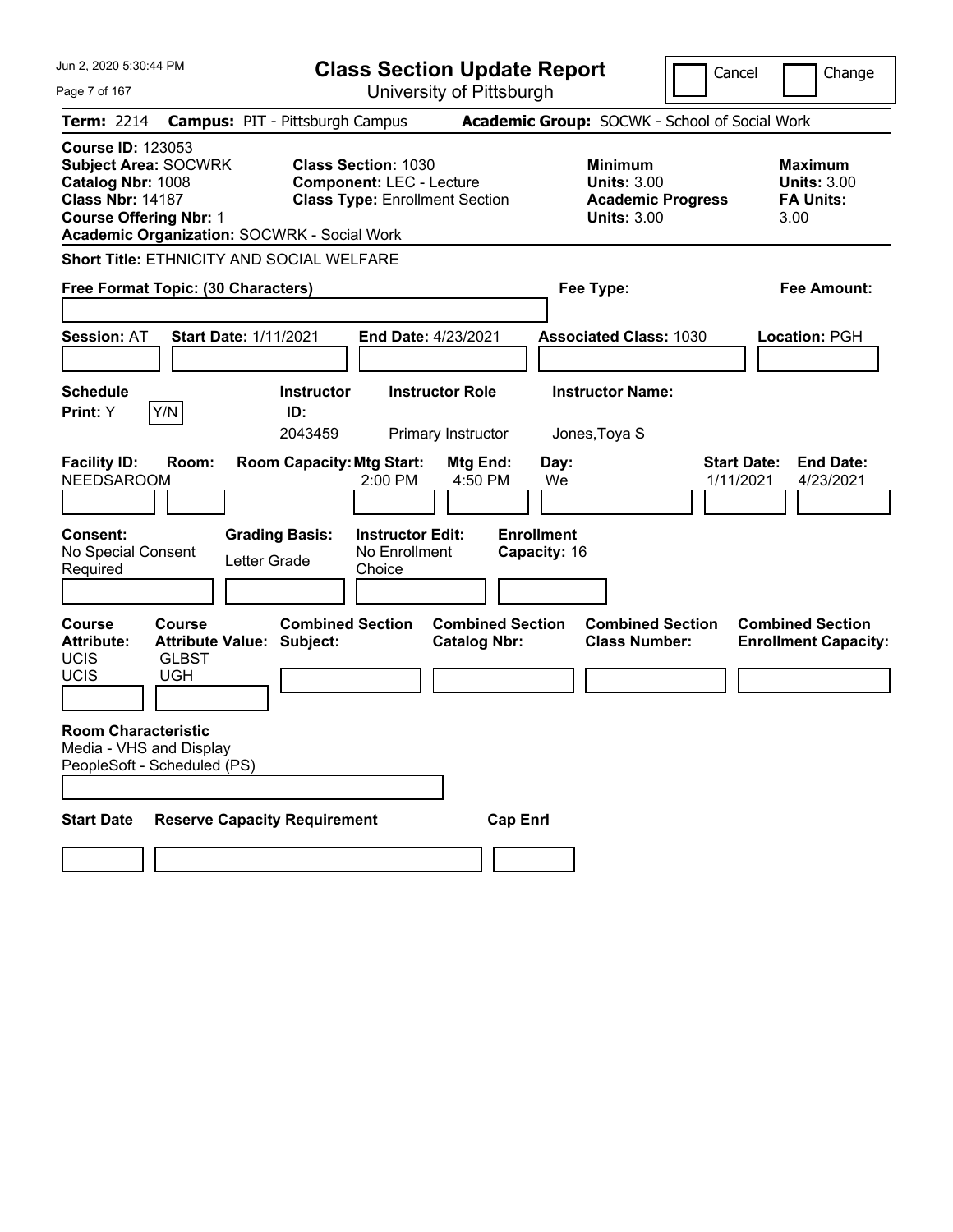# Class Section Update Report

University of Pittsburgh

Cancel | Change

**Term:** 2214 **Campus:** PIT - Pittsburgh Campus **Academic Group:** SOCWK - School of Social Work

**Course ID:** 123053
**Subject Area:** SOCWRK
**Catalog Nbr:** 1008
**Class Nbr:** 14187
**Course Offering Nbr:** 1
**Academic Organization:** SOCWRK - Social Work

**Class Section:** 1030
**Component:** LEC - Lecture
**Class Type:** Enrollment Section

**Minimum Units:** 3.00
**Academic Progress Units:** 3.00

**Maximum Units:** 3.00
**FA Units:** 3.00

**Short Title:** ETHNICITY AND SOCIAL WELFARE

**Free Format Topic: (30 Characters)**

**Fee Type:**

**Fee Amount:**

**Session:** AT **Start Date:** 1/11/2021 **End Date:** 4/23/2021 **Associated Class:** 1030 **Location:** PGH

| Schedule Print | Instructor ID | Instructor Role | Instructor Name |
|---|---|---|---|
| Y (Y/N) | 2043459 | Primary Instructor | Jones,Toya S |

| Facility ID | Room | Room Capacity | Mtg Start | Mtg End | Day | Start Date | End Date |
|---|---|---|---|---|---|---|---|
| NEEDSAROOM | | | 2:00 PM | 4:50 PM | We | 1/11/2021 | 4/23/2021 |

**Consent:** No Special Consent Required
**Grading Basis:** Letter Grade
**Instructor Edit:** No Enrollment Choice
**Enrollment Capacity:** 16

| Course Attribute | Course Attribute Value | Combined Section Subject | Combined Section Catalog Nbr | Combined Section Class Number | Combined Section Enrollment Capacity |
|---|---|---|---|---|---|
| UCIS | GLBST | | | | |
| UCIS | UGH | | | | |

**Room Characteristic**
Media - VHS and Display
PeopleSoft - Scheduled (PS)

| Start Date | Reserve Capacity Requirement | Cap Enrl |
|---|---|---|
| | | |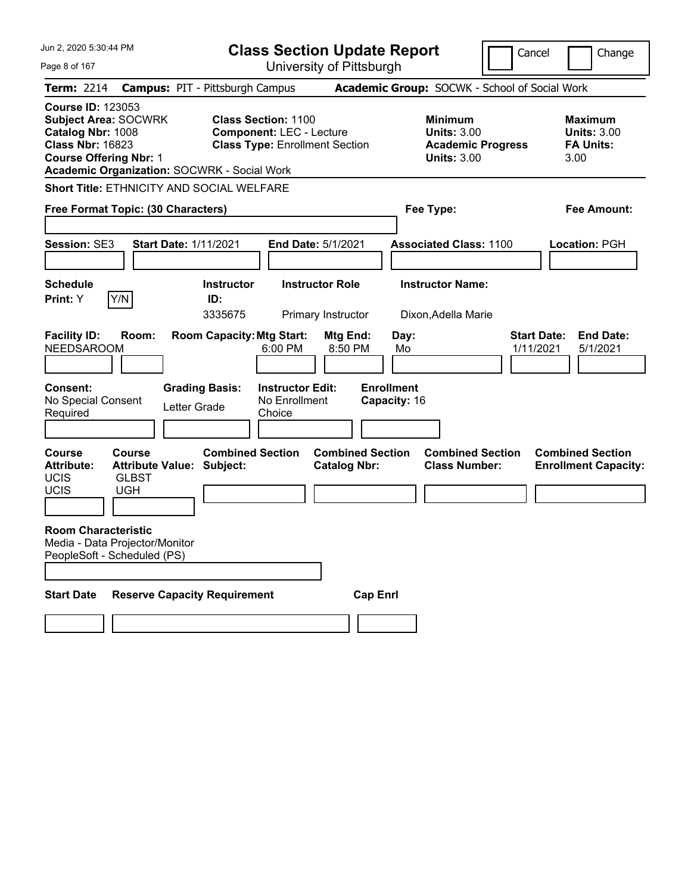# Class Section Update Report

University of Pittsburgh

Jun 2, 2020 5:30:44 PM

Cancel ☐ Change ☐

**Term:** 2214 **Campus:** PIT - Pittsburgh Campus **Academic Group:** SOCWK - School of Social Work

**Course ID:** 123053
**Subject Area:** SOCWRK
**Catalog Nbr:** 1008
**Class Nbr:** 16823
**Course Offering Nbr:** 1
**Academic Organization:** SOCWRK - Social Work

**Class Section:** 1100
**Component:** LEC - Lecture
**Class Type:** Enrollment Section

**Minimum Units:** 3.00
**Academic Progress Units:** 3.00

**Maximum Units:** 3.00
**FA Units:** 3.00

**Short Title:** ETHNICITY AND SOCIAL WELFARE

**Free Format Topic: (30 Characters)**

**Fee Type:**

**Fee Amount:**

**Session:** SE3 **Start Date:** 1/11/2021 **End Date:** 5/1/2021 **Associated Class:** 1100 **Location:** PGH

| Schedule Print | Instructor ID | Instructor Role | Instructor Name |
|---|---|---|---|
| Y (Y/N) | 3335675 | Primary Instructor | Dixon,Adella Marie |

| Facility ID | Room | Room Capacity | Mtg Start | Mtg End | Day | Start Date | End Date |
|---|---|---|---|---|---|---|---|
| NEEDSAROOM | | | 6:00 PM | 8:50 PM | Mo | 1/11/2021 | 5/1/2021 |

**Consent:** No Special Consent Required
**Grading Basis:** Letter Grade
**Instructor Edit:** No Enrollment Choice
**Enrollment Capacity:** 16

| Course Attribute | Course Attribute Value | Combined Section Subject | Combined Section Catalog Nbr | Combined Section Class Number | Combined Section Enrollment Capacity |
|---|---|---|---|---|---|
| UCIS | GLBST | | | | |
| UCIS | UGH | | | | |

**Room Characteristic**
Media - Data Projector/Monitor
PeopleSoft - Scheduled (PS)

| Start Date | Reserve Capacity Requirement | Cap Enrl |
|---|---|---|
| | | |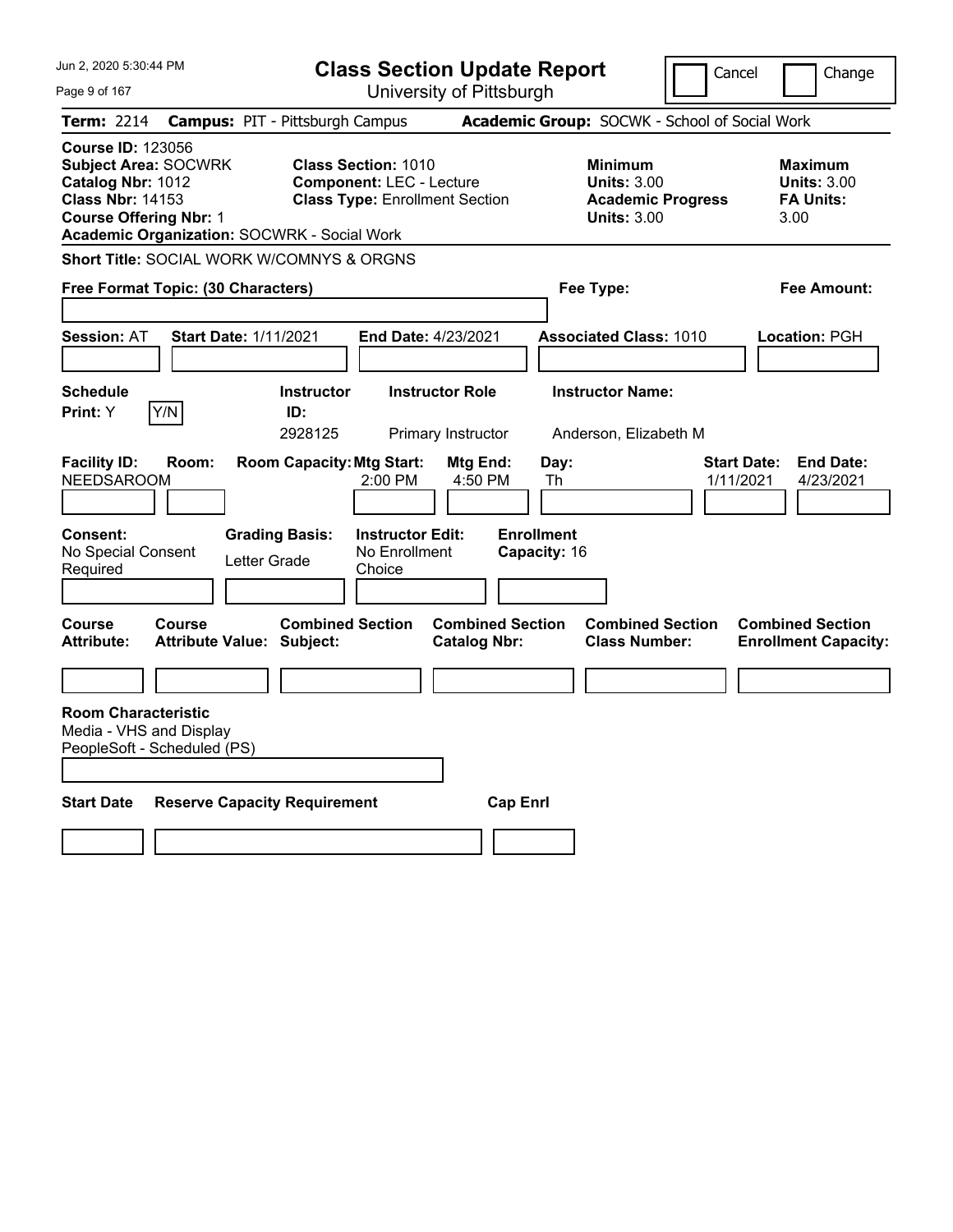# Class Section Update Report

University of Pittsburgh

Cancel ☐ Change ☐

**Term:** 2214 **Campus:** PIT - Pittsburgh Campus **Academic Group:** SOCWK - School of Social Work

**Course ID:** 123056
**Subject Area:** SOCWRK
**Catalog Nbr:** 1012
**Class Nbr:** 14153
**Course Offering Nbr:** 1
**Academic Organization:** SOCWRK - Social Work

**Class Section:** 1010
**Component:** LEC - Lecture
**Class Type:** Enrollment Section

**Minimum Units:** 3.00
**Academic Progress Units:** 3.00

**Maximum Units:** 3.00
**FA Units:** 3.00

**Short Title:** SOCIAL WORK W/COMNYS & ORGNS

**Free Format Topic: (30 Characters)**

**Fee Type:**

**Fee Amount:**

**Session:** AT **Start Date:** 1/11/2021 **End Date:** 4/23/2021 **Associated Class:** 1010 **Location:** PGH

| Schedule Print | Instructor ID | Instructor Role | Instructor Name |
|---|---|---|---|
| Y (Y/N) | 2928125 | Primary Instructor | Anderson, Elizabeth M |

| Facility ID | Room | Room Capacity | Mtg Start | Mtg End | Day | Start Date | End Date |
|---|---|---|---|---|---|---|---|
| NEEDSAROOM | | | 2:00 PM | 4:50 PM | Th | 1/11/2021 | 4/23/2021 |

**Consent:** No Special Consent Required
**Grading Basis:** Letter Grade
**Instructor Edit:** No Enrollment Choice
**Enrollment Capacity:** 16

| Course Attribute | Course Attribute Value | Combined Section Subject | Combined Section Catalog Nbr | Combined Section Class Number | Combined Section Enrollment Capacity |
|---|---|---|---|---|---|
| | | | | | |

**Room Characteristic**
Media - VHS and Display
PeopleSoft - Scheduled (PS)

| Start Date | Reserve Capacity Requirement | Cap Enrl |
|---|---|---|
| | | |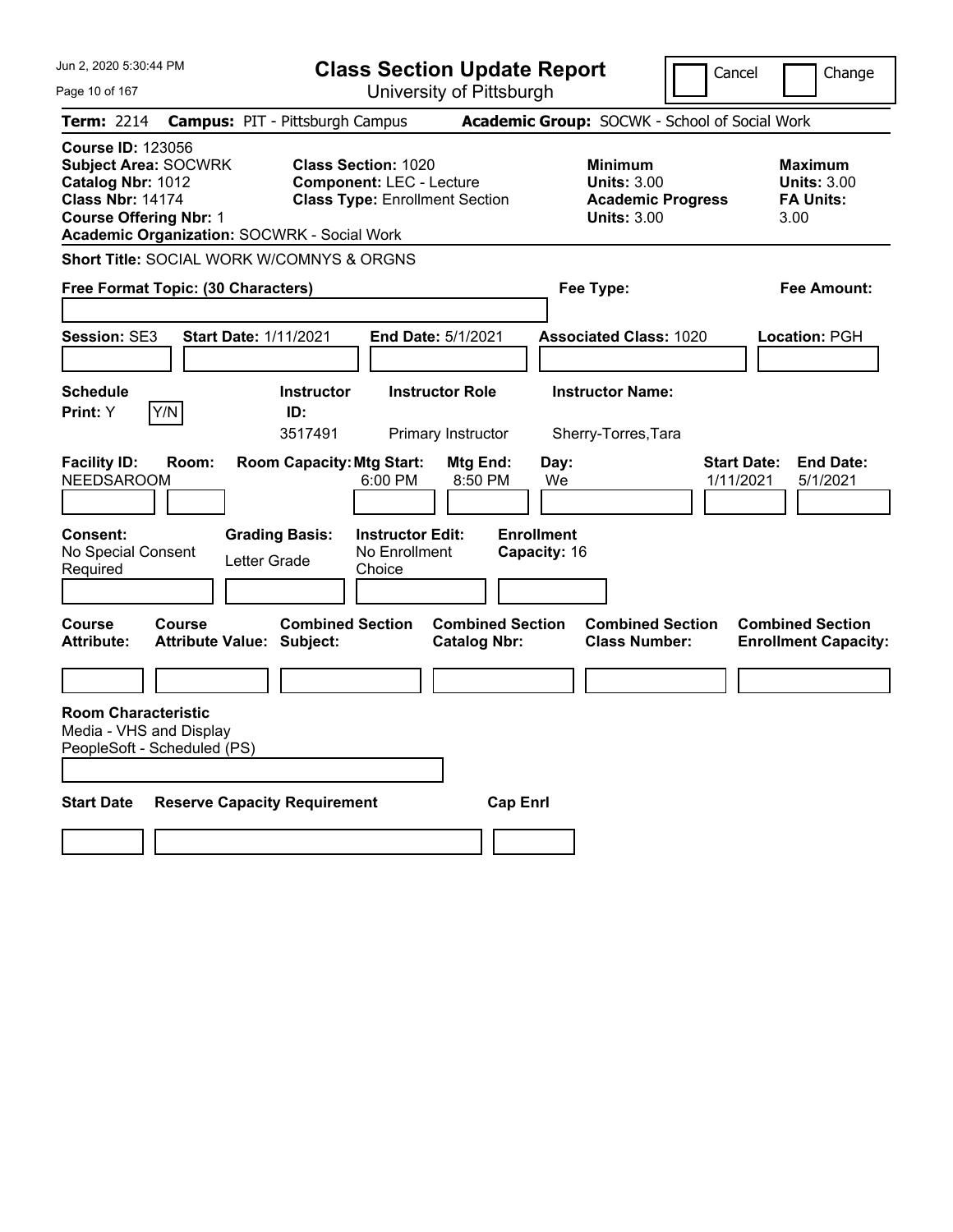# Class Section Update Report

University of Pittsburgh

Cancel ☐ Change ☐

**Term:** 2214 **Campus:** PIT - Pittsburgh Campus **Academic Group:** SOCWK - School of Social Work

**Course ID:** 123056
**Subject Area:** SOCWRK
**Catalog Nbr:** 1012
**Class Nbr:** 14174
**Course Offering Nbr:** 1
**Academic Organization:** SOCWRK - Social Work

**Class Section:** 1020
**Component:** LEC - Lecture
**Class Type:** Enrollment Section

**Minimum Units:** 3.00
**Academic Progress Units:** 3.00

**Maximum Units:** 3.00
**FA Units:** 3.00

**Short Title:** SOCIAL WORK W/COMNYS & ORGNS

**Free Format Topic: (30 Characters)**

**Fee Type:**

**Fee Amount:**

**Session:** SE3 **Start Date:** 1/11/2021 **End Date:** 5/1/2021 **Associated Class:** 1020 **Location:** PGH

| Schedule Print | Instructor ID | Instructor Role | Instructor Name |
|---|---|---|---|
| Y [Y/N] | 3517491 | Primary Instructor | Sherry-Torres,Tara |

| Facility ID | Room | Room Capacity | Mtg Start | Mtg End | Day | Start Date | End Date |
|---|---|---|---|---|---|---|---|
| NEEDSAROOM | | | 6:00 PM | 8:50 PM | We | 1/11/2021 | 5/1/2021 |

| Consent | Grading Basis | Instructor Edit | Enrollment Capacity |
|---|---|---|---|
| No Special Consent Required | Letter Grade | No Enrollment Choice | 16 |

| Course Attribute | Course Attribute Value | Combined Section Subject | Combined Section Catalog Nbr | Combined Section Class Number | Combined Section Enrollment Capacity |
|---|---|---|---|---|---|
| | | | | | |

**Room Characteristic**
Media - VHS and Display
PeopleSoft - Scheduled (PS)

| Start Date | Reserve Capacity Requirement | Cap Enrl |
|---|---|---|
| | | |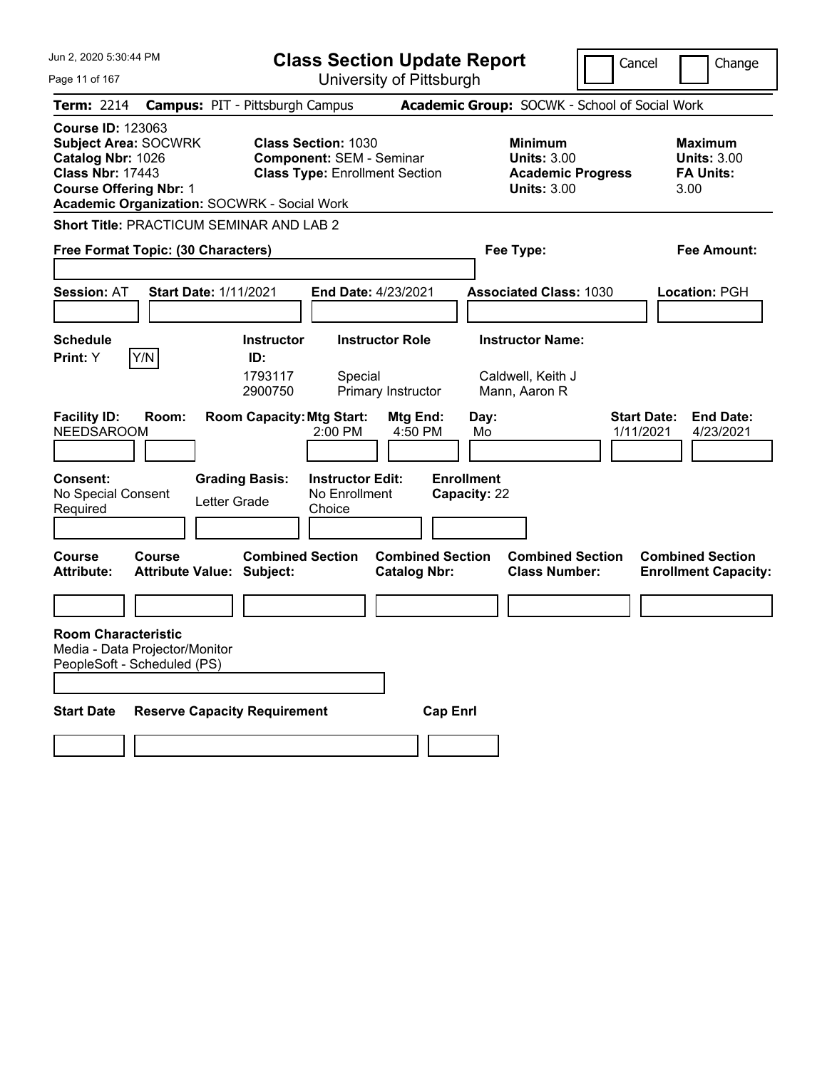# Class Section Update Report

University of Pittsburgh

Cancel | Change

**Term:** 2214 **Campus:** PIT - Pittsburgh Campus **Academic Group:** SOCWK - School of Social Work

**Course ID:** 123063
**Subject Area:** SOCWRK
**Catalog Nbr:** 1026
**Class Nbr:** 17443
**Course Offering Nbr:** 1
**Academic Organization:** SOCWRK - Social Work

**Class Section:** 1030
**Component:** SEM - Seminar
**Class Type:** Enrollment Section

**Minimum**
**Units:** 3.00
**Academic Progress Units:** 3.00

**Maximum**
**Units:** 3.00
**FA Units:** 3.00

**Short Title:** PRACTICUM SEMINAR AND LAB 2

**Free Format Topic: (30 Characters)**

**Fee Type:**

**Fee Amount:**

**Session:** AT **Start Date:** 1/11/2021 **End Date:** 4/23/2021 **Associated Class:** 1030 **Location:** PGH

**Schedule Print:** Y Y/N

| Instructor ID: | Instructor Role | Instructor Name: |
|---|---|---|
| 1793117 | Special | Caldwell, Keith J |
| 2900750 | Primary Instructor | Mann, Aaron R |

| Facility ID: | Room: | Room Capacity: | Mtg Start: | Mtg End: | Day: | Start Date: | End Date: |
|---|---|---|---|---|---|---|---|
| NEEDSAROOM | | | 2:00 PM | 4:50 PM | Mo | 1/11/2021 | 4/23/2021 |

**Consent:** No Special Consent Required
**Grading Basis:** Letter Grade
**Instructor Edit:** No Enrollment Choice
**Enrollment Capacity:** 22

| Course Attribute: | Course Attribute Value: | Combined Section Subject: | Combined Section Catalog Nbr: | Combined Section Class Number: | Combined Section Enrollment Capacity: |
|---|---|---|---|---|---|
| | | | | | |

**Room Characteristic**
Media - Data Projector/Monitor
PeopleSoft - Scheduled (PS)

| Start Date | Reserve Capacity Requirement | Cap Enrl |
|---|---|---|
| | | |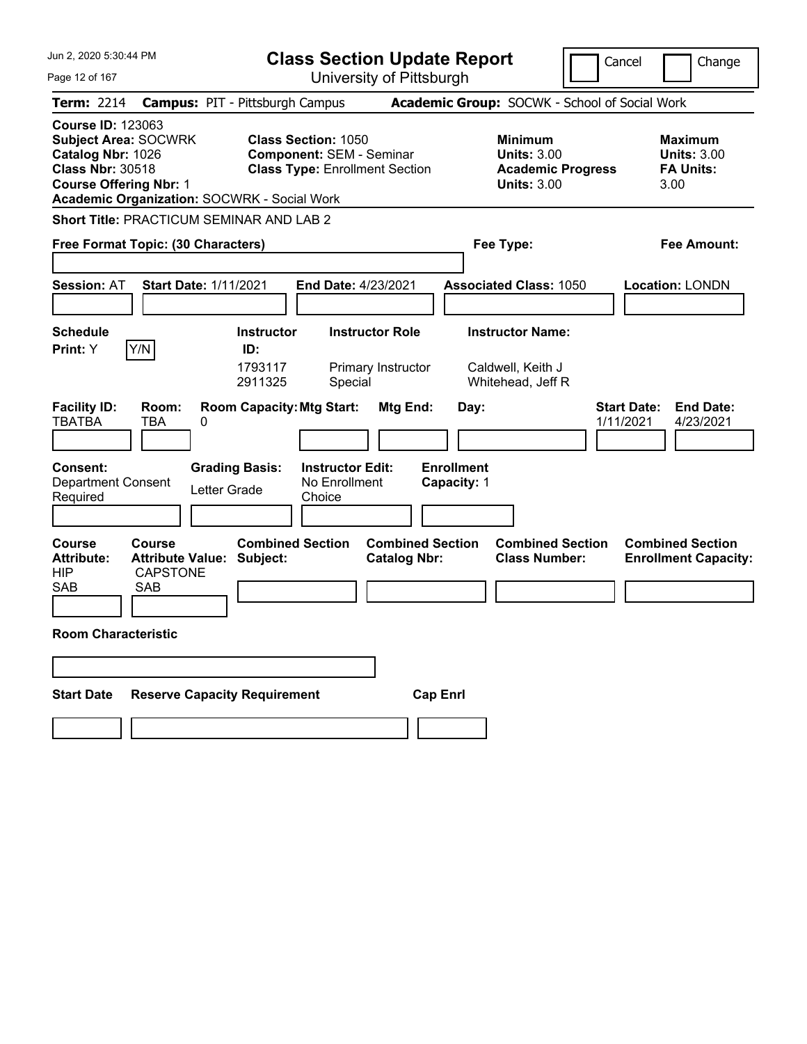# Class Section Update Report

University of Pittsburgh

Cancel | Change

**Term:** 2214 **Campus:** PIT - Pittsburgh Campus **Academic Group:** SOCWK - School of Social Work

**Course ID:** 123063
**Subject Area:** SOCWRK
**Catalog Nbr:** 1026
**Class Nbr:** 30518
**Course Offering Nbr:** 1
**Academic Organization:** SOCWRK - Social Work

**Class Section:** 1050
**Component:** SEM - Seminar
**Class Type:** Enrollment Section

**Minimum Units:** 3.00
**Academic Progress Units:** 3.00

**Maximum Units:** 3.00
**FA Units:** 3.00

**Short Title:** PRACTICUM SEMINAR AND LAB 2

**Free Format Topic: (30 Characters)**

**Fee Type:**

**Fee Amount:**

**Session:** AT **Start Date:** 1/11/2021 **End Date:** 4/23/2021 **Associated Class:** 1050 **Location:** LONDN

**Schedule Print:** Y Y/N

| Instructor ID | Instructor Role | Instructor Name |
|---|---|---|
| 1793117 | Primary Instructor | Caldwell, Keith J |
| 2911325 | Special | Whitehead, Jeff R |

| Facility ID | Room | Room Capacity | Mtg Start | Mtg End | Day | Start Date | End Date |
|---|---|---|---|---|---|---|---|
| TBATBA | TBA | 0 | | | | 1/11/2021 | 4/23/2021 |

**Consent:** Department Consent Required
**Grading Basis:** Letter Grade
**Instructor Edit:** No Enrollment Choice
**Enrollment Capacity:** 1

| Course Attribute | Course Attribute Value | Combined Section Subject | Combined Section Catalog Nbr | Combined Section Class Number | Combined Section Enrollment Capacity |
|---|---|---|---|---|---|
| HIP | CAPSTONE | | | | |
| SAB | SAB | | | | |

**Room Characteristic**

**Start Date** **Reserve Capacity Requirement** **Cap Enrl**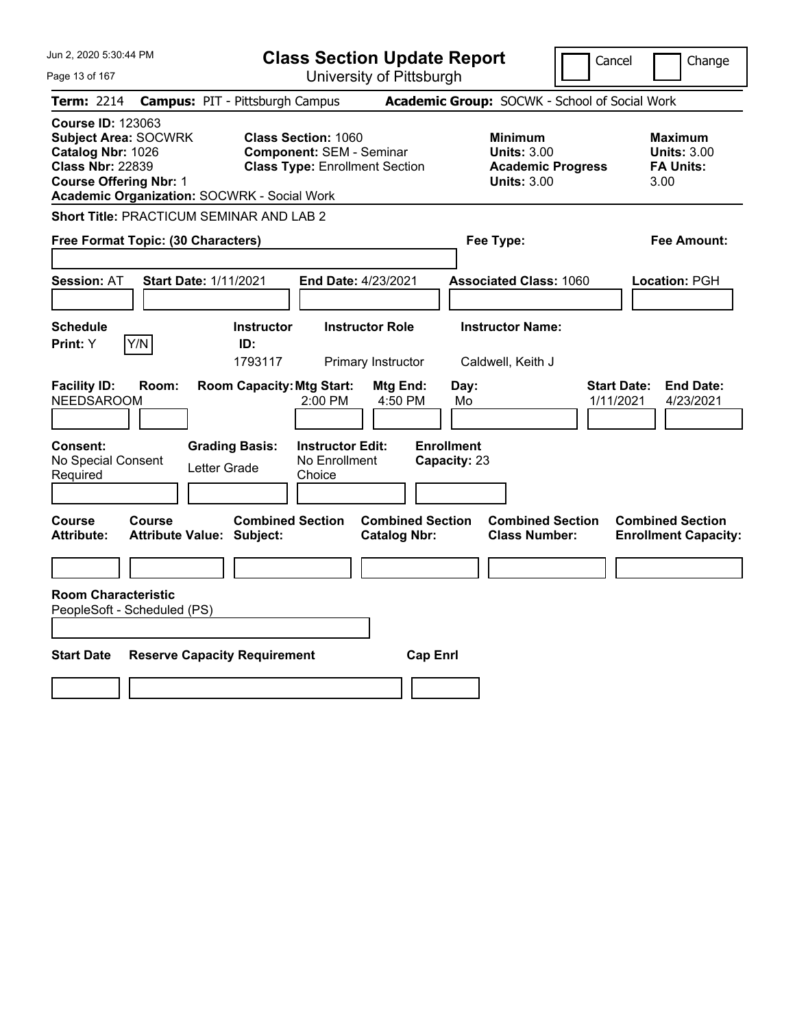Jun 2, 2020 5:30:44 PM

# Class Section Update Report

University of Pittsburgh

Cancel | Change

**Term:** 2214 **Campus:** PIT - Pittsburgh Campus **Academic Group:** SOCWK - School of Social Work

**Course ID:** 123063
**Subject Area:** SOCWRK
**Catalog Nbr:** 1026
**Class Nbr:** 22839
**Course Offering Nbr:** 1
**Academic Organization:** SOCWRK - Social Work

**Class Section:** 1060
**Component:** SEM - Seminar
**Class Type:** Enrollment Section

**Minimum**
**Units:** 3.00
**Academic Progress Units:** 3.00

**Maximum**
**Units:** 3.00
**FA Units:** 3.00

**Short Title:** PRACTICUM SEMINAR AND LAB 2

**Free Format Topic: (30 Characters)** **Fee Type:** **Fee Amount:**

**Session:** AT **Start Date:** 1/11/2021 **End Date:** 4/23/2021 **Associated Class:** 1060 **Location:** PGH

| Schedule Print | Y/N | Instructor ID | Instructor Role | Instructor Name |
|---|---|---|---|---|
| Y | | 1793117 | Primary Instructor | Caldwell, Keith J |

| Facility ID | Room | Room Capacity | Mtg Start | Mtg End | Day | Start Date | End Date |
|---|---|---|---|---|---|---|---|
| NEEDSAROOM | | | 2:00 PM | 4:50 PM | Mo | 1/11/2021 | 4/23/2021 |

| Consent | Grading Basis | Instructor Edit | Enrollment Capacity |
|---|---|---|---|
| No Special Consent Required | Letter Grade | No Enrollment Choice | 23 |

| Course Attribute | Course Attribute Value | Combined Section Subject | Combined Section Catalog Nbr | Combined Section Class Number | Combined Section Enrollment Capacity |
|---|---|---|---|---|---|
| | | | | | |

**Room Characteristic**
PeopleSoft - Scheduled (PS)

| Start Date | Reserve Capacity Requirement | Cap Enrl |
|---|---|---|
| | | |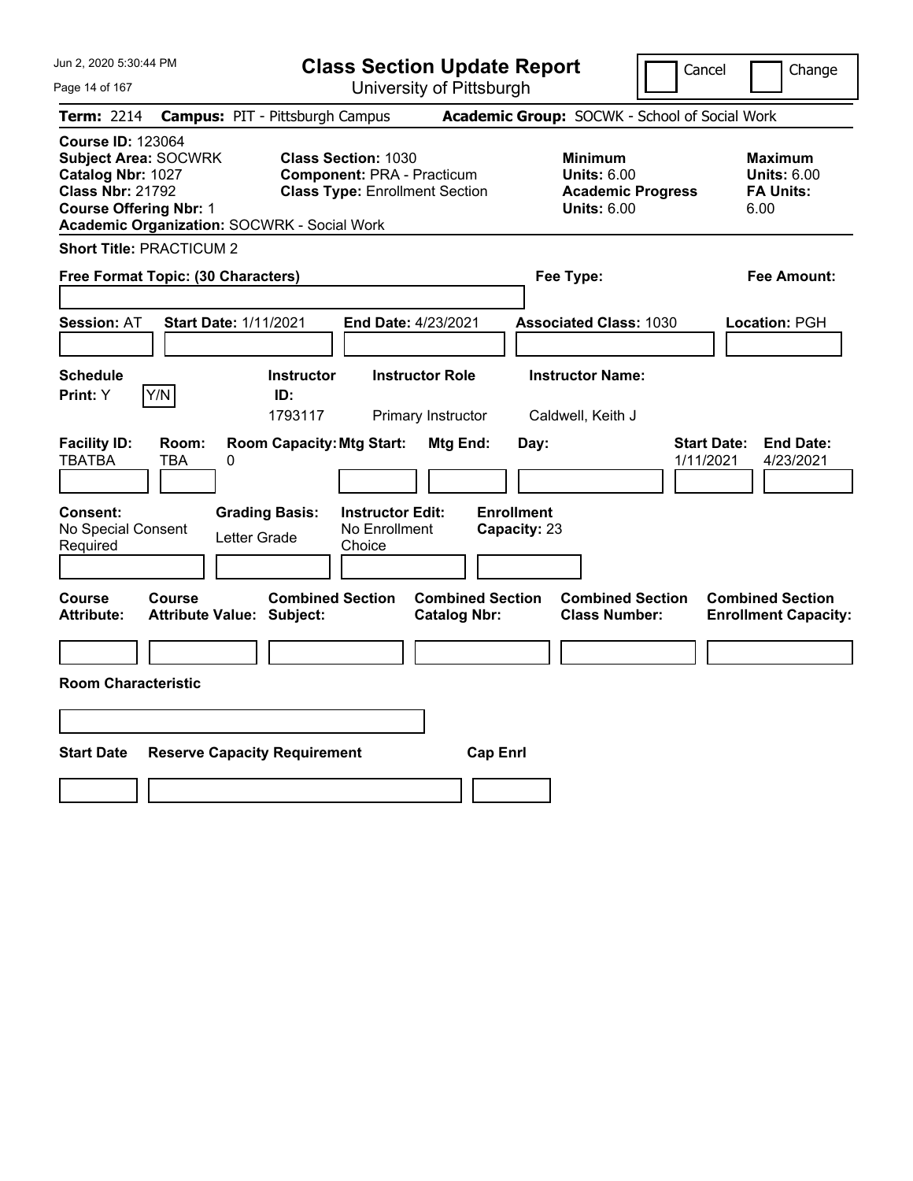# Class Section Update Report

University of Pittsburgh

Cancel | Change

**Term:** 2214 **Campus:** PIT - Pittsburgh Campus **Academic Group:** SOCWK - School of Social Work

**Course ID:** 123064
**Subject Area:** SOCWRK
**Catalog Nbr:** 1027
**Class Nbr:** 21792
**Course Offering Nbr:** 1
**Academic Organization:** SOCWRK - Social Work

**Class Section:** 1030
**Component:** PRA - Practicum
**Class Type:** Enrollment Section

**Minimum**
**Units:** 6.00
**Academic Progress**
**Units:** 6.00

**Maximum**
**Units:** 6.00
**FA Units:**
6.00

**Short Title:** PRACTICUM 2

**Free Format Topic: (30 Characters)**

**Fee Type:**

**Fee Amount:**

**Session:** AT **Start Date:** 1/11/2021 **End Date:** 4/23/2021 **Associated Class:** 1030 **Location:** PGH

| Schedule Print: | Instructor ID: | Instructor Role | Instructor Name: |
|---|---|---|---|
| Y [Y/N] | 1793117 | Primary Instructor | Caldwell, Keith J |

| Facility ID: | Room: | Room Capacity: | Mtg Start: | Mtg End: | Day: | Start Date: | End Date: |
|---|---|---|---|---|---|---|---|
| TBATBA | TBA | 0 | | | | 1/11/2021 | 4/23/2021 |

| Consent: | Grading Basis: | Instructor Edit: | Enrollment Capacity: |
|---|---|---|---|
| No Special Consent Required | Letter Grade | No Enrollment Choice | 23 |

| Course Attribute: | Course Attribute Value: | Combined Section Subject: | Combined Section Catalog Nbr: | Combined Section Class Number: | Combined Section Enrollment Capacity: |
|---|---|---|---|---|---|
| | | | | | |

**Room Characteristic**

| Start Date | Reserve Capacity Requirement | Cap Enrl |
|---|---|---|
| | | |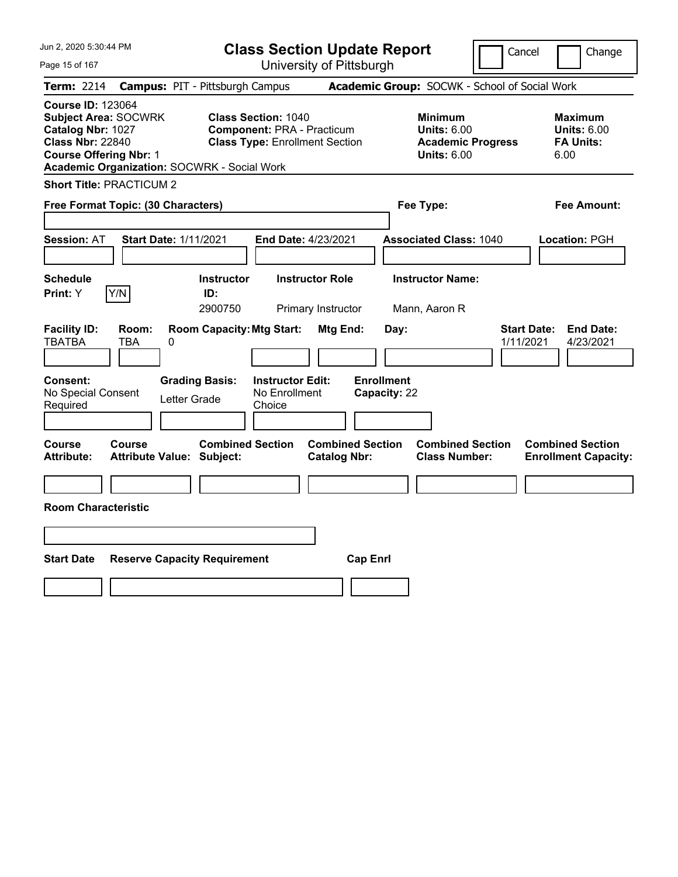Jun 2, 2020 5:30:44 PM

# Class Section Update Report

University of Pittsburgh

Cancel | Change

**Term:** 2214 **Campus:** PIT - Pittsburgh Campus **Academic Group:** SOCWK - School of Social Work

**Course ID:** 123064
**Subject Area:** SOCWRK
**Catalog Nbr:** 1027
**Class Nbr:** 22840
**Course Offering Nbr:** 1
**Academic Organization:** SOCWRK - Social Work

**Class Section:** 1040
**Component:** PRA - Practicum
**Class Type:** Enrollment Section

**Minimum**
**Units:** 6.00
**Academic Progress Units:** 6.00

**Maximum**
**Units:** 6.00
**FA Units:** 6.00

**Short Title:** PRACTICUM 2

**Free Format Topic: (30 Characters)**

**Fee Type:**

**Fee Amount:**

**Session:** AT **Start Date:** 1/11/2021 **End Date:** 4/23/2021 **Associated Class:** 1040 **Location:** PGH

| Schedule Print: | Y/N | Instructor ID: | Instructor Role | Instructor Name: |
|---|---|---|---|---|
| Y | | 2900750 | Primary Instructor | Mann, Aaron R |

| Facility ID: | Room: | Room Capacity: | Mtg Start: | Mtg End: | Day: | Start Date: | End Date: |
|---|---|---|---|---|---|---|---|
| TBATBA | TBA | 0 | | | | 1/11/2021 | 4/23/2021 |

| Consent: | Grading Basis: | Instructor Edit: | Enrollment Capacity: |
|---|---|---|---|
| No Special Consent Required | Letter Grade | No Enrollment Choice | 22 |

| Course Attribute: | Course Attribute Value: | Combined Section Subject: | Combined Section Catalog Nbr: | Combined Section Class Number: | Combined Section Enrollment Capacity: |
|---|---|---|---|---|---|
| | | | | | |

**Room Characteristic**

| Start Date | Reserve Capacity Requirement | Cap Enrl |
|---|---|---|
| | | |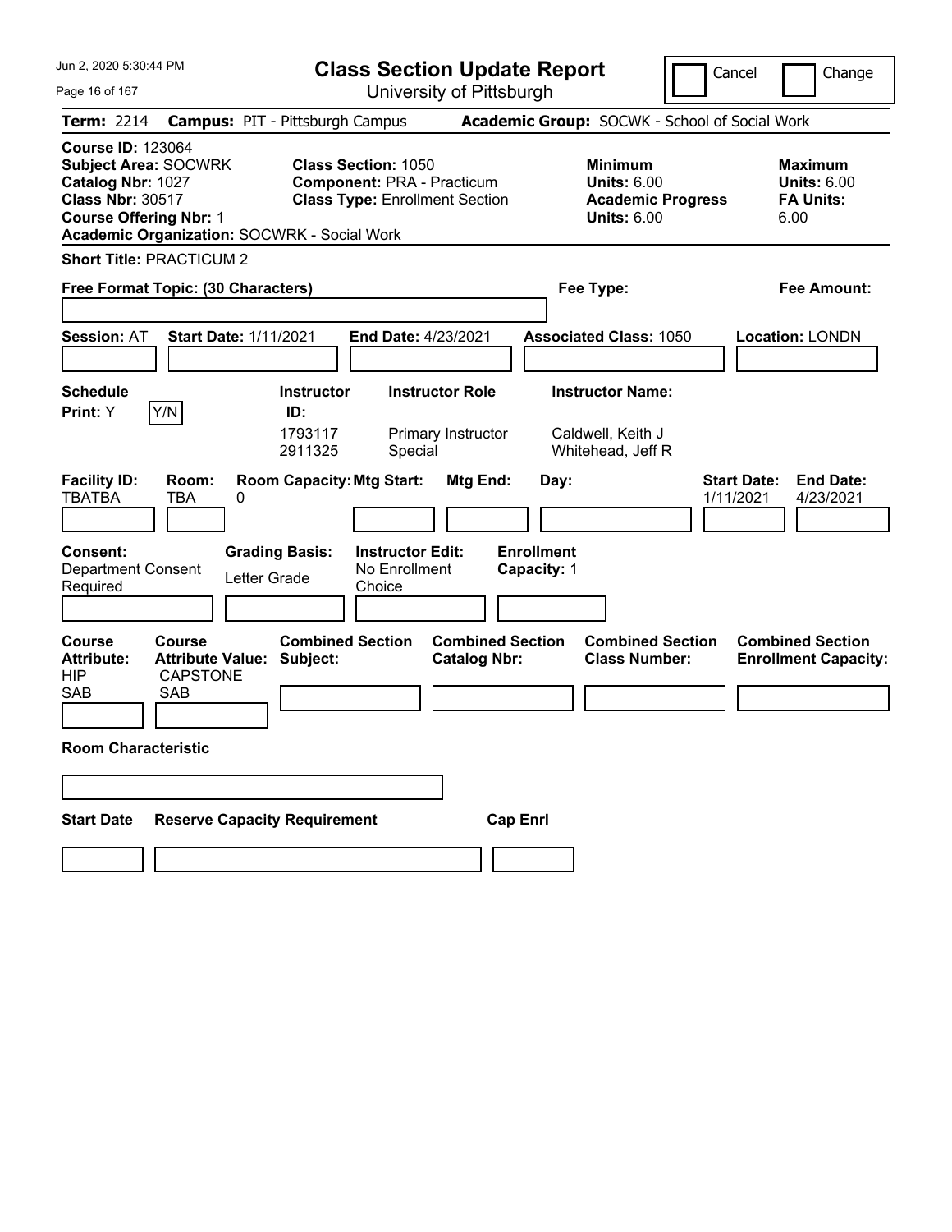# Class Section Update Report

University of Pittsburgh

Cancel | Change

**Term:** 2214 **Campus:** PIT - Pittsburgh Campus **Academic Group:** SOCWK - School of Social Work

**Course ID:** 123064
**Subject Area:** SOCWRK
**Catalog Nbr:** 1027
**Class Nbr:** 30517
**Course Offering Nbr:** 1
**Academic Organization:** SOCWRK - Social Work

**Class Section:** 1050
**Component:** PRA - Practicum
**Class Type:** Enrollment Section

**Minimum Units:** 6.00
**Academic Progress Units:** 6.00

**Maximum Units:** 6.00
**FA Units:** 6.00

**Short Title:** PRACTICUM 2

**Free Format Topic: (30 Characters)**

**Fee Type:**

**Fee Amount:**

**Session:** AT **Start Date:** 1/11/2021 **End Date:** 4/23/2021 **Associated Class:** 1050 **Location:** LONDN

**Schedule Print:** Y Y/N

| Instructor ID | Instructor Role | Instructor Name |
|---|---|---|
| 1793117 | Primary Instructor | Caldwell, Keith J |
| 2911325 | Special | Whitehead, Jeff R |

| Facility ID | Room | Room Capacity | Mtg Start | Mtg End | Day | Start Date | End Date |
|---|---|---|---|---|---|---|---|
| TBATBA | TBA | 0 | | | | 1/11/2021 | 4/23/2021 |

**Consent:** Department Consent Required
**Grading Basis:** Letter Grade
**Instructor Edit:** No Enrollment Choice
**Enrollment Capacity:** 1

| Course Attribute | Course Attribute Value | Combined Section Subject | Combined Section Catalog Nbr | Combined Section Class Number | Combined Section Enrollment Capacity |
|---|---|---|---|---|---|
| HIP | CAPSTONE | | | | |
| SAB | SAB | | | | |

**Room Characteristic**

**Start Date** **Reserve Capacity Requirement** **Cap Enrl**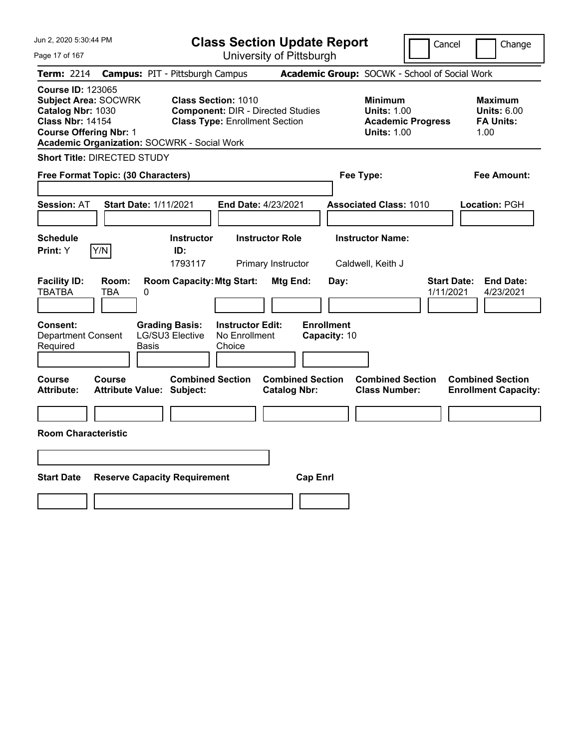# Class Section Update Report

University of Pittsburgh

Jun 2, 2020 5:30:44 PM

Cancel | Change

**Term:** 2214 **Campus:** PIT - Pittsburgh Campus **Academic Group:** SOCWK - School of Social Work

**Course ID:** 123065
**Subject Area:** SOCWRK
**Catalog Nbr:** 1030
**Class Nbr:** 14154
**Course Offering Nbr:** 1
**Academic Organization:** SOCWRK - Social Work

**Class Section:** 1010
**Component:** DIR - Directed Studies
**Class Type:** Enrollment Section

| | Minimum | Maximum |
|---|---|---|
| Units | 1.00 | 6.00 |
| Academic Progress Units | 1.00 | |
| FA Units | | 1.00 |

**Short Title:** DIRECTED STUDY

**Free Format Topic: (30 Characters)**

**Fee Type:**

**Fee Amount:**

**Session:** AT **Start Date:** 1/11/2021 **End Date:** 4/23/2021 **Associated Class:** 1010 **Location:** PGH

| Schedule Print | Instructor ID | Instructor Role | Instructor Name |
|---|---|---|---|
| Y | 1793117 | Primary Instructor | Caldwell, Keith J |

| Facility ID | Room | Room Capacity | Mtg Start | Mtg End | Day | Start Date | End Date |
|---|---|---|---|---|---|---|---|
| TBATBA | TBA | 0 | | | | 1/11/2021 | 4/23/2021 |

| Consent | Grading Basis | Instructor Edit | Enrollment Capacity |
|---|---|---|---|
| Department Consent Required | LG/SU3 Elective Basis | No Enrollment Choice | 10 |

| Course Attribute | Course Attribute Value | Combined Section Subject | Combined Section Catalog Nbr | Combined Section Class Number | Combined Section Enrollment Capacity |
|---|---|---|---|---|---|
| | | | | | |

**Room Characteristic**

| Start Date | Reserve Capacity Requirement | Cap Enrl |
|---|---|---|
| | | |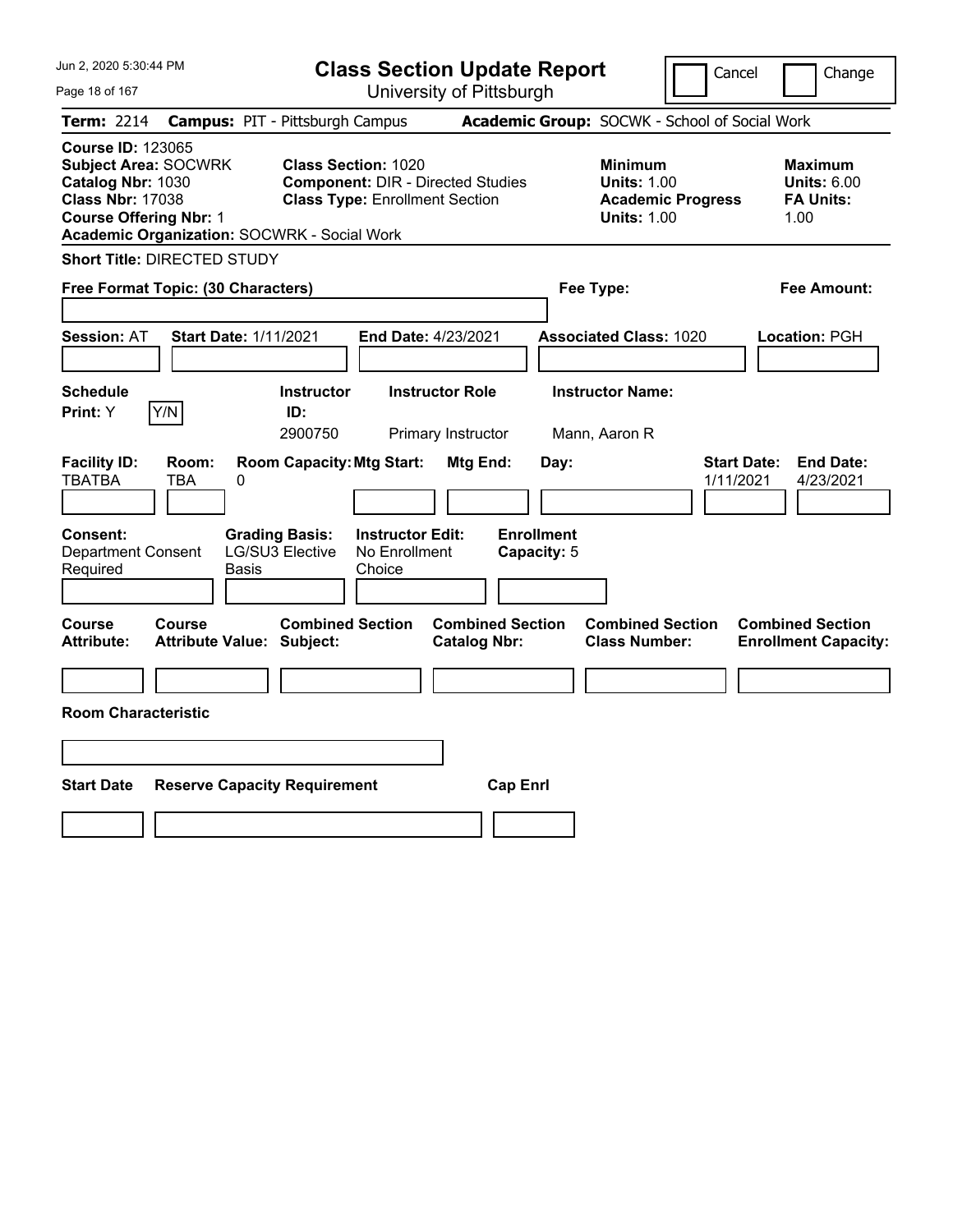# Class Section Update Report

University of Pittsburgh

Cancel | Change

**Term:** 2214 **Campus:** PIT - Pittsburgh Campus **Academic Group:** SOCWK - School of Social Work

**Course ID:** 123065
**Subject Area:** SOCWRK
**Catalog Nbr:** 1030
**Class Nbr:** 17038
**Course Offering Nbr:** 1
**Academic Organization:** SOCWRK - Social Work

**Class Section:** 1020
**Component:** DIR - Directed Studies
**Class Type:** Enrollment Section

| | Minimum | Maximum |
|---|---|---|
| Units | 1.00 | 6.00 |
| Academic Progress Units | 1.00 | |
| FA Units | | 1.00 |

**Short Title:** DIRECTED STUDY

**Free Format Topic: (30 Characters)**

**Fee Type:**

**Fee Amount:**

**Session:** AT **Start Date:** 1/11/2021 **End Date:** 4/23/2021 **Associated Class:** 1020 **Location:** PGH

| Schedule Print | Instructor ID | Instructor Role | Instructor Name |
|---|---|---|---|
| Y | 2900750 | Primary Instructor | Mann, Aaron R |

| Facility ID | Room | Room Capacity | Mtg Start | Mtg End | Day | Start Date | End Date |
|---|---|---|---|---|---|---|---|
| TBATBA | TBA | 0 | | | | 1/11/2021 | 4/23/2021 |

**Consent:** Department Consent Required
**Grading Basis:** LG/SU3 Elective Basis
**Instructor Edit:** No Enrollment Choice
**Enrollment Capacity:** 5

| Course Attribute | Course Attribute Value | Combined Section Subject | Combined Section Catalog Nbr | Combined Section Class Number | Combined Section Enrollment Capacity |
|---|---|---|---|---|---|
| | | | | | |

**Room Characteristic**

| Start Date | Reserve Capacity Requirement | Cap Enrl |
|---|---|---|
| | | |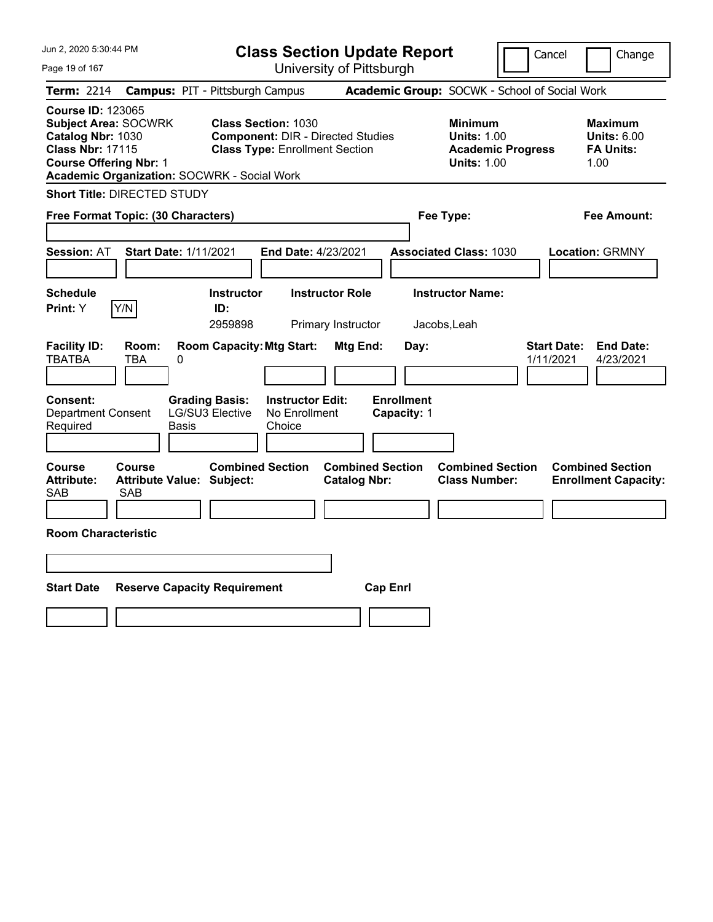Jun 2, 2020 5:30:44 PM

# Class Section Update Report

University of Pittsburgh

Cancel | Change

**Term:** 2214 **Campus:** PIT - Pittsburgh Campus **Academic Group:** SOCWK - School of Social Work

**Course ID:** 123065
**Subject Area:** SOCWRK
**Catalog Nbr:** 1030
**Class Nbr:** 17115
**Course Offering Nbr:** 1
**Academic Organization:** SOCWRK - Social Work

**Class Section:** 1030
**Component:** DIR - Directed Studies
**Class Type:** Enrollment Section

| | Minimum | Maximum |
|---|---|---|
| Units | 1.00 | 6.00 |
| Academic Progress Units | 1.00 | |
| FA Units | | 1.00 |

**Short Title:** DIRECTED STUDY

**Free Format Topic: (30 Characters)**

**Fee Type:**

**Fee Amount:**

**Session:** AT **Start Date:** 1/11/2021 **End Date:** 4/23/2021 **Associated Class:** 1030 **Location:** GRMNY

| Schedule Print | Instructor ID | Instructor Role | Instructor Name |
|---|---|---|---|
| Y (Y/N) | 2959898 | Primary Instructor | Jacobs,Leah |

| Facility ID | Room | Room Capacity | Mtg Start | Mtg End | Day | Start Date | End Date |
|---|---|---|---|---|---|---|---|
| TBATBA | TBA | 0 | | | | 1/11/2021 | 4/23/2021 |

| Consent | Grading Basis | Instructor Edit | Enrollment Capacity |
|---|---|---|---|
| Department Consent Required | LG/SU3 Elective Basis | No Enrollment Choice | 1 |

| Course Attribute | Course Attribute Value | Combined Section Subject | Combined Section Catalog Nbr | Combined Section Class Number | Combined Section Enrollment Capacity |
|---|---|---|---|---|---|
| SAB | SAB | | | | |

**Room Characteristic**

| Start Date | Reserve Capacity Requirement | Cap Enrl |
|---|---|---|
| | | |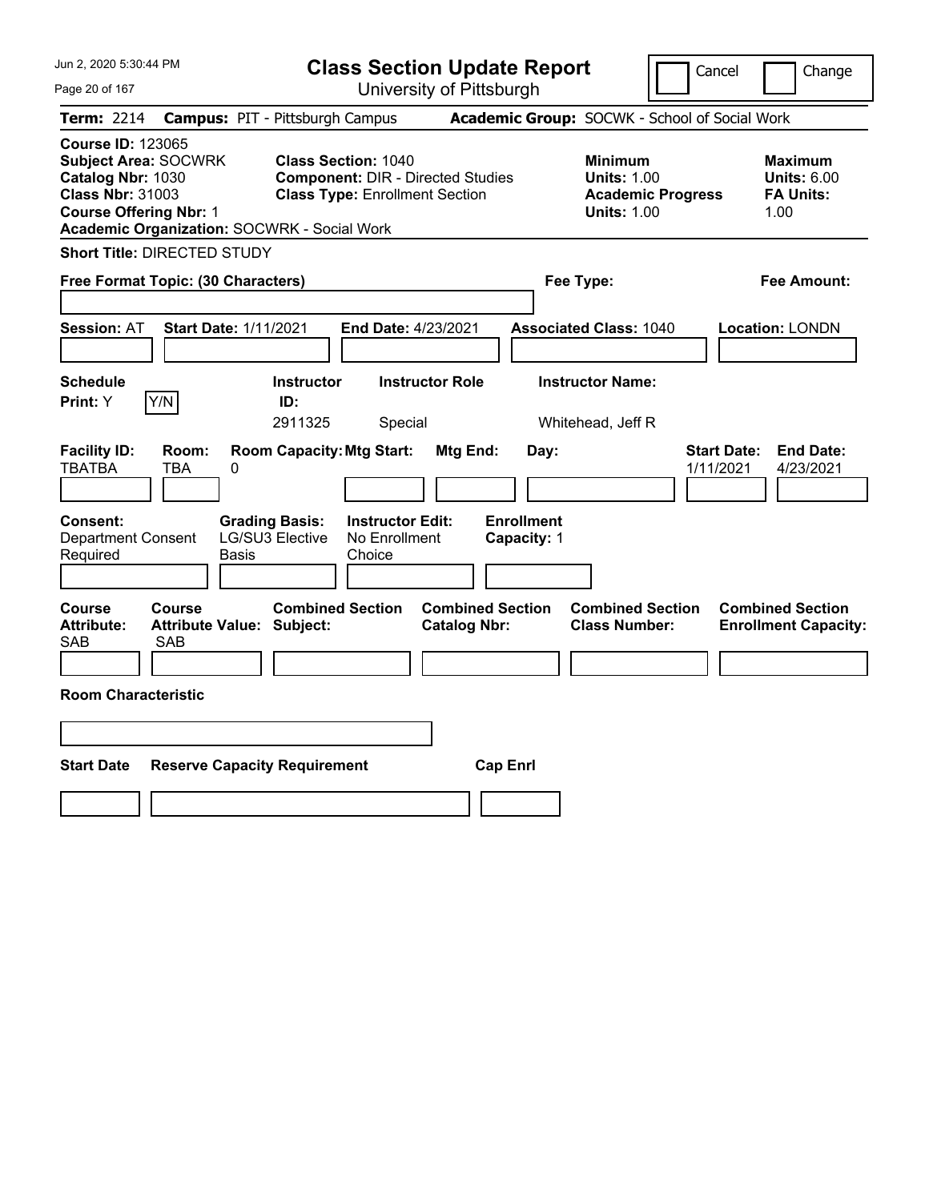# Class Section Update Report

University of Pittsburgh

Cancel | Change

**Term:** 2214 **Campus:** PIT - Pittsburgh Campus **Academic Group:** SOCWK - School of Social Work

**Course ID:** 123065
**Subject Area:** SOCWRK
**Catalog Nbr:** 1030
**Class Nbr:** 31003
**Course Offering Nbr:** 1
**Academic Organization:** SOCWRK - Social Work

**Class Section:** 1040
**Component:** DIR - Directed Studies
**Class Type:** Enrollment Section

**Minimum**
**Units:** 1.00
**Academic Progress Units:** 1.00

**Maximum**
**Units:** 6.00
**FA Units:** 1.00

**Short Title:** DIRECTED STUDY

**Free Format Topic: (30 Characters)**

**Fee Type:**

**Fee Amount:**

**Session:** AT **Start Date:** 1/11/2021 **End Date:** 4/23/2021 **Associated Class:** 1040 **Location:** LONDN

| Schedule Print | Instructor ID | Instructor Role | Instructor Name |
|---|---|---|---|
| Y (Y/N) | 2911325 | Special | Whitehead, Jeff R |

| Facility ID | Room | Room Capacity | Mtg Start | Mtg End | Day | Start Date | End Date |
|---|---|---|---|---|---|---|---|
| TBATBA | TBA | 0 | | | | 1/11/2021 | 4/23/2021 |

| Consent | Grading Basis | Instructor Edit | Enrollment Capacity |
|---|---|---|---|
| Department Consent Required | LG/SU3 Elective Basis | No Enrollment Choice | 1 |

| Course Attribute | Course Attribute Value | Combined Section Subject | Combined Section Catalog Nbr | Combined Section Class Number | Combined Section Enrollment Capacity |
|---|---|---|---|---|---|
| SAB | SAB | | | | |

**Room Characteristic**

| Start Date | Reserve Capacity Requirement | Cap Enrl |
|---|---|---|
| | | |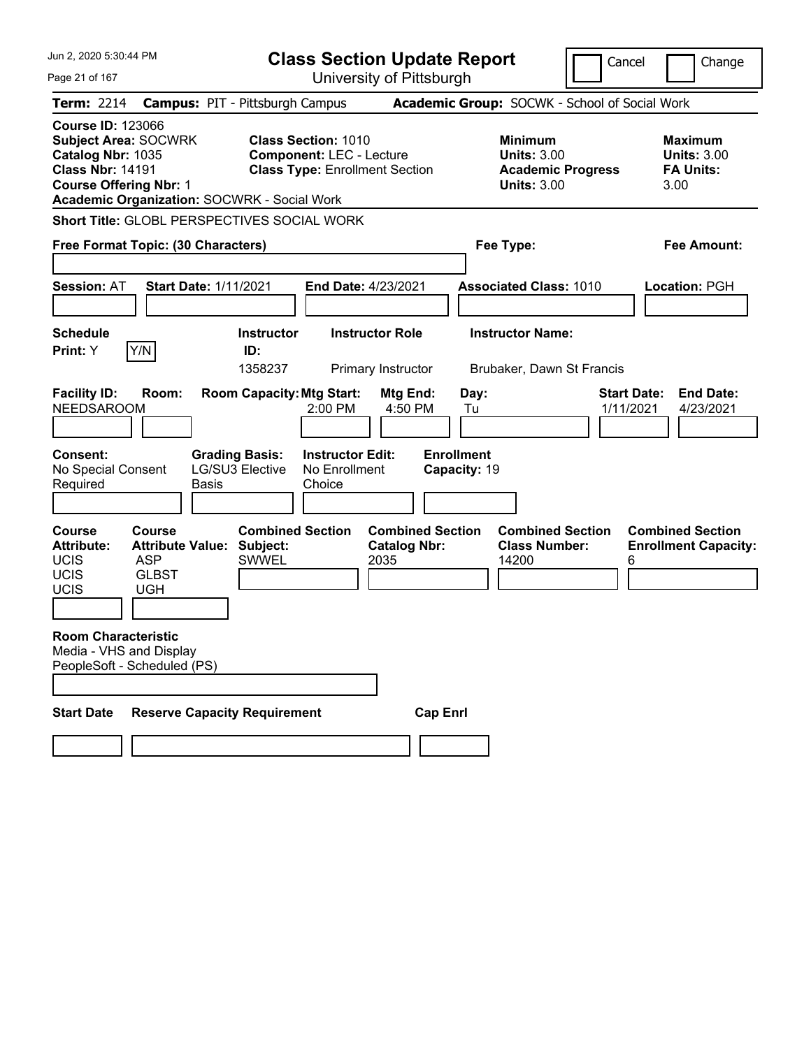# Class Section Update Report

University of Pittsburgh

Cancel | Change

**Term:** 2214 **Campus:** PIT - Pittsburgh Campus **Academic Group:** SOCWK - School of Social Work

**Course ID:** 123066
**Subject Area:** SOCWRK
**Catalog Nbr:** 1035
**Class Nbr:** 14191
**Course Offering Nbr:** 1
**Academic Organization:** SOCWRK - Social Work

**Class Section:** 1010
**Component:** LEC - Lecture
**Class Type:** Enrollment Section

**Minimum Units:** 3.00
**Academic Progress Units:** 3.00

**Maximum Units:** 3.00
**FA Units:** 3.00

**Short Title:** GLOBL PERSPECTIVES SOCIAL WORK

**Free Format Topic: (30 Characters)**

**Fee Type:**

**Fee Amount:**

**Session:** AT **Start Date:** 1/11/2021 **End Date:** 4/23/2021 **Associated Class:** 1010 **Location:** PGH

| Schedule Print | Instructor ID | Instructor Role | Instructor Name |
|---|---|---|---|
| Y (Y/N) | 1358237 | Primary Instructor | Brubaker, Dawn St Francis |

| Facility ID | Room | Room Capacity | Mtg Start | Mtg End | Day | Start Date | End Date |
|---|---|---|---|---|---|---|---|
| NEEDSAROOM | | | 2:00 PM | 4:50 PM | Tu | 1/11/2021 | 4/23/2021 |

**Consent:** No Special Consent Required
**Grading Basis:** LG/SU3 Elective Basis
**Instructor Edit:** No Enrollment Choice
**Enrollment Capacity:** 19

| Course Attribute | Course Attribute Value | Combined Section Subject | Combined Section Catalog Nbr | Combined Section Class Number | Combined Section Enrollment Capacity |
|---|---|---|---|---|---|
| UCIS | ASP | SWWEL | 2035 | 14200 | 6 |
| UCIS | GLBST | | | | |
| UCIS | UGH | | | | |

**Room Characteristic**
Media - VHS and Display
PeopleSoft - Scheduled (PS)

| Start Date | Reserve Capacity Requirement | Cap Enrl |
|---|---|---|
| | | |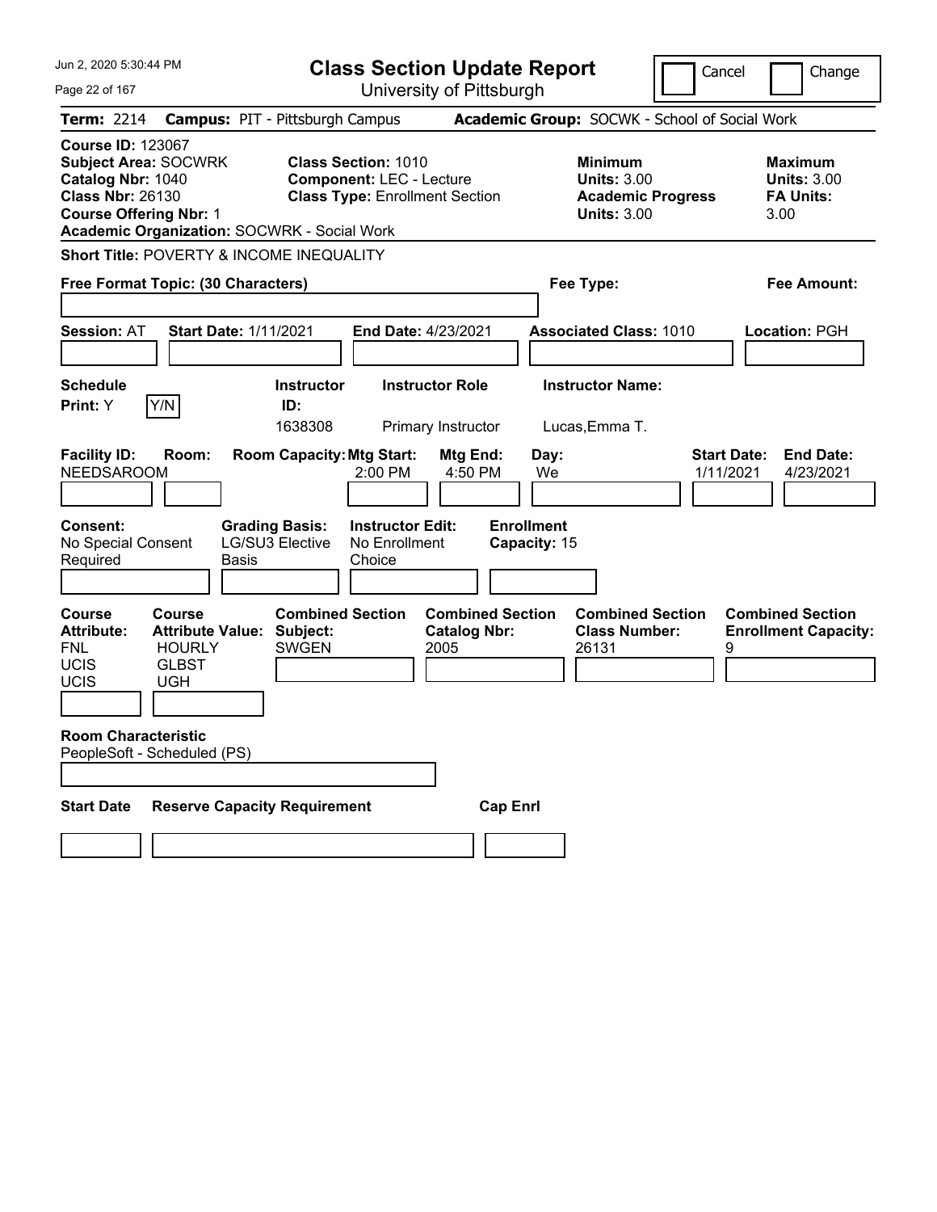Jun 2, 2020 5:30:44 PM

# Class Section Update Report

University of Pittsburgh

Cancel | Change

**Term:** 2214 **Campus:** PIT - Pittsburgh Campus **Academic Group:** SOCWK - School of Social Work

**Course ID:** 123067
**Subject Area:** SOCWRK
**Catalog Nbr:** 1040
**Class Nbr:** 26130
**Course Offering Nbr:** 1
**Academic Organization:** SOCWRK - Social Work

**Class Section:** 1010
**Component:** LEC - Lecture
**Class Type:** Enrollment Section

**Minimum Units:** 3.00
**Academic Progress Units:** 3.00

**Maximum Units:** 3.00
**FA Units:** 3.00

**Short Title:** POVERTY & INCOME INEQUALITY

**Free Format Topic: (30 Characters)**

**Fee Type:**

**Fee Amount:**

**Session:** AT **Start Date:** 1/11/2021 **End Date:** 4/23/2021 **Associated Class:** 1010 **Location:** PGH

| Schedule Print: | Instructor ID: | Instructor Role | Instructor Name: |
|---|---|---|---|
| Y Y/N | 1638308 | Primary Instructor | Lucas,Emma T. |

| Facility ID: | Room: | Room Capacity: | Mtg Start: | Mtg End: | Day: | Start Date: | End Date: |
|---|---|---|---|---|---|---|---|
| NEEDSAROOM | | | 2:00 PM | 4:50 PM | We | 1/11/2021 | 4/23/2021 |

| Consent: | Grading Basis: | Instructor Edit: | Enrollment Capacity: |
|---|---|---|---|
| No Special Consent Required | LG/SU3 Elective Basis | No Enrollment Choice | 15 |

| Course Attribute: | Course Attribute Value: | Combined Section Subject: | Combined Section Catalog Nbr: | Combined Section Class Number: | Combined Section Enrollment Capacity: |
|---|---|---|---|---|---|
| FNL | HOURLY | SWGEN | 2005 | 26131 | 9 |
| UCIS | GLBST | | | | |
| UCIS | UGH | | | | |

**Room Characteristic**
PeopleSoft - Scheduled (PS)

| Start Date | Reserve Capacity Requirement | Cap | Enrl |
|---|---|---|---|
| | | | |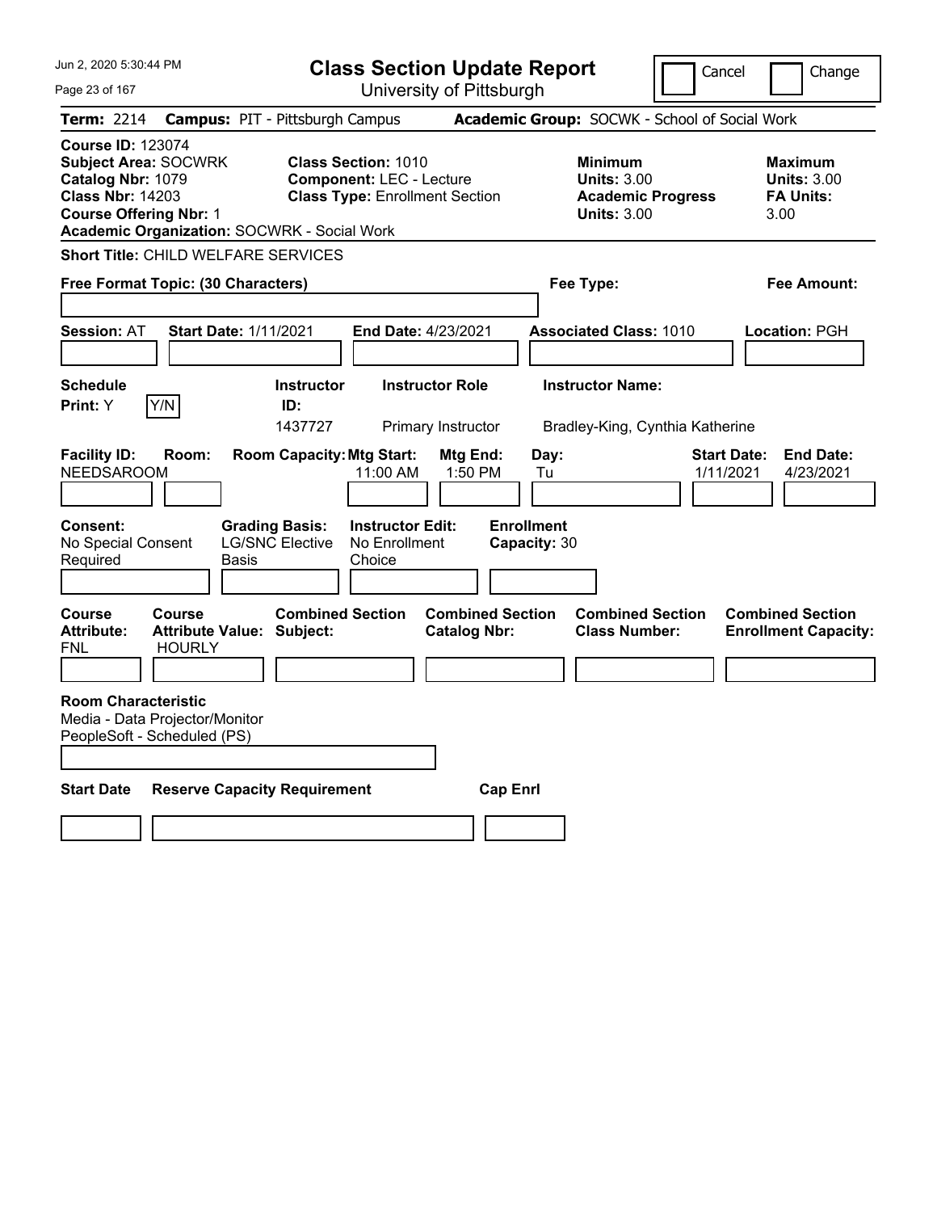# Class Section Update Report

University of Pittsburgh

Jun 2, 2020 5:30:44 PM

Cancel | Change

**Term:** 2214 **Campus:** PIT - Pittsburgh Campus **Academic Group:** SOCWK - School of Social Work

**Course ID:** 123074
**Subject Area:** SOCWRK
**Catalog Nbr:** 1079
**Class Nbr:** 14203
**Course Offering Nbr:** 1
**Academic Organization:** SOCWRK - Social Work

**Class Section:** 1010
**Component:** LEC - Lecture
**Class Type:** Enrollment Section

**Minimum Units:** 3.00
**Academic Progress Units:** 3.00

**Maximum Units:** 3.00
**FA Units:** 3.00

**Short Title:** CHILD WELFARE SERVICES

**Free Format Topic: (30 Characters)**

**Fee Type:**

**Fee Amount:**

**Session:** AT **Start Date:** 1/11/2021 **End Date:** 4/23/2021 **Associated Class:** 1010 **Location:** PGH

**Schedule Print:** Y Y/N

| Instructor ID | Instructor Role | Instructor Name |
|---|---|---|
| 1437727 | Primary Instructor | Bradley-King, Cynthia Katherine |

| Facility ID | Room | Room Capacity | Mtg Start | Mtg End | Day | Start Date | End Date |
|---|---|---|---|---|---|---|---|
| NEEDSAROOM | | | 11:00 AM | 1:50 PM | Tu | 1/11/2021 | 4/23/2021 |

**Consent:** No Special Consent Required
**Grading Basis:** LG/SNC Elective Basis
**Instructor Edit:** No Enrollment Choice
**Enrollment Capacity:** 30

| Course Attribute | Course Attribute Value | Combined Section Subject | Combined Section Catalog Nbr | Combined Section Class Number | Combined Section Enrollment Capacity |
|---|---|---|---|---|---|
| FNL | HOURLY | | | | |

**Room Characteristic**
Media - Data Projector/Monitor
PeopleSoft - Scheduled (PS)

| Start Date | Reserve Capacity Requirement | Cap Enrl |
|---|---|---|
| | | |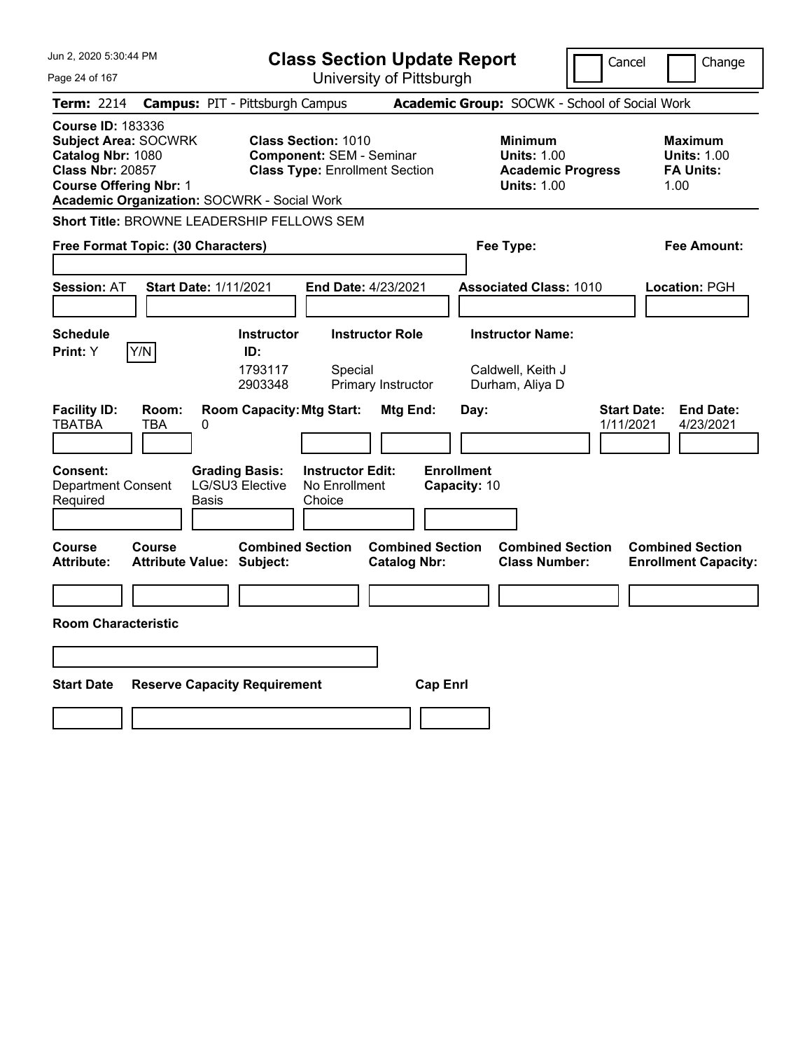# Class Section Update Report

University of Pittsburgh

Cancel | Change

**Term:** 2214 **Campus:** PIT - Pittsburgh Campus **Academic Group:** SOCWK - School of Social Work

**Course ID:** 183336
**Subject Area:** SOCWRK
**Catalog Nbr:** 1080
**Class Nbr:** 20857
**Course Offering Nbr:** 1
**Academic Organization:** SOCWRK - Social Work

**Class Section:** 1010
**Component:** SEM - Seminar
**Class Type:** Enrollment Section

**Minimum**
**Units:** 1.00
**Academic Progress**
**Units:** 1.00

**Maximum**
**Units:** 1.00
**FA Units:** 1.00

**Short Title:** BROWNE LEADERSHIP FELLOWS SEM

**Free Format Topic: (30 Characters)**

**Fee Type:**

**Fee Amount:**

**Session:** AT **Start Date:** 1/11/2021 **End Date:** 4/23/2021 **Associated Class:** 1010 **Location:** PGH

**Schedule Print:** Y Y/N

| Instructor ID: | Instructor Role | Instructor Name: |
|---|---|---|
| 1793117 | Special | Caldwell, Keith J |
| 2903348 | Primary Instructor | Durham, Aliya D |

| Facility ID: | Room: | Room Capacity: | Mtg Start: | Mtg End: | Day: | Start Date: | End Date: |
|---|---|---|---|---|---|---|---|
| TBATBA | TBA | 0 | | | | 1/11/2021 | 4/23/2021 |

**Consent:** Department Consent Required
**Grading Basis:** LG/SU3 Elective Basis
**Instructor Edit:** No Enrollment Choice
**Enrollment Capacity:** 10

| Course Attribute: | Course Attribute Value: | Combined Section Subject: | Combined Section Catalog Nbr: | Combined Section Class Number: | Combined Section Enrollment Capacity: |
|---|---|---|---|---|---|
| | | | | | |

**Room Characteristic**

| Start Date | Reserve Capacity Requirement | Cap Enrl |
|---|---|---|
| | | |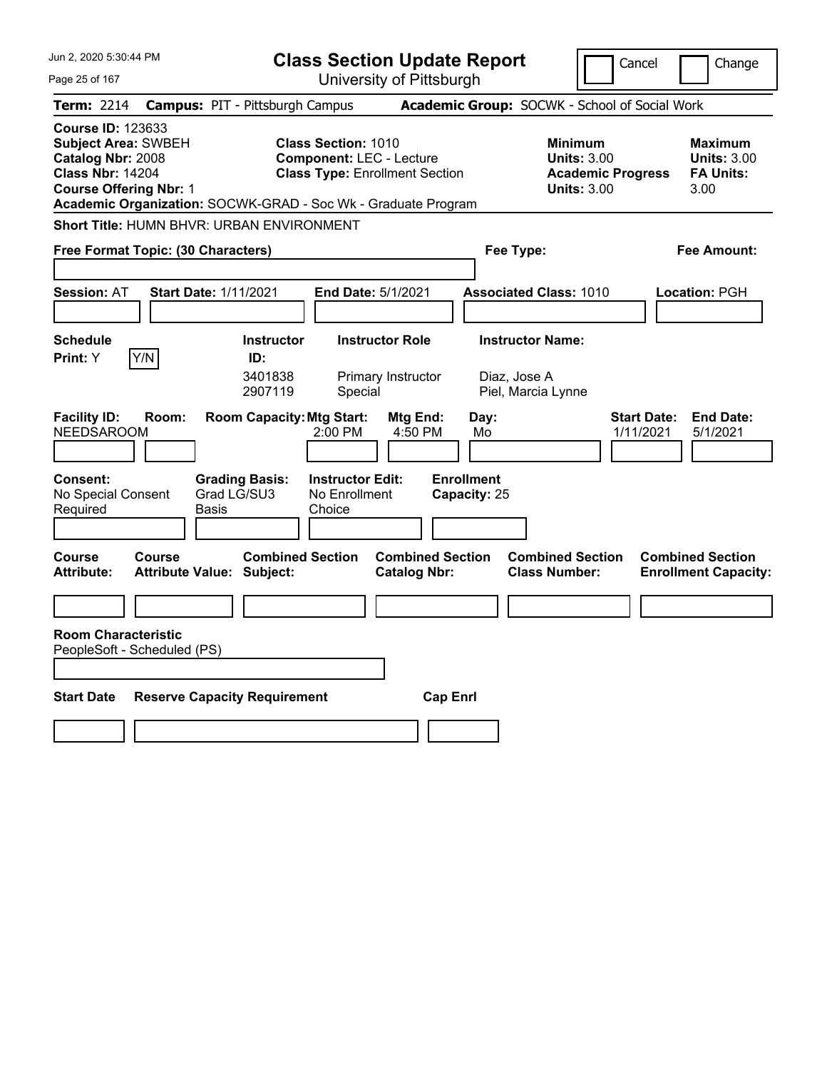Jun 2, 2020 5:30:44 PM

# Class Section Update Report

University of Pittsburgh

Cancel | Change

**Term:** 2214 **Campus:** PIT - Pittsburgh Campus **Academic Group:** SOCWK - School of Social Work

**Course ID:** 123633
**Subject Area:** SWBEH
**Catalog Nbr:** 2008
**Class Nbr:** 14204
**Course Offering Nbr:** 1
**Academic Organization:** SOCWK-GRAD - Soc Wk - Graduate Program

**Class Section:** 1010
**Component:** LEC - Lecture
**Class Type:** Enrollment Section

**Minimum Units:** 3.00
**Academic Progress Units:** 3.00

**Maximum Units:** 3.00
**FA Units:** 3.00

**Short Title:** HUMN BHVR: URBAN ENVIRONMENT

**Free Format Topic: (30 Characters)**

**Fee Type:**

**Fee Amount:**

**Session:** AT **Start Date:** 1/11/2021 **End Date:** 5/1/2021 **Associated Class:** 1010 **Location:** PGH

**Schedule Print:** Y Y/N

| Instructor ID: | Instructor Role | Instructor Name: |
|---|---|---|
| 3401838 | Primary Instructor | Diaz, Jose A |
| 2907119 | Special | Piel, Marcia Lynne |

| Facility ID: | Room: | Room Capacity: | Mtg Start: | Mtg End: | Day: | Start Date: | End Date: |
|---|---|---|---|---|---|---|---|
| NEEDSAROOM | | | 2:00 PM | 4:50 PM | Mo | 1/11/2021 | 5/1/2021 |

**Consent:** No Special Consent Required
**Grading Basis:** Grad LG/SU3 Basis
**Instructor Edit:** No Enrollment Choice
**Enrollment Capacity:** 25

| Course Attribute: | Course Attribute Value: | Combined Section Subject: | Combined Section Catalog Nbr: | Combined Section Class Number: | Combined Section Enrollment Capacity: |
|---|---|---|---|---|---|
| | | | | | |

**Room Characteristic**
PeopleSoft - Scheduled (PS)

| Start Date | Reserve Capacity Requirement | Cap Enrl |
|---|---|---|
| | | |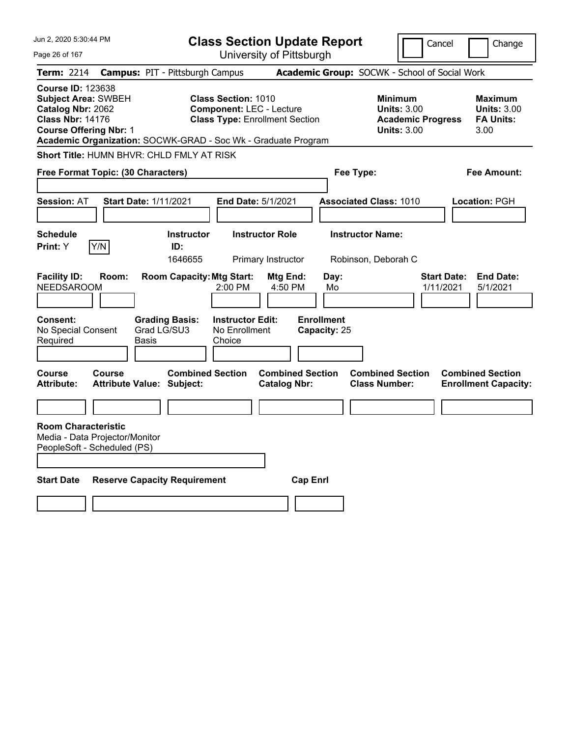# Class Section Update Report

University of Pittsburgh

Cancel | Change

**Term:** 2214 **Campus:** PIT - Pittsburgh Campus **Academic Group:** SOCWK - School of Social Work

**Course ID:** 123638
**Subject Area:** SWBEH
**Catalog Nbr:** 2062
**Class Nbr:** 14176
**Course Offering Nbr:** 1

**Class Section:** 1010
**Component:** LEC - Lecture
**Class Type:** Enrollment Section

**Minimum Units:** 3.00
**Academic Progress Units:** 3.00

**Maximum Units:** 3.00
**FA Units:** 3.00

**Academic Organization:** SOCWK-GRAD - Soc Wk - Graduate Program

**Short Title:** HUMN BHVR: CHLD FMLY AT RISK

**Free Format Topic: (30 Characters)**

**Fee Type:**

**Fee Amount:**

**Session:** AT **Start Date:** 1/11/2021 **End Date:** 5/1/2021 **Associated Class:** 1010 **Location:** PGH

| Schedule Print | Instructor ID | Instructor Role | Instructor Name |
|---|---|---|---|
| Y (Y/N) | 1646655 | Primary Instructor | Robinson, Deborah C |

| Facility ID | Room | Room Capacity | Mtg Start | Mtg End | Day | Start Date | End Date |
|---|---|---|---|---|---|---|---|
| NEEDSAROOM | | | 2:00 PM | 4:50 PM | Mo | 1/11/2021 | 5/1/2021 |

**Consent:** No Special Consent Required
**Grading Basis:** Grad LG/SU3 Basis
**Instructor Edit:** No Enrollment Choice
**Enrollment Capacity:** 25

| Course Attribute | Course Attribute Value | Combined Section Subject | Combined Section Catalog Nbr | Combined Section Class Number | Combined Section Enrollment Capacity |
|---|---|---|---|---|---|
| | | | | | |

**Room Characteristic**
Media - Data Projector/Monitor
PeopleSoft - Scheduled (PS)

| Start Date | Reserve Capacity Requirement | Cap Enrl |
|---|---|---|
| | | |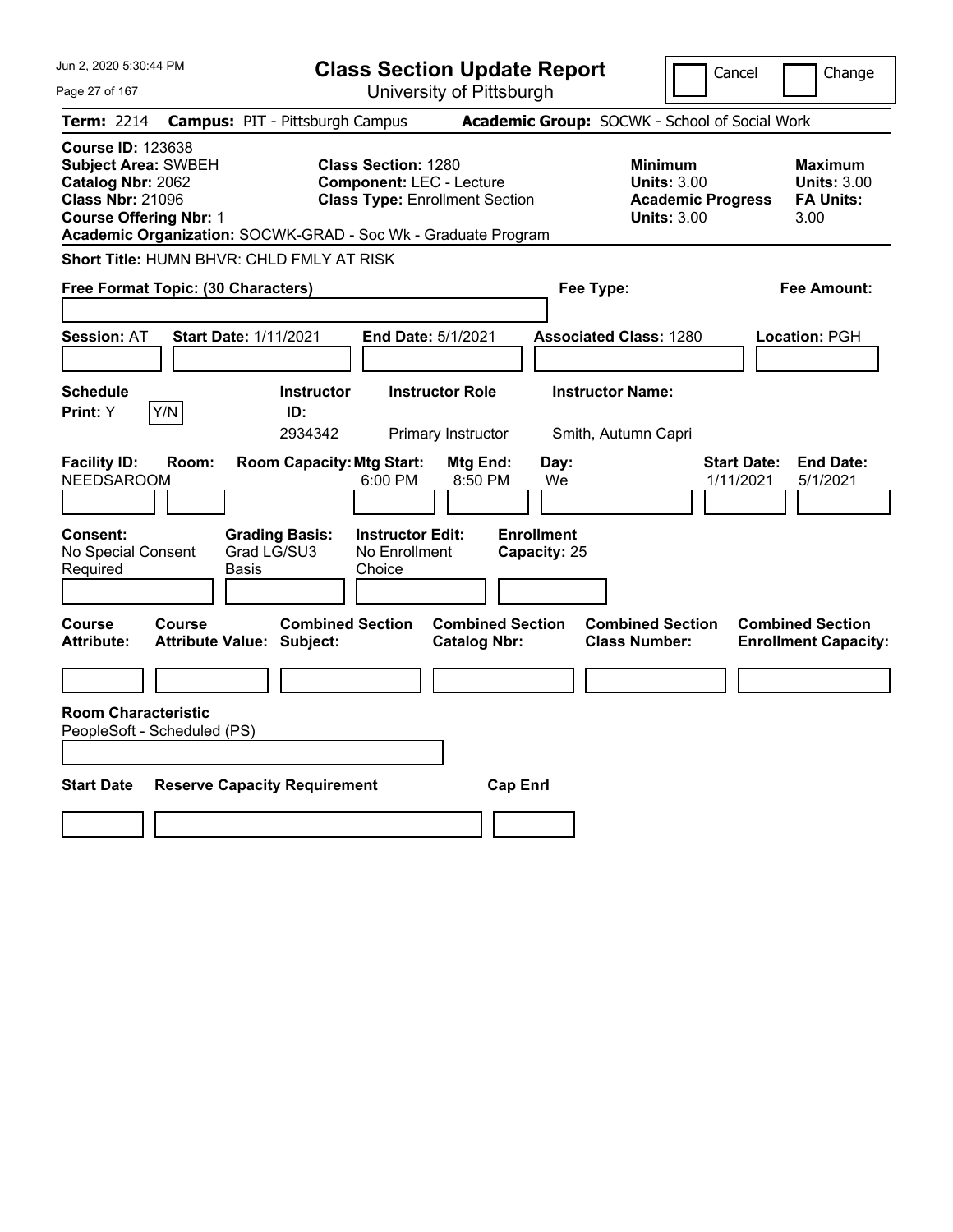# Class Section Update Report

University of Pittsburgh

Cancel | Change

**Term:** 2214 **Campus:** PIT - Pittsburgh Campus **Academic Group:** SOCWK - School of Social Work

**Course ID:** 123638
**Subject Area:** SWBEH
**Catalog Nbr:** 2062
**Class Nbr:** 21096
**Course Offering Nbr:** 1

**Class Section:** 1280
**Component:** LEC - Lecture
**Class Type:** Enrollment Section

**Minimum Units:** 3.00
**Academic Progress Units:** 3.00

**Maximum Units:** 3.00
**FA Units:** 3.00

**Academic Organization:** SOCWK-GRAD - Soc Wk - Graduate Program

**Short Title:** HUMN BHVR: CHLD FMLY AT RISK

**Free Format Topic: (30 Characters)**

**Fee Type:**

**Fee Amount:**

**Session:** AT **Start Date:** 1/11/2021 **End Date:** 5/1/2021 **Associated Class:** 1280 **Location:** PGH

| Schedule Print: | Instructor ID: | Instructor Role | Instructor Name: |
|---|---|---|---|
| Y [Y/N] | 2934342 | Primary Instructor | Smith, Autumn Capri |

| Facility ID: | Room: | Room Capacity: | Mtg Start: | Mtg End: | Day: | Start Date: | End Date: |
|---|---|---|---|---|---|---|---|
| NEEDSAROOM | | | 6:00 PM | 8:50 PM | We | 1/11/2021 | 5/1/2021 |

| Consent: | Grading Basis: | Instructor Edit: | Enrollment Capacity: |
|---|---|---|---|
| No Special Consent Required | Grad LG/SU3 Basis | No Enrollment Choice | 25 |

| Course Attribute: | Course Attribute Value: | Combined Section Subject: | Combined Section Catalog Nbr: | Combined Section Class Number: | Combined Section Enrollment Capacity: |
|---|---|---|---|---|---|
| | | | | | |

**Room Characteristic**
PeopleSoft - Scheduled (PS)

| Start Date | Reserve Capacity Requirement | Cap Enrl |
|---|---|---|
| | | |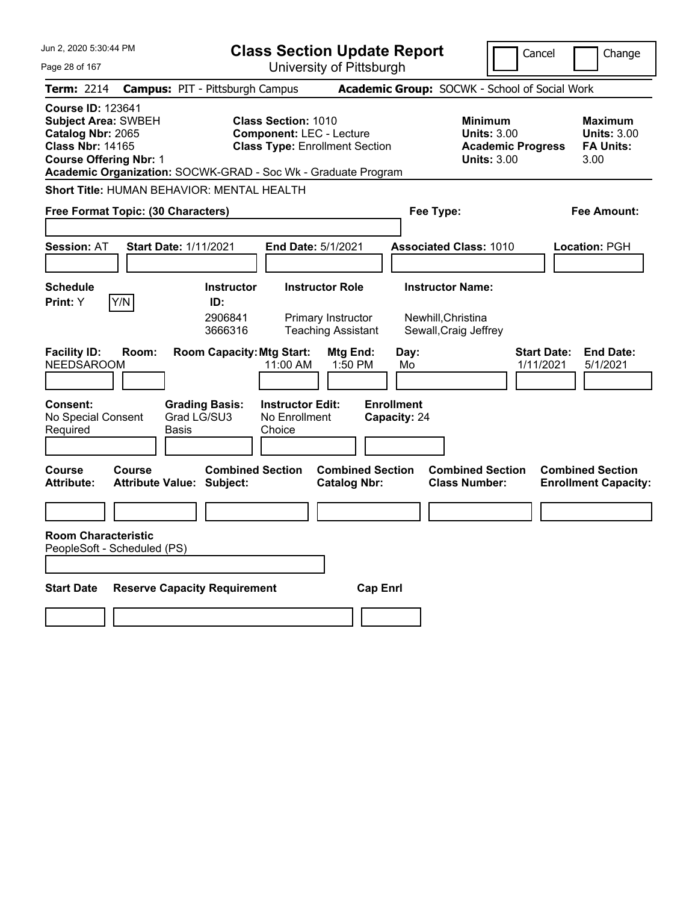# Class Section Update Report

University of Pittsburgh

Cancel | Change

**Term:** 2214 **Campus:** PIT - Pittsburgh Campus **Academic Group:** SOCWK - School of Social Work

**Course ID:** 123641
**Subject Area:** SWBEH
**Catalog Nbr:** 2065
**Class Nbr:** 14165
**Course Offering Nbr:** 1

**Class Section:** 1010
**Component:** LEC - Lecture
**Class Type:** Enrollment Section

**Minimum Units:** 3.00
**Academic Progress Units:** 3.00

**Maximum Units:** 3.00
**FA Units:** 3.00

**Academic Organization:** SOCWK-GRAD - Soc Wk - Graduate Program

**Short Title:** HUMAN BEHAVIOR: MENTAL HEALTH

**Free Format Topic: (30 Characters)**

**Fee Type:**

**Fee Amount:**

**Session:** AT **Start Date:** 1/11/2021 **End Date:** 5/1/2021 **Associated Class:** 1010 **Location:** PGH

**Schedule Print:** Y Y/N

| Instructor ID: | Instructor Role | Instructor Name: |
|---|---|---|
| 2906841 | Primary Instructor | Newhill,Christina |
| 3666316 | Teaching Assistant | Sewall,Craig Jeffrey |

| Facility ID: | Room: | Room Capacity: | Mtg Start: | Mtg End: | Day: | Start Date: | End Date: |
|---|---|---|---|---|---|---|---|
| NEEDSAROOM | | | 11:00 AM | 1:50 PM | Mo | 1/11/2021 | 5/1/2021 |

**Consent:** No Special Consent Required

**Grading Basis:** Grad LG/SU3 Basis

**Instructor Edit:** No Enrollment Choice

**Enrollment Capacity:** 24

| Course Attribute: | Course Attribute Value: | Combined Section Subject: | Combined Section Catalog Nbr: | Combined Section Class Number: | Combined Section Enrollment Capacity: |
|---|---|---|---|---|---|
| | | | | | |

**Room Characteristic**
PeopleSoft - Scheduled (PS)

| Start Date | Reserve Capacity Requirement | Cap Enrl |
|---|---|---|
| | | |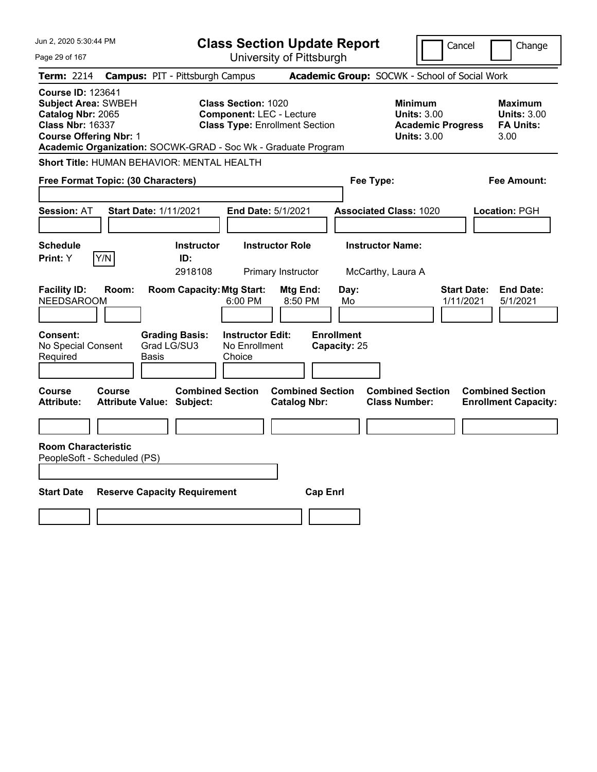Jun 2, 2020 5:30:44 PM

# Class Section Update Report

University of Pittsburgh

Cancel | Change

**Term:** 2214 **Campus:** PIT - Pittsburgh Campus **Academic Group:** SOCWK - School of Social Work

**Course ID:** 123641
**Subject Area:** SWBEH
**Catalog Nbr:** 2065
**Class Nbr:** 16337
**Course Offering Nbr:** 1

**Class Section:** 1020
**Component:** LEC - Lecture
**Class Type:** Enrollment Section

**Minimum Units:** 3.00
**Academic Progress Units:** 3.00

**Maximum Units:** 3.00
**FA Units:** 3.00

**Academic Organization:** SOCWK-GRAD - Soc Wk - Graduate Program

**Short Title:** HUMAN BEHAVIOR: MENTAL HEALTH

**Free Format Topic: (30 Characters)**

**Fee Type:**

**Fee Amount:**

**Session:** AT **Start Date:** 1/11/2021 **End Date:** 5/1/2021 **Associated Class:** 1020 **Location:** PGH

| Schedule Print: | Instructor ID: | Instructor Role | Instructor Name: |
|---|---|---|---|
| Y [Y/N] | 2918108 | Primary Instructor | McCarthy, Laura A |

| Facility ID: | Room: | Room Capacity: | Mtg Start: | Mtg End: | Day: | Start Date: | End Date: |
|---|---|---|---|---|---|---|---|
| NEEDSAROOM | | | 6:00 PM | 8:50 PM | Mo | 1/11/2021 | 5/1/2021 |

**Consent:** No Special Consent Required
**Grading Basis:** Grad LG/SU3 Basis
**Instructor Edit:** No Enrollment Choice
**Enrollment Capacity:** 25

| Course Attribute: | Course Attribute Value: | Combined Section Subject: | Combined Section Catalog Nbr: | Combined Section Class Number: | Combined Section Enrollment Capacity: |
|---|---|---|---|---|---|
| | | | | | |

**Room Characteristic**
PeopleSoft - Scheduled (PS)

| Start Date | Reserve Capacity Requirement | Cap Enrl |
|---|---|---|
| | | |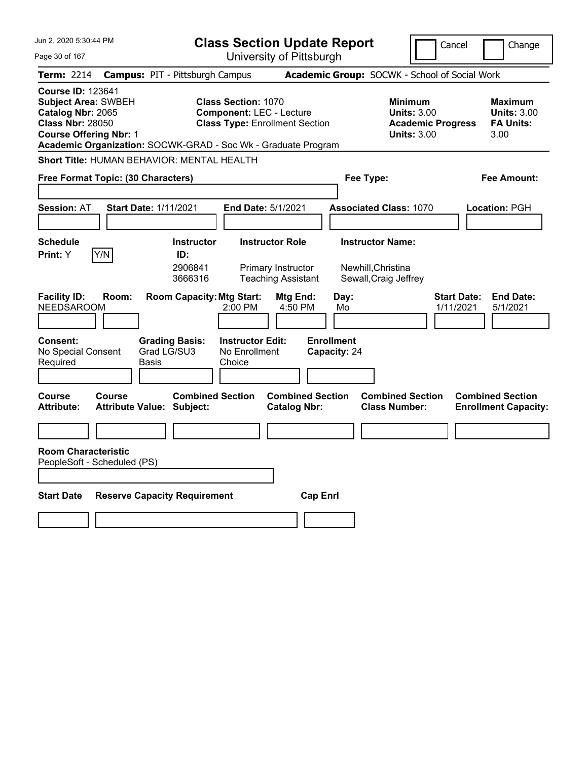# Class Section Update Report

University of Pittsburgh

Cancel | Change

**Term:** 2214 **Campus:** PIT - Pittsburgh Campus **Academic Group:** SOCWK - School of Social Work

**Course ID:** 123641
**Subject Area:** SWBEH
**Catalog Nbr:** 2065
**Class Nbr:** 28050
**Course Offering Nbr:** 1

**Class Section:** 1070
**Component:** LEC - Lecture
**Class Type:** Enrollment Section

**Minimum Units:** 3.00
**Academic Progress Units:** 3.00

**Maximum Units:** 3.00
**FA Units:** 3.00

**Academic Organization:** SOCWK-GRAD - Soc Wk - Graduate Program

**Short Title:** HUMAN BEHAVIOR: MENTAL HEALTH

**Free Format Topic: (30 Characters)**

**Fee Type:**

**Fee Amount:**

**Session:** AT **Start Date:** 1/11/2021 **End Date:** 5/1/2021 **Associated Class:** 1070 **Location:** PGH

**Schedule Print:** Y  Y/N

| Instructor ID: | Instructor Role | Instructor Name: |
|---|---|---|
| 2906841 | Primary Instructor | Newhill,Christina |
| 3666316 | Teaching Assistant | Sewall,Craig Jeffrey |

| Facility ID: | Room: | Room Capacity: | Mtg Start: | Mtg End: | Day: | Start Date: | End Date: |
|---|---|---|---|---|---|---|---|
| NEEDSAROOM | | | 2:00 PM | 4:50 PM | Mo | 1/11/2021 | 5/1/2021 |

**Consent:** No Special Consent Required
**Grading Basis:** Grad LG/SU3 Basis
**Instructor Edit:** No Enrollment Choice
**Enrollment Capacity:** 24

| Course Attribute: | Course Attribute Value: | Combined Section Subject: | Combined Section Catalog Nbr: | Combined Section Class Number: | Combined Section Enrollment Capacity: |
|---|---|---|---|---|---|
| | | | | | |

**Room Characteristic**
PeopleSoft - Scheduled (PS)

| Start Date | Reserve Capacity Requirement | Cap Enrl |
|---|---|---|
| | | |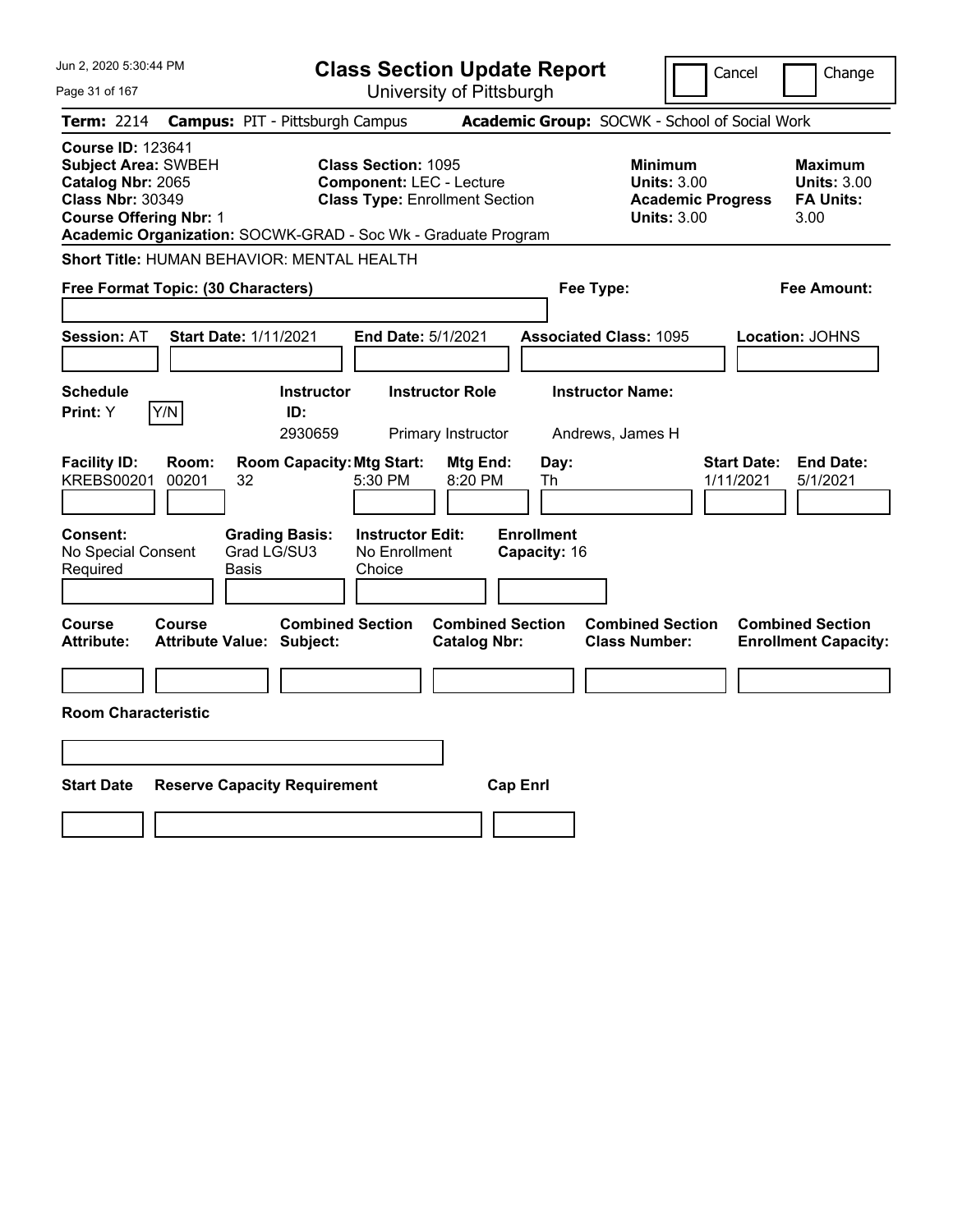# Class Section Update Report

University of Pittsburgh

Cancel | Change

**Term:** 2214 **Campus:** PIT - Pittsburgh Campus **Academic Group:** SOCWK - School of Social Work

**Course ID:** 123641
**Subject Area:** SWBEH
**Catalog Nbr:** 2065
**Class Nbr:** 30349
**Course Offering Nbr:** 1

**Class Section:** 1095
**Component:** LEC - Lecture
**Class Type:** Enrollment Section

**Minimum Units:** 3.00
**Academic Progress Units:** 3.00

**Maximum Units:** 3.00
**FA Units:** 3.00

**Academic Organization:** SOCWK-GRAD - Soc Wk - Graduate Program

**Short Title:** HUMAN BEHAVIOR: MENTAL HEALTH

**Free Format Topic: (30 Characters)**

**Fee Type:**

**Fee Amount:**

**Session:** AT **Start Date:** 1/11/2021 **End Date:** 5/1/2021 **Associated Class:** 1095 **Location:** JOHNS

| Schedule Print | Instructor ID | Instructor Role | Instructor Name |
|---|---|---|---|
| Y | 2930659 | Primary Instructor | Andrews, James H |

| Facility ID | Room | Room Capacity | Mtg Start | Mtg End | Day | Start Date | End Date |
|---|---|---|---|---|---|---|---|
| KREBS00201 | 00201 | 32 | 5:30 PM | 8:20 PM | Th | 1/11/2021 | 5/1/2021 |

**Consent:** No Special Consent Required
**Grading Basis:** Grad LG/SU3 Basis
**Instructor Edit:** No Enrollment Choice
**Enrollment Capacity:** 16

| Course Attribute | Course Attribute Value | Combined Section Subject | Combined Section Catalog Nbr | Combined Section Class Number | Combined Section Enrollment Capacity |
|---|---|---|---|---|---|
| | | | | | |

**Room Characteristic**

| Start Date | Reserve Capacity Requirement | Cap Enrl |
|---|---|---|
| | | |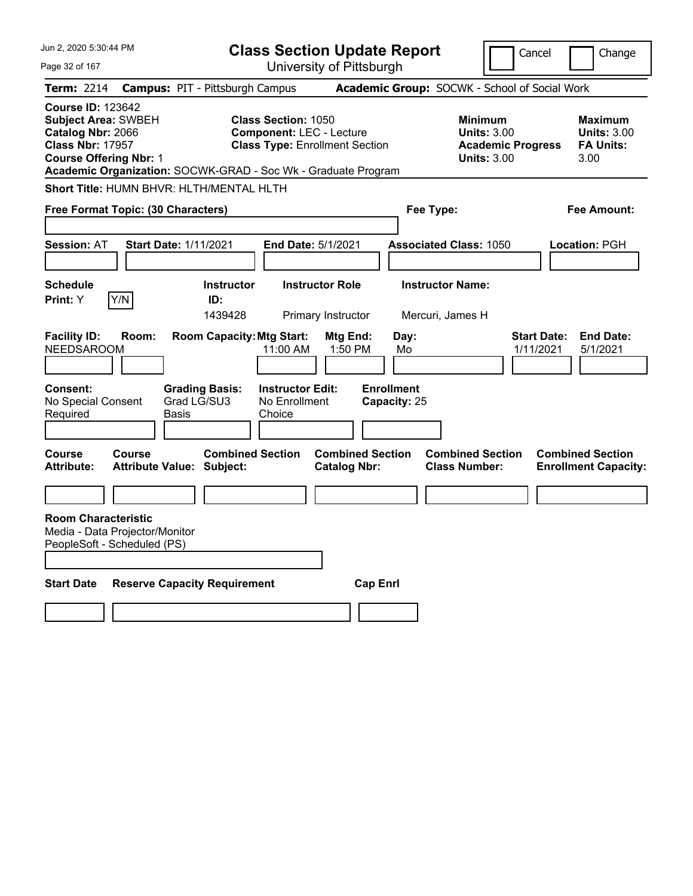# Class Section Update Report

University of Pittsburgh

Cancel Change

**Term:** 2214 **Campus:** PIT - Pittsburgh Campus **Academic Group:** SOCWK - School of Social Work

**Course ID:** 123642
**Subject Area:** SWBEH
**Catalog Nbr:** 2066
**Class Nbr:** 17957
**Course Offering Nbr:** 1

**Class Section:** 1050
**Component:** LEC - Lecture
**Class Type:** Enrollment Section

**Minimum Units:** 3.00
**Academic Progress Units:** 3.00

**Maximum Units:** 3.00
**FA Units:** 3.00

**Academic Organization:** SOCWK-GRAD - Soc Wk - Graduate Program

**Short Title:** HUMN BHVR: HLTH/MENTAL HLTH

**Free Format Topic: (30 Characters)** | **Fee Type:** | **Fee Amount:**

**Session:** AT **Start Date:** 1/11/2021 **End Date:** 5/1/2021 **Associated Class:** 1050 **Location:** PGH

| Schedule Print | Instructor ID | Instructor Role | Instructor Name |
|---|---|---|---|
| Y (Y/N) | 1439428 | Primary Instructor | Mercuri, James H |

| Facility ID | Room | Room Capacity | Mtg Start | Mtg End | Day | Start Date | End Date |
|---|---|---|---|---|---|---|---|
| NEEDSAROOM | | | 11:00 AM | 1:50 PM | Mo | 1/11/2021 | 5/1/2021 |

**Consent:** No Special Consent Required
**Grading Basis:** Grad LG/SU3 Basis
**Instructor Edit:** No Enrollment Choice
**Enrollment Capacity:** 25

| Course Attribute | Course Attribute Value | Combined Section Subject | Combined Section Catalog Nbr | Combined Section Class Number | Combined Section Enrollment Capacity |
|---|---|---|---|---|---|
| | | | | | |

**Room Characteristic**
Media - Data Projector/Monitor
PeopleSoft - Scheduled (PS)

| Start Date | Reserve Capacity Requirement | Cap Enrl |
|---|---|---|
| | | |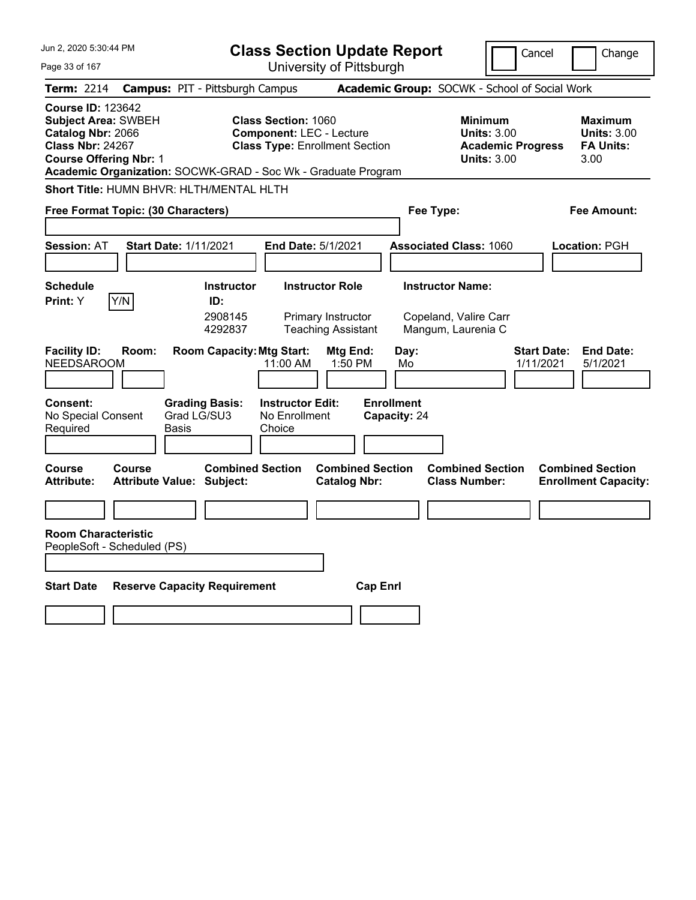# Class Section Update Report

University of Pittsburgh

Cancel | Change

**Term:** 2214 **Campus:** PIT - Pittsburgh Campus **Academic Group:** SOCWK - School of Social Work

**Course ID:** 123642
**Subject Area:** SWBEH
**Catalog Nbr:** 2066
**Class Nbr:** 24267
**Course Offering Nbr:** 1

**Class Section:** 1060
**Component:** LEC - Lecture
**Class Type:** Enrollment Section

| | Minimum | Maximum |
|---|---|---|
| Units: | 3.00 | 3.00 |
| Academic Progress / FA Units: | 3.00 | 3.00 |

**Academic Organization:** SOCWK-GRAD - Soc Wk - Graduate Program

**Short Title:** HUMN BHVR: HLTH/MENTAL HLTH

**Free Format Topic: (30 Characters)**

**Fee Type:**

**Fee Amount:**

**Session:** AT **Start Date:** 1/11/2021 **End Date:** 5/1/2021 **Associated Class:** 1060 **Location:** PGH

**Schedule Print:** Y Y/N

| Instructor ID | Instructor Role | Instructor Name |
|---|---|---|
| 2908145 | Primary Instructor | Copeland, Valire Carr |
| 4292837 | Teaching Assistant | Mangum, Laurenia C |

| Facility ID | Room | Room Capacity | Mtg Start | Mtg End | Day | Start Date | End Date |
|---|---|---|---|---|---|---|---|
| NEEDSAROOM | | | 11:00 AM | 1:50 PM | Mo | 1/11/2021 | 5/1/2021 |

**Consent:** No Special Consent Required
**Grading Basis:** Grad LG/SU3 Basis
**Instructor Edit:** No Enrollment Choice
**Enrollment Capacity:** 24

| Course Attribute | Course Attribute Value | Combined Section Subject | Combined Section Catalog Nbr | Combined Section Class Number | Combined Section Enrollment Capacity |
|---|---|---|---|---|---|
| | | | | | |

**Room Characteristic**
PeopleSoft - Scheduled (PS)

| Start Date | Reserve Capacity Requirement | Cap Enrl |
|---|---|---|
| | | |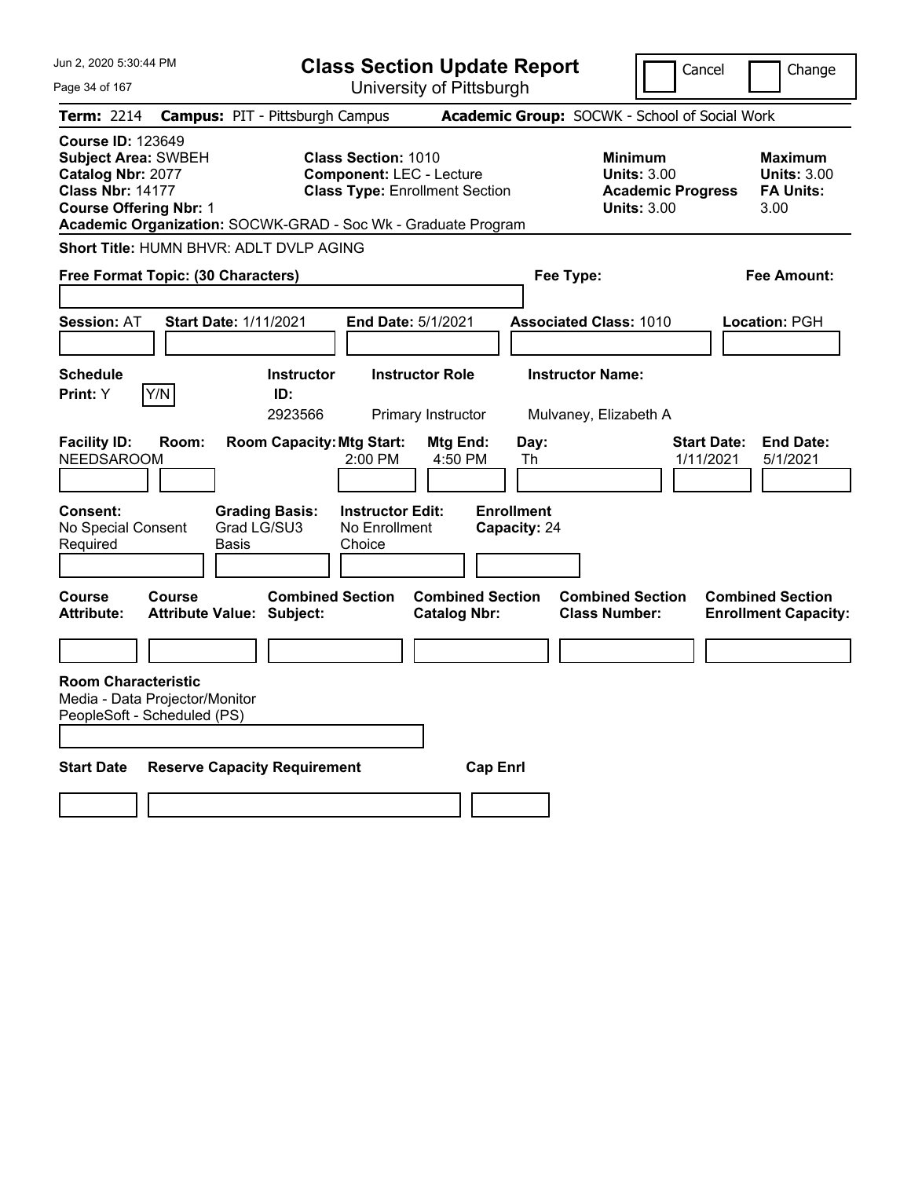Jun 2, 2020 5:30:44 PM

# Class Section Update Report

University of Pittsburgh

Cancel | Change

**Term:** 2214 **Campus:** PIT - Pittsburgh Campus **Academic Group:** SOCWK - School of Social Work

**Course ID:** 123649
**Subject Area:** SWBEH
**Catalog Nbr:** 2077
**Class Nbr:** 14177
**Course Offering Nbr:** 1

**Class Section:** 1010
**Component:** LEC - Lecture
**Class Type:** Enrollment Section

**Minimum Units:** 3.00
**Academic Progress Units:** 3.00

**Maximum Units:** 3.00
**FA Units:** 3.00

**Academic Organization:** SOCWK-GRAD - Soc Wk - Graduate Program

**Short Title:** HUMN BHVR: ADLT DVLP AGING

**Free Format Topic: (30 Characters)**

**Fee Type:**

**Fee Amount:**

**Session:** AT **Start Date:** 1/11/2021 **End Date:** 5/1/2021 **Associated Class:** 1010 **Location:** PGH

| Schedule Print | Instructor ID | Instructor Role | Instructor Name |
|---|---|---|---|
| Y (Y/N) | 2923566 | Primary Instructor | Mulvaney, Elizabeth A |

| Facility ID | Room | Room Capacity | Mtg Start | Mtg End | Day | Start Date | End Date |
|---|---|---|---|---|---|---|---|
| NEEDSAROOM | | | 2:00 PM | 4:50 PM | Th | 1/11/2021 | 5/1/2021 |

**Consent:** No Special Consent Required
**Grading Basis:** Grad LG/SU3 Basis
**Instructor Edit:** No Enrollment Choice
**Enrollment Capacity:** 24

| Course Attribute | Course Attribute Value | Combined Section Subject | Combined Section Catalog Nbr | Combined Section Class Number | Combined Section Enrollment Capacity |
|---|---|---|---|---|---|
| | | | | | |

**Room Characteristic**
Media - Data Projector/Monitor
PeopleSoft - Scheduled (PS)

| Start Date | Reserve Capacity Requirement | Cap Enrl |
|---|---|---|
| | | |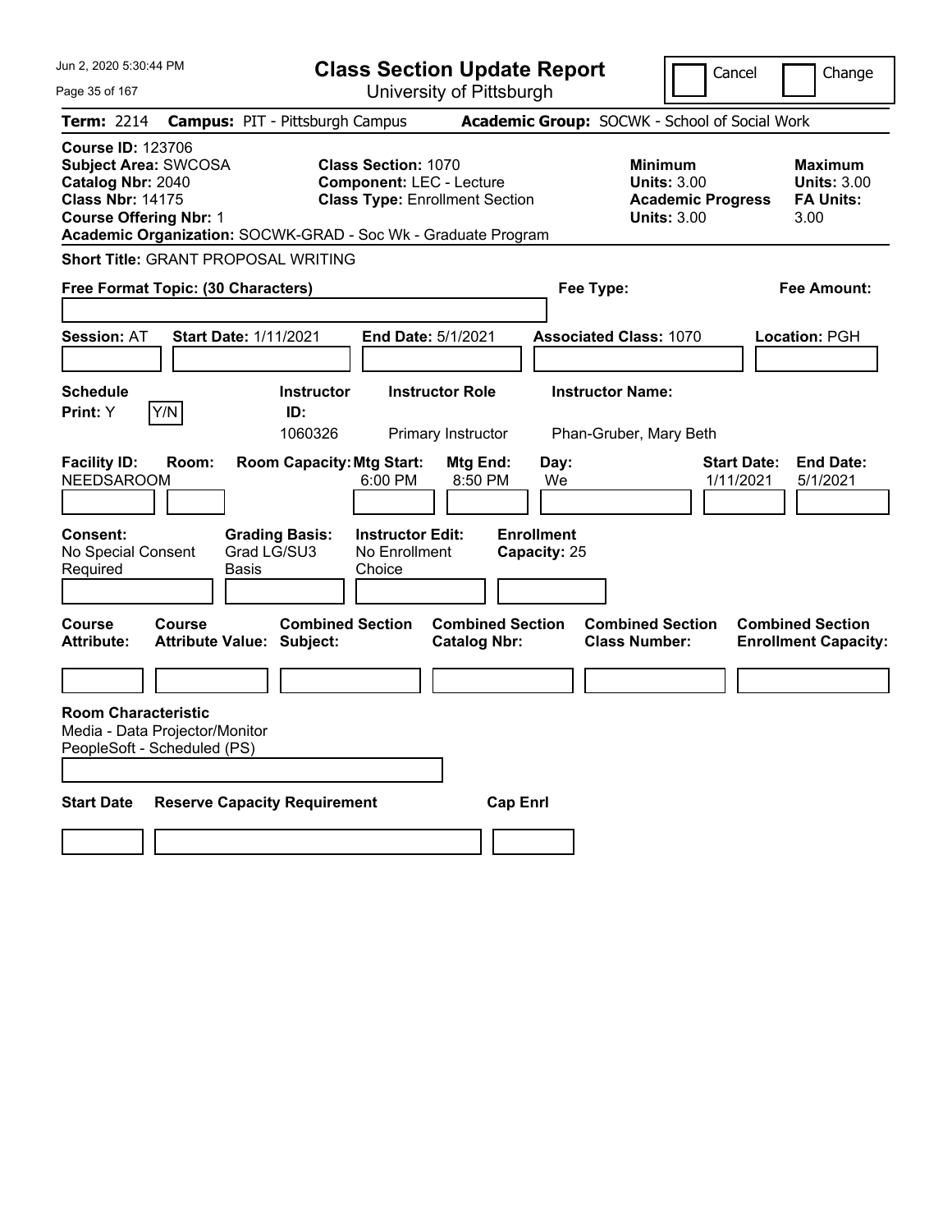# Class Section Update Report

University of Pittsburgh

Jun 2, 2020 5:30:44 PM

Cancel | Change

**Term:** 2214 **Campus:** PIT - Pittsburgh Campus **Academic Group:** SOCWK - School of Social Work

**Course ID:** 123706
**Subject Area:** SWCOSA
**Catalog Nbr:** 2040
**Class Nbr:** 14175
**Course Offering Nbr:** 1
**Academic Organization:** SOCWK-GRAD - Soc Wk - Graduate Program

**Class Section:** 1070
**Component:** LEC - Lecture
**Class Type:** Enrollment Section

**Minimum Units:** 3.00
**Academic Progress Units:** 3.00

**Maximum Units:** 3.00
**FA Units:** 3.00

**Short Title:** GRANT PROPOSAL WRITING

**Free Format Topic: (30 Characters)**

**Fee Type:**

**Fee Amount:**

**Session:** AT **Start Date:** 1/11/2021 **End Date:** 5/1/2021 **Associated Class:** 1070 **Location:** PGH

| Schedule Print | Instructor ID | Instructor Role | Instructor Name |
|---|---|---|---|
| Y [Y/N] | 1060326 | Primary Instructor | Phan-Gruber, Mary Beth |

| Facility ID | Room | Room Capacity | Mtg Start | Mtg End | Day | Start Date | End Date |
|---|---|---|---|---|---|---|---|
| NEEDSAROOM | | | 6:00 PM | 8:50 PM | We | 1/11/2021 | 5/1/2021 |

**Consent:** No Special Consent Required
**Grading Basis:** Grad LG/SU3 Basis
**Instructor Edit:** No Enrollment Choice
**Enrollment Capacity:** 25

| Course Attribute | Course Attribute Value | Combined Section Subject | Combined Section Catalog Nbr | Combined Section Class Number | Combined Section Enrollment Capacity |
|---|---|---|---|---|---|
| | | | | | |

**Room Characteristic**
Media - Data Projector/Monitor
PeopleSoft - Scheduled (PS)

| Start Date | Reserve Capacity Requirement | Cap Enrl |
|---|---|---|
| | | |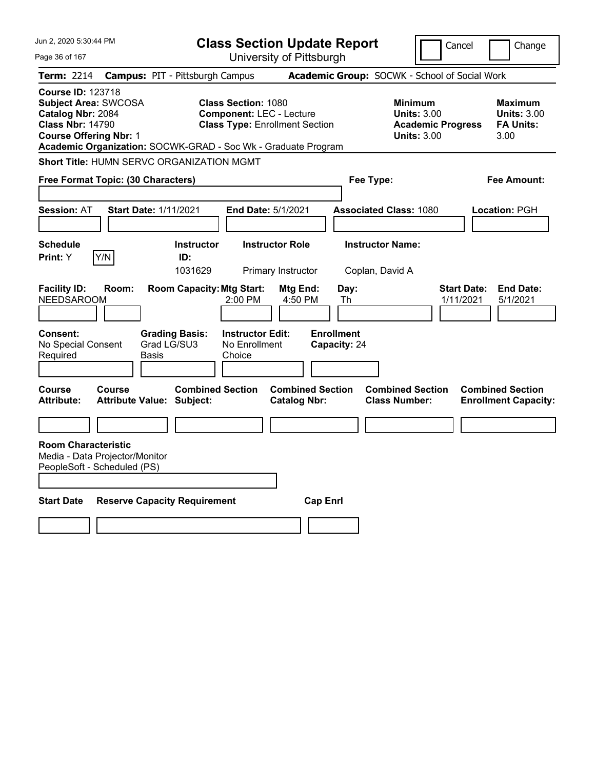Jun 2, 2020 5:30:44 PM

# Class Section Update Report

University of Pittsburgh

Cancel | Change

**Term:** 2214 **Campus:** PIT - Pittsburgh Campus **Academic Group:** SOCWK - School of Social Work

**Course ID:** 123718
**Subject Area:** SWCOSA
**Catalog Nbr:** 2084
**Class Nbr:** 14790
**Course Offering Nbr:** 1

**Class Section:** 1080
**Component:** LEC - Lecture
**Class Type:** Enrollment Section

**Minimum Units:** 3.00
**Academic Progress Units:** 3.00

**Maximum Units:** 3.00
**FA Units:** 3.00

**Academic Organization:** SOCWK-GRAD - Soc Wk - Graduate Program

**Short Title:** HUMN SERVC ORGANIZATION MGMT

**Free Format Topic: (30 Characters)**

**Fee Type:**

**Fee Amount:**

**Session:** AT **Start Date:** 1/11/2021 **End Date:** 5/1/2021 **Associated Class:** 1080 **Location:** PGH

| Schedule Print: | Instructor ID: | Instructor Role | Instructor Name: |
|---|---|---|---|
| Y (Y/N) | 1031629 | Primary Instructor | Coplan, David A |

| Facility ID: | Room: | Room Capacity: | Mtg Start: | Mtg End: | Day: | Start Date: | End Date: |
|---|---|---|---|---|---|---|---|
| NEEDSAROOM | | | 2:00 PM | 4:50 PM | Th | 1/11/2021 | 5/1/2021 |

| Consent: | Grading Basis: | Instructor Edit: | Enrollment Capacity: |
|---|---|---|---|
| No Special Consent Required | Grad LG/SU3 Basis | No Enrollment Choice | 24 |

| Course Attribute: | Course Attribute Value: | Combined Section Subject: | Combined Section Catalog Nbr: | Combined Section Class Number: | Combined Section Enrollment Capacity: |
|---|---|---|---|---|---|
| | | | | | |

**Room Characteristic**
Media - Data Projector/Monitor
PeopleSoft - Scheduled (PS)

| Start Date | Reserve Capacity Requirement | Cap Enrl |
|---|---|---|
| | | |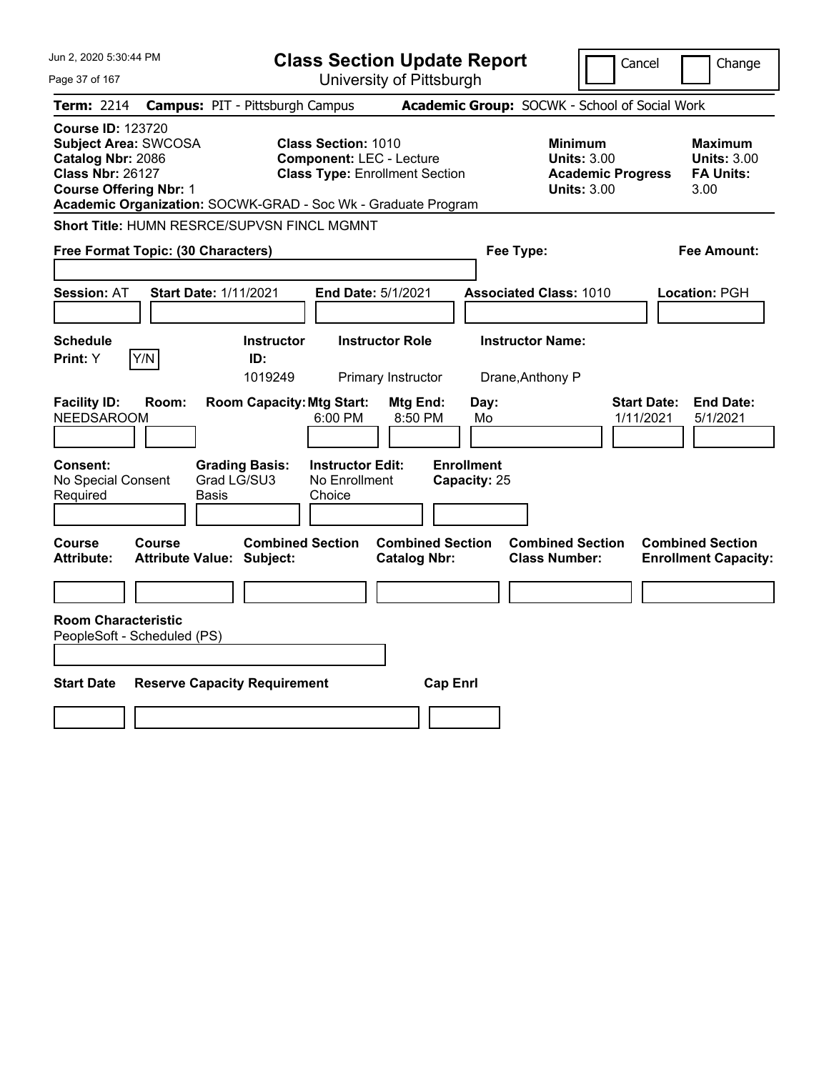Jun 2, 2020 5:30:44 PM

# Class Section Update Report

University of Pittsburgh

Cancel | Change

**Term:** 2214 **Campus:** PIT - Pittsburgh Campus **Academic Group:** SOCWK - School of Social Work

**Course ID:** 123720
**Subject Area:** SWCOSA
**Catalog Nbr:** 2086
**Class Nbr:** 26127
**Course Offering Nbr:** 1

**Class Section:** 1010
**Component:** LEC - Lecture
**Class Type:** Enrollment Section

**Minimum Units:** 3.00
**Academic Progress Units:** 3.00

**Maximum Units:** 3.00
**FA Units:** 3.00

**Academic Organization:** SOCWK-GRAD - Soc Wk - Graduate Program

**Short Title:** HUMN RESRCE/SUPVSN FINCL MGMNT

**Free Format Topic: (30 Characters)**

**Fee Type:**

**Fee Amount:**

**Session:** AT **Start Date:** 1/11/2021 **End Date:** 5/1/2021 **Associated Class:** 1010 **Location:** PGH

| Schedule Print: | Instructor ID: | Instructor Role | Instructor Name: |
|---|---|---|---|
| Y (Y/N) | 1019249 | Primary Instructor | Drane,Anthony P |

| Facility ID: | Room: | Room Capacity: | Mtg Start: | Mtg End: | Day: | Start Date: | End Date: |
|---|---|---|---|---|---|---|---|
| NEEDSAROOM | | | 6:00 PM | 8:50 PM | Mo | 1/11/2021 | 5/1/2021 |

| Consent: | Grading Basis: | Instructor Edit: | Enrollment Capacity: |
|---|---|---|---|
| No Special Consent Required | Grad LG/SU3 Basis | No Enrollment Choice | 25 |

| Course Attribute: | Course Attribute Value: | Combined Section Subject: | Combined Section Catalog Nbr: | Combined Section Class Number: | Combined Section Enrollment Capacity: |
|---|---|---|---|---|---|
| | | | | | |

**Room Characteristic**
PeopleSoft - Scheduled (PS)

| Start Date | Reserve Capacity Requirement | Cap Enrl |
|---|---|---|
| | | |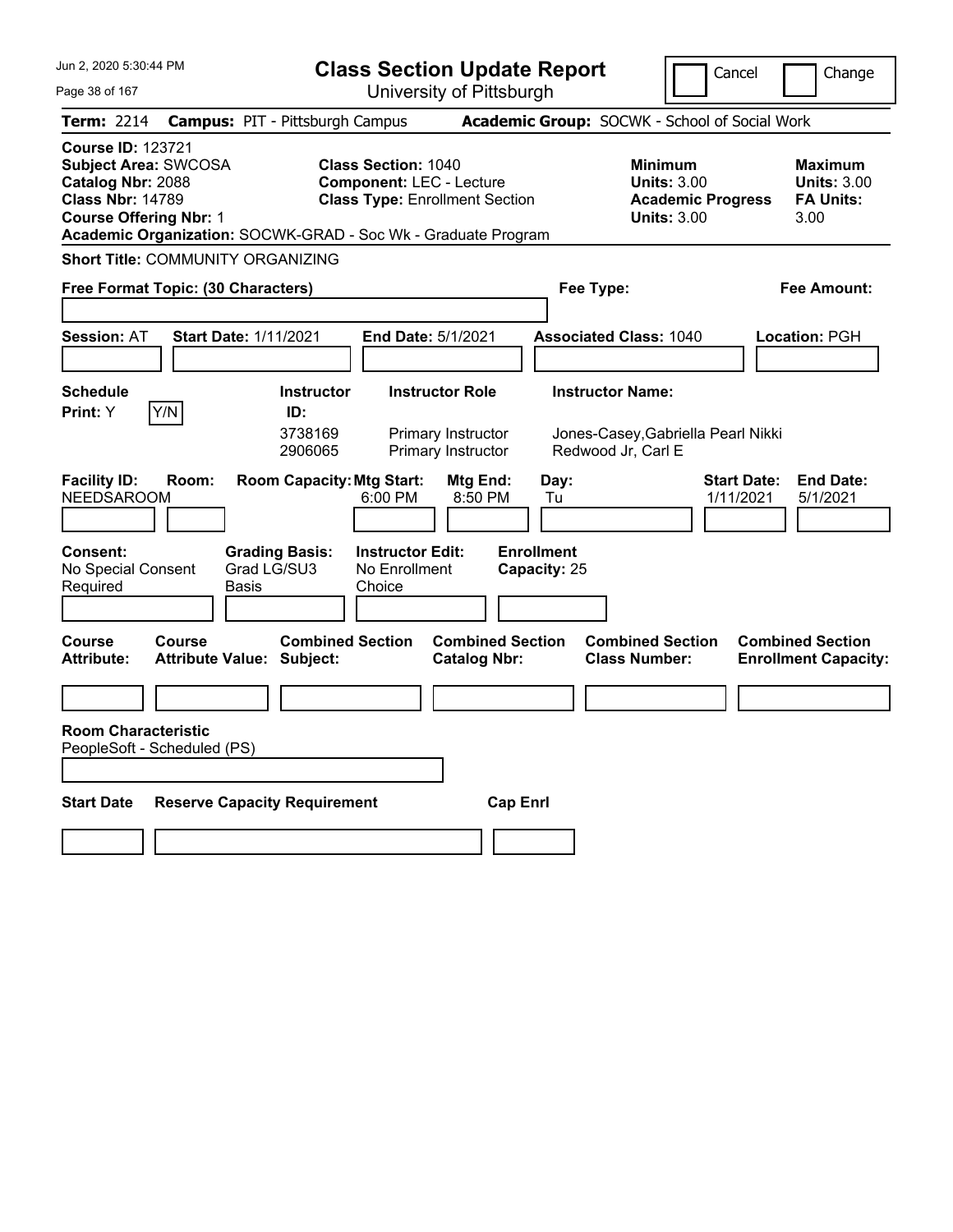# Class Section Update Report

University of Pittsburgh

Cancel | Change

**Term:** 2214 **Campus:** PIT - Pittsburgh Campus **Academic Group:** SOCWK - School of Social Work

**Course ID:** 123721
**Subject Area:** SWCOSA
**Catalog Nbr:** 2088
**Class Nbr:** 14789
**Course Offering Nbr:** 1

**Class Section:** 1040
**Component:** LEC - Lecture
**Class Type:** Enrollment Section

**Minimum Units:** 3.00
**Academic Progress Units:** 3.00

**Maximum Units:** 3.00
**FA Units:** 3.00

**Academic Organization:** SOCWK-GRAD - Soc Wk - Graduate Program

**Short Title:** COMMUNITY ORGANIZING

**Free Format Topic: (30 Characters)**

**Fee Type:**

**Fee Amount:**

**Session:** AT **Start Date:** 1/11/2021 **End Date:** 5/1/2021 **Associated Class:** 1040 **Location:** PGH

**Schedule Print:** Y [Y/N]

| Instructor ID: | Instructor Role | Instructor Name: |
|---|---|---|
| 3738169 | Primary Instructor | Jones-Casey,Gabriella Pearl Nikki |
| 2906065 | Primary Instructor | Redwood Jr, Carl E |

| Facility ID: | Room: | Room Capacity: | Mtg Start: | Mtg End: | Day: | Start Date: | End Date: |
|---|---|---|---|---|---|---|---|
| NEEDSAROOM | | | 6:00 PM | 8:50 PM | Tu | 1/11/2021 | 5/1/2021 |

**Consent:** No Special Consent Required
**Grading Basis:** Grad LG/SU3 Basis
**Instructor Edit:** No Enrollment Choice
**Enrollment Capacity:** 25

| Course Attribute: | Course Attribute Value: | Combined Section Subject: | Combined Section Catalog Nbr: | Combined Section Class Number: | Combined Section Enrollment Capacity: |
|---|---|---|---|---|---|
| | | | | | |

**Room Characteristic**
PeopleSoft - Scheduled (PS)

| Start Date | Reserve Capacity Requirement | Cap Enrl |
|---|---|---|
| | | |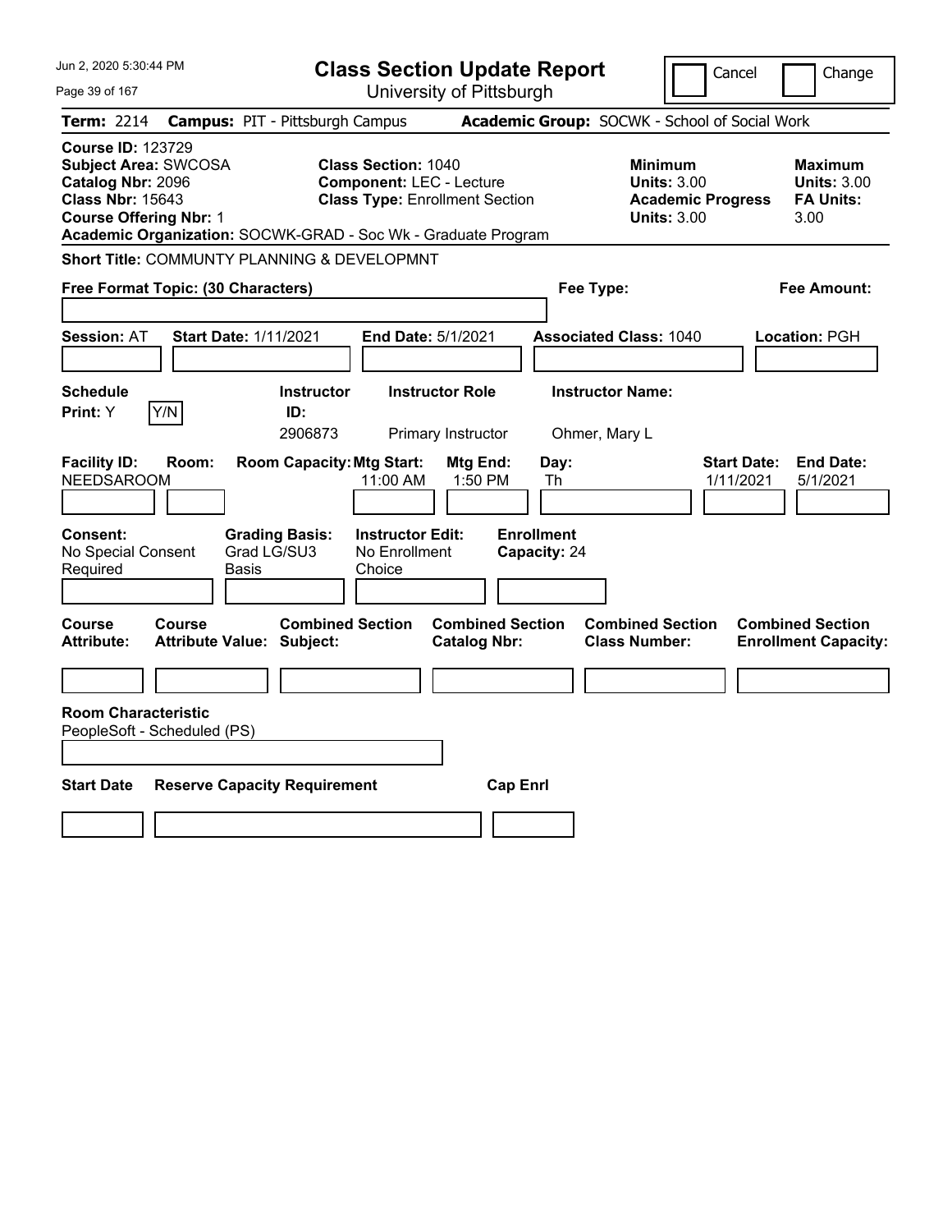Jun 2, 2020 5:30:44 PM

# Class Section Update Report

University of Pittsburgh

Cancel | Change

**Term:** 2214 **Campus:** PIT - Pittsburgh Campus **Academic Group:** SOCWK - School of Social Work

**Course ID:** 123729
**Subject Area:** SWCOSA
**Catalog Nbr:** 2096
**Class Nbr:** 15643
**Course Offering Nbr:** 1

**Class Section:** 1040
**Component:** LEC - Lecture
**Class Type:** Enrollment Section

**Minimum Units:** 3.00
**Academic Progress Units:** 3.00

**Maximum Units:** 3.00
**FA Units:** 3.00

**Academic Organization:** SOCWK-GRAD - Soc Wk - Graduate Program

**Short Title:** COMMUNTY PLANNING & DEVELOPMNT

**Free Format Topic: (30 Characters)**

**Fee Type:**

**Fee Amount:**

**Session:** AT **Start Date:** 1/11/2021 **End Date:** 5/1/2021 **Associated Class:** 1040 **Location:** PGH

| Schedule Print | Y/N | Instructor ID | Instructor Role | Instructor Name |
|---|---|---|---|---|
| Y | | 2906873 | Primary Instructor | Ohmer, Mary L |

| Facility ID | Room | Room Capacity | Mtg Start | Mtg End | Day | Start Date | End Date |
|---|---|---|---|---|---|---|---|
| NEEDSAROOM | | | 11:00 AM | 1:50 PM | Th | 1/11/2021 | 5/1/2021 |

**Consent:** No Special Consent Required
**Grading Basis:** Grad LG/SU3 Basis
**Instructor Edit:** No Enrollment Choice
**Enrollment Capacity:** 24

| Course Attribute | Course Attribute Value | Combined Section Subject | Combined Section Catalog Nbr | Combined Section Class Number | Combined Section Enrollment Capacity |
|---|---|---|---|---|---|
| | | | | | |

**Room Characteristic**
PeopleSoft - Scheduled (PS)

| Start Date | Reserve Capacity Requirement | Cap Enrl |
|---|---|---|
| | | |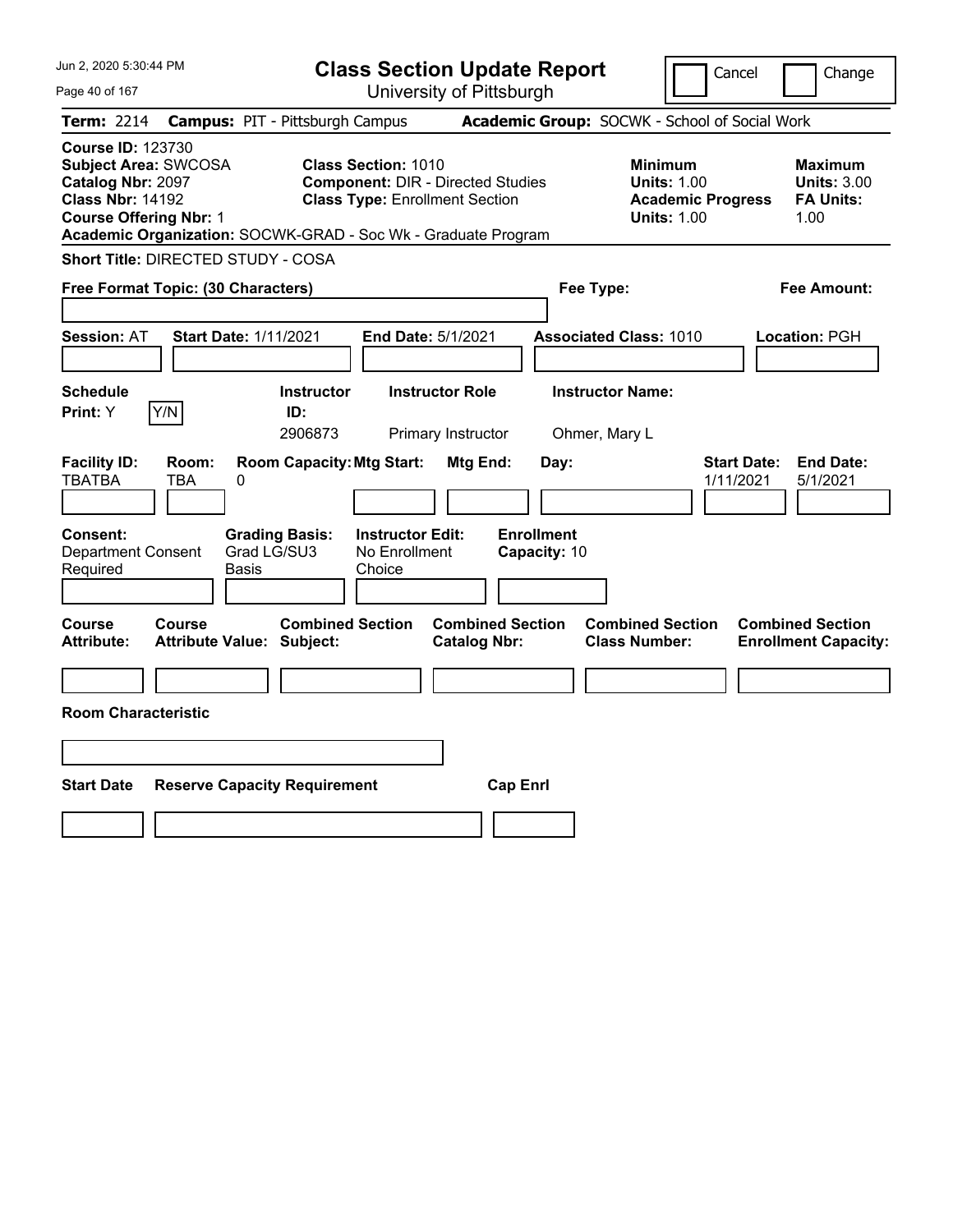Jun 2, 2020 5:30:44 PM

# Class Section Update Report

University of Pittsburgh

Cancel | Change

**Term:** 2214 **Campus:** PIT - Pittsburgh Campus **Academic Group:** SOCWK - School of Social Work

**Course ID:** 123730
**Subject Area:** SWCOSA
**Catalog Nbr:** 2097
**Class Nbr:** 14192
**Course Offering Nbr:** 1

**Class Section:** 1010
**Component:** DIR - Directed Studies
**Class Type:** Enrollment Section

**Minimum Units:** 1.00
**Academic Progress Units:** 1.00

**Maximum Units:** 3.00
**FA Units:** 1.00

**Academic Organization:** SOCWK-GRAD - Soc Wk - Graduate Program

**Short Title:** DIRECTED STUDY - COSA

**Free Format Topic: (30 Characters)**

**Fee Type:**

**Fee Amount:**

**Session:** AT **Start Date:** 1/11/2021 **End Date:** 5/1/2021 **Associated Class:** 1010 **Location:** PGH

| Schedule Print: | | Instructor ID: | Instructor Role | Instructor Name: |
|---|---|---|---|---|
| Y | Y/N | 2906873 | Primary Instructor | Ohmer, Mary L |

| Facility ID: | Room: | Room Capacity: | Mtg Start: | Mtg End: | Day: | Start Date: | End Date: |
|---|---|---|---|---|---|---|---|
| TBATBA | TBA | 0 | | | | 1/11/2021 | 5/1/2021 |

| Consent: | Grading Basis: | Instructor Edit: | Enrollment Capacity: |
|---|---|---|---|
| Department Consent Required | Grad LG/SU3 Basis | No Enrollment Choice | 10 |

| Course Attribute: | Course Attribute Value: | Combined Section Subject: | Combined Section Catalog Nbr: | Combined Section Class Number: | Combined Section Enrollment Capacity: |
|---|---|---|---|---|---|
| | | | | | |

**Room Characteristic**

| Start Date | Reserve Capacity Requirement | Cap Enrl |
|---|---|---|
| | | |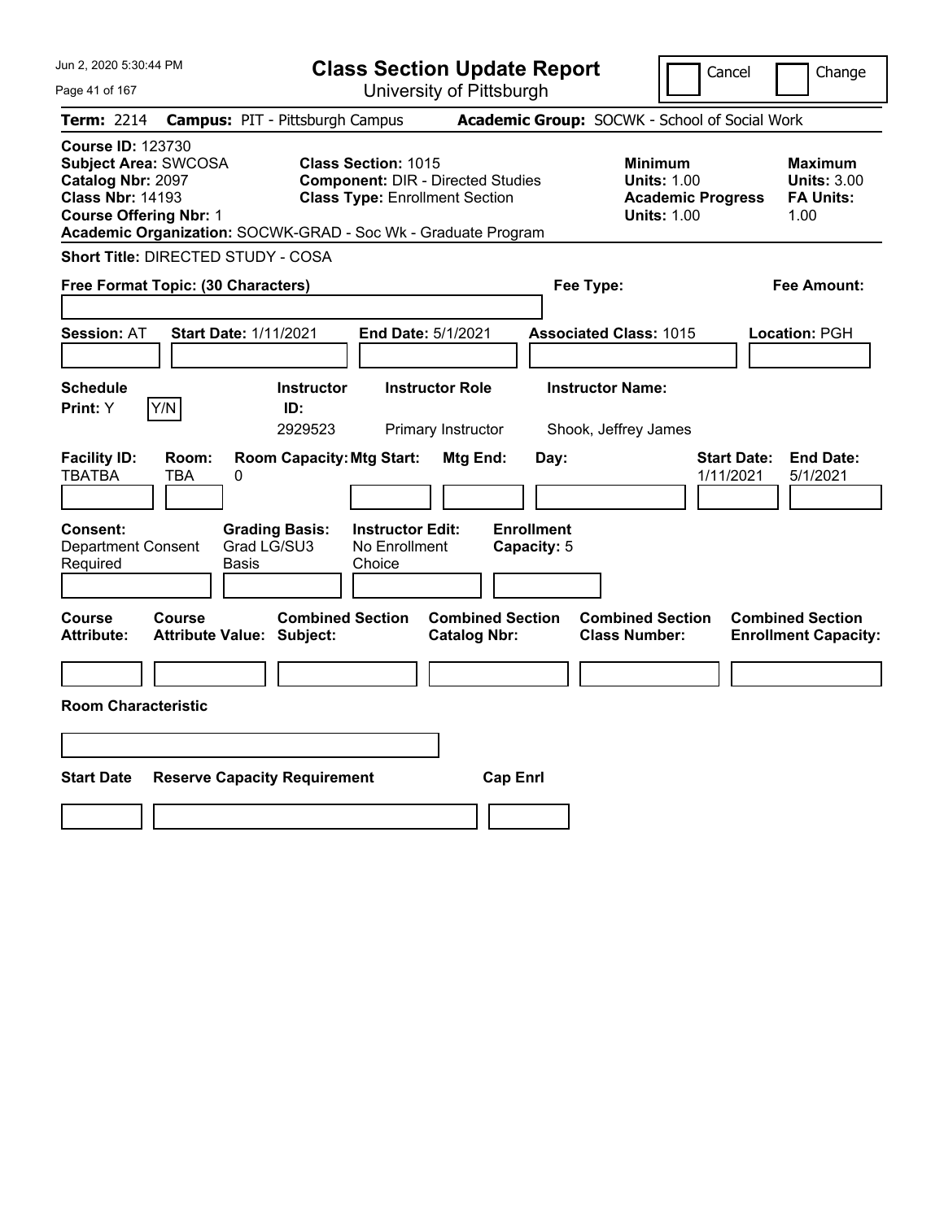Jun 2, 2020 5:30:44 PM

# Class Section Update Report

University of Pittsburgh

Cancel　　Change

**Term:** 2214　**Campus:** PIT - Pittsburgh Campus　**Academic Group:** SOCWK - School of Social Work

**Course ID:** 123730
**Subject Area:** SWCOSA
**Catalog Nbr:** 2097
**Class Nbr:** 14193
**Course Offering Nbr:** 1

**Class Section:** 1015
**Component:** DIR - Directed Studies
**Class Type:** Enrollment Section

**Minimum Units:** 1.00
**Academic Progress Units:** 1.00

**Maximum Units:** 3.00
**FA Units:** 1.00

**Academic Organization:** SOCWK-GRAD - Soc Wk - Graduate Program

**Short Title:** DIRECTED STUDY - COSA

**Free Format Topic: (30 Characters)**

**Fee Type:**

**Fee Amount:**

**Session:** AT　**Start Date:** 1/11/2021　**End Date:** 5/1/2021　**Associated Class:** 1015　**Location:** PGH

| Schedule Print: | | Instructor ID: | Instructor Role | Instructor Name: |
|---|---|---|---|---|
| Y | Y/N | 2929523 | Primary Instructor | Shook, Jeffrey James |

| Facility ID: | Room: | Room Capacity: | Mtg Start: | Mtg End: | Day: | Start Date: | End Date: |
|---|---|---|---|---|---|---|---|
| TBATBA | TBA | 0 | | | | 1/11/2021 | 5/1/2021 |

| Consent: | Grading Basis: | Instructor Edit: | Enrollment Capacity: |
|---|---|---|---|
| Department Consent Required | Grad LG/SU3 Basis | No Enrollment Choice | 5 |

| Course Attribute: | Course Attribute Value: | Combined Section Subject: | Combined Section Catalog Nbr: | Combined Section Class Number: | Combined Section Enrollment Capacity: |
|---|---|---|---|---|---|
| | | | | | |

**Room Characteristic**

| Start Date | Reserve Capacity Requirement | Cap Enrl |
|---|---|---|
| | | |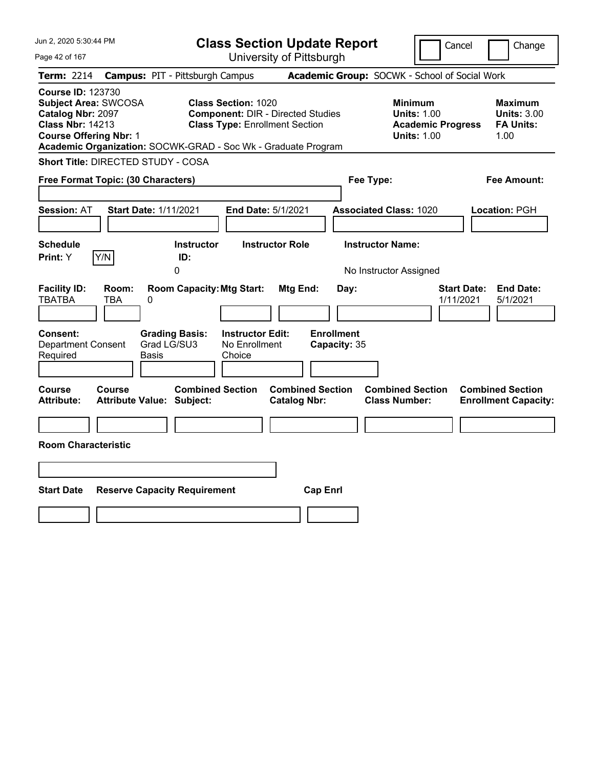# Class Section Update Report

University of Pittsburgh

Cancel | Change

Jun 2, 2020 5:30:44 PM

**Term:** 2214 **Campus:** PIT - Pittsburgh Campus **Academic Group:** SOCWK - School of Social Work

**Course ID:** 123730
**Subject Area:** SWCOSA
**Catalog Nbr:** 2097
**Class Nbr:** 14213
**Course Offering Nbr:** 1

**Class Section:** 1020
**Component:** DIR - Directed Studies
**Class Type:** Enrollment Section

**Minimum Units:** 1.00
**Academic Progress Units:** 1.00

**Maximum Units:** 3.00
**FA Units:** 1.00

**Academic Organization:** SOCWK-GRAD - Soc Wk - Graduate Program

**Short Title:** DIRECTED STUDY - COSA

**Free Format Topic: (30 Characters)**

**Fee Type:**

**Fee Amount:**

**Session:** AT **Start Date:** 1/11/2021 **End Date:** 5/1/2021 **Associated Class:** 1020 **Location:** PGH

| Schedule Print: | Instructor ID: | Instructor Role | Instructor Name: |
|---|---|---|---|
| Y | 0 | | No Instructor Assigned |

| Facility ID: | Room: | Room Capacity: | Mtg Start: | Mtg End: | Day: | Start Date: | End Date: |
|---|---|---|---|---|---|---|---|
| TBATBA | TBA | 0 | | | | 1/11/2021 | 5/1/2021 |

| Consent: | Grading Basis: | Instructor Edit: | Enrollment Capacity: |
|---|---|---|---|
| Department Consent Required | Grad LG/SU3 Basis | No Enrollment Choice | 35 |

| Course Attribute: | Course Attribute Value: | Combined Section Subject: | Combined Section Catalog Nbr: | Combined Section Class Number: | Combined Section Enrollment Capacity: |
|---|---|---|---|---|---|
| | | | | | |

**Room Characteristic**

| Start Date | Reserve Capacity Requirement | Cap Enrl |
|---|---|---|
| | | |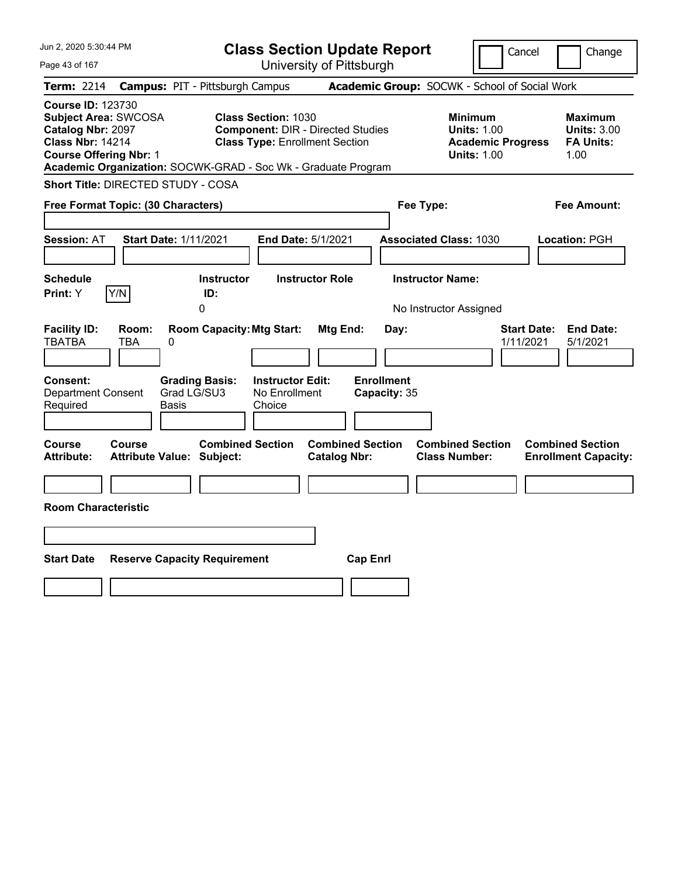# Class Section Update Report

University of Pittsburgh

Cancel | Change

**Term:** 2214 **Campus:** PIT - Pittsburgh Campus **Academic Group:** SOCWK - School of Social Work

**Course ID:** 123730
**Subject Area:** SWCOSA
**Catalog Nbr:** 2097
**Class Nbr:** 14214
**Course Offering Nbr:** 1

**Class Section:** 1030
**Component:** DIR - Directed Studies
**Class Type:** Enrollment Section

**Minimum Units:** 1.00
**Academic Progress Units:** 1.00

**Maximum Units:** 3.00
**FA Units:** 1.00

**Academic Organization:** SOCWK-GRAD - Soc Wk - Graduate Program

**Short Title:** DIRECTED STUDY - COSA

**Free Format Topic: (30 Characters)**

**Fee Type:**

**Fee Amount:**

**Session:** AT **Start Date:** 1/11/2021 **End Date:** 5/1/2021 **Associated Class:** 1030 **Location:** PGH

| Schedule Print: | | Instructor ID: | Instructor Role | Instructor Name: |
|---|---|---|---|---|
| Y | Y/N | 0 | | No Instructor Assigned |

| Facility ID: | Room: | Room Capacity: | Mtg Start: | Mtg End: | Day: | Start Date: | End Date: |
|---|---|---|---|---|---|---|---|
| TBATBA | TBA | 0 | | | | 1/11/2021 | 5/1/2021 |

| Consent: | Grading Basis: | Instructor Edit: | Enrollment Capacity: |
|---|---|---|---|
| Department Consent Required | Grad LG/SU3 Basis | No Enrollment Choice | 35 |

| Course Attribute: | Course Attribute Value: | Combined Section Subject: | Combined Section Catalog Nbr: | Combined Section Class Number: | Combined Section Enrollment Capacity: |
|---|---|---|---|---|---|
| | | | | | |

**Room Characteristic**

| Start Date | Reserve Capacity Requirement | Cap Enrl |
|---|---|---|
| | | |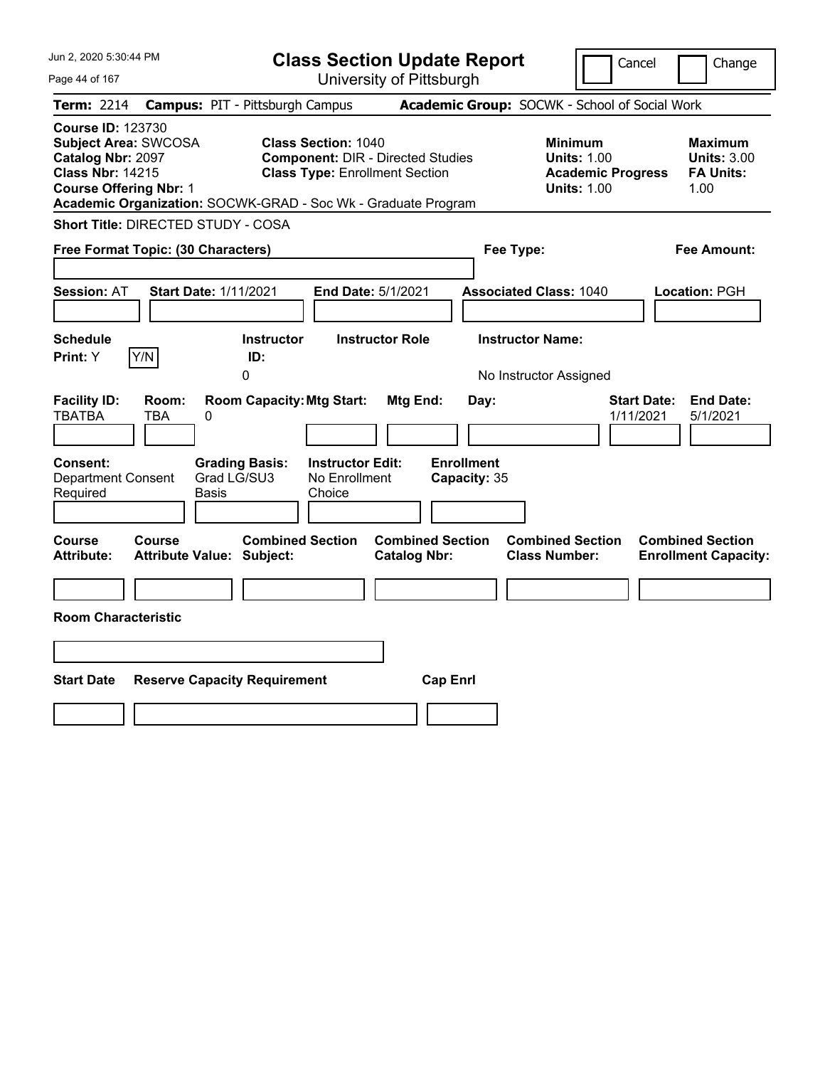Jun 2, 2020 5:30:44 PM

# Class Section Update Report

University of Pittsburgh

Cancel | Change

**Term:** 2214 **Campus:** PIT - Pittsburgh Campus **Academic Group:** SOCWK - School of Social Work

**Course ID:** 123730
**Subject Area:** SWCOSA
**Catalog Nbr:** 2097
**Class Nbr:** 14215
**Course Offering Nbr:** 1

**Class Section:** 1040
**Component:** DIR - Directed Studies
**Class Type:** Enrollment Section

**Minimum Units:** 1.00
**Academic Progress Units:** 1.00

**Maximum Units:** 3.00
**FA Units:** 1.00

**Academic Organization:** SOCWK-GRAD - Soc Wk - Graduate Program

**Short Title:** DIRECTED STUDY - COSA

**Free Format Topic: (30 Characters)**

**Fee Type:**

**Fee Amount:**

**Session:** AT **Start Date:** 1/11/2021 **End Date:** 5/1/2021 **Associated Class:** 1040 **Location:** PGH

| Schedule Print: | Y/N | Instructor ID: | Instructor Role | Instructor Name: |
|---|---|---|---|---|
| Y | | 0 | | No Instructor Assigned |

| Facility ID: | Room: | Room Capacity: | Mtg Start: | Mtg End: | Day: | Start Date: | End Date: |
|---|---|---|---|---|---|---|---|
| TBATBA | TBA | 0 | | | | 1/11/2021 | 5/1/2021 |

| Consent: | Grading Basis: | Instructor Edit: | Enrollment Capacity: |
|---|---|---|---|
| Department Consent Required | Grad LG/SU3 Basis | No Enrollment Choice | 35 |

| Course Attribute: | Course Attribute Value: | Combined Section Subject: | Combined Section Catalog Nbr: | Combined Section Class Number: | Combined Section Enrollment Capacity: |
|---|---|---|---|---|---|
| | | | | | |

**Room Characteristic**

| Start Date | Reserve Capacity Requirement | Cap Enrl |
|---|---|---|
| | | |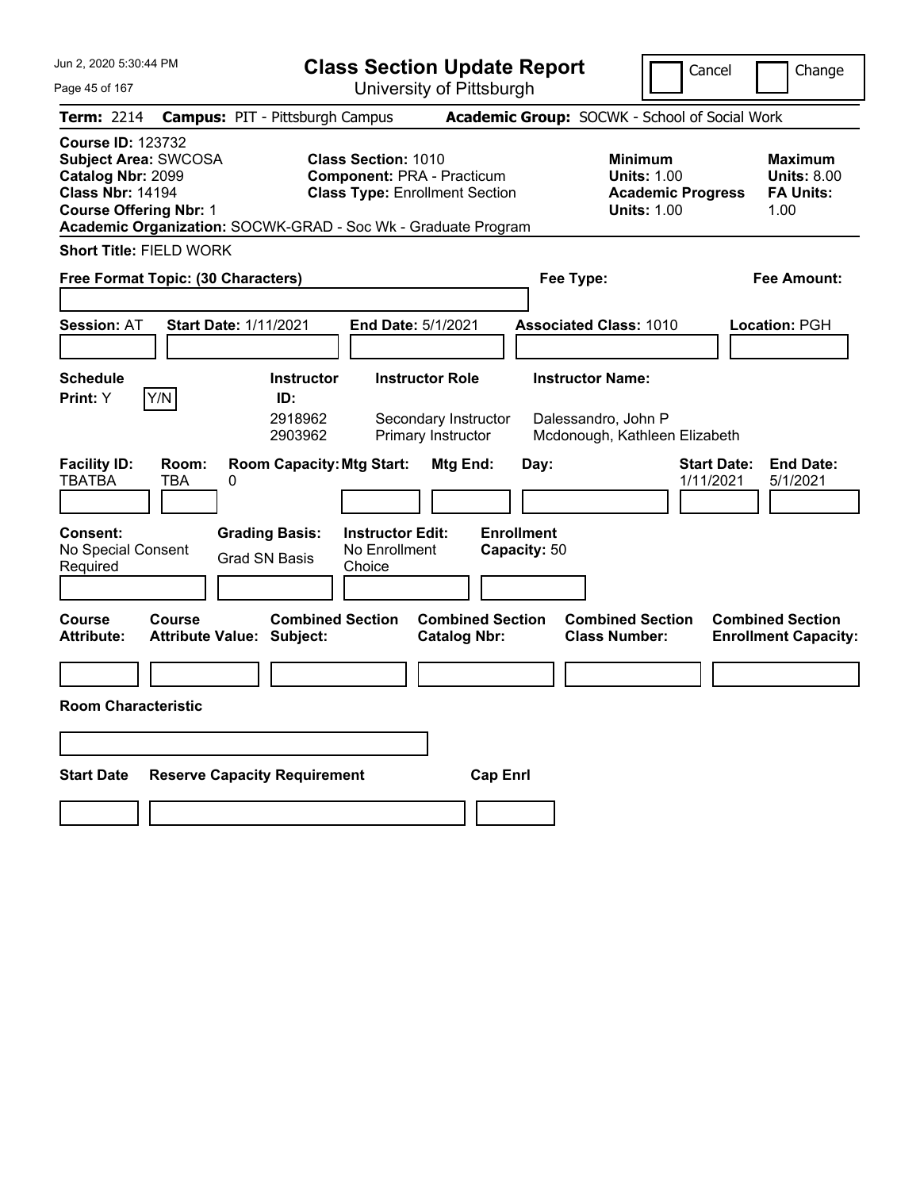# Class Section Update Report

University of Pittsburgh

Jun 2, 2020 5:30:44 PM

Cancel | Change

**Term:** 2214 **Campus:** PIT - Pittsburgh Campus **Academic Group:** SOCWK - School of Social Work

**Course ID:** 123732
**Subject Area:** SWCOSA
**Catalog Nbr:** 2099
**Class Nbr:** 14194
**Course Offering Nbr:** 1
**Academic Organization:** SOCWK-GRAD - Soc Wk - Graduate Program

**Class Section:** 1010
**Component:** PRA - Practicum
**Class Type:** Enrollment Section

**Minimum Units:** 1.00
**Academic Progress Units:** 1.00

**Maximum Units:** 8.00
**FA Units:** 1.00

**Short Title:** FIELD WORK

**Free Format Topic: (30 Characters)**

**Fee Type:**

**Fee Amount:**

**Session:** AT **Start Date:** 1/11/2021 **End Date:** 5/1/2021 **Associated Class:** 1010 **Location:** PGH

| Schedule Print: | Instructor ID: | Instructor Role | Instructor Name: |
|---|---|---|---|
| Y Y/N | 2918962 | Secondary Instructor | Dalessandro, John P |
| | 2903962 | Primary Instructor | Mcdonough, Kathleen Elizabeth |

| Facility ID: | Room: | Room Capacity: | Mtg Start: | Mtg End: | Day: | Start Date: | End Date: |
|---|---|---|---|---|---|---|---|
| TBATBA | TBA | 0 | | | | 1/11/2021 | 5/1/2021 |

**Consent:** No Special Consent Required
**Grading Basis:** Grad SN Basis
**Instructor Edit:** No Enrollment Choice
**Enrollment Capacity:** 50

| Course Attribute: | Course Attribute Value: | Combined Section Subject: | Combined Section Catalog Nbr: | Combined Section Class Number: | Combined Section Enrollment Capacity: |
|---|---|---|---|---|---|
| | | | | | |

**Room Characteristic**

| Start Date | Reserve Capacity Requirement | Cap Enrl |
|---|---|---|
| | | |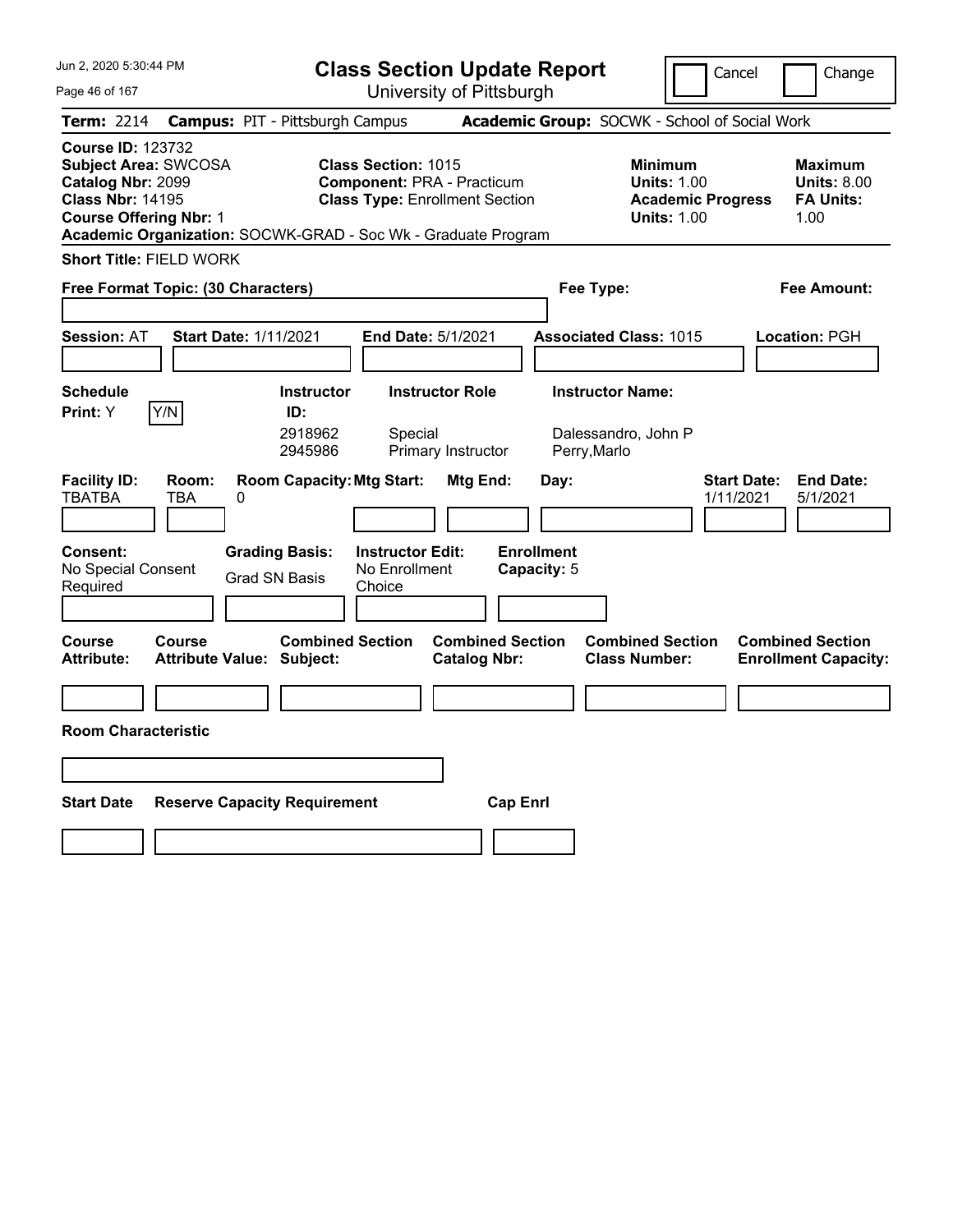# Class Section Update Report

University of Pittsburgh

Jun 2, 2020 5:30:44 PM

Cancel | Change

**Term:** 2214 **Campus:** PIT - Pittsburgh Campus **Academic Group:** SOCWK - School of Social Work

**Course ID:** 123732
**Subject Area:** SWCOSA
**Catalog Nbr:** 2099
**Class Nbr:** 14195
**Course Offering Nbr:** 1
**Academic Organization:** SOCWK-GRAD - Soc Wk - Graduate Program

**Class Section:** 1015
**Component:** PRA - Practicum
**Class Type:** Enrollment Section

**Minimum Units:** 1.00
**Academic Progress Units:** 1.00

**Maximum Units:** 8.00
**FA Units:** 1.00

**Short Title:** FIELD WORK

**Free Format Topic: (30 Characters)**

**Fee Type:**

**Fee Amount:**

**Session:** AT **Start Date:** 1/11/2021 **End Date:** 5/1/2021 **Associated Class:** 1015 **Location:** PGH

**Schedule Print:** Y Y/N

| Instructor ID: | Instructor Role | Instructor Name: |
|---|---|---|
| 2918962 | Special | Dalessandro, John P |
| 2945986 | Primary Instructor | Perry,Marlo |

| Facility ID: | Room: | Room Capacity: | Mtg Start: | Mtg End: | Day: | Start Date: | End Date: |
|---|---|---|---|---|---|---|---|
| TBATBA | TBA | 0 | | | | 1/11/2021 | 5/1/2021 |

**Consent:** No Special Consent Required
**Grading Basis:** Grad SN Basis
**Instructor Edit:** No Enrollment Choice
**Enrollment Capacity:** 5

| Course Attribute: | Course Attribute Value: | Combined Section Subject: | Combined Section Catalog Nbr: | Combined Section Class Number: | Combined Section Enrollment Capacity: |
|---|---|---|---|---|---|
| | | | | | |

**Room Characteristic**

| Start Date | Reserve Capacity Requirement | Cap Enrl |
|---|---|---|
| | | |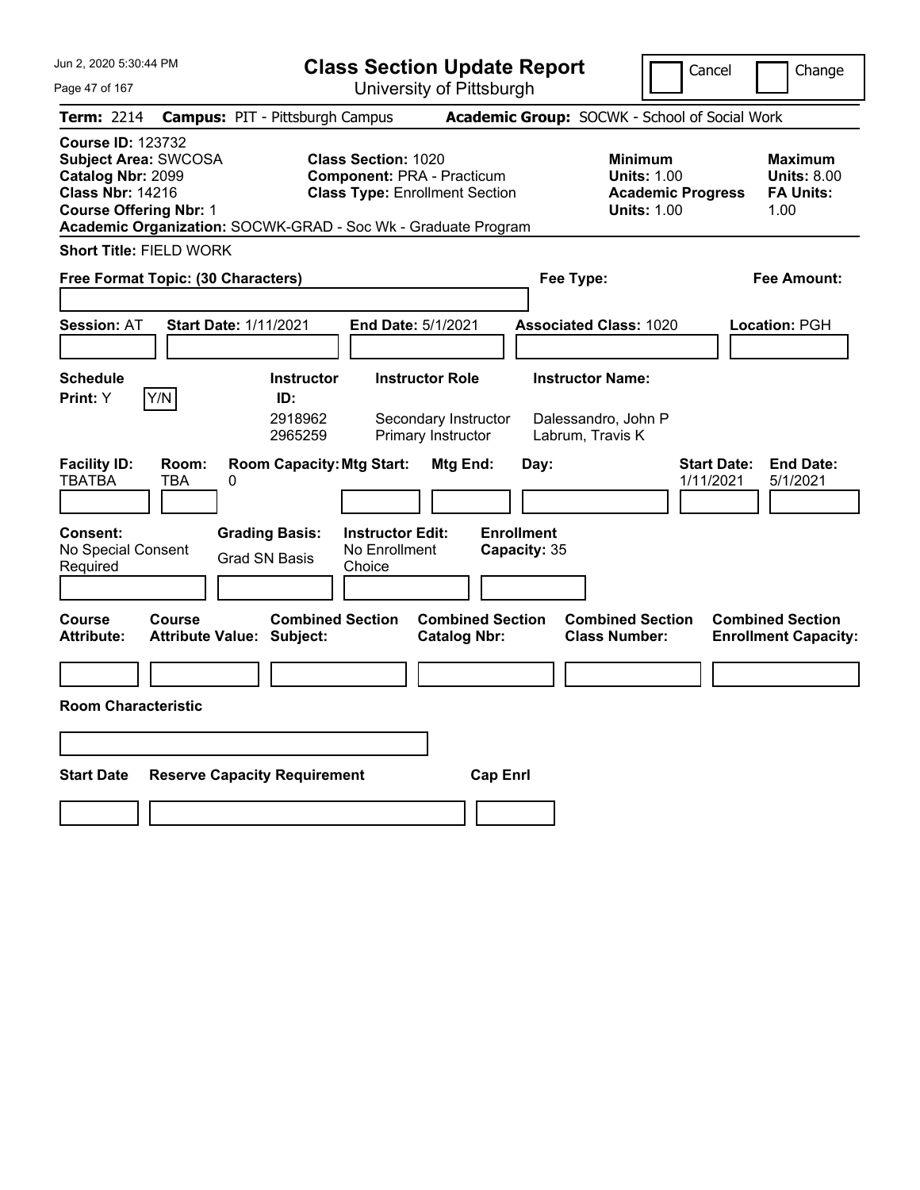Jun 2, 2020 5:30:44 PM

# Class Section Update Report

University of Pittsburgh

Cancel | Change

**Term:** 2214 **Campus:** PIT - Pittsburgh Campus **Academic Group:** SOCWK - School of Social Work

**Course ID:** 123732
**Subject Area:** SWCOSA
**Catalog Nbr:** 2099
**Class Nbr:** 14216
**Course Offering Nbr:** 1
**Academic Organization:** SOCWK-GRAD - Soc Wk - Graduate Program

**Class Section:** 1020
**Component:** PRA - Practicum
**Class Type:** Enrollment Section

**Minimum Units:** 1.00
**Academic Progress Units:** 1.00

**Maximum Units:** 8.00
**FA Units:** 1.00

**Short Title:** FIELD WORK

**Free Format Topic: (30 Characters)**

**Fee Type:**

**Fee Amount:**

**Session:** AT **Start Date:** 1/11/2021 **End Date:** 5/1/2021 **Associated Class:** 1020 **Location:** PGH

**Schedule Print:** Y Y/N

| Instructor ID: | Instructor Role | Instructor Name: |
|---|---|---|
| 2918962 | Secondary Instructor | Dalessandro, John P |
| 2965259 | Primary Instructor | Labrum, Travis K |

| Facility ID: | Room: | Room Capacity: | Mtg Start: | Mtg End: | Day: | Start Date: | End Date: |
|---|---|---|---|---|---|---|---|
| TBATBA | TBA | 0 | | | | 1/11/2021 | 5/1/2021 |

**Consent:** No Special Consent Required
**Grading Basis:** Grad SN Basis
**Instructor Edit:** No Enrollment Choice
**Enrollment Capacity:** 35

| Course Attribute: | Course Attribute Value: | Combined Section Subject: | Combined Section Catalog Nbr: | Combined Section Class Number: | Combined Section Enrollment Capacity: |
|---|---|---|---|---|---|
| | | | | | |

**Room Characteristic**

| Start Date | Reserve Capacity Requirement | Cap Enrl |
|---|---|---|
| | | |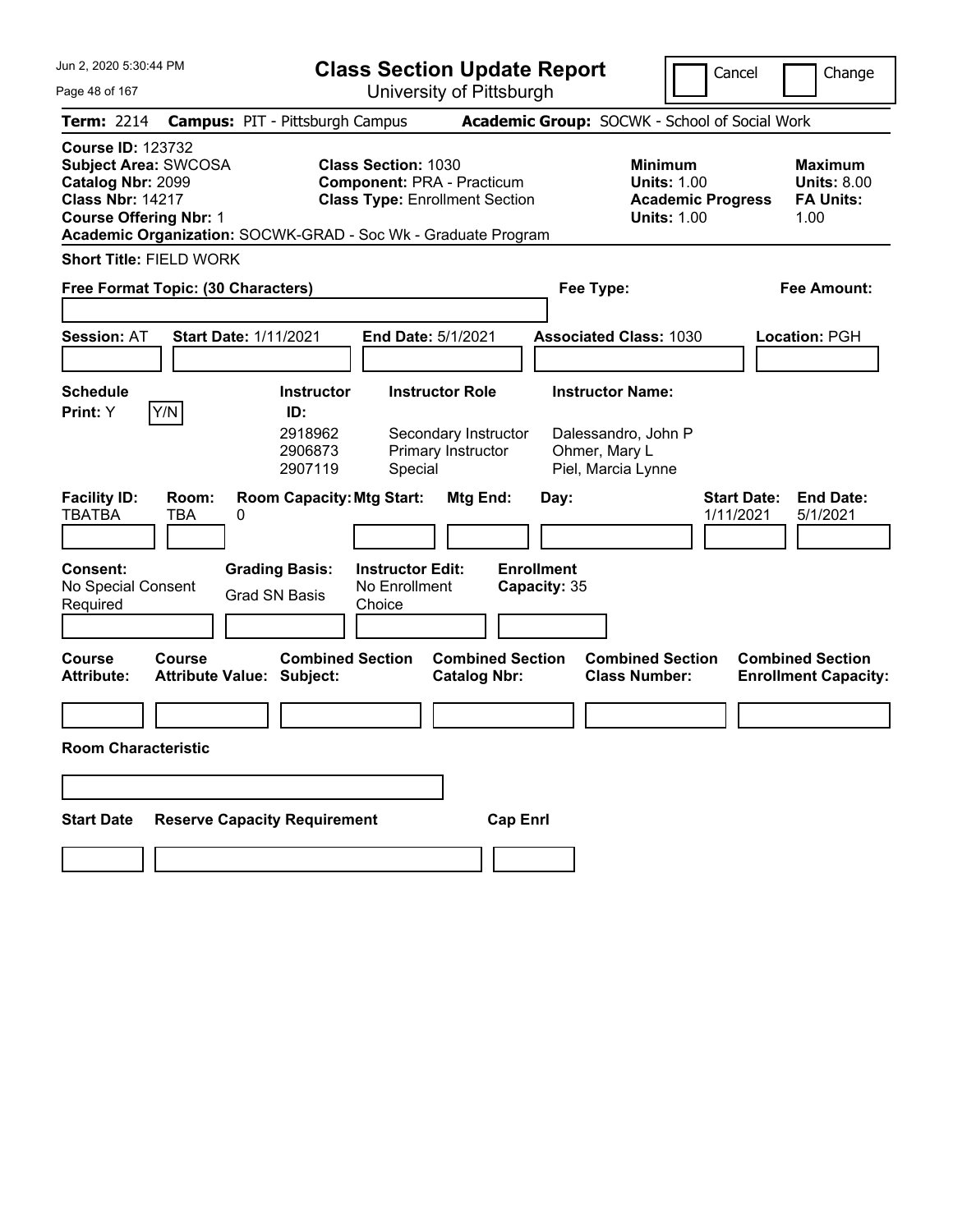Jun 2, 2020 5:30:44 PM

# Class Section Update Report

University of Pittsburgh

Cancel | Change

**Term:** 2214 **Campus:** PIT - Pittsburgh Campus **Academic Group:** SOCWK - School of Social Work

**Course ID:** 123732
**Subject Area:** SWCOSA
**Catalog Nbr:** 2099
**Class Nbr:** 14217
**Course Offering Nbr:** 1

**Class Section:** 1030
**Component:** PRA - Practicum
**Class Type:** Enrollment Section

**Minimum Units:** 1.00
**Academic Progress Units:** 1.00

**Maximum Units:** 8.00
**FA Units:** 1.00

**Academic Organization:** SOCWK-GRAD - Soc Wk - Graduate Program

**Short Title:** FIELD WORK

**Free Format Topic: (30 Characters)**

**Fee Type:**

**Fee Amount:**

**Session:** AT **Start Date:** 1/11/2021 **End Date:** 5/1/2021 **Associated Class:** 1030 **Location:** PGH

**Schedule Print:** Y Y/N

| Instructor ID: | Instructor Role | Instructor Name: |
|---|---|---|
| 2918962 | Secondary Instructor | Dalessandro, John P |
| 2906873 | Primary Instructor | Ohmer, Mary L |
| 2907119 | Special | Piel, Marcia Lynne |

| Facility ID: | Room: | Room Capacity: | Mtg Start: | Mtg End: | Day: | Start Date: | End Date: |
|---|---|---|---|---|---|---|---|
| TBATBA | TBA | 0 | | | | 1/11/2021 | 5/1/2021 |

**Consent:** No Special Consent Required

**Grading Basis:** Grad SN Basis

**Instructor Edit:** No Enrollment Choice

**Enrollment Capacity:** 35

| Course Attribute: | Course Attribute Value: | Combined Section Subject: | Combined Section Catalog Nbr: | Combined Section Class Number: | Combined Section Enrollment Capacity: |
|---|---|---|---|---|---|
| | | | | | |

**Room Characteristic**

| Start Date | Reserve Capacity Requirement | Cap Enrl |
|---|---|---|
| | | |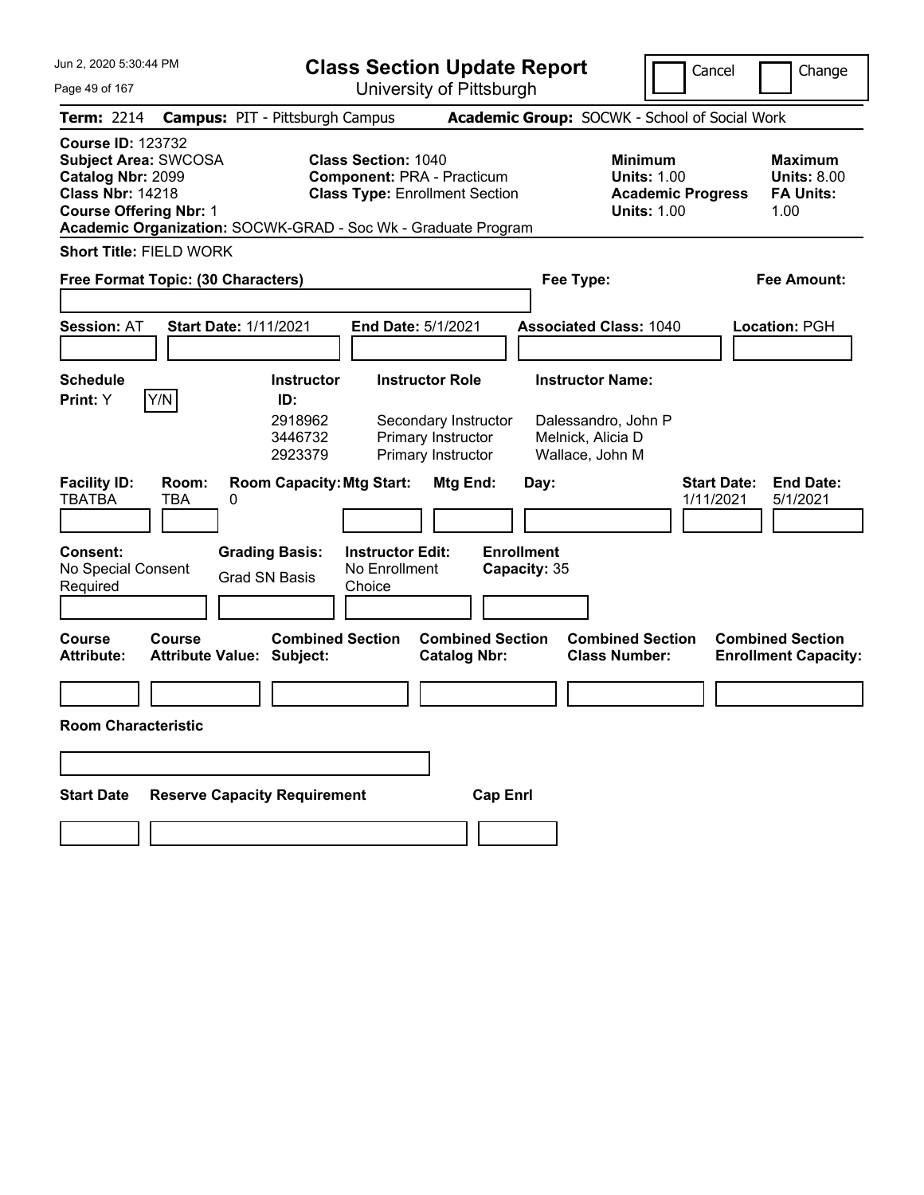# Class Section Update Report

University of Pittsburgh

Jun 2, 2020 5:30:44 PM

Cancel | Change

**Term:** 2214 **Campus:** PIT - Pittsburgh Campus **Academic Group:** SOCWK - School of Social Work

**Course ID:** 123732
**Subject Area:** SWCOSA
**Catalog Nbr:** 2099
**Class Nbr:** 14218
**Course Offering Nbr:** 1
**Academic Organization:** SOCWK-GRAD - Soc Wk - Graduate Program

**Class Section:** 1040
**Component:** PRA - Practicum
**Class Type:** Enrollment Section

**Minimum Units:** 1.00
**Academic Progress Units:** 1.00

**Maximum Units:** 8.00
**FA Units:** 1.00

**Short Title:** FIELD WORK

**Free Format Topic: (30 Characters)**

**Fee Type:**

**Fee Amount:**

**Session:** AT **Start Date:** 1/11/2021 **End Date:** 5/1/2021 **Associated Class:** 1040 **Location:** PGH

**Schedule Print:** Y Y/N

| Instructor ID: | Instructor Role | Instructor Name: |
| --- | --- | --- |
| 2918962 | Secondary Instructor | Dalessandro, John P |
| 3446732 | Primary Instructor | Melnick, Alicia D |
| 2923379 | Primary Instructor | Wallace, John M |

| Facility ID: | Room: | Room Capacity: | Mtg Start: | Mtg End: | Day: | Start Date: | End Date: |
| --- | --- | --- | --- | --- | --- | --- | --- |
| TBATBA | TBA | 0 | | | | 1/11/2021 | 5/1/2021 |

**Consent:** No Special Consent Required

**Grading Basis:** Grad SN Basis

**Instructor Edit:** No Enrollment Choice

**Enrollment Capacity:** 35

| Course Attribute: | Course Attribute Value: | Combined Section Subject: | Combined Section Catalog Nbr: | Combined Section Class Number: | Combined Section Enrollment Capacity: |
| --- | --- | --- | --- | --- | --- |
| | | | | | |

**Room Characteristic**

| Start Date | Reserve Capacity Requirement | Cap Enrl |
| --- | --- | --- |
| | | |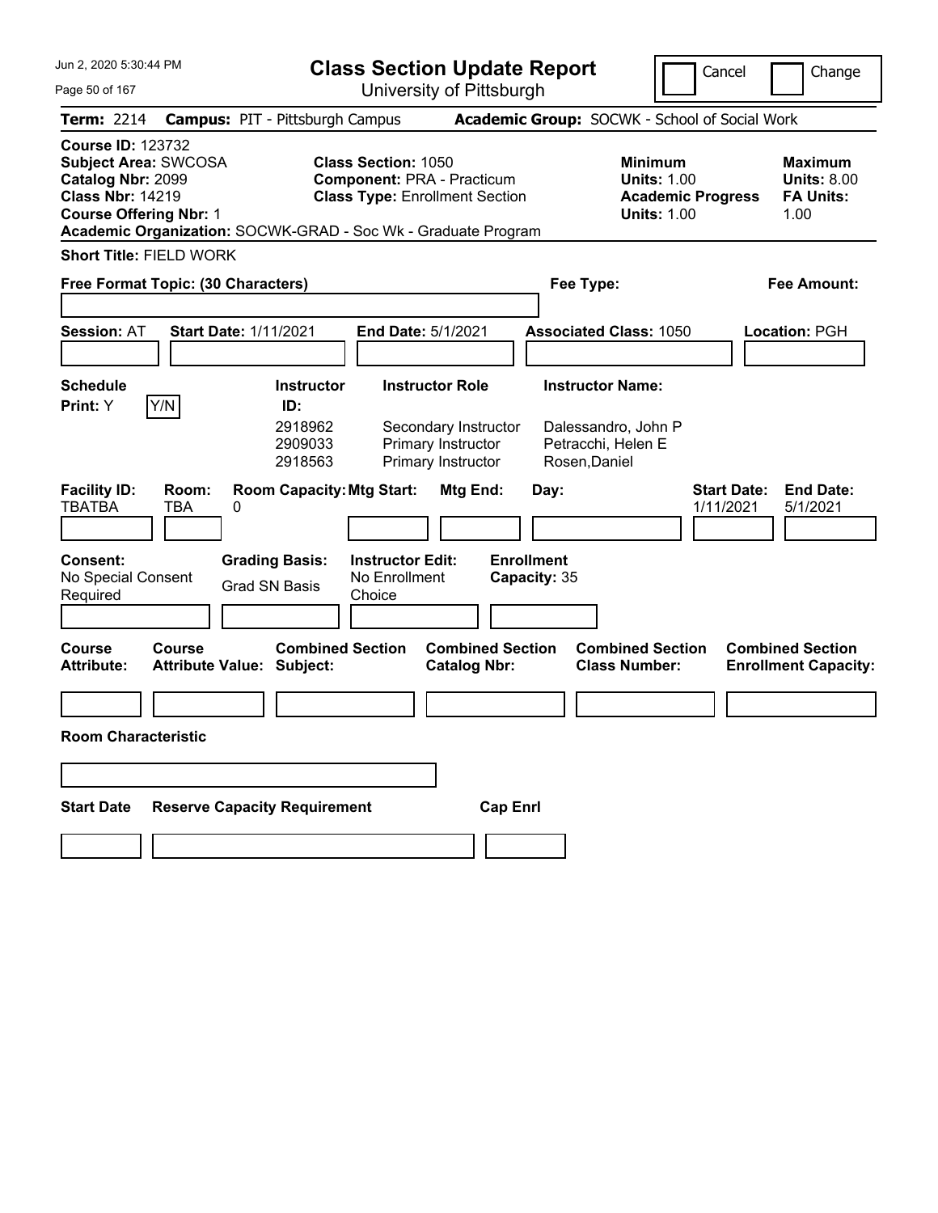# Class Section Update Report

University of Pittsburgh

Jun 2, 2020 5:30:44 PM

Cancel | Change

**Term:** 2214 **Campus:** PIT - Pittsburgh Campus **Academic Group:** SOCWK - School of Social Work

**Course ID:** 123732
**Subject Area:** SWCOSA
**Catalog Nbr:** 2099
**Class Nbr:** 14219
**Course Offering Nbr:** 1
**Academic Organization:** SOCWK-GRAD - Soc Wk - Graduate Program

**Class Section:** 1050
**Component:** PRA - Practicum
**Class Type:** Enrollment Section

**Minimum Units:** 1.00
**Academic Progress Units:** 1.00

**Maximum Units:** 8.00
**FA Units:** 1.00

**Short Title:** FIELD WORK

**Free Format Topic: (30 Characters)**

**Fee Type:**

**Fee Amount:**

**Session:** AT **Start Date:** 1/11/2021 **End Date:** 5/1/2021 **Associated Class:** 1050 **Location:** PGH

**Schedule Print:** Y Y/N

| Instructor ID: | Instructor Role | Instructor Name: |
|---|---|---|
| 2918962 | Secondary Instructor | Dalessandro, John P |
| 2909033 | Primary Instructor | Petracchi, Helen E |
| 2918563 | Primary Instructor | Rosen,Daniel |

| Facility ID: | Room: | Room Capacity: | Mtg Start: | Mtg End: | Day: | Start Date: | End Date: |
|---|---|---|---|---|---|---|---|
| TBATBA | TBA | 0 | | | | 1/11/2021 | 5/1/2021 |

**Consent:** No Special Consent Required

**Grading Basis:** Grad SN Basis

**Instructor Edit:** No Enrollment Choice

**Enrollment Capacity:** 35

| Course Attribute: | Course Attribute Value: | Combined Section Subject: | Combined Section Catalog Nbr: | Combined Section Class Number: | Combined Section Enrollment Capacity: |
|---|---|---|---|---|---|
| | | | | | |

**Room Characteristic**

| Start Date | Reserve Capacity Requirement | Cap Enrl |
|---|---|---|
| | | |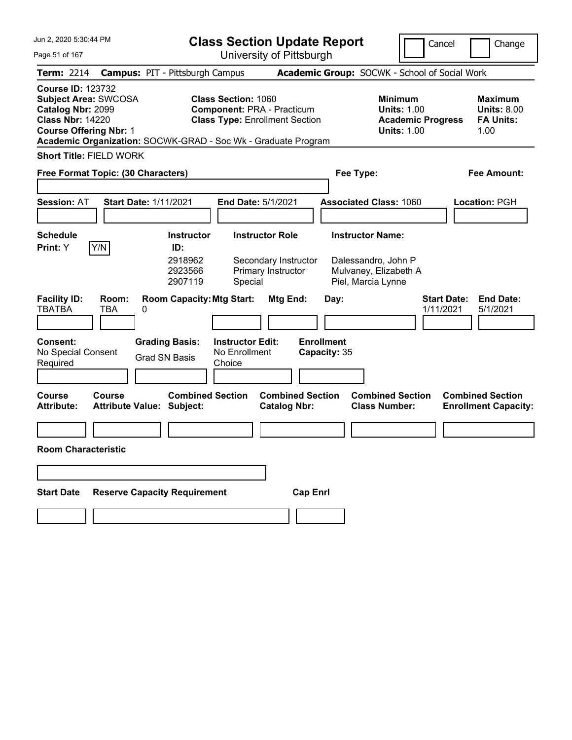# Class Section Update Report

University of Pittsburgh

Cancel | Change

**Term:** 2214 **Campus:** PIT - Pittsburgh Campus **Academic Group:** SOCWK - School of Social Work

**Course ID:** 123732
**Subject Area:** SWCOSA
**Catalog Nbr:** 2099
**Class Nbr:** 14220
**Course Offering Nbr:** 1

**Class Section:** 1060
**Component:** PRA - Practicum
**Class Type:** Enrollment Section

**Minimum Units:** 1.00
**Academic Progress Units:** 1.00

**Maximum Units:** 8.00
**FA Units:** 1.00

**Academic Organization:** SOCWK-GRAD - Soc Wk - Graduate Program

**Short Title:** FIELD WORK

**Free Format Topic: (30 Characters)**

**Fee Type:**

**Fee Amount:**

**Session:** AT **Start Date:** 1/11/2021 **End Date:** 5/1/2021 **Associated Class:** 1060 **Location:** PGH

**Schedule Print:** Y Y/N

| Instructor ID: | Instructor Role | Instructor Name: |
|---|---|---|
| 2918962 | Secondary Instructor | Dalessandro, John P |
| 2923566 | Primary Instructor | Mulvaney, Elizabeth A |
| 2907119 | Special | Piel, Marcia Lynne |

| Facility ID: | Room: | Room Capacity: | Mtg Start: | Mtg End: | Day: | Start Date: | End Date: |
|---|---|---|---|---|---|---|---|
| TBATBA | TBA | 0 | | | | 1/11/2021 | 5/1/2021 |

**Consent:** No Special Consent Required

**Grading Basis:** Grad SN Basis

**Instructor Edit:** No Enrollment Choice

**Enrollment Capacity:** 35

| Course Attribute: | Course Attribute Value: | Combined Section Subject: | Combined Section Catalog Nbr: | Combined Section Class Number: | Combined Section Enrollment Capacity: |
|---|---|---|---|---|---|
| | | | | | |

**Room Characteristic**

| Start Date | Reserve Capacity Requirement | Cap Enrl |
|---|---|---|
| | | |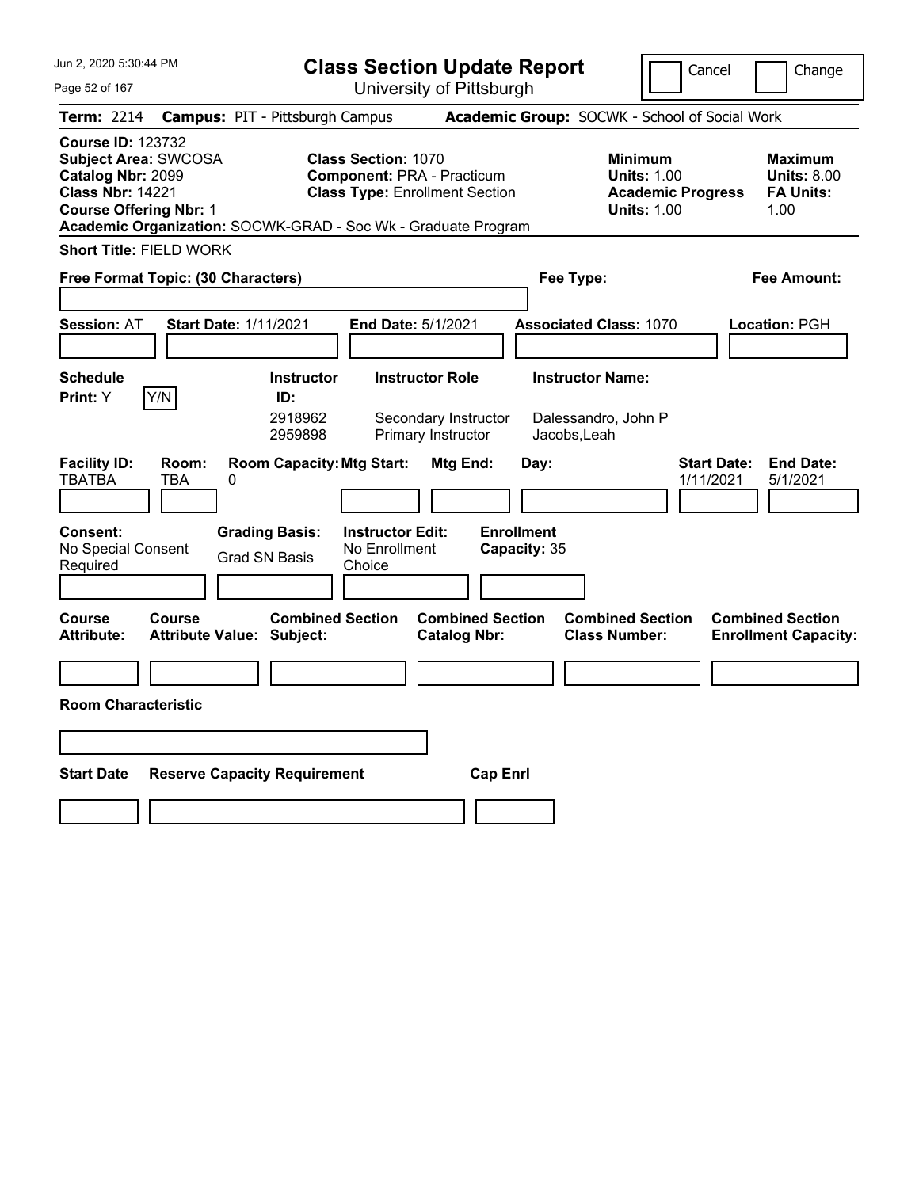# Class Section Update Report

University of Pittsburgh

Jun 2, 2020 5:30:44 PM

Cancel / Change

**Term:** 2214 **Campus:** PIT - Pittsburgh Campus **Academic Group:** SOCWK - School of Social Work

**Course ID:** 123732
**Subject Area:** SWCOSA
**Catalog Nbr:** 2099
**Class Nbr:** 14221
**Course Offering Nbr:** 1
**Academic Organization:** SOCWK-GRAD - Soc Wk - Graduate Program

**Class Section:** 1070
**Component:** PRA - Practicum
**Class Type:** Enrollment Section

**Minimum Units:** 1.00
**Academic Progress Units:** 1.00

**Maximum Units:** 8.00
**FA Units:** 1.00

**Short Title:** FIELD WORK

**Free Format Topic: (30 Characters)**

**Fee Type:**

**Fee Amount:**

**Session:** AT **Start Date:** 1/11/2021 **End Date:** 5/1/2021 **Associated Class:** 1070 **Location:** PGH

**Schedule Print:** Y

| Instructor ID | Instructor Role | Instructor Name |
|---|---|---|
| 2918962 | Secondary Instructor | Dalessandro, John P |
| 2959898 | Primary Instructor | Jacobs,Leah |

| Facility ID | Room | Room Capacity | Mtg Start | Mtg End | Day | Start Date | End Date |
|---|---|---|---|---|---|---|---|
| TBATBA | TBA | 0 | | | | 1/11/2021 | 5/1/2021 |

**Consent:** No Special Consent Required
**Grading Basis:** Grad SN Basis
**Instructor Edit:** No Enrollment Choice
**Enrollment Capacity:** 35

| Course Attribute | Course Attribute Value | Combined Section Subject | Combined Section Catalog Nbr | Combined Section Class Number | Combined Section Enrollment Capacity |
|---|---|---|---|---|---|
| | | | | | |

**Room Characteristic**

| Start Date | Reserve Capacity Requirement | Cap Enrl |
|---|---|---|
| | | |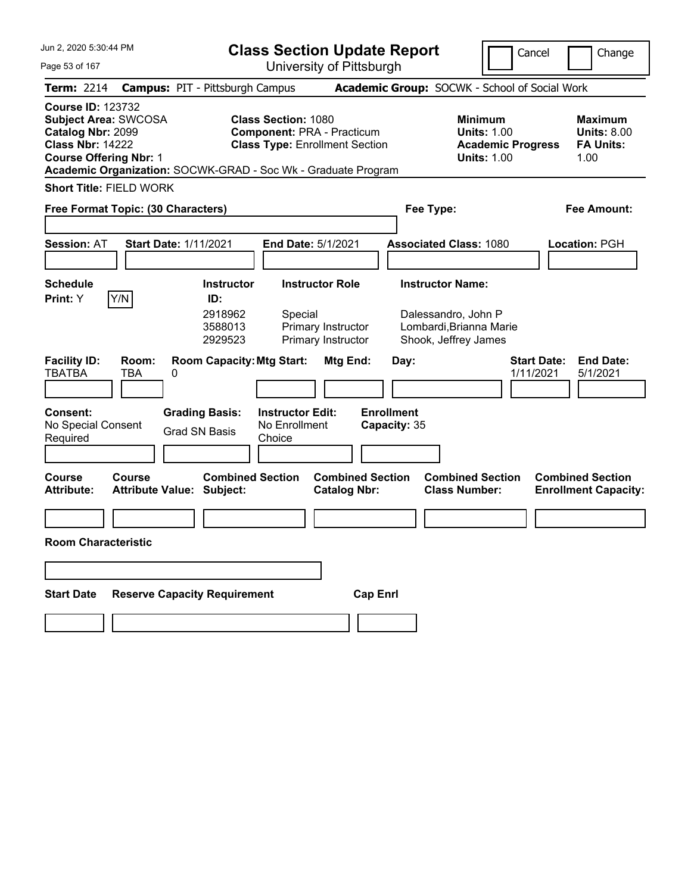# Class Section Update Report

University of Pittsburgh

Cancel | Change

**Term:** 2214 **Campus:** PIT - Pittsburgh Campus **Academic Group:** SOCWK - School of Social Work

**Course ID:** 123732
**Subject Area:** SWCOSA
**Catalog Nbr:** 2099
**Class Nbr:** 14222
**Course Offering Nbr:** 1

**Class Section:** 1080
**Component:** PRA - Practicum
**Class Type:** Enrollment Section

**Minimum Units:** 1.00
**Academic Progress Units:** 1.00

**Maximum Units:** 8.00
**FA Units:** 1.00

**Academic Organization:** SOCWK-GRAD - Soc Wk - Graduate Program

**Short Title:** FIELD WORK

**Free Format Topic: (30 Characters)**

**Fee Type:**

**Fee Amount:**

**Session:** AT **Start Date:** 1/11/2021 **End Date:** 5/1/2021 **Associated Class:** 1080 **Location:** PGH

**Schedule Print:** Y Y/N

| Instructor ID: | Instructor Role | Instructor Name: |
|---|---|---|
| 2918962 | Special | Dalessandro, John P |
| 3588013 | Primary Instructor | Lombardi,Brianna Marie |
| 2929523 | Primary Instructor | Shook, Jeffrey James |

| Facility ID: | Room: | Room Capacity: | Mtg Start: | Mtg End: | Day: | Start Date: | End Date: |
|---|---|---|---|---|---|---|---|
| TBATBA | TBA | 0 | | | | 1/11/2021 | 5/1/2021 |

**Consent:** No Special Consent Required

**Grading Basis:** Grad SN Basis

**Instructor Edit:** No Enrollment Choice

**Enrollment Capacity:** 35

| Course Attribute: | Course Attribute Value: | Combined Section Subject: | Combined Section Catalog Nbr: | Combined Section Class Number: | Combined Section Enrollment Capacity: |
|---|---|---|---|---|---|
| | | | | | |

**Room Characteristic**

| Start Date | Reserve Capacity Requirement | Cap Enrl |
|---|---|---|
| | | |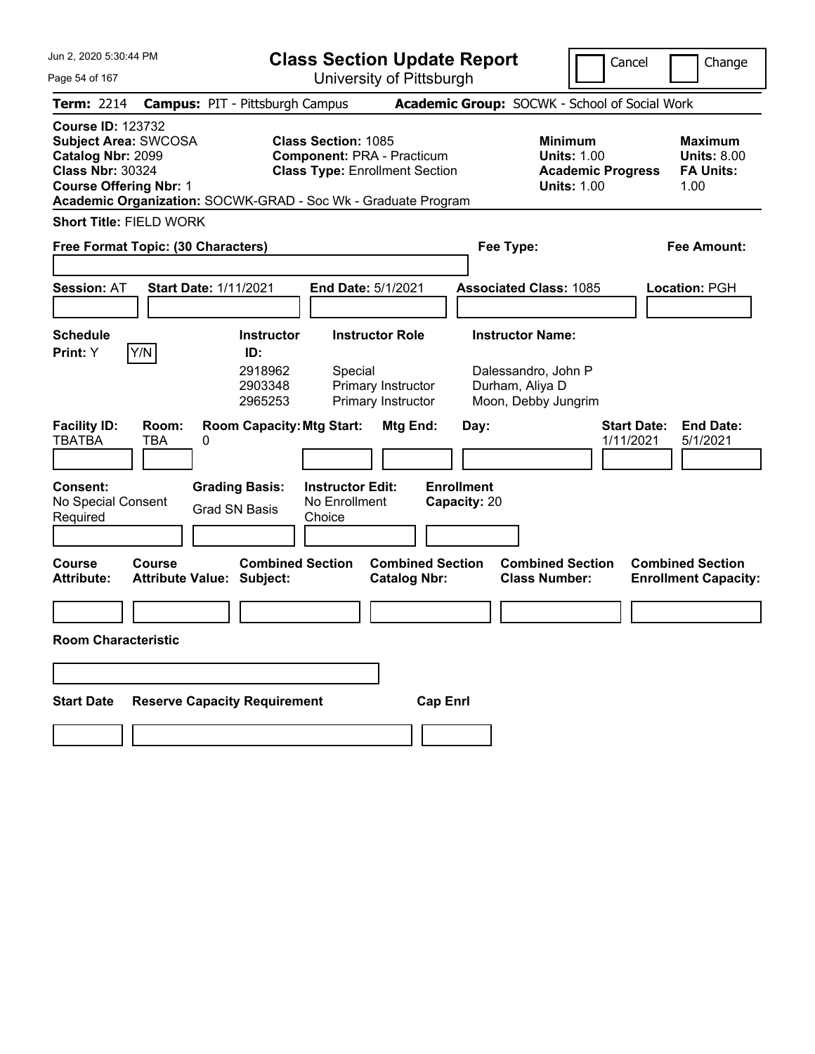Jun 2, 2020 5:30:44 PM

# Class Section Update Report

University of Pittsburgh

Cancel | Change

**Term:** 2214 **Campus:** PIT - Pittsburgh Campus **Academic Group:** SOCWK - School of Social Work

**Course ID:** 123732
**Subject Area:** SWCOSA
**Catalog Nbr:** 2099
**Class Nbr:** 30324
**Course Offering Nbr:** 1
**Academic Organization:** SOCWK-GRAD - Soc Wk - Graduate Program

**Class Section:** 1085
**Component:** PRA - Practicum
**Class Type:** Enrollment Section

**Minimum Units:** 1.00
**Academic Progress Units:** 1.00

**Maximum Units:** 8.00
**FA Units:** 1.00

**Short Title:** FIELD WORK

**Free Format Topic: (30 Characters)**

**Fee Type:**

**Fee Amount:**

**Session:** AT **Start Date:** 1/11/2021 **End Date:** 5/1/2021 **Associated Class:** 1085 **Location:** PGH

**Schedule Print:** Y [Y/N]

| Instructor ID: | Instructor Role | Instructor Name: |
|---|---|---|
| 2918962 | Special | Dalessandro, John P |
| 2903348 | Primary Instructor | Durham, Aliya D |
| 2965253 | Primary Instructor | Moon, Debby Jungrim |

| Facility ID: | Room: | Room Capacity: | Mtg Start: | Mtg End: | Day: | Start Date: | End Date: |
|---|---|---|---|---|---|---|---|
| TBATBA | TBA | 0 | | | | 1/11/2021 | 5/1/2021 |

**Consent:** No Special Consent Required
**Grading Basis:** Grad SN Basis
**Instructor Edit:** No Enrollment Choice
**Enrollment Capacity:** 20

| Course Attribute: | Course Attribute Value: | Combined Section Subject: | Combined Section Catalog Nbr: | Combined Section Class Number: | Combined Section Enrollment Capacity: |
|---|---|---|---|---|---|
| | | | | | |

**Room Characteristic**

| Start Date | Reserve Capacity Requirement | Cap Enrl |
|---|---|---|
| | | |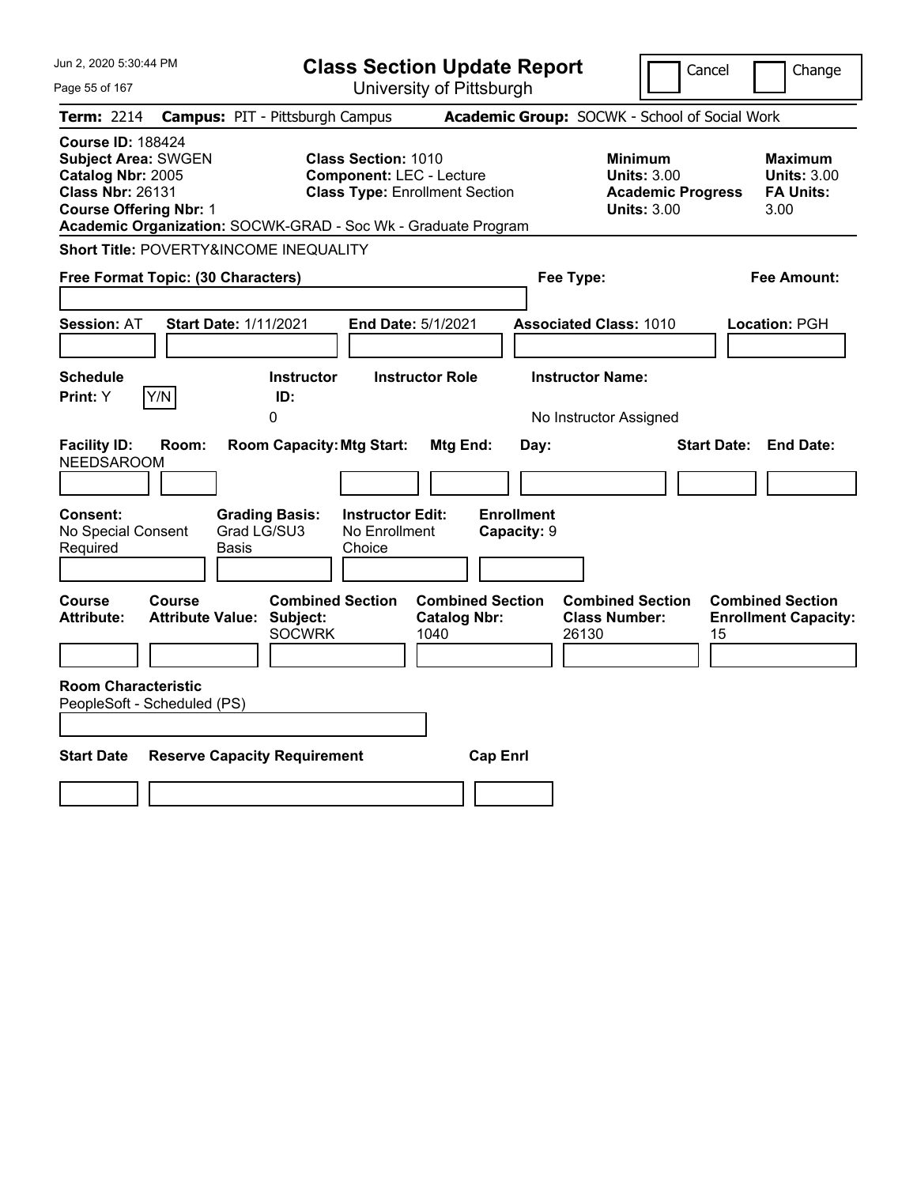# Class Section Update Report

University of Pittsburgh

Cancel | Change

**Term:** 2214 **Campus:** PIT - Pittsburgh Campus **Academic Group:** SOCWK - School of Social Work

**Course ID:** 188424
**Subject Area:** SWGEN
**Catalog Nbr:** 2005
**Class Nbr:** 26131
**Course Offering Nbr:** 1

**Class Section:** 1010
**Component:** LEC - Lecture
**Class Type:** Enrollment Section

**Minimum Units:** 3.00
**Academic Progress Units:** 3.00

**Maximum Units:** 3.00
**FA Units:** 3.00

**Academic Organization:** SOCWK-GRAD - Soc Wk - Graduate Program

**Short Title:** POVERTY&INCOME INEQUALITY

**Free Format Topic: (30 Characters)**

**Fee Type:**

**Fee Amount:**

**Session:** AT **Start Date:** 1/11/2021 **End Date:** 5/1/2021 **Associated Class:** 1010 **Location:** PGH

| Schedule Print | Instructor ID | Instructor Role | Instructor Name |
|---|---|---|---|
| Y | 0 | | No Instructor Assigned |

| Facility ID | Room | Room Capacity | Mtg Start | Mtg End | Day | Start Date | End Date |
|---|---|---|---|---|---|---|---|
| NEEDSAROOM | | | | | | | |

| Consent | Grading Basis | Instructor Edit | Enrollment Capacity |
|---|---|---|---|
| No Special Consent Required | Grad LG/SU3 Basis | No Enrollment Choice | 9 |

| Course Attribute | Course Attribute Value | Combined Section Subject | Combined Section Catalog Nbr | Combined Section Class Number | Combined Section Enrollment Capacity |
|---|---|---|---|---|---|
| | | SOCWRK | 1040 | 26130 | 15 |

**Room Characteristic**
PeopleSoft - Scheduled (PS)

| Start Date | Reserve Capacity Requirement | Cap Enrl |
|---|---|---|
| | | |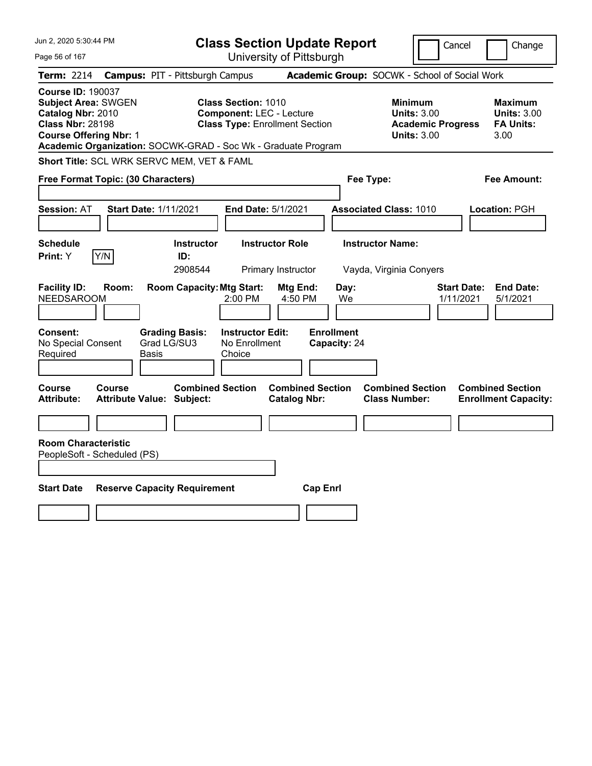Jun 2, 2020 5:30:44 PM

# Class Section Update Report

University of Pittsburgh

Cancel　　Change

**Term:** 2214　**Campus:** PIT - Pittsburgh Campus　**Academic Group:** SOCWK - School of Social Work

**Course ID:** 190037
**Subject Area:** SWGEN
**Catalog Nbr:** 2010
**Class Nbr:** 28198
**Course Offering Nbr:** 1

**Class Section:** 1010
**Component:** LEC - Lecture
**Class Type:** Enrollment Section

**Minimum Units:** 3.00
**Academic Progress Units:** 3.00

**Maximum Units:** 3.00
**FA Units:** 3.00

**Academic Organization:** SOCWK-GRAD - Soc Wk - Graduate Program

**Short Title:** SCL WRK SERVC MEM, VET & FAML

**Free Format Topic: (30 Characters)**　　**Fee Type:**　　**Fee Amount:**

**Session:** AT　**Start Date:** 1/11/2021　**End Date:** 5/1/2021　**Associated Class:** 1010　**Location:** PGH

| Schedule Print | Instructor ID | Instructor Role | Instructor Name |
|---|---|---|---|
| Y (Y/N) | 2908544 | Primary Instructor | Vayda, Virginia Conyers |

| Facility ID | Room | Room Capacity | Mtg Start | Mtg End | Day | Start Date | End Date |
|---|---|---|---|---|---|---|---|
| NEEDSAROOM | | | 2:00 PM | 4:50 PM | We | 1/11/2021 | 5/1/2021 |

**Consent:** No Special Consent Required
**Grading Basis:** Grad LG/SU3 Basis
**Instructor Edit:** No Enrollment Choice
**Enrollment Capacity:** 24

| Course Attribute | Course Attribute Value | Combined Section Subject | Combined Section Catalog Nbr | Combined Section Class Number | Combined Section Enrollment Capacity |
|---|---|---|---|---|---|
| | | | | | |

**Room Characteristic**
PeopleSoft - Scheduled (PS)

| Start Date | Reserve Capacity Requirement | Cap Enrl |
|---|---|---|
| | | |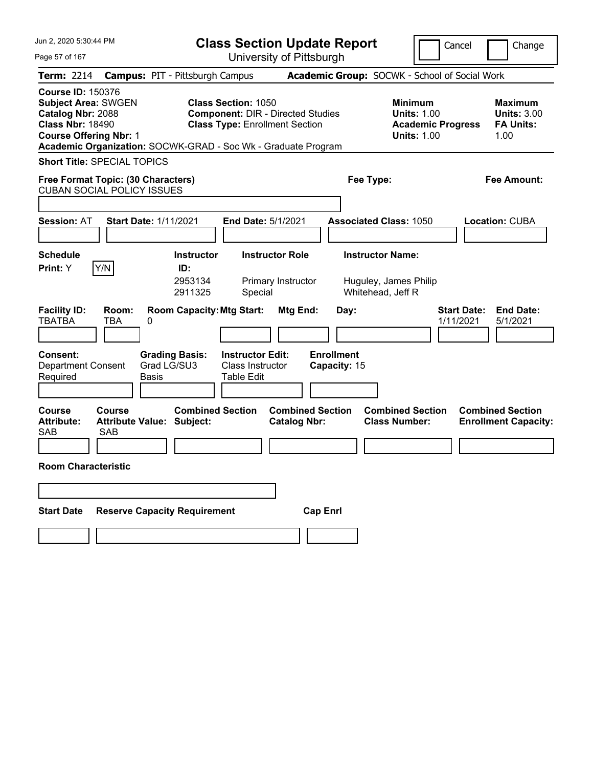Jun 2, 2020 5:30:44 PM

# Class Section Update Report

University of Pittsburgh

Cancel | Change

**Term:** 2214 **Campus:** PIT - Pittsburgh Campus **Academic Group:** SOCWK - School of Social Work

**Course ID:** 150376
**Subject Area:** SWGEN
**Catalog Nbr:** 2088
**Class Nbr:** 18490
**Course Offering Nbr:** 1

**Class Section:** 1050
**Component:** DIR - Directed Studies
**Class Type:** Enrollment Section

**Minimum Units:** 1.00
**Academic Progress Units:** 1.00

**Maximum Units:** 3.00
**FA Units:** 1.00

**Academic Organization:** SOCWK-GRAD - Soc Wk - Graduate Program

**Short Title:** SPECIAL TOPICS

**Free Format Topic: (30 Characters)**
CUBAN SOCIAL POLICY ISSUES

**Fee Type:**

**Fee Amount:**

**Session:** AT **Start Date:** 1/11/2021 **End Date:** 5/1/2021 **Associated Class:** 1050 **Location:** CUBA

**Schedule Print:** Y Y/N

| Instructor ID | Instructor Role | Instructor Name |
|---|---|---|
| 2953134 | Primary Instructor | Huguley, James Philip |
| 2911325 | Special | Whitehead, Jeff R |

| Facility ID | Room | Room Capacity | Mtg Start | Mtg End | Day | Start Date | End Date |
|---|---|---|---|---|---|---|---|
| TBATBA | TBA | 0 | | | | 1/11/2021 | 5/1/2021 |

**Consent:** Department Consent Required
**Grading Basis:** Grad LG/SU3 Basis
**Instructor Edit:** Class Instructor Table Edit
**Enrollment Capacity:** 15

| Course Attribute | Course Attribute Value | Combined Section Subject | Combined Section Catalog Nbr | Combined Section Class Number | Combined Section Enrollment Capacity |
|---|---|---|---|---|---|
| SAB | SAB | | | | |

**Room Characteristic**

| Start Date | Reserve Capacity Requirement | Cap Enrl |
|---|---|---|
| | | |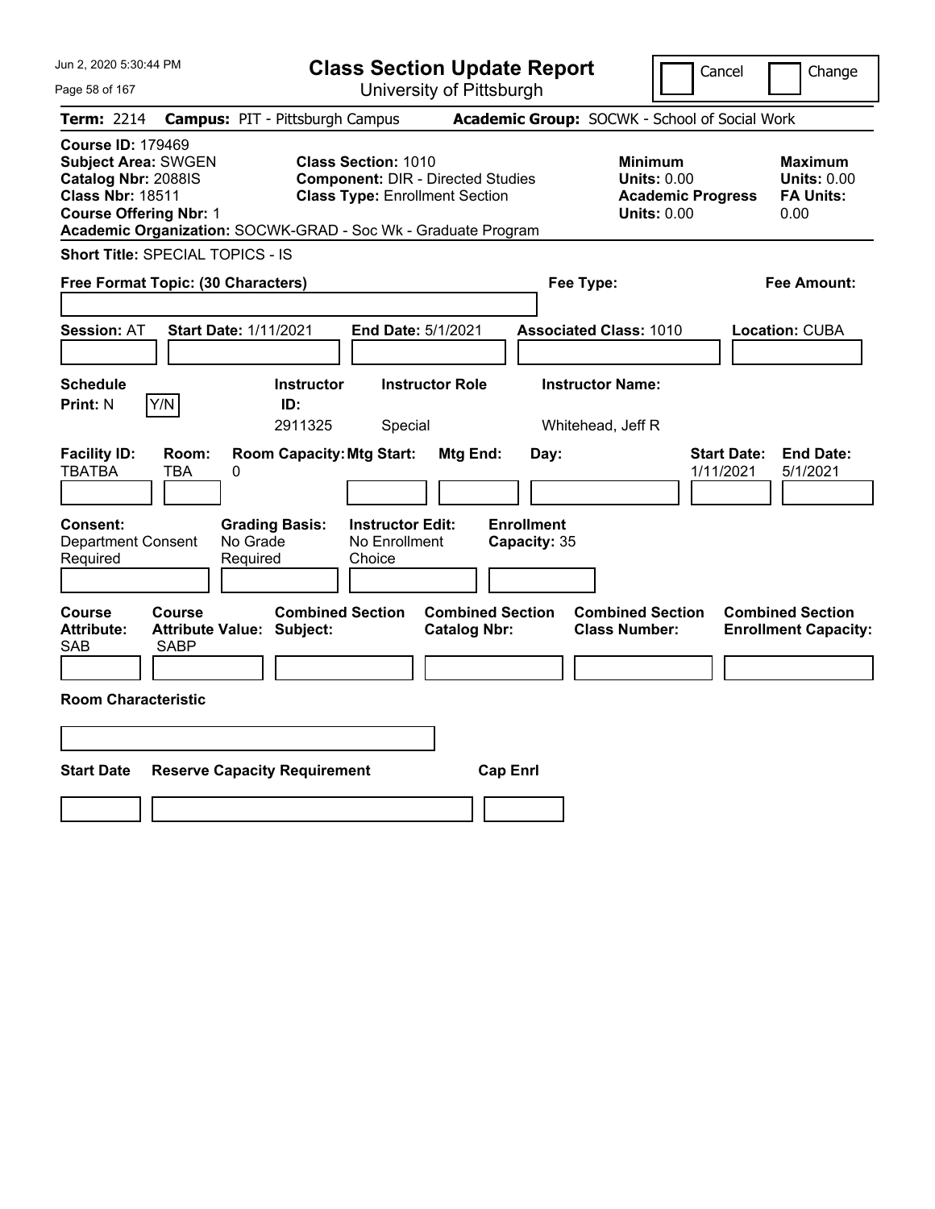Jun 2, 2020 5:30:44 PM

# Class Section Update Report

University of Pittsburgh

Cancel | Change

**Term:** 2214 **Campus:** PIT - Pittsburgh Campus **Academic Group:** SOCWK - School of Social Work

**Course ID:** 179469
**Subject Area:** SWGEN
**Catalog Nbr:** 2088IS
**Class Nbr:** 18511
**Course Offering Nbr:** 1

**Class Section:** 1010
**Component:** DIR - Directed Studies
**Class Type:** Enrollment Section

**Minimum Units:** 0.00
**Academic Progress Units:** 0.00

**Maximum Units:** 0.00
**FA Units:** 0.00

**Academic Organization:** SOCWK-GRAD - Soc Wk - Graduate Program

**Short Title:** SPECIAL TOPICS - IS

**Free Format Topic: (30 Characters)**

**Fee Type:**

**Fee Amount:**

**Session:** AT **Start Date:** 1/11/2021 **End Date:** 5/1/2021 **Associated Class:** 1010 **Location:** CUBA

| Schedule Print: | Instructor ID: | Instructor Role | Instructor Name: |
|---|---|---|---|
| N Y/N | 2911325 | Special | Whitehead, Jeff R |

| Facility ID: | Room: | Room Capacity: | Mtg Start: | Mtg End: | Day: | Start Date: | End Date: |
|---|---|---|---|---|---|---|---|
| TBATBA | TBA | 0 | | | | 1/11/2021 | 5/1/2021 |

| Consent: | Grading Basis: | Instructor Edit: | Enrollment Capacity: |
|---|---|---|---|
| Department Consent Required | No Grade Required | No Enrollment Choice | 35 |

| Course Attribute: | Course Attribute Value: | Combined Section Subject: | Combined Section Catalog Nbr: | Combined Section Class Number: | Combined Section Enrollment Capacity: |
|---|---|---|---|---|---|
| SAB | SABP | | | | |

**Room Characteristic**

| Start Date | Reserve Capacity Requirement | Cap Enrl |
|---|---|---|
| | | |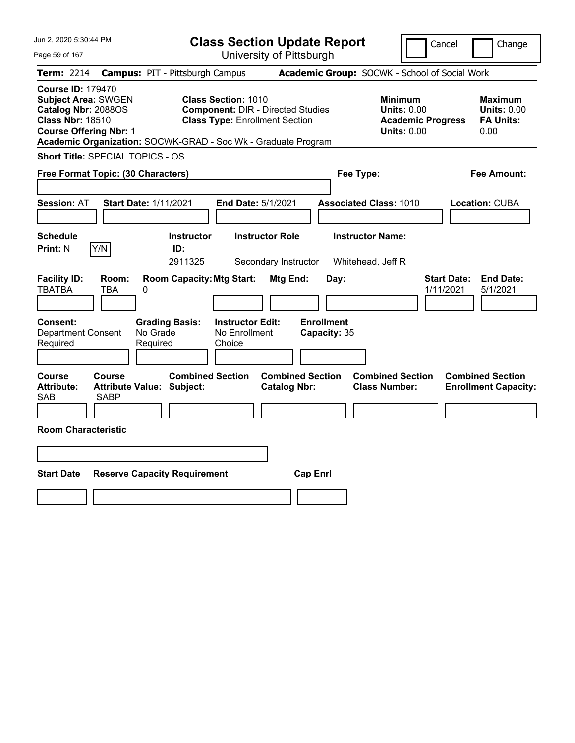Jun 2, 2020 5:30:44 PM

# Class Section Update Report

University of Pittsburgh

Cancel | Change

**Term:** 2214 **Campus:** PIT - Pittsburgh Campus **Academic Group:** SOCWK - School of Social Work

**Course ID:** 179470
**Subject Area:** SWGEN
**Catalog Nbr:** 2088OS
**Class Nbr:** 18510
**Course Offering Nbr:** 1

**Class Section:** 1010
**Component:** DIR - Directed Studies
**Class Type:** Enrollment Section

**Minimum Units:** 0.00
**Academic Progress Units:** 0.00

**Maximum Units:** 0.00
**FA Units:** 0.00

**Academic Organization:** SOCWK-GRAD - Soc Wk - Graduate Program

**Short Title:** SPECIAL TOPICS - OS

**Free Format Topic: (30 Characters)**

**Fee Type:**

**Fee Amount:**

**Session:** AT **Start Date:** 1/11/2021 **End Date:** 5/1/2021 **Associated Class:** 1010 **Location:** CUBA

| Schedule Print: | Instructor ID: | Instructor Role | Instructor Name: |
|---|---|---|---|
| N Y/N | 2911325 | Secondary Instructor | Whitehead, Jeff R |

| Facility ID: | Room: | Room Capacity: | Mtg Start: | Mtg End: | Day: | Start Date: | End Date: |
|---|---|---|---|---|---|---|---|
| TBATBA | TBA | 0 | | | | 1/11/2021 | 5/1/2021 |

| Consent: | Grading Basis: | Instructor Edit: | Enrollment Capacity: |
|---|---|---|---|
| Department Consent Required | No Grade Required | No Enrollment Choice | 35 |

| Course Attribute: | Course Attribute Value: | Combined Section Subject: | Combined Section Catalog Nbr: | Combined Section Class Number: | Combined Section Enrollment Capacity: |
|---|---|---|---|---|---|
| SAB | SABP | | | | |

**Room Characteristic**

| Start Date | Reserve Capacity Requirement | Cap Enrl |
|---|---|---|
| | | |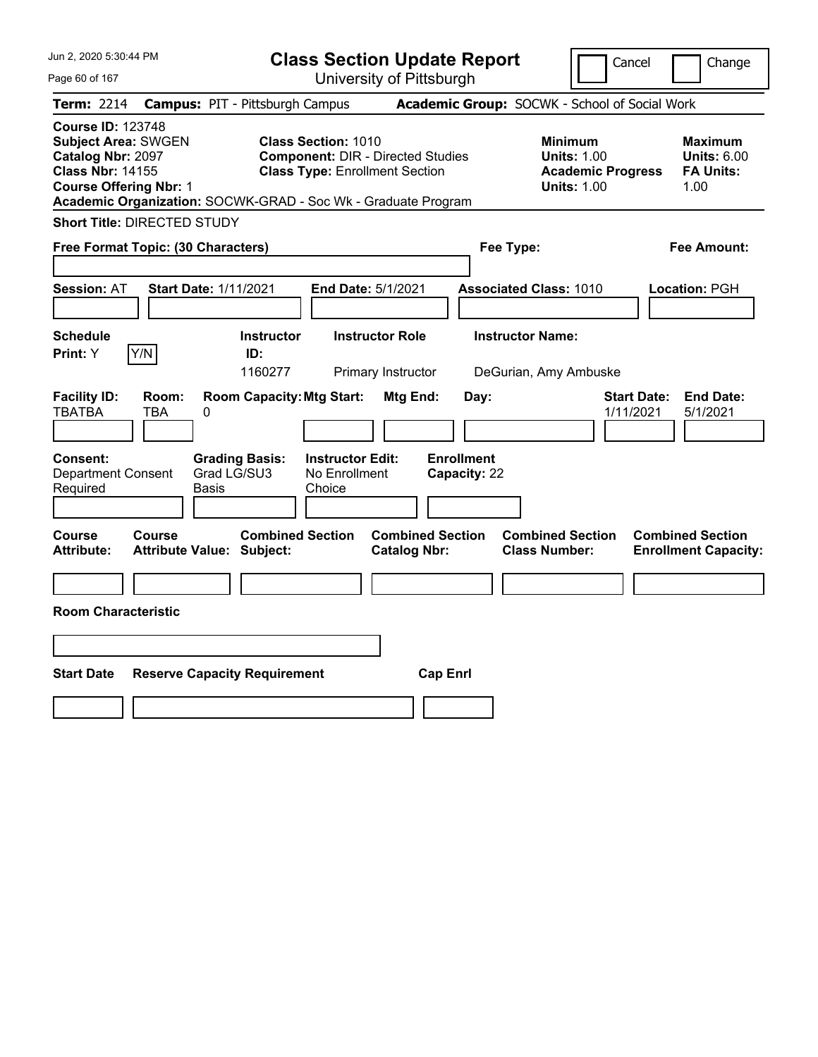# Class Section Update Report

University of Pittsburgh

Cancel | Change

**Term:** 2214 **Campus:** PIT - Pittsburgh Campus **Academic Group:** SOCWK - School of Social Work

**Course ID:** 123748
**Subject Area:** SWGEN
**Catalog Nbr:** 2097
**Class Nbr:** 14155
**Course Offering Nbr:** 1

**Class Section:** 1010
**Component:** DIR - Directed Studies
**Class Type:** Enrollment Section

**Minimum Units:** 1.00
**Academic Progress Units:** 1.00

**Maximum Units:** 6.00
**FA Units:** 1.00

**Academic Organization:** SOCWK-GRAD - Soc Wk - Graduate Program

**Short Title:** DIRECTED STUDY

**Free Format Topic: (30 Characters)**

**Fee Type:**

**Fee Amount:**

**Session:** AT **Start Date:** 1/11/2021 **End Date:** 5/1/2021 **Associated Class:** 1010 **Location:** PGH

| Schedule Print: | Y/N | Instructor ID: | Instructor Role | Instructor Name: |
|---|---|---|---|---|
| Y | | 1160277 | Primary Instructor | DeGurian, Amy Ambuske |

| Facility ID: | Room: | Room Capacity: | Mtg Start: | Mtg End: | Day: | Start Date: | End Date: |
|---|---|---|---|---|---|---|---|
| TBATBA | TBA | 0 | | | | 1/11/2021 | 5/1/2021 |

| Consent: | Grading Basis: | Instructor Edit: | Enrollment Capacity: |
|---|---|---|---|
| Department Consent Required | Grad LG/SU3 Basis | No Enrollment Choice | 22 |

| Course Attribute: | Course Attribute Value: | Combined Section Subject: | Combined Section Catalog Nbr: | Combined Section Class Number: | Combined Section Enrollment Capacity: |
|---|---|---|---|---|---|
| | | | | | |

**Room Characteristic**

| Start Date | Reserve Capacity Requirement | Cap Enrl |
|---|---|---|
| | | |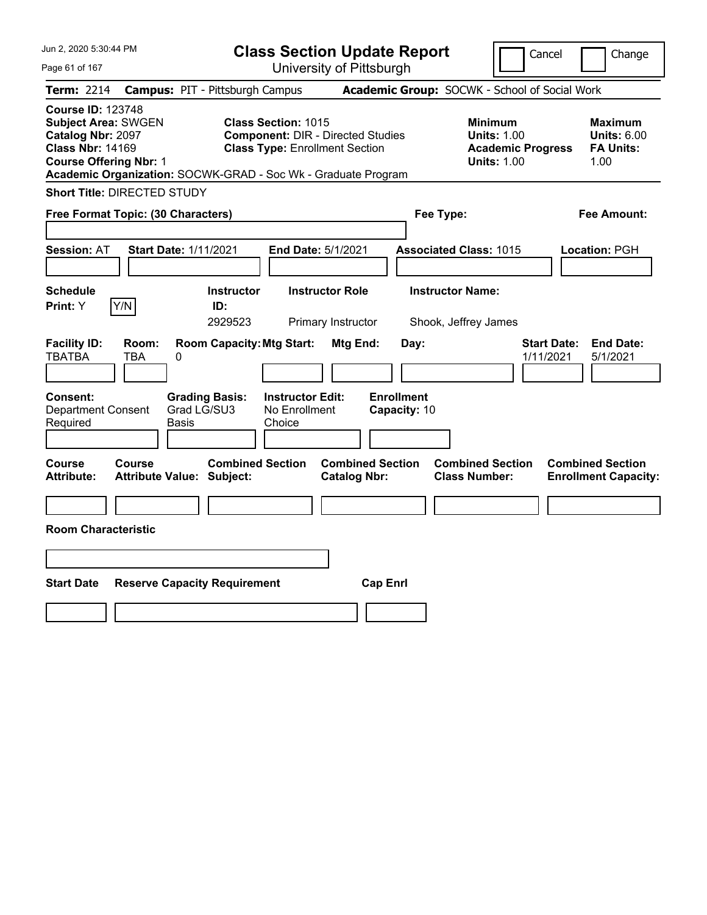Jun 2, 2020 5:30:44 PM

# Class Section Update Report

University of Pittsburgh

Cancel | Change

**Term:** 2214 **Campus:** PIT - Pittsburgh Campus **Academic Group:** SOCWK - School of Social Work

**Course ID:** 123748
**Subject Area:** SWGEN
**Catalog Nbr:** 2097
**Class Nbr:** 14169
**Course Offering Nbr:** 1

**Class Section:** 1015
**Component:** DIR - Directed Studies
**Class Type:** Enrollment Section

**Minimum Units:** 1.00
**Academic Progress Units:** 1.00

**Maximum Units:** 6.00
**FA Units:** 1.00

**Academic Organization:** SOCWK-GRAD - Soc Wk - Graduate Program

**Short Title:** DIRECTED STUDY

**Free Format Topic: (30 Characters)**

**Fee Type:**

**Fee Amount:**

**Session:** AT **Start Date:** 1/11/2021 **End Date:** 5/1/2021 **Associated Class:** 1015 **Location:** PGH

| Schedule Print | Instructor ID | Instructor Role | Instructor Name |
|---|---|---|---|
| Y | 2929523 | Primary Instructor | Shook, Jeffrey James |

| Facility ID | Room | Room Capacity | Mtg Start | Mtg End | Day | Start Date | End Date |
|---|---|---|---|---|---|---|---|
| TBATBA | TBA | 0 | | | | 1/11/2021 | 5/1/2021 |

**Consent:** Department Consent Required
**Grading Basis:** Grad LG/SU3 Basis
**Instructor Edit:** No Enrollment Choice
**Enrollment Capacity:** 10

| Course Attribute | Course Attribute Value | Combined Section Subject | Combined Section Catalog Nbr | Combined Section Class Number | Combined Section Enrollment Capacity |
|---|---|---|---|---|---|
| | | | | | |

**Room Characteristic**

| Start Date | Reserve Capacity Requirement | Cap Enrl |
|---|---|---|
| | | |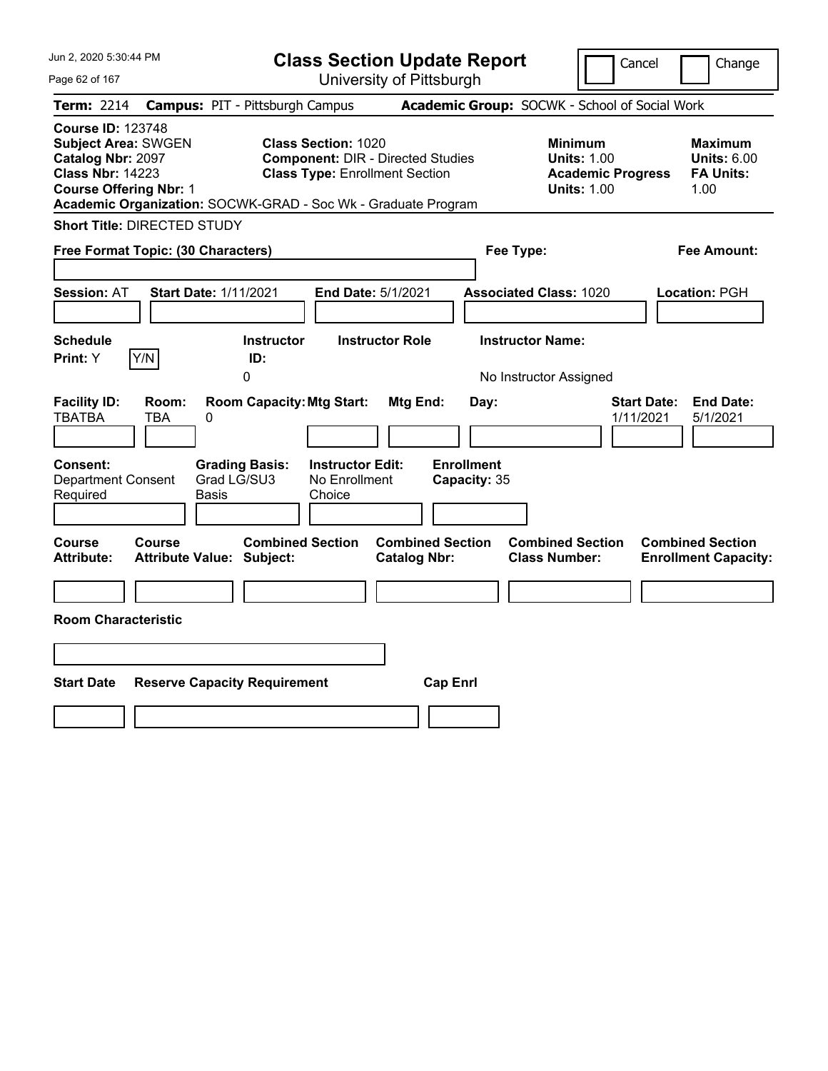# Class Section Update Report

University of Pittsburgh

Cancel | Change

**Term:** 2214 **Campus:** PIT - Pittsburgh Campus **Academic Group:** SOCWK - School of Social Work

**Course ID:** 123748
**Subject Area:** SWGEN
**Catalog Nbr:** 2097
**Class Nbr:** 14223
**Course Offering Nbr:** 1
**Academic Organization:** SOCWK-GRAD - Soc Wk - Graduate Program

**Class Section:** 1020
**Component:** DIR - Directed Studies
**Class Type:** Enrollment Section

**Minimum Units:** 1.00
**Academic Progress Units:** 1.00

**Maximum Units:** 6.00
**FA Units:** 1.00

**Short Title:** DIRECTED STUDY

**Free Format Topic: (30 Characters)**

**Fee Type:**

**Fee Amount:**

**Session:** AT **Start Date:** 1/11/2021 **End Date:** 5/1/2021 **Associated Class:** 1020 **Location:** PGH

| Schedule Print: | Instructor ID: | Instructor Role | Instructor Name: |
|---|---|---|---|
| Y | 0 | | No Instructor Assigned |

| Facility ID: | Room: | Room Capacity: | Mtg Start: | Mtg End: | Day: | Start Date: | End Date: |
|---|---|---|---|---|---|---|---|
| TBATBA | TBA | 0 | | | | 1/11/2021 | 5/1/2021 |

**Consent:** Department Consent Required
**Grading Basis:** Grad LG/SU3 Basis
**Instructor Edit:** No Enrollment Choice
**Enrollment Capacity:** 35

| Course Attribute: | Course Attribute Value: | Combined Section Subject: | Combined Section Catalog Nbr: | Combined Section Class Number: | Combined Section Enrollment Capacity: |
|---|---|---|---|---|---|
| | | | | | |

**Room Characteristic**

| Start Date | Reserve Capacity Requirement | Cap Enrl |
|---|---|---|
| | | |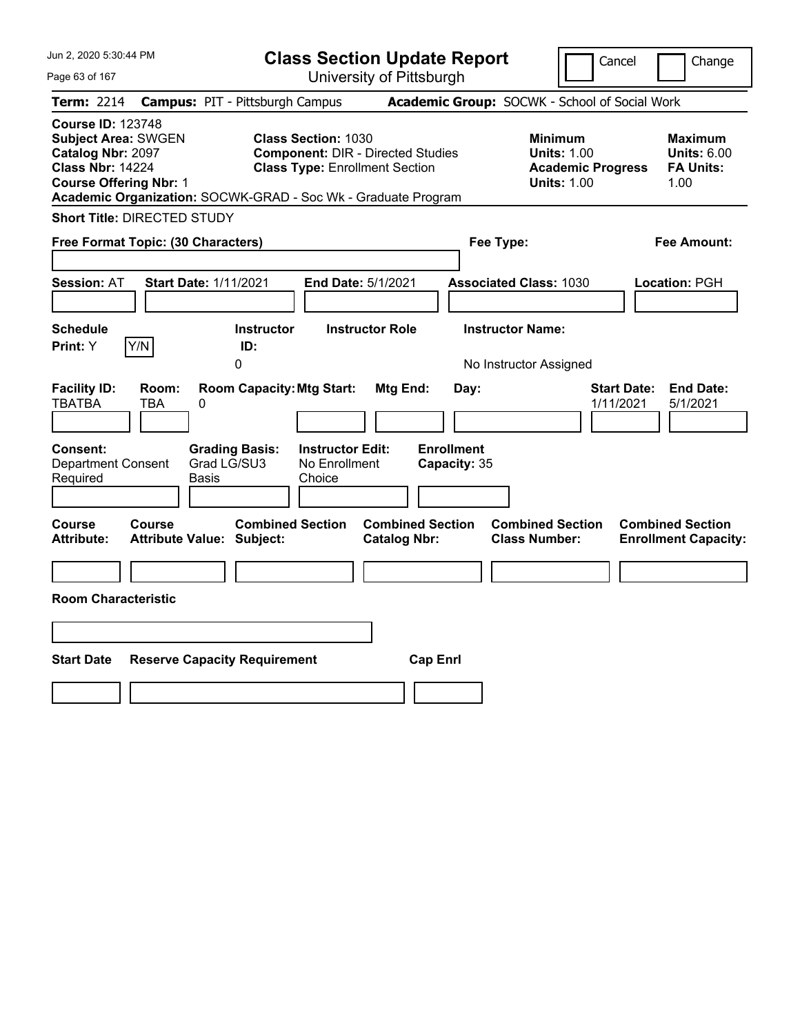Jun 2, 2020 5:30:44 PM

# Class Section Update Report

University of Pittsburgh

Cancel | Change

**Term:** 2214 **Campus:** PIT - Pittsburgh Campus **Academic Group:** SOCWK - School of Social Work

**Course ID:** 123748
**Subject Area:** SWGEN
**Catalog Nbr:** 2097
**Class Nbr:** 14224
**Course Offering Nbr:** 1
**Academic Organization:** SOCWK-GRAD - Soc Wk - Graduate Program

**Class Section:** 1030
**Component:** DIR - Directed Studies
**Class Type:** Enrollment Section

**Minimum Units:** 1.00
**Academic Progress Units:** 1.00

**Maximum Units:** 6.00
**FA Units:** 1.00

**Short Title:** DIRECTED STUDY

**Free Format Topic: (30 Characters)**

**Fee Type:**

**Fee Amount:**

**Session:** AT **Start Date:** 1/11/2021 **End Date:** 5/1/2021 **Associated Class:** 1030 **Location:** PGH

| Schedule Print: | Instructor ID: | Instructor Role | Instructor Name: |
|---|---|---|---|
| Y (Y/N) | 0 | | No Instructor Assigned |

| Facility ID: | Room: | Room Capacity: | Mtg Start: | Mtg End: | Day: | Start Date: | End Date: |
|---|---|---|---|---|---|---|---|
| TBATBA | TBA | 0 | | | | 1/11/2021 | 5/1/2021 |

| Consent: | Grading Basis: | Instructor Edit: | Enrollment Capacity: |
|---|---|---|---|
| Department Consent Required | Grad LG/SU3 Basis | No Enrollment Choice | 35 |

| Course Attribute: | Course Attribute Value: | Combined Section Subject: | Combined Section Catalog Nbr: | Combined Section Class Number: | Combined Section Enrollment Capacity: |
|---|---|---|---|---|---|
| | | | | | |

**Room Characteristic**

| Start Date | Reserve Capacity Requirement | Cap Enrl |
|---|---|---|
| | | |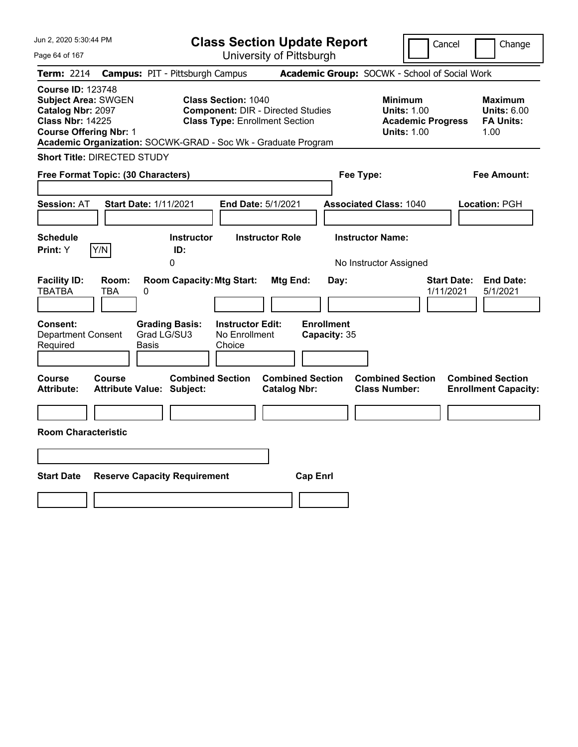# Class Section Update Report

University of Pittsburgh

Cancel | Change

**Term:** 2214 **Campus:** PIT - Pittsburgh Campus **Academic Group:** SOCWK - School of Social Work

**Course ID:** 123748
**Subject Area:** SWGEN
**Catalog Nbr:** 2097
**Class Nbr:** 14225
**Course Offering Nbr:** 1

**Class Section:** 1040
**Component:** DIR - Directed Studies
**Class Type:** Enrollment Section

**Minimum Units:** 1.00
**Academic Progress Units:** 1.00

**Maximum Units:** 6.00
**FA Units:** 1.00

**Academic Organization:** SOCWK-GRAD - Soc Wk - Graduate Program

**Short Title:** DIRECTED STUDY

**Free Format Topic: (30 Characters)**

**Fee Type:**

**Fee Amount:**

**Session:** AT **Start Date:** 1/11/2021 **End Date:** 5/1/2021 **Associated Class:** 1040 **Location:** PGH

| Schedule Print: | Instructor ID: | Instructor Role | Instructor Name: |
|---|---|---|---|
| Y | 0 | | No Instructor Assigned |

| Facility ID: | Room: | Room Capacity: | Mtg Start: | Mtg End: | Day: | Start Date: | End Date: |
|---|---|---|---|---|---|---|---|
| TBATBA | TBA | 0 | | | | 1/11/2021 | 5/1/2021 |

**Consent:** Department Consent Required
**Grading Basis:** Grad LG/SU3 Basis
**Instructor Edit:** No Enrollment Choice
**Enrollment Capacity:** 35

| Course Attribute: | Course Attribute Value: | Combined Section Subject: | Combined Section Catalog Nbr: | Combined Section Class Number: | Combined Section Enrollment Capacity: |
|---|---|---|---|---|---|
| | | | | | |

**Room Characteristic**

| Start Date | Reserve Capacity Requirement | Cap Enrl |
|---|---|---|
| | | |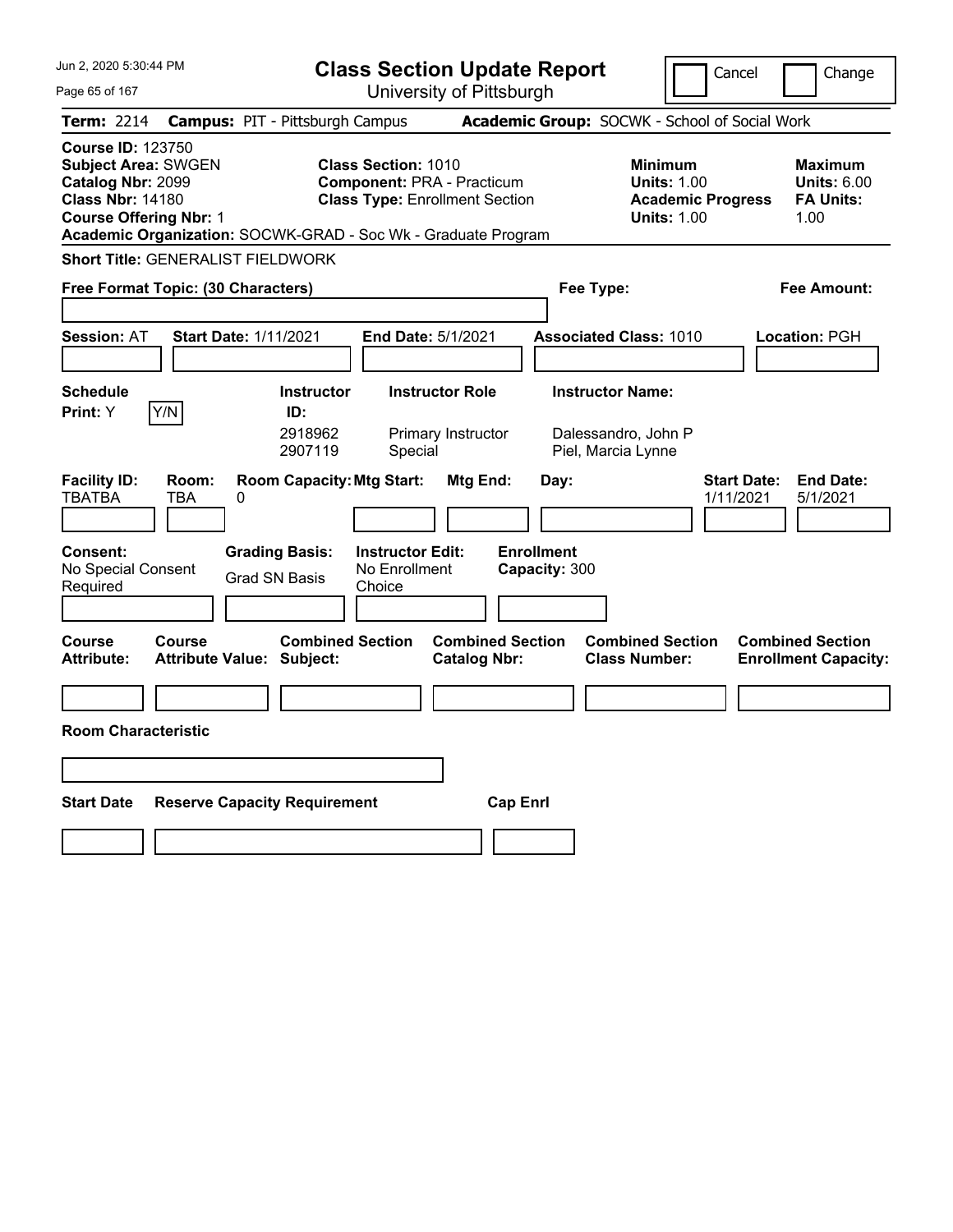# Class Section Update Report

University of Pittsburgh

Cancel | Change

**Term:** 2214 **Campus:** PIT - Pittsburgh Campus **Academic Group:** SOCWK - School of Social Work

**Course ID:** 123750
**Subject Area:** SWGEN
**Catalog Nbr:** 2099
**Class Nbr:** 14180
**Course Offering Nbr:** 1

**Class Section:** 1010
**Component:** PRA - Practicum
**Class Type:** Enrollment Section

**Minimum Units:** 1.00
**Academic Progress Units:** 1.00

**Maximum Units:** 6.00
**FA Units:** 1.00

**Academic Organization:** SOCWK-GRAD - Soc Wk - Graduate Program

**Short Title:** GENERALIST FIELDWORK

**Free Format Topic: (30 Characters)**

**Fee Type:**

**Fee Amount:**

**Session:** AT **Start Date:** 1/11/2021 **End Date:** 5/1/2021 **Associated Class:** 1010 **Location:** PGH

| Schedule Print | Instructor ID | Instructor Role | Instructor Name |
|---|---|---|---|
| Y (Y/N) | 2918962 | Primary Instructor | Dalessandro, John P |
| | 2907119 | Special | Piel, Marcia Lynne |

| Facility ID | Room | Room Capacity | Mtg Start | Mtg End | Day | Start Date | End Date |
|---|---|---|---|---|---|---|---|
| TBATBA | TBA | 0 | | | | 1/11/2021 | 5/1/2021 |

| Consent | Grading Basis | Instructor Edit | Enrollment Capacity |
|---|---|---|---|
| No Special Consent Required | Grad SN Basis | No Enrollment Choice | 300 |

| Course Attribute | Course Attribute Value | Combined Section Subject | Combined Section Catalog Nbr | Combined Section Class Number | Combined Section Enrollment Capacity |
|---|---|---|---|---|---|
| | | | | | |

**Room Characteristic**

| Start Date | Reserve Capacity Requirement | Cap Enrl |
|---|---|---|
| | | |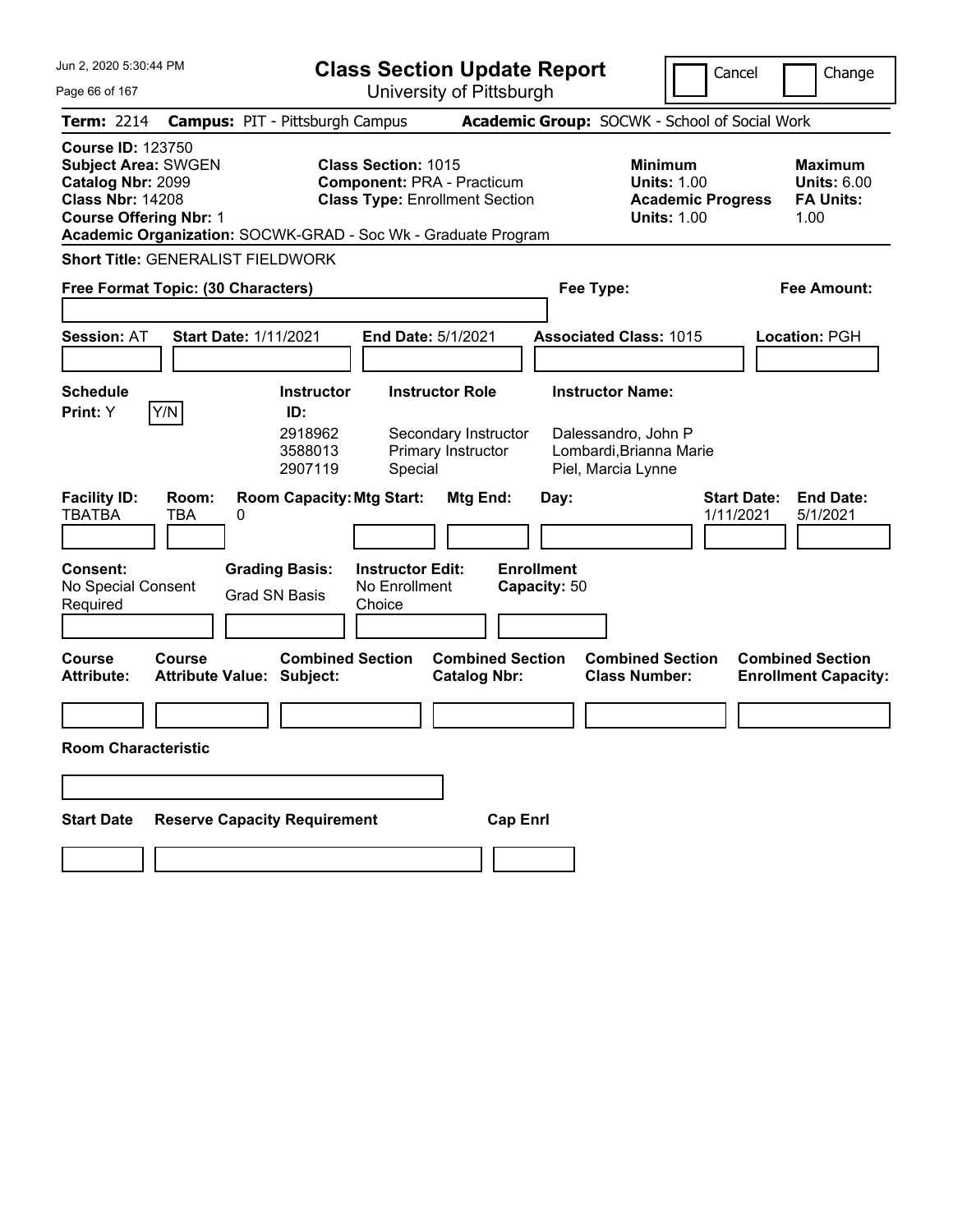# Class Section Update Report

University of Pittsburgh

Cancel | Change

**Term:** 2214 **Campus:** PIT - Pittsburgh Campus **Academic Group:** SOCWK - School of Social Work

**Course ID:** 123750
**Subject Area:** SWGEN
**Catalog Nbr:** 2099
**Class Nbr:** 14208
**Course Offering Nbr:** 1

**Class Section:** 1015
**Component:** PRA - Practicum
**Class Type:** Enrollment Section

**Minimum Units:** 1.00
**Academic Progress Units:** 1.00

**Maximum Units:** 6.00
**FA Units:** 1.00

**Academic Organization:** SOCWK-GRAD - Soc Wk - Graduate Program

**Short Title:** GENERALIST FIELDWORK

**Free Format Topic: (30 Characters)**

**Fee Type:**

**Fee Amount:**

**Session:** AT **Start Date:** 1/11/2021 **End Date:** 5/1/2021 **Associated Class:** 1015 **Location:** PGH

**Schedule Print:** Y Y/N

| Instructor ID: | Instructor Role | Instructor Name: |
|---|---|---|
| 2918962 | Secondary Instructor | Dalessandro, John P |
| 3588013 | Primary Instructor | Lombardi,Brianna Marie |
| 2907119 | Special | Piel, Marcia Lynne |

| Facility ID: | Room: | Room Capacity: | Mtg Start: | Mtg End: | Day: | Start Date: | End Date: |
|---|---|---|---|---|---|---|---|
| TBATBA | TBA | 0 | | | | 1/11/2021 | 5/1/2021 |

**Consent:** No Special Consent Required

**Grading Basis:** Grad SN Basis

**Instructor Edit:** No Enrollment Choice

**Enrollment Capacity:** 50

| Course Attribute: | Course Attribute Value: | Combined Section Subject: | Combined Section Catalog Nbr: | Combined Section Class Number: | Combined Section Enrollment Capacity: |
|---|---|---|---|---|---|
| | | | | | |

**Room Characteristic**

| Start Date | Reserve Capacity Requirement | Cap Enrl |
|---|---|---|
| | | |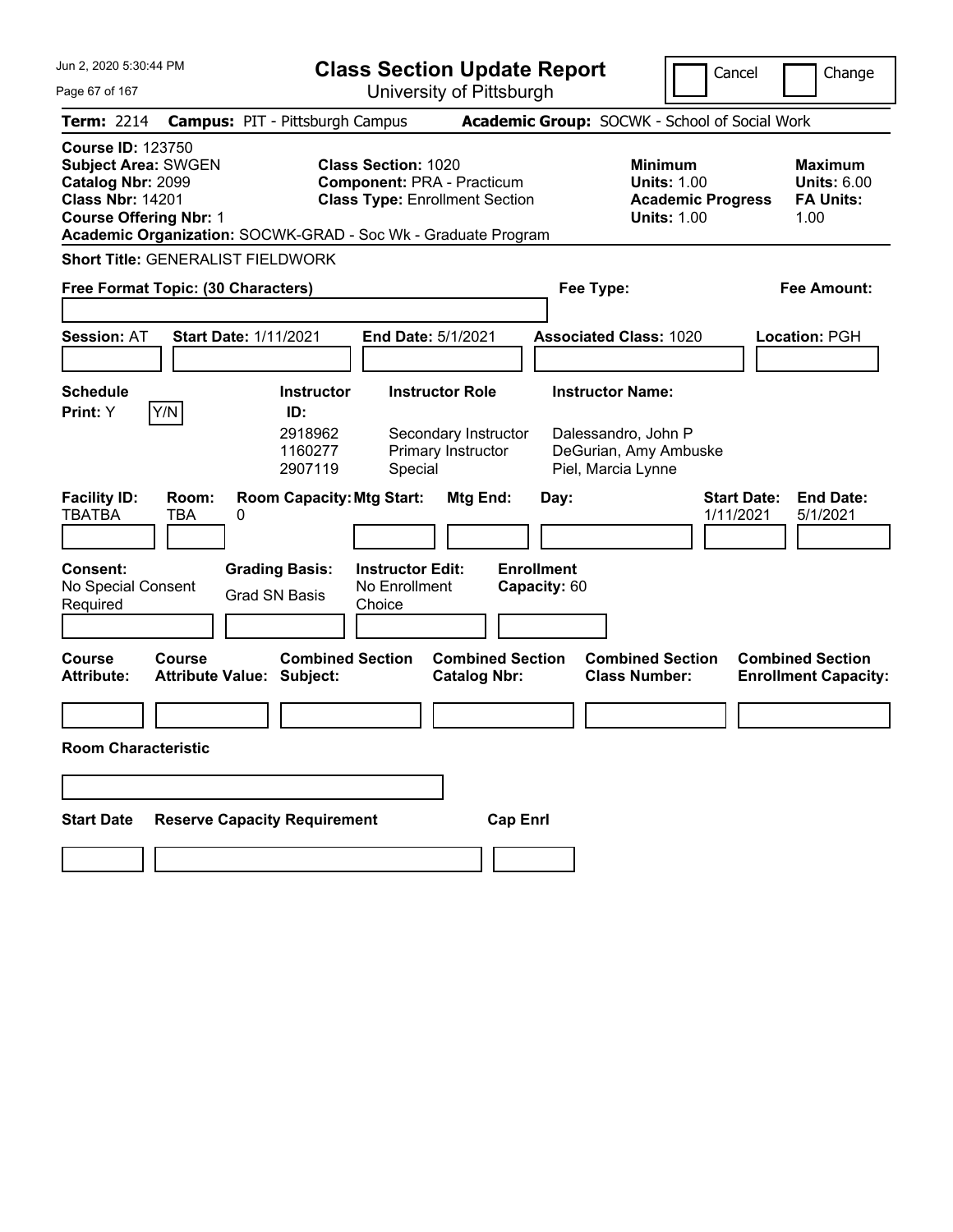Jun 2, 2020 5:30:44 PM

# Class Section Update Report

University of Pittsburgh

Cancel | Change

**Term:** 2214 **Campus:** PIT - Pittsburgh Campus **Academic Group:** SOCWK - School of Social Work

**Course ID:** 123750
**Subject Area:** SWGEN
**Catalog Nbr:** 2099
**Class Nbr:** 14201
**Course Offering Nbr:** 1

**Class Section:** 1020
**Component:** PRA - Practicum
**Class Type:** Enrollment Section

**Minimum Units:** 1.00
**Academic Progress Units:** 1.00

**Maximum Units:** 6.00
**FA Units:** 1.00

**Academic Organization:** SOCWK-GRAD - Soc Wk - Graduate Program

**Short Title:** GENERALIST FIELDWORK

**Free Format Topic: (30 Characters)**

**Fee Type:**

**Fee Amount:**

**Session:** AT **Start Date:** 1/11/2021 **End Date:** 5/1/2021 **Associated Class:** 1020 **Location:** PGH

**Schedule Print:** Y Y/N

| Instructor ID | Instructor Role | Instructor Name |
|---|---|---|
| 2918962 | Secondary Instructor | Dalessandro, John P |
| 1160277 | Primary Instructor | DeGurian, Amy Ambuske |
| 2907119 | Special | Piel, Marcia Lynne |

| Facility ID | Room | Room Capacity | Mtg Start | Mtg End | Day | Start Date | End Date |
|---|---|---|---|---|---|---|---|
| TBATBA | TBA | 0 | | | | 1/11/2021 | 5/1/2021 |

**Consent:** No Special Consent Required

**Grading Basis:** Grad SN Basis

**Instructor Edit:** No Enrollment Choice

**Enrollment Capacity:** 60

| Course Attribute | Course Attribute Value | Combined Section Subject | Combined Section Catalog Nbr | Combined Section Class Number | Combined Section Enrollment Capacity |
|---|---|---|---|---|---|
| | | | | | |

**Room Characteristic**

| Start Date | Reserve Capacity Requirement | Cap Enrl |
|---|---|---|
| | | |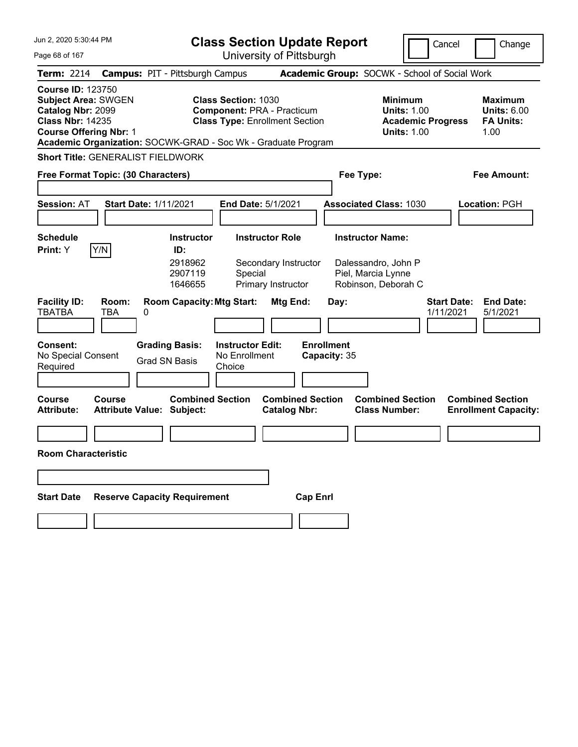Jun 2, 2020 5:30:44 PM

# Class Section Update Report

University of Pittsburgh

Cancel | Change

**Term:** 2214 **Campus:** PIT - Pittsburgh Campus **Academic Group:** SOCWK - School of Social Work

**Course ID:** 123750
**Subject Area:** SWGEN
**Catalog Nbr:** 2099
**Class Nbr:** 14235
**Course Offering Nbr:** 1
**Academic Organization:** SOCWK-GRAD - Soc Wk - Graduate Program

**Class Section:** 1030
**Component:** PRA - Practicum
**Class Type:** Enrollment Section

**Minimum Units:** 1.00
**Academic Progress Units:** 1.00

**Maximum Units:** 6.00
**FA Units:** 1.00

**Short Title:** GENERALIST FIELDWORK

**Free Format Topic: (30 Characters)**

**Fee Type:**

**Fee Amount:**

**Session:** AT **Start Date:** 1/11/2021 **End Date:** 5/1/2021 **Associated Class:** 1030 **Location:** PGH

**Schedule Print:** Y Y/N

| Instructor ID | Instructor Role | Instructor Name |
|---|---|---|
| 2918962 | Secondary Instructor | Dalessandro, John P |
| 2907119 | Special | Piel, Marcia Lynne |
| 1646655 | Primary Instructor | Robinson, Deborah C |

| Facility ID | Room | Room Capacity | Mtg Start | Mtg End | Day | Start Date | End Date |
|---|---|---|---|---|---|---|---|
| TBATBA | TBA | 0 | | | | 1/11/2021 | 5/1/2021 |

**Consent:** No Special Consent Required
**Grading Basis:** Grad SN Basis
**Instructor Edit:** No Enrollment Choice
**Enrollment Capacity:** 35

| Course Attribute | Course Attribute Value | Combined Section Subject | Combined Section Catalog Nbr | Combined Section Class Number | Combined Section Enrollment Capacity |
|---|---|---|---|---|---|
| | | | | | |

**Room Characteristic**

| Start Date | Reserve Capacity Requirement | Cap Enrl |
|---|---|---|
| | | |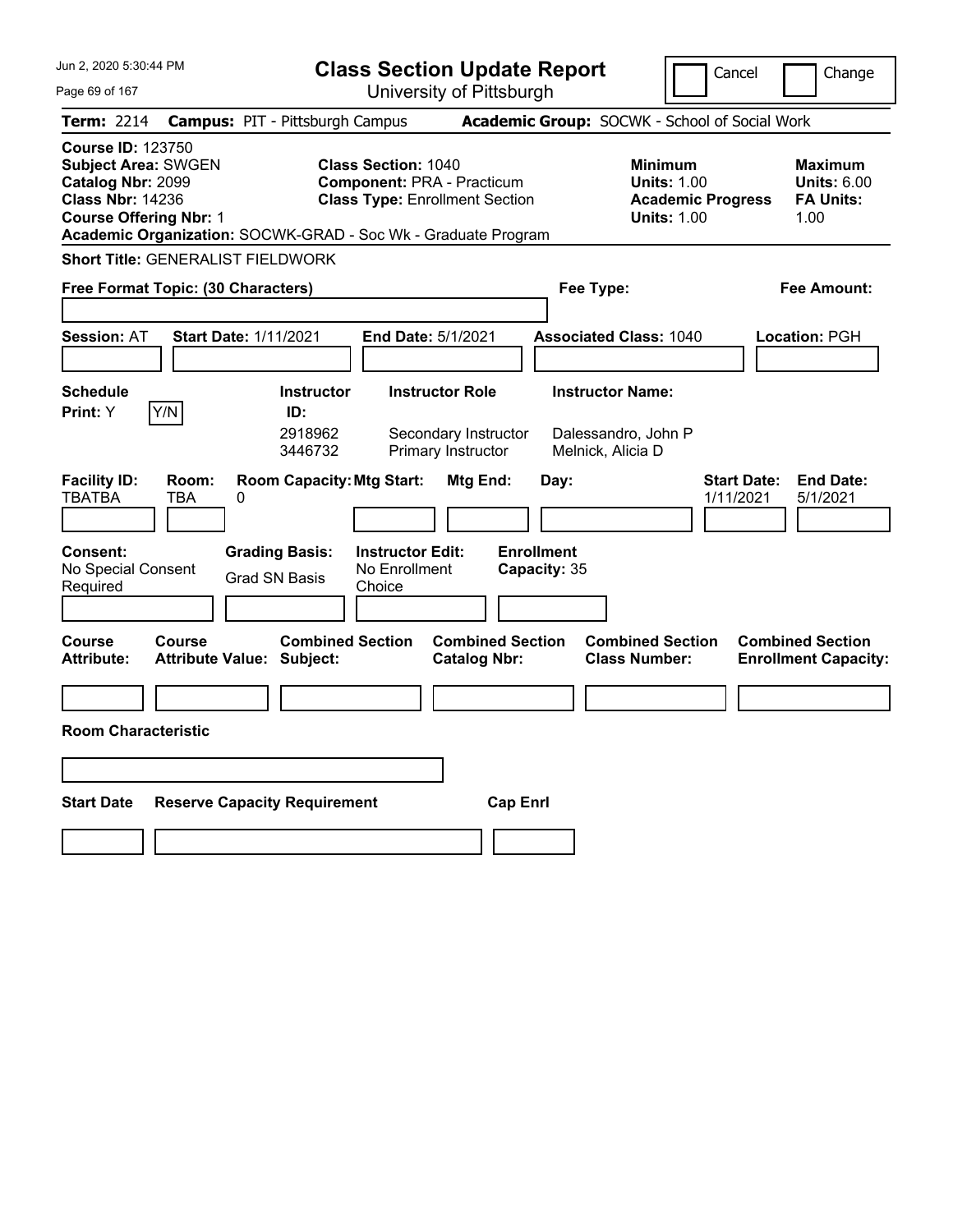Jun 2, 2020 5:30:44 PM

# Class Section Update Report

University of Pittsburgh

Cancel  Change

**Term:** 2214 **Campus:** PIT - Pittsburgh Campus **Academic Group:** SOCWK - School of Social Work

**Course ID:** 123750
**Subject Area:** SWGEN
**Catalog Nbr:** 2099
**Class Nbr:** 14236
**Course Offering Nbr:** 1
**Academic Organization:** SOCWK-GRAD - Soc Wk - Graduate Program

**Class Section:** 1040
**Component:** PRA - Practicum
**Class Type:** Enrollment Section

**Minimum Units:** 1.00
**Academic Progress Units:** 1.00

**Maximum Units:** 6.00
**FA Units:** 1.00

**Short Title:** GENERALIST FIELDWORK

**Free Format Topic: (30 Characters)**

**Fee Type:**

**Fee Amount:**

**Session:** AT **Start Date:** 1/11/2021 **End Date:** 5/1/2021 **Associated Class:** 1040 **Location:** PGH

**Schedule Print:** Y Y/N

| Instructor ID: | Instructor Role | Instructor Name: |
|---|---|---|
| 2918962 | Secondary Instructor | Dalessandro, John P |
| 3446732 | Primary Instructor | Melnick, Alicia D |

| Facility ID: | Room: | Room Capacity: | Mtg Start: | Mtg End: | Day: | Start Date: | End Date: |
|---|---|---|---|---|---|---|---|
| TBATBA | TBA | 0 | | | | 1/11/2021 | 5/1/2021 |

**Consent:** No Special Consent Required

**Grading Basis:** Grad SN Basis

**Instructor Edit:** No Enrollment Choice

**Enrollment Capacity:** 35

| Course Attribute: | Course Attribute Value: | Combined Section Subject: | Combined Section Catalog Nbr: | Combined Section Class Number: | Combined Section Enrollment Capacity: |
|---|---|---|---|---|---|
| | | | | | |

**Room Characteristic**

| Start Date | Reserve Capacity Requirement | Cap Enrl |
|---|---|---|
| | | |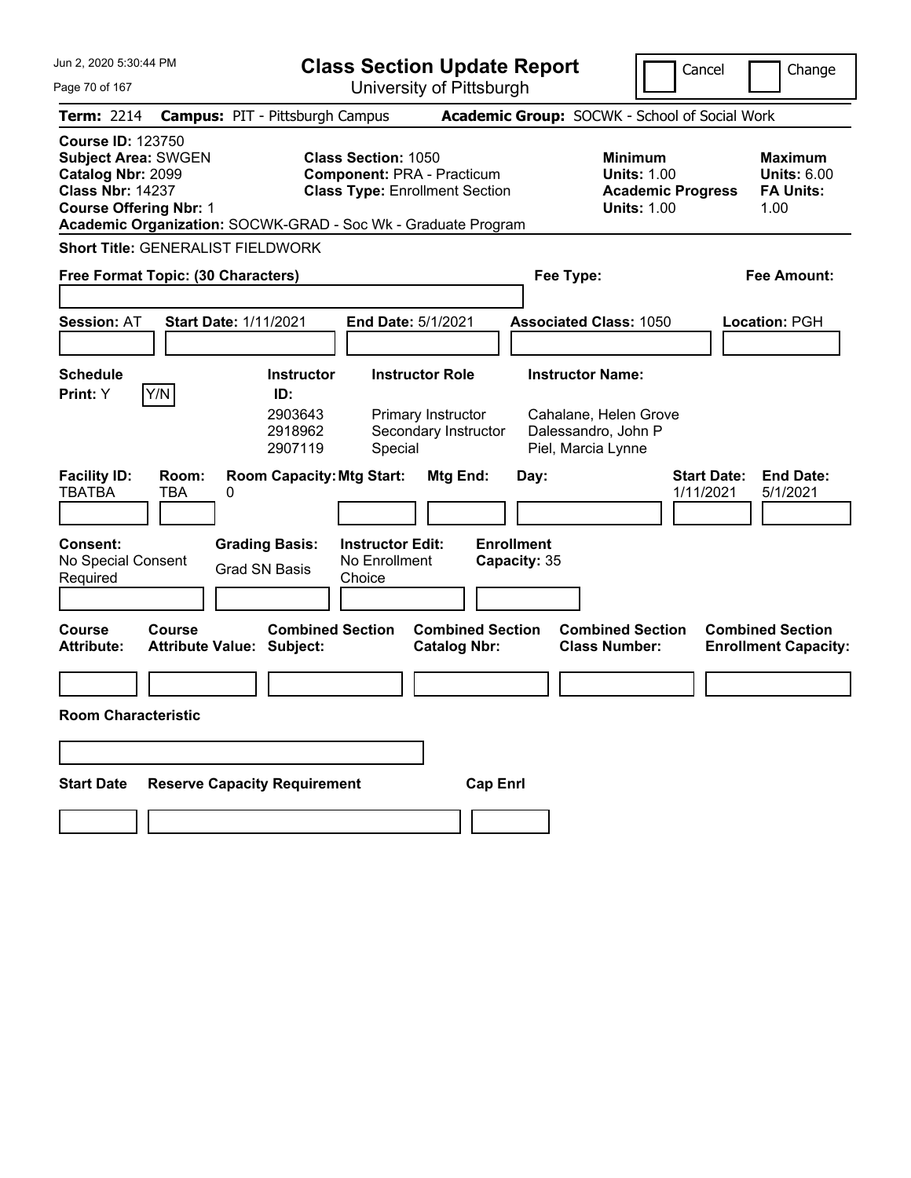Jun 2, 2020 5:30:44 PM

# Class Section Update Report

University of Pittsburgh

Cancel | Change

**Term:** 2214 **Campus:** PIT - Pittsburgh Campus **Academic Group:** SOCWK - School of Social Work

**Course ID:** 123750
**Subject Area:** SWGEN
**Catalog Nbr:** 2099
**Class Nbr:** 14237
**Course Offering Nbr:** 1

**Class Section:** 1050
**Component:** PRA - Practicum
**Class Type:** Enrollment Section

**Minimum Units:** 1.00
**Academic Progress Units:** 1.00

**Maximum Units:** 6.00
**FA Units:** 1.00

**Academic Organization:** SOCWK-GRAD - Soc Wk - Graduate Program

**Short Title:** GENERALIST FIELDWORK

**Free Format Topic: (30 Characters)**

**Fee Type:**

**Fee Amount:**

**Session:** AT **Start Date:** 1/11/2021 **End Date:** 5/1/2021 **Associated Class:** 1050 **Location:** PGH

**Schedule Print:** Y Y/N

| Instructor ID | Instructor Role | Instructor Name |
|---|---|---|
| 2903643 | Primary Instructor | Cahalane, Helen Grove |
| 2918962 | Secondary Instructor | Dalessandro, John P |
| 2907119 | Special | Piel, Marcia Lynne |

| Facility ID | Room | Room Capacity | Mtg Start | Mtg End | Day | Start Date | End Date |
|---|---|---|---|---|---|---|---|
| TBATBA | TBA | 0 | | | | 1/11/2021 | 5/1/2021 |

**Consent:** No Special Consent Required

**Grading Basis:** Grad SN Basis

**Instructor Edit:** No Enrollment Choice

**Enrollment Capacity:** 35

| Course Attribute | Course Attribute Value | Combined Section Subject | Combined Section Catalog Nbr | Combined Section Class Number | Combined Section Enrollment Capacity |
|---|---|---|---|---|---|
| | | | | | |

**Room Characteristic**

| Start Date | Reserve Capacity Requirement | Cap Enrl |
|---|---|---|
| | | |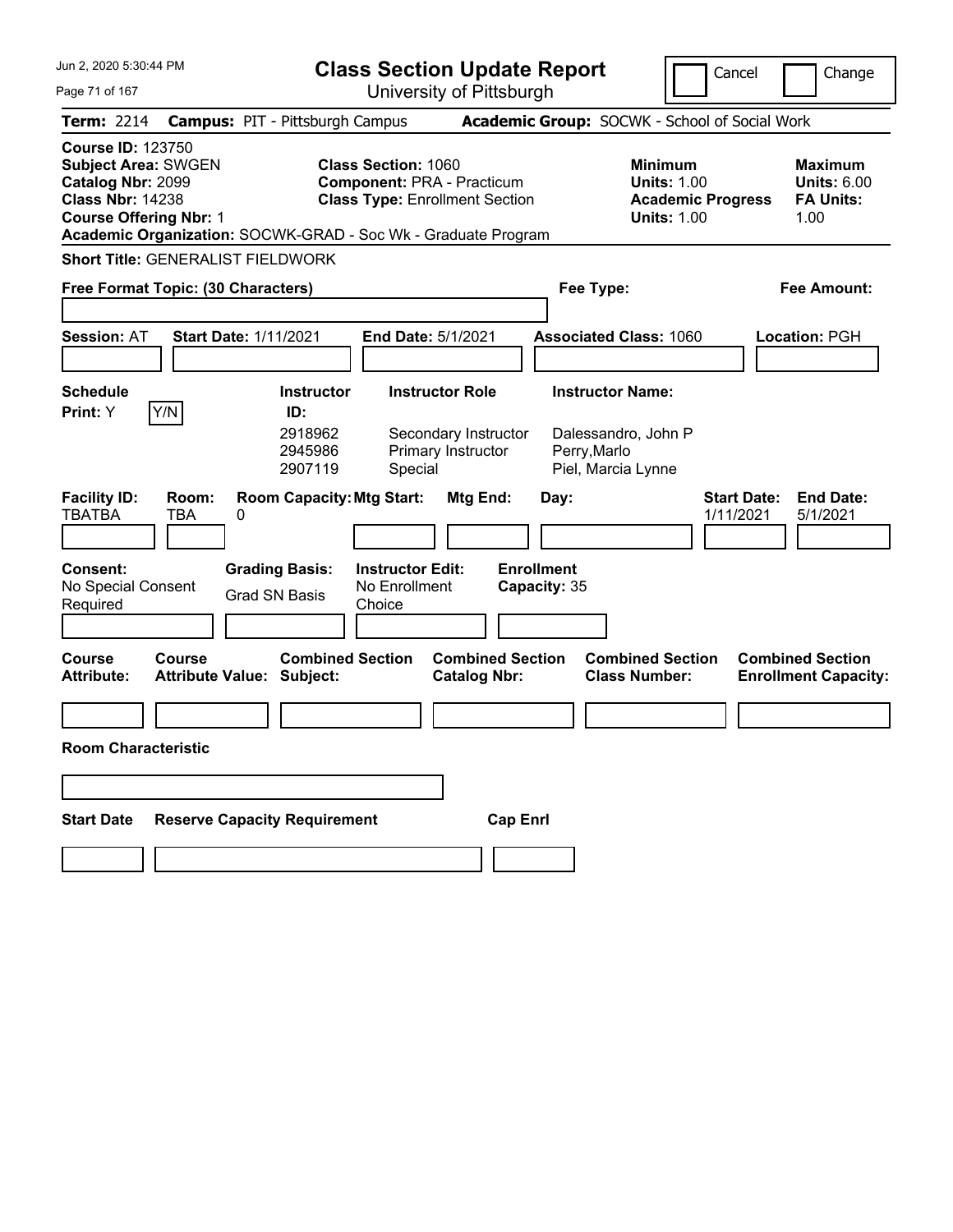Jun 2, 2020 5:30:44 PM

# Class Section Update Report

University of Pittsburgh

Cancel | Change

**Term:** 2214 **Campus:** PIT - Pittsburgh Campus **Academic Group:** SOCWK - School of Social Work

**Course ID:** 123750
**Subject Area:** SWGEN
**Catalog Nbr:** 2099
**Class Nbr:** 14238
**Course Offering Nbr:** 1

**Class Section:** 1060
**Component:** PRA - Practicum
**Class Type:** Enrollment Section

**Minimum Units:** 1.00
**Academic Progress Units:** 1.00

**Maximum Units:** 6.00
**FA Units:** 1.00

**Academic Organization:** SOCWK-GRAD - Soc Wk - Graduate Program

**Short Title:** GENERALIST FIELDWORK

**Free Format Topic: (30 Characters)**

**Fee Type:**

**Fee Amount:**

**Session:** AT **Start Date:** 1/11/2021 **End Date:** 5/1/2021 **Associated Class:** 1060 **Location:** PGH

**Schedule Print:** Y [Y/N]

| Instructor ID | Instructor Role | Instructor Name |
|---|---|---|
| 2918962 | Secondary Instructor | Dalessandro, John P |
| 2945986 | Primary Instructor | Perry,Marlo |
| 2907119 | Special | Piel, Marcia Lynne |

| Facility ID | Room | Room Capacity | Mtg Start | Mtg End | Day | Start Date | End Date |
|---|---|---|---|---|---|---|---|
| TBATBA | TBA | 0 | | | | 1/11/2021 | 5/1/2021 |

**Consent:** No Special Consent Required
**Grading Basis:** Grad SN Basis
**Instructor Edit:** No Enrollment Choice
**Enrollment Capacity:** 35

| Course Attribute | Course Attribute Value | Combined Section Subject | Combined Section Catalog Nbr | Combined Section Class Number | Combined Section Enrollment Capacity |
|---|---|---|---|---|---|
| | | | | | |

**Room Characteristic**

| Start Date | Reserve Capacity Requirement | Cap Enrl |
|---|---|---|
| | | |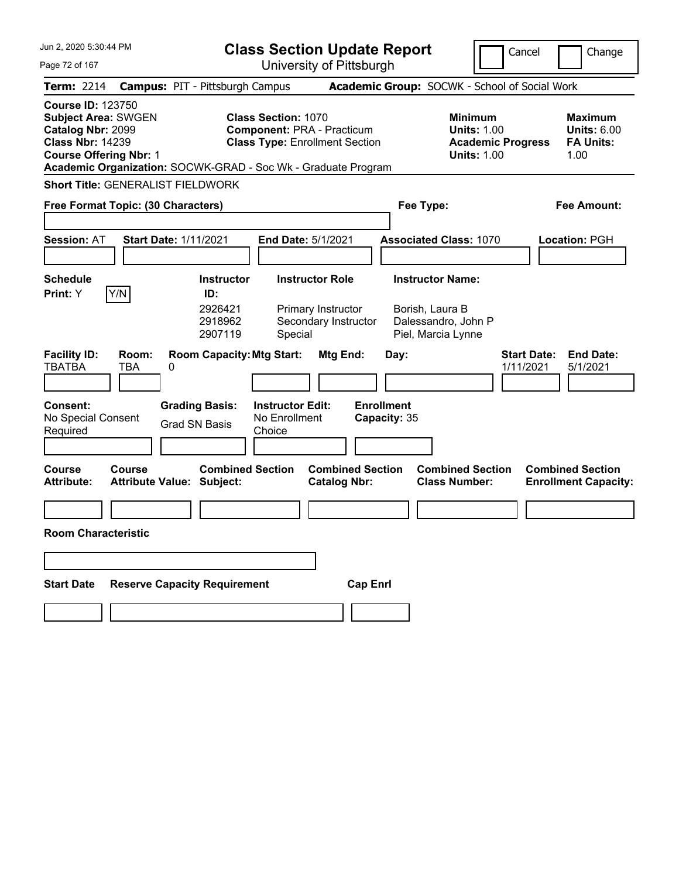# Class Section Update Report

University of Pittsburgh

Cancel | Change

**Term:** 2214 **Campus:** PIT - Pittsburgh Campus **Academic Group:** SOCWK - School of Social Work

**Course ID:** 123750
**Subject Area:** SWGEN
**Catalog Nbr:** 2099
**Class Nbr:** 14239
**Course Offering Nbr:** 1

**Class Section:** 1070
**Component:** PRA - Practicum
**Class Type:** Enrollment Section

**Minimum Units:** 1.00
**Academic Progress Units:** 1.00

**Maximum Units:** 6.00
**FA Units:** 1.00

**Academic Organization:** SOCWK-GRAD - Soc Wk - Graduate Program

**Short Title:** GENERALIST FIELDWORK

**Free Format Topic: (30 Characters)**

**Fee Type:**

**Fee Amount:**

**Session:** AT **Start Date:** 1/11/2021 **End Date:** 5/1/2021 **Associated Class:** 1070 **Location:** PGH

**Schedule Print:** Y Y/N

| Instructor ID | Instructor Role | Instructor Name |
|---|---|---|
| 2926421 | Primary Instructor | Borish, Laura B |
| 2918962 | Secondary Instructor | Dalessandro, John P |
| 2907119 | Special | Piel, Marcia Lynne |

| Facility ID | Room | Room Capacity | Mtg Start | Mtg End | Day | Start Date | End Date |
|---|---|---|---|---|---|---|---|
| TBATBA | TBA | 0 | | | | 1/11/2021 | 5/1/2021 |

**Consent:** No Special Consent Required
**Grading Basis:** Grad SN Basis
**Instructor Edit:** No Enrollment Choice
**Enrollment Capacity:** 35

| Course Attribute | Course Attribute Value | Combined Section Subject | Combined Section Catalog Nbr | Combined Section Class Number | Combined Section Enrollment Capacity |
|---|---|---|---|---|---|
| | | | | | |

**Room Characteristic**

| Start Date | Reserve Capacity Requirement | Cap Enrl |
|---|---|---|
| | | |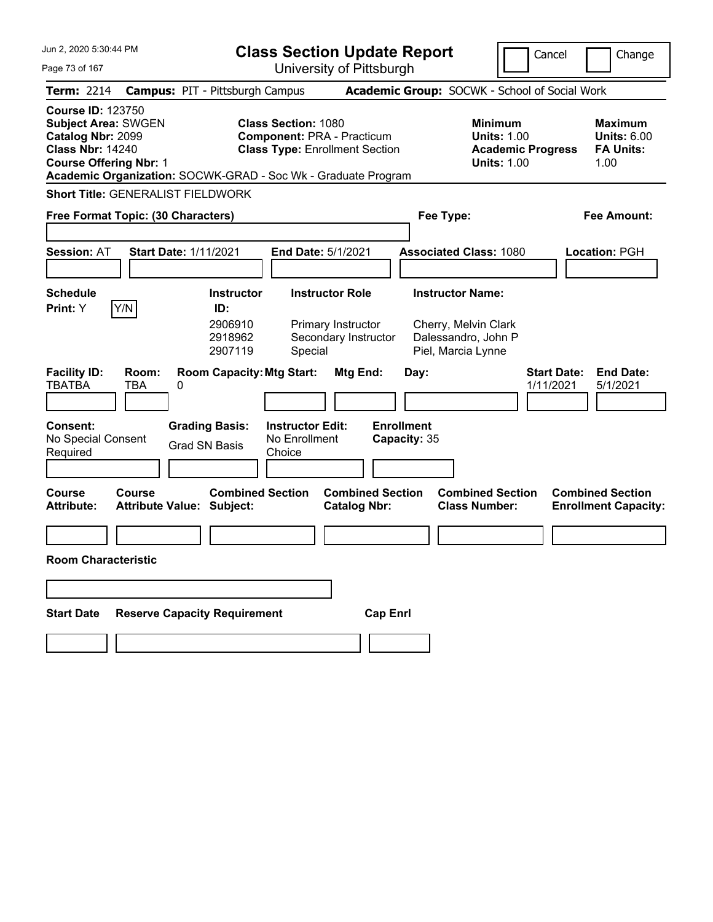# Class Section Update Report

University of Pittsburgh

Jun 2, 2020 5:30:44 PM

Cancel | Change

**Term:** 2214 **Campus:** PIT - Pittsburgh Campus **Academic Group:** SOCWK - School of Social Work

**Course ID:** 123750
**Subject Area:** SWGEN
**Catalog Nbr:** 2099
**Class Nbr:** 14240
**Course Offering Nbr:** 1

**Class Section:** 1080
**Component:** PRA - Practicum
**Class Type:** Enrollment Section

**Minimum Units:** 1.00
**Academic Progress Units:** 1.00

**Maximum Units:** 6.00
**FA Units:** 1.00

**Academic Organization:** SOCWK-GRAD - Soc Wk - Graduate Program

**Short Title:** GENERALIST FIELDWORK

**Free Format Topic: (30 Characters)**

**Fee Type:**

**Fee Amount:**

**Session:** AT **Start Date:** 1/11/2021 **End Date:** 5/1/2021 **Associated Class:** 1080 **Location:** PGH

**Schedule Print:** Y Y/N

| Instructor ID: | Instructor Role | Instructor Name: |
|---|---|---|
| 2906910 | Primary Instructor | Cherry, Melvin Clark |
| 2918962 | Secondary Instructor | Dalessandro, John P |
| 2907119 | Special | Piel, Marcia Lynne |

| Facility ID: | Room: | Room Capacity: | Mtg Start: | Mtg End: | Day: | Start Date: | End Date: |
|---|---|---|---|---|---|---|---|
| TBATBA | TBA | 0 | | | | 1/11/2021 | 5/1/2021 |

**Consent:** No Special Consent Required

**Grading Basis:** Grad SN Basis

**Instructor Edit:** No Enrollment Choice

**Enrollment Capacity:** 35

| Course Attribute: | Course Attribute Value: | Combined Section Subject: | Combined Section Catalog Nbr: | Combined Section Class Number: | Combined Section Enrollment Capacity: |
|---|---|---|---|---|---|
| | | | | | |

**Room Characteristic**

| Start Date | Reserve Capacity Requirement | Cap Enrl |
|---|---|---|
| | | |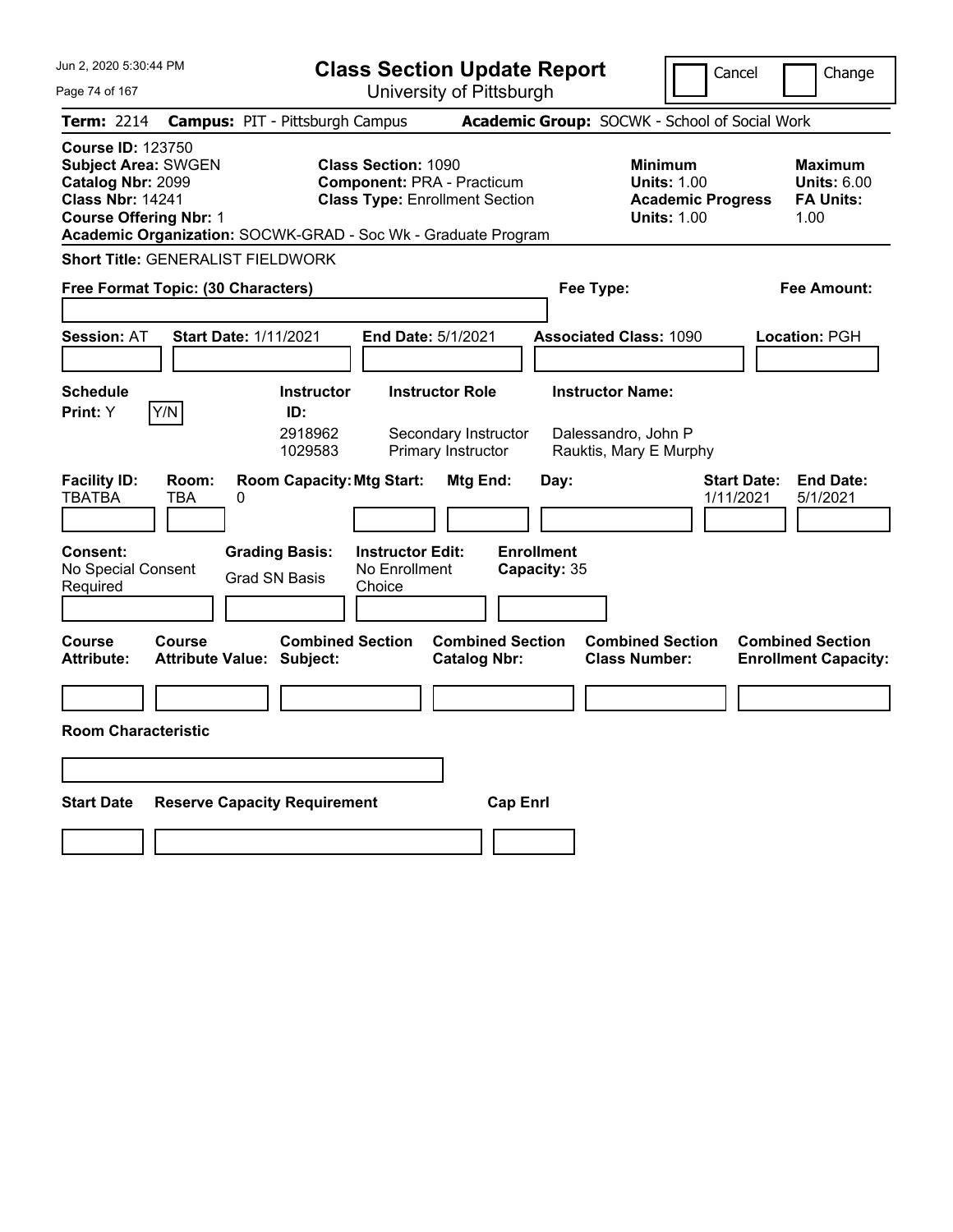Jun 2, 2020 5:30:44 PM

# Class Section Update Report

University of Pittsburgh

Cancel | Change

**Term:** 2214 **Campus:** PIT - Pittsburgh Campus **Academic Group:** SOCWK - School of Social Work

**Course ID:** 123750
**Subject Area:** SWGEN
**Catalog Nbr:** 2099
**Class Nbr:** 14241
**Course Offering Nbr:** 1
**Academic Organization:** SOCWK-GRAD - Soc Wk - Graduate Program

**Class Section:** 1090
**Component:** PRA - Practicum
**Class Type:** Enrollment Section

**Minimum Units:** 1.00
**Academic Progress Units:** 1.00

**Maximum Units:** 6.00
**FA Units:** 1.00

**Short Title:** GENERALIST FIELDWORK

**Free Format Topic: (30 Characters)**

**Fee Type:**

**Fee Amount:**

**Session:** AT **Start Date:** 1/11/2021 **End Date:** 5/1/2021 **Associated Class:** 1090 **Location:** PGH

**Schedule Print:** Y Y/N

| Instructor ID: | Instructor Role | Instructor Name: |
|---|---|---|
| 2918962 | Secondary Instructor | Dalessandro, John P |
| 1029583 | Primary Instructor | Rauktis, Mary E Murphy |

| Facility ID: | Room: | Room Capacity: | Mtg Start: | Mtg End: | Day: | Start Date: | End Date: |
|---|---|---|---|---|---|---|---|
| TBATBA | TBA | 0 | | | | 1/11/2021 | 5/1/2021 |

**Consent:** No Special Consent Required
**Grading Basis:** Grad SN Basis
**Instructor Edit:** No Enrollment Choice
**Enrollment Capacity:** 35

| Course Attribute: | Course Attribute Value: | Combined Section Subject: | Combined Section Catalog Nbr: | Combined Section Class Number: | Combined Section Enrollment Capacity: |
|---|---|---|---|---|---|
| | | | | | |

**Room Characteristic**

| Start Date | Reserve Capacity Requirement | Cap Enrl |
|---|---|---|
| | | |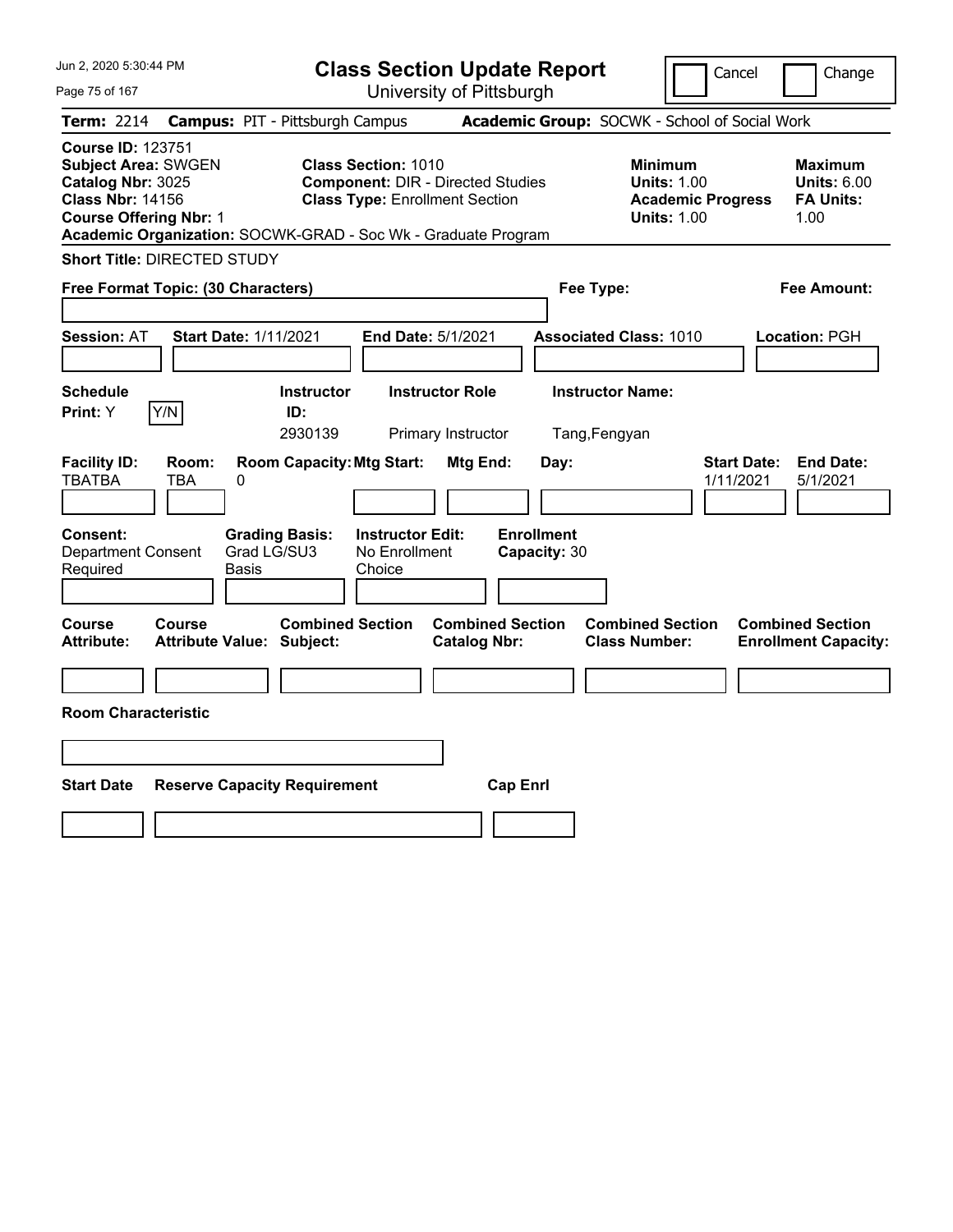# Class Section Update Report

University of Pittsburgh

Cancel | Change

**Term:** 2214 **Campus:** PIT - Pittsburgh Campus **Academic Group:** SOCWK - School of Social Work

**Course ID:** 123751
**Subject Area:** SWGEN
**Catalog Nbr:** 3025
**Class Nbr:** 14156
**Course Offering Nbr:** 1

**Class Section:** 1010
**Component:** DIR - Directed Studies
**Class Type:** Enrollment Section

**Minimum Units:** 1.00
**Academic Progress Units:** 1.00

**Maximum Units:** 6.00
**FA Units:** 1.00

**Academic Organization:** SOCWK-GRAD - Soc Wk - Graduate Program

**Short Title:** DIRECTED STUDY

**Free Format Topic: (30 Characters)**

**Fee Type:**

**Fee Amount:**

**Session:** AT **Start Date:** 1/11/2021 **End Date:** 5/1/2021 **Associated Class:** 1010 **Location:** PGH

| Schedule Print: | Y/N | Instructor ID: | Instructor Role | Instructor Name: |
|---|---|---|---|---|
| Y | | 2930139 | Primary Instructor | Tang,Fengyan |

| Facility ID: | Room: | Room Capacity: | Mtg Start: | Mtg End: | Day: | Start Date: | End Date: |
|---|---|---|---|---|---|---|---|
| TBATBA | TBA | 0 | | | | 1/11/2021 | 5/1/2021 |

| Consent: | Grading Basis: | Instructor Edit: | Enrollment Capacity: |
|---|---|---|---|
| Department Consent Required | Grad LG/SU3 Basis | No Enrollment Choice | 30 |

| Course Attribute: | Course Attribute Value: | Combined Section Subject: | Combined Section Catalog Nbr: | Combined Section Class Number: | Combined Section Enrollment Capacity: |
|---|---|---|---|---|---|
| | | | | | |

**Room Characteristic**

| Start Date | Reserve Capacity Requirement | Cap Enrl |
|---|---|---|
| | | |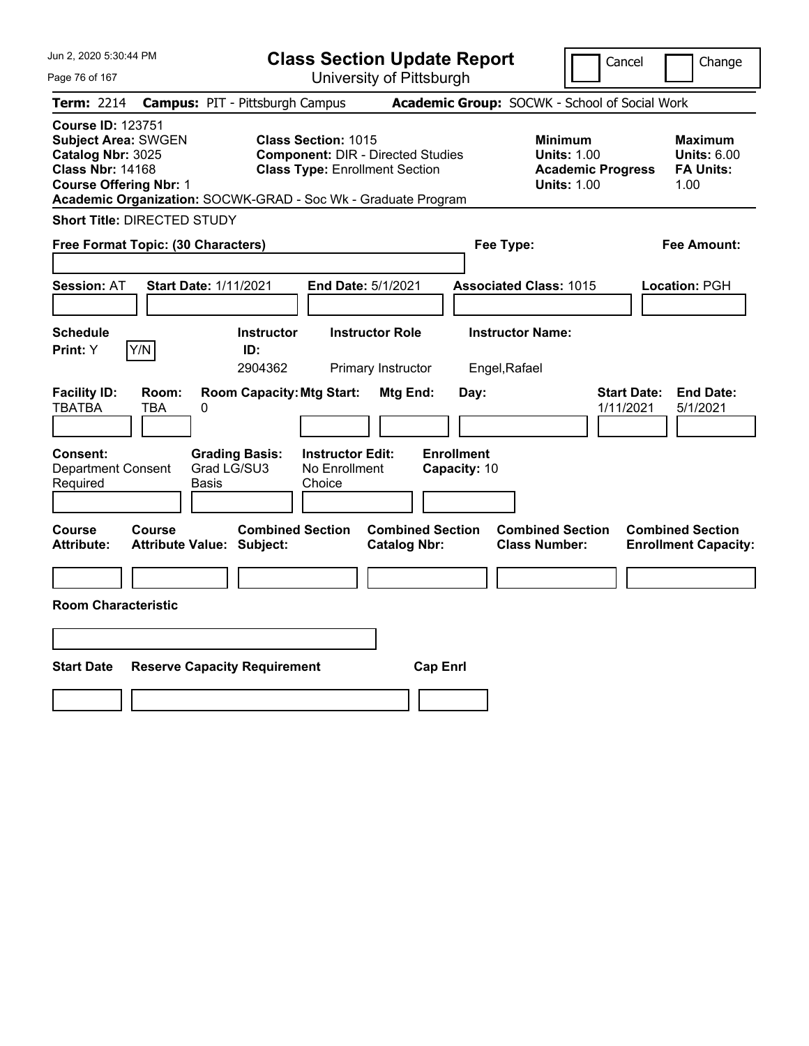# Class Section Update Report

University of Pittsburgh

Jun 2, 2020 5:30:44 PM

Cancel | Change

**Term:** 2214 **Campus:** PIT - Pittsburgh Campus **Academic Group:** SOCWK - School of Social Work

**Course ID:** 123751
**Subject Area:** SWGEN
**Catalog Nbr:** 3025
**Class Nbr:** 14168
**Course Offering Nbr:** 1
**Academic Organization:** SOCWK-GRAD - Soc Wk - Graduate Program

**Class Section:** 1015
**Component:** DIR - Directed Studies
**Class Type:** Enrollment Section

**Minimum Units:** 1.00
**Academic Progress Units:** 1.00

**Maximum Units:** 6.00
**FA Units:** 1.00

**Short Title:** DIRECTED STUDY

**Free Format Topic: (30 Characters)**

**Fee Type:**

**Fee Amount:**

**Session:** AT **Start Date:** 1/11/2021 **End Date:** 5/1/2021 **Associated Class:** 1015 **Location:** PGH

| Schedule Print | | Instructor ID | Instructor Role | Instructor Name |
|---|---|---|---|---|
| Y | Y/N | 2904362 | Primary Instructor | Engel,Rafael |

| Facility ID | Room | Room Capacity | Mtg Start | Mtg End | Day | Start Date | End Date |
|---|---|---|---|---|---|---|---|
| TBATBA | TBA | 0 | | | | 1/11/2021 | 5/1/2021 |

**Consent:** Department Consent Required
**Grading Basis:** Grad LG/SU3 Basis
**Instructor Edit:** No Enrollment Choice
**Enrollment Capacity:** 10

| Course Attribute | Course Attribute Value | Combined Section Subject | Combined Section Catalog Nbr | Combined Section Class Number | Combined Section Enrollment Capacity |
|---|---|---|---|---|---|
| | | | | | |

**Room Characteristic**

| Start Date | Reserve Capacity Requirement | Cap Enrl |
|---|---|---|
| | | |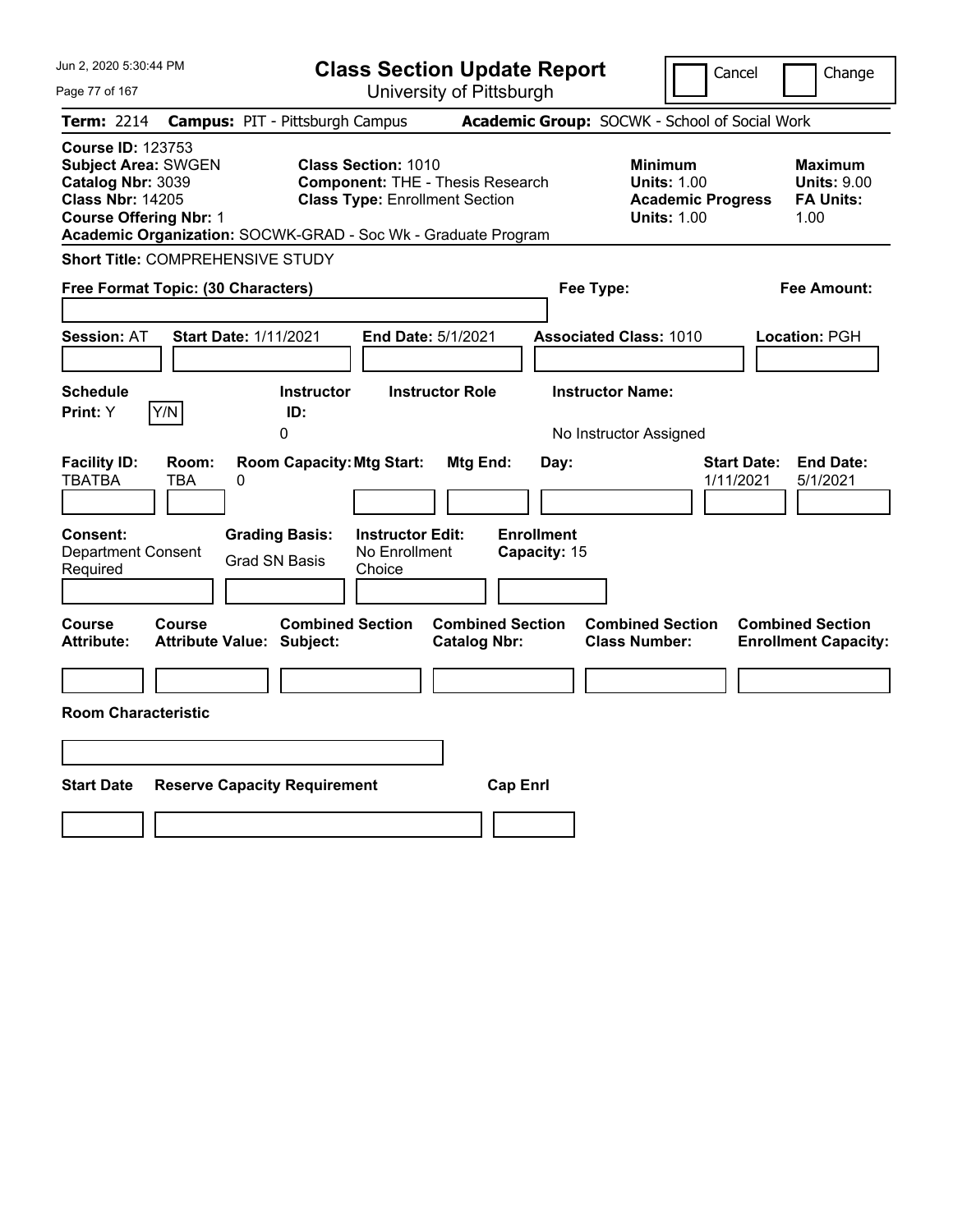# Class Section Update Report

University of Pittsburgh

Cancel | Change

**Term:** 2214 **Campus:** PIT - Pittsburgh Campus **Academic Group:** SOCWK - School of Social Work

**Course ID:** 123753
**Subject Area:** SWGEN
**Catalog Nbr:** 3039
**Class Nbr:** 14205
**Course Offering Nbr:** 1

**Class Section:** 1010
**Component:** THE - Thesis Research
**Class Type:** Enrollment Section

**Minimum Units:** 1.00
**Academic Progress Units:** 1.00

**Maximum Units:** 9.00
**FA Units:** 1.00

**Academic Organization:** SOCWK-GRAD - Soc Wk - Graduate Program

**Short Title:** COMPREHENSIVE STUDY

**Free Format Topic: (30 Characters)**

**Fee Type:**

**Fee Amount:**

**Session:** AT **Start Date:** 1/11/2021 **End Date:** 5/1/2021 **Associated Class:** 1010 **Location:** PGH

| Schedule Print: | Instructor ID: | Instructor Role | Instructor Name: |
|---|---|---|---|
| Y | 0 | | No Instructor Assigned |

| Facility ID: | Room: | Room Capacity: | Mtg Start: | Mtg End: | Day: | Start Date: | End Date: |
|---|---|---|---|---|---|---|---|
| TBATBA | TBA | 0 | | | | 1/11/2021 | 5/1/2021 |

| Consent: | Grading Basis: | Instructor Edit: | Enrollment Capacity: |
|---|---|---|---|
| Department Consent Required | Grad SN Basis | No Enrollment Choice | 15 |

| Course Attribute: | Course Attribute Value: | Combined Section Subject: | Combined Section Catalog Nbr: | Combined Section Class Number: | Combined Section Enrollment Capacity: |
|---|---|---|---|---|---|
| | | | | | |

**Room Characteristic**

| Start Date | Reserve Capacity Requirement | Cap Enrl |
|---|---|---|
| | | |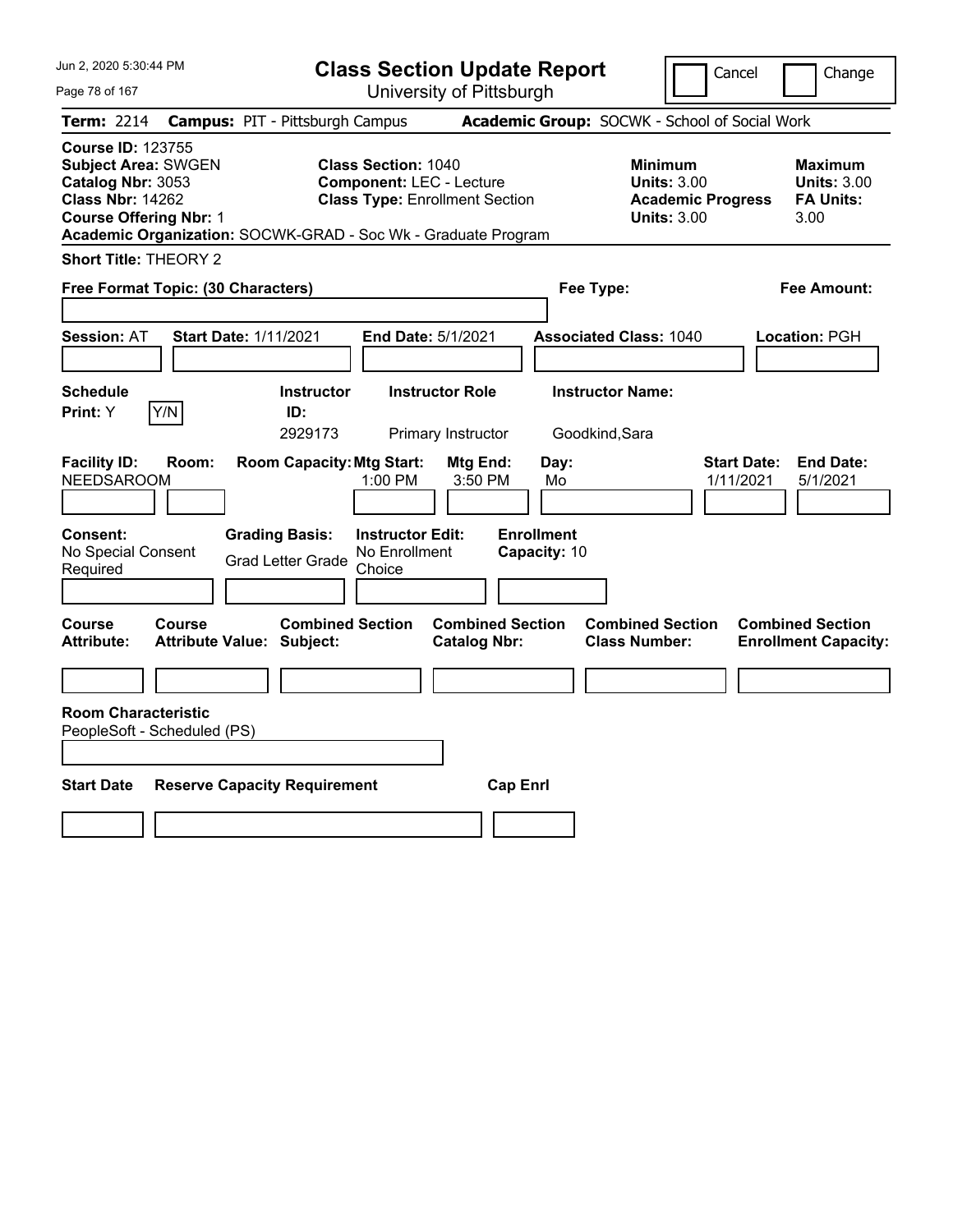# Class Section Update Report

University of Pittsburgh

Jun 2, 2020 5:30:44 PM

Cancel | Change

**Term:** 2214 **Campus:** PIT - Pittsburgh Campus **Academic Group:** SOCWK - School of Social Work

**Course ID:** 123755
**Subject Area:** SWGEN
**Catalog Nbr:** 3053
**Class Nbr:** 14262
**Course Offering Nbr:** 1
**Academic Organization:** SOCWK-GRAD - Soc Wk - Graduate Program

**Class Section:** 1040
**Component:** LEC - Lecture
**Class Type:** Enrollment Section

**Minimum Units:** 3.00
**Academic Progress Units:** 3.00

**Maximum Units:** 3.00
**FA Units:** 3.00

**Short Title:** THEORY 2

**Free Format Topic: (30 Characters)**

**Fee Type:**

**Fee Amount:**

**Session:** AT **Start Date:** 1/11/2021 **End Date:** 5/1/2021 **Associated Class:** 1040 **Location:** PGH

| Schedule Print: | Instructor ID: | Instructor Role | Instructor Name: |
|---|---|---|---|
| Y (Y/N) | 2929173 | Primary Instructor | Goodkind,Sara |

| Facility ID: | Room: | Room Capacity: | Mtg Start: | Mtg End: | Day: | Start Date: | End Date: |
|---|---|---|---|---|---|---|---|
| NEEDSAROOM | | | 1:00 PM | 3:50 PM | Mo | 1/11/2021 | 5/1/2021 |

| Consent: | Grading Basis: | Instructor Edit: | Enrollment Capacity: |
|---|---|---|---|
| No Special Consent Required | Grad Letter Grade | No Enrollment Choice | 10 |

| Course Attribute: | Course Attribute Value: | Combined Section Subject: | Combined Section Catalog Nbr: | Combined Section Class Number: | Combined Section Enrollment Capacity: |
|---|---|---|---|---|---|
| | | | | | |

**Room Characteristic**
PeopleSoft - Scheduled (PS)

| Start Date | Reserve Capacity Requirement | Cap Enrl |
|---|---|---|
| | | |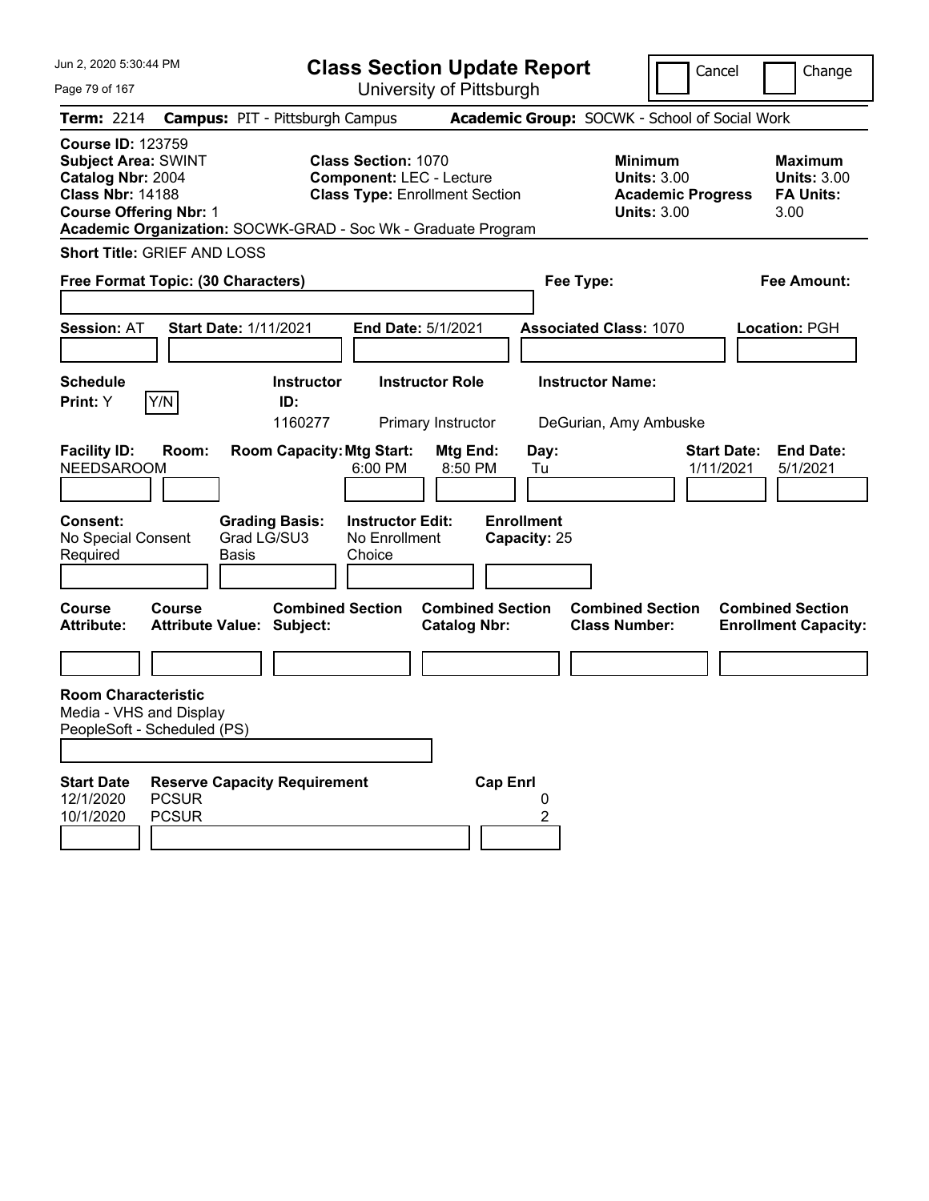# Class Section Update Report

University of Pittsburgh

Jun 2, 2020 5:30:44 PM

Cancel | Change

**Term:** 2214 **Campus:** PIT - Pittsburgh Campus **Academic Group:** SOCWK - School of Social Work

**Course ID:** 123759
**Subject Area:** SWINT
**Catalog Nbr:** 2004
**Class Nbr:** 14188
**Course Offering Nbr:** 1
**Academic Organization:** SOCWK-GRAD - Soc Wk - Graduate Program

**Class Section:** 1070
**Component:** LEC - Lecture
**Class Type:** Enrollment Section

**Minimum Units:** 3.00
**Academic Progress Units:** 3.00

**Maximum Units:** 3.00
**FA Units:** 3.00

**Short Title:** GRIEF AND LOSS

**Free Format Topic: (30 Characters)**

**Fee Type:**

**Fee Amount:**

**Session:** AT **Start Date:** 1/11/2021 **End Date:** 5/1/2021 **Associated Class:** 1070 **Location:** PGH

| Schedule Print | | Instructor ID | Instructor Role | Instructor Name |
|---|---|---|---|---|
| Y | Y/N | 1160277 | Primary Instructor | DeGurian, Amy Ambuske |

| Facility ID | Room | Room Capacity | Mtg Start | Mtg End | Day | Start Date | End Date |
|---|---|---|---|---|---|---|---|
| NEEDSAROOM | | | 6:00 PM | 8:50 PM | Tu | 1/11/2021 | 5/1/2021 |

| Consent | Grading Basis | Instructor Edit | Enrollment Capacity |
|---|---|---|---|
| No Special Consent Required | Grad LG/SU3 Basis | No Enrollment Choice | 25 |

| Course Attribute | Course Attribute Value | Combined Section Subject | Combined Section Catalog Nbr | Combined Section Class Number | Combined Section Enrollment Capacity |
|---|---|---|---|---|---|
| | | | | | |

**Room Characteristic**
Media - VHS and Display
PeopleSoft - Scheduled (PS)

| Start Date | Reserve Capacity Requirement | Cap Enrl |
|---|---|---|
| 12/1/2020 | PCSUR | 0 |
| 10/1/2020 | PCSUR | 2 |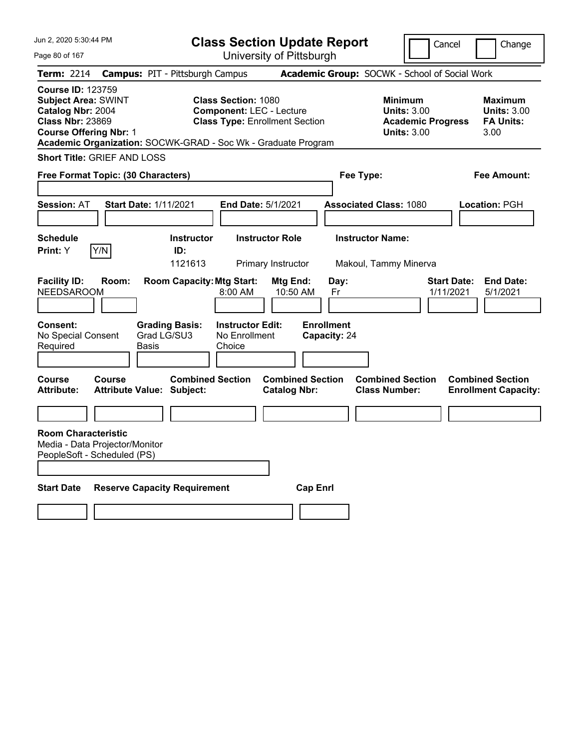Jun 2, 2020 5:30:44 PM

# Class Section Update Report

University of Pittsburgh

Cancel | Change

**Term:** 2214 **Campus:** PIT - Pittsburgh Campus **Academic Group:** SOCWK - School of Social Work

**Course ID:** 123759
**Subject Area:** SWINT
**Catalog Nbr:** 2004
**Class Nbr:** 23869
**Course Offering Nbr:** 1

**Class Section:** 1080
**Component:** LEC - Lecture
**Class Type:** Enrollment Section

**Minimum Units:** 3.00
**Academic Progress Units:** 3.00

**Maximum Units:** 3.00
**FA Units:** 3.00

**Academic Organization:** SOCWK-GRAD - Soc Wk - Graduate Program

**Short Title:** GRIEF AND LOSS

**Free Format Topic: (30 Characters)**

**Fee Type:**

**Fee Amount:**

**Session:** AT **Start Date:** 1/11/2021 **End Date:** 5/1/2021 **Associated Class:** 1080 **Location:** PGH

| Schedule Print | Instructor ID | Instructor Role | Instructor Name |
|---|---|---|---|
| Y | 1121613 | Primary Instructor | Makoul, Tammy Minerva |

| Facility ID | Room | Room Capacity | Mtg Start | Mtg End | Day | Start Date | End Date |
|---|---|---|---|---|---|---|---|
| NEEDSAROOM | | | 8:00 AM | 10:50 AM | Fr | 1/11/2021 | 5/1/2021 |

**Consent:** No Special Consent Required
**Grading Basis:** Grad LG/SU3 Basis
**Instructor Edit:** No Enrollment Choice
**Enrollment Capacity:** 24

| Course Attribute | Course Attribute Value | Combined Section Subject | Combined Section Catalog Nbr | Combined Section Class Number | Combined Section Enrollment Capacity |
|---|---|---|---|---|---|
| | | | | | |

**Room Characteristic**
Media - Data Projector/Monitor
PeopleSoft - Scheduled (PS)

| Start Date | Reserve Capacity Requirement | Cap Enrl |
|---|---|---|
| | | |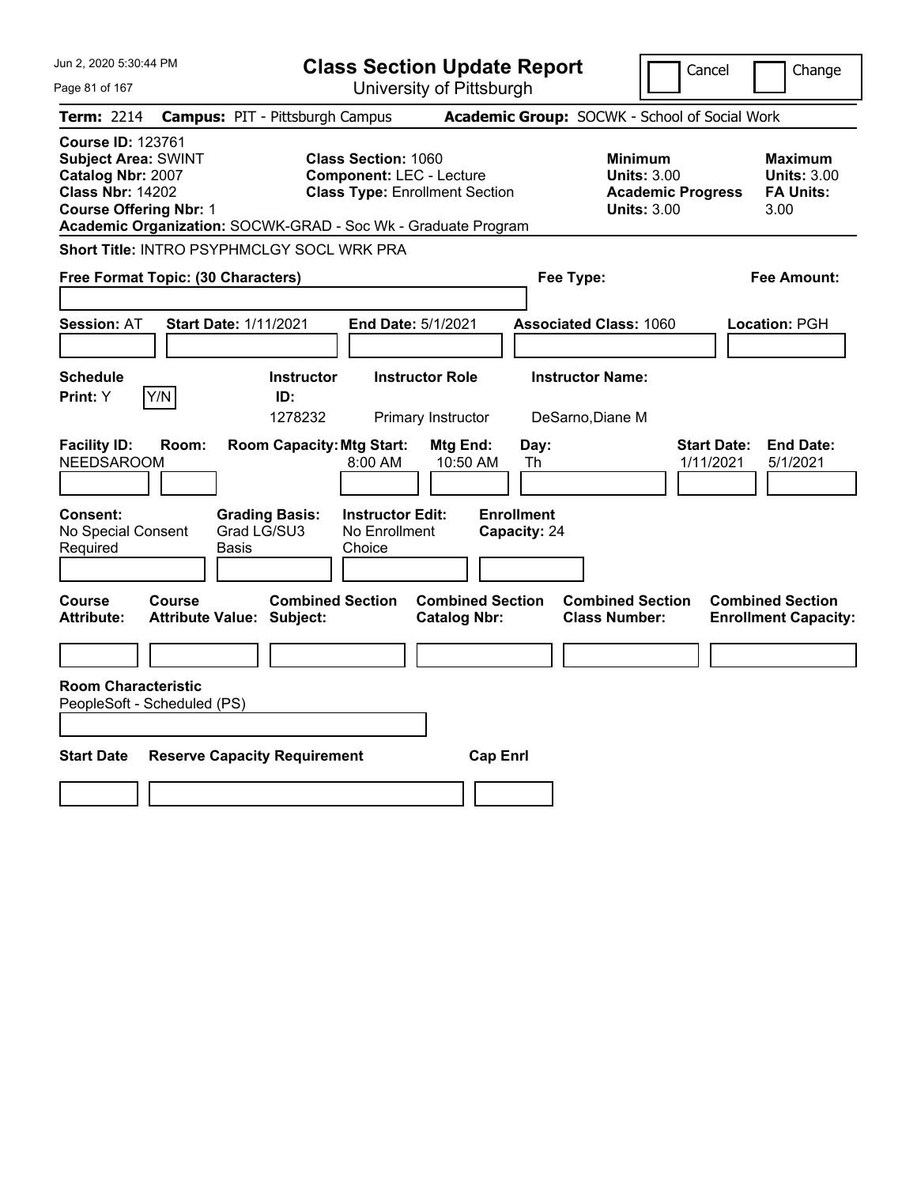# Class Section Update Report

University of Pittsburgh

Cancel | Change

**Term:** 2214 **Campus:** PIT - Pittsburgh Campus **Academic Group:** SOCWK - School of Social Work

**Course ID:** 123761
**Subject Area:** SWINT
**Catalog Nbr:** 2007
**Class Nbr:** 14202
**Course Offering Nbr:** 1

**Class Section:** 1060
**Component:** LEC - Lecture
**Class Type:** Enrollment Section

**Minimum Units:** 3.00
**Academic Progress Units:** 3.00

**Maximum Units:** 3.00
**FA Units:** 3.00

**Academic Organization:** SOCWK-GRAD - Soc Wk - Graduate Program

**Short Title:** INTRO PSYPHMCLGY SOCL WRK PRA

**Free Format Topic: (30 Characters)**

**Fee Type:**

**Fee Amount:**

**Session:** AT **Start Date:** 1/11/2021 **End Date:** 5/1/2021 **Associated Class:** 1060 **Location:** PGH

| Schedule Print | Instructor ID | Instructor Role | Instructor Name |
|---|---|---|---|
| Y | 1278232 | Primary Instructor | DeSarno,Diane M |

| Facility ID | Room | Room Capacity | Mtg Start | Mtg End | Day | Start Date | End Date |
|---|---|---|---|---|---|---|---|
| NEEDSAROOM | | | 8:00 AM | 10:50 AM | Th | 1/11/2021 | 5/1/2021 |

**Consent:** No Special Consent Required
**Grading Basis:** Grad LG/SU3 Basis
**Instructor Edit:** No Enrollment Choice
**Enrollment Capacity:** 24

| Course Attribute | Course Attribute Value | Combined Section Subject | Combined Section Catalog Nbr | Combined Section Class Number | Combined Section Enrollment Capacity |
|---|---|---|---|---|---|
| | | | | | |

**Room Characteristic**
PeopleSoft - Scheduled (PS)

| Start Date | Reserve Capacity Requirement | Cap Enrl |
|---|---|---|
| | | |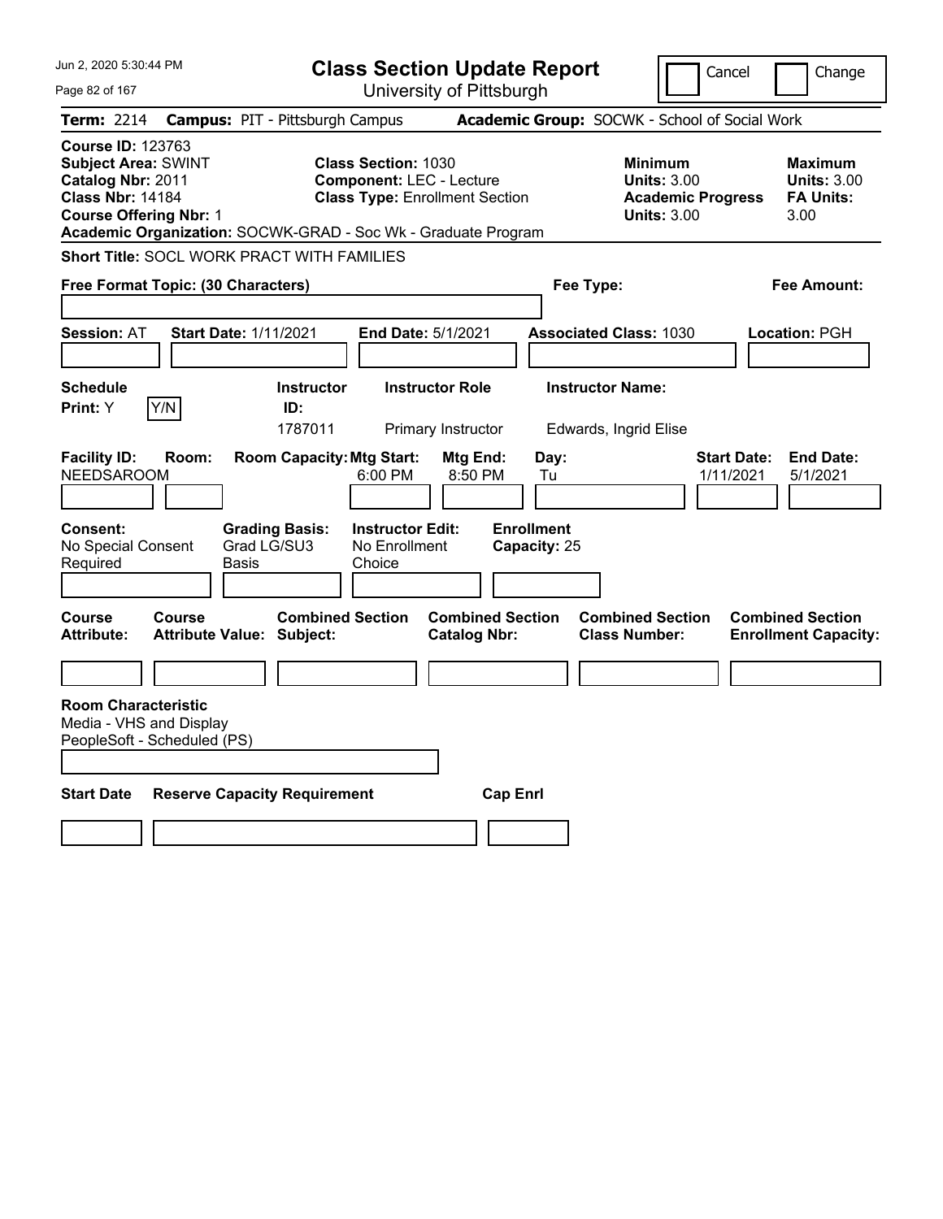# Class Section Update Report

University of Pittsburgh

Jun 2, 2020 5:30:44 PM

Cancel | Change

**Term:** 2214 **Campus:** PIT - Pittsburgh Campus **Academic Group:** SOCWK - School of Social Work

**Course ID:** 123763
**Subject Area:** SWINT
**Catalog Nbr:** 2011
**Class Nbr:** 14184
**Course Offering Nbr:** 1

**Class Section:** 1030
**Component:** LEC - Lecture
**Class Type:** Enrollment Section

**Minimum Units:** 3.00
**Academic Progress Units:** 3.00

**Maximum Units:** 3.00
**FA Units:** 3.00

**Academic Organization:** SOCWK-GRAD - Soc Wk - Graduate Program

**Short Title:** SOCL WORK PRACT WITH FAMILIES

**Free Format Topic: (30 Characters)**

**Fee Type:**

**Fee Amount:**

**Session:** AT **Start Date:** 1/11/2021 **End Date:** 5/1/2021 **Associated Class:** 1030 **Location:** PGH

| Schedule Print: | Instructor ID: | Instructor Role | Instructor Name: |
|---|---|---|---|
| Y | 1787011 | Primary Instructor | Edwards, Ingrid Elise |

| Facility ID: | Room: | Room Capacity: | Mtg Start: | Mtg End: | Day: | Start Date: | End Date: |
|---|---|---|---|---|---|---|---|
| NEEDSAROOM | | | 6:00 PM | 8:50 PM | Tu | 1/11/2021 | 5/1/2021 |

**Consent:** No Special Consent Required

**Grading Basis:** Grad LG/SU3 Basis

**Instructor Edit:** No Enrollment Choice

**Enrollment Capacity:** 25

| Course Attribute: | Course Attribute Value: | Combined Section Subject: | Combined Section Catalog Nbr: | Combined Section Class Number: | Combined Section Enrollment Capacity: |
|---|---|---|---|---|---|
| | | | | | |

**Room Characteristic**
Media - VHS and Display
PeopleSoft - Scheduled (PS)

| Start Date | Reserve Capacity Requirement | Cap Enrl |
|---|---|---|
| | | |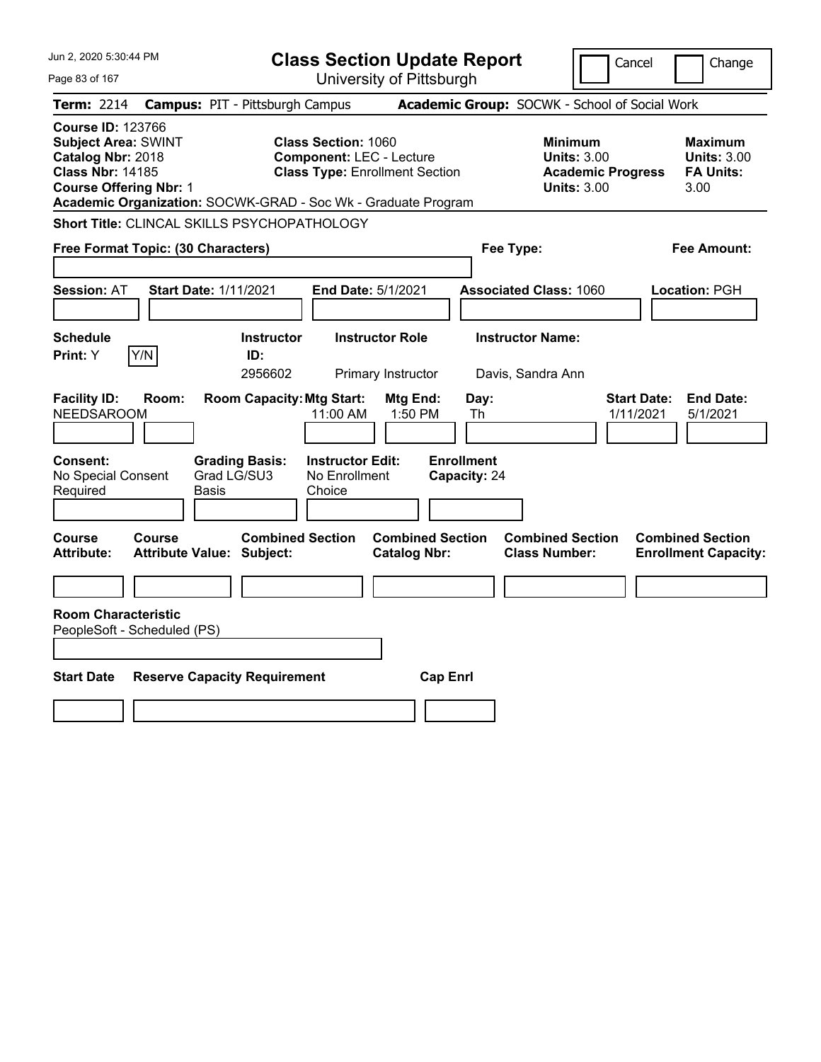Jun 2, 2020 5:30:44 PM

# Class Section Update Report

University of Pittsburgh

Cancel | Change

**Term:** 2214 **Campus:** PIT - Pittsburgh Campus **Academic Group:** SOCWK - School of Social Work

**Course ID:** 123766
**Subject Area:** SWINT
**Catalog Nbr:** 2018
**Class Nbr:** 14185
**Course Offering Nbr:** 1

**Class Section:** 1060
**Component:** LEC - Lecture
**Class Type:** Enrollment Section

**Minimum Units:** 3.00
**Academic Progress Units:** 3.00

**Maximum Units:** 3.00
**FA Units:** 3.00

**Academic Organization:** SOCWK-GRAD - Soc Wk - Graduate Program

**Short Title:** CLINCAL SKILLS PSYCHOPATHOLOGY

**Free Format Topic: (30 Characters)**

**Fee Type:**

**Fee Amount:**

**Session:** AT **Start Date:** 1/11/2021 **End Date:** 5/1/2021 **Associated Class:** 1060 **Location:** PGH

| Schedule Print | Y/N | Instructor ID | Instructor Role | Instructor Name |
|---|---|---|---|---|
| Y | | 2956602 | Primary Instructor | Davis, Sandra Ann |

| Facility ID | Room | Room Capacity | Mtg Start | Mtg End | Day | Start Date | End Date |
|---|---|---|---|---|---|---|---|
| NEEDSAROOM | | | 11:00 AM | 1:50 PM | Th | 1/11/2021 | 5/1/2021 |

**Consent:** No Special Consent Required
**Grading Basis:** Grad LG/SU3 Basis
**Instructor Edit:** No Enrollment Choice
**Enrollment Capacity:** 24

| Course Attribute | Course Attribute Value | Combined Section Subject | Combined Section Catalog Nbr | Combined Section Class Number | Combined Section Enrollment Capacity |
|---|---|---|---|---|---|
| | | | | | |

**Room Characteristic**
PeopleSoft - Scheduled (PS)

| Start Date | Reserve Capacity Requirement | Cap Enrl |
|---|---|---|
| | | |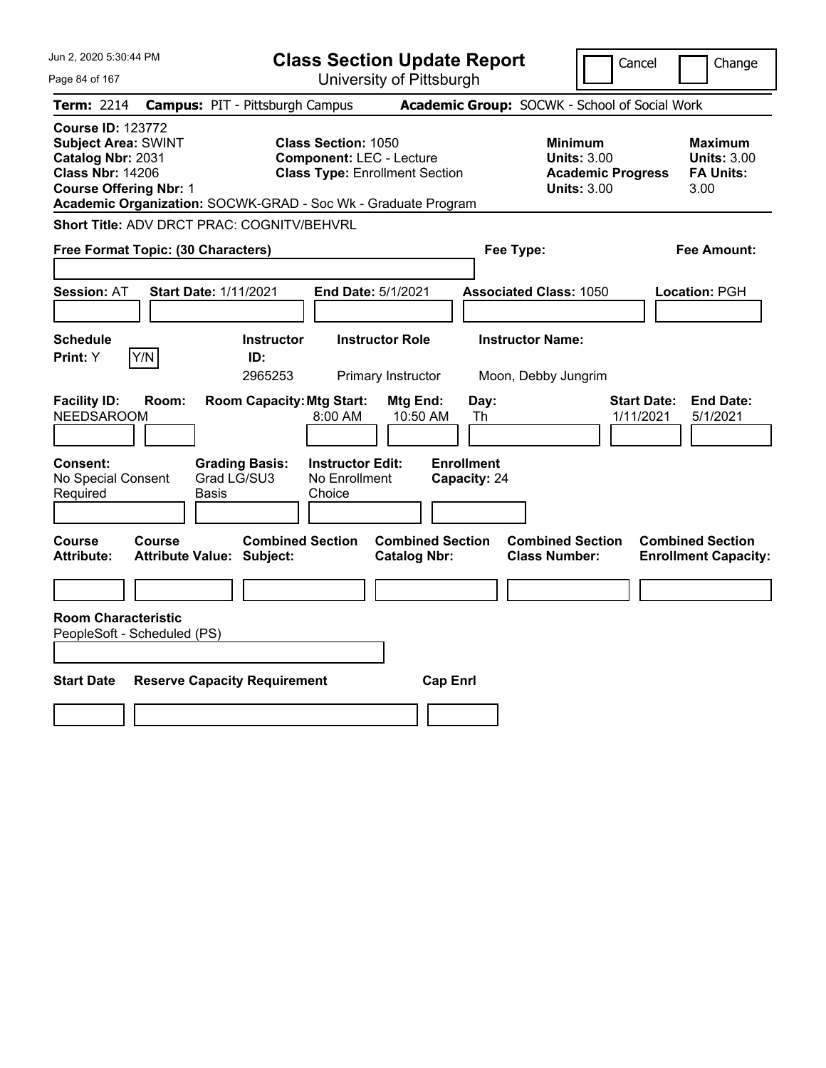# Class Section Update Report

University of Pittsburgh

Cancel ☐ Change ☐

**Term:** 2214 **Campus:** PIT - Pittsburgh Campus **Academic Group:** SOCWK - School of Social Work

**Course ID:** 123772
**Subject Area:** SWINT
**Catalog Nbr:** 2031
**Class Nbr:** 14206
**Course Offering Nbr:** 1
**Academic Organization:** SOCWK-GRAD - Soc Wk - Graduate Program

**Class Section:** 1050
**Component:** LEC - Lecture
**Class Type:** Enrollment Section

| | Minimum | Maximum |
|---|---|---|
| Units | 3.00 | 3.00 |
| Academic Progress Units / FA Units | 3.00 | 3.00 |

**Short Title:** ADV DRCT PRAC: COGNITV/BEHVRL

**Free Format Topic: (30 Characters)** **Fee Type:** **Fee Amount:**

**Session:** AT **Start Date:** 1/11/2021 **End Date:** 5/1/2021 **Associated Class:** 1050 **Location:** PGH

| Schedule Print | Instructor ID | Instructor Role | Instructor Name |
|---|---|---|---|
| Y | 2965253 | Primary Instructor | Moon, Debby Jungrim |

| Facility ID | Room | Room Capacity | Mtg Start | Mtg End | Day | Start Date | End Date |
|---|---|---|---|---|---|---|---|
| NEEDSAROOM | | | 8:00 AM | 10:50 AM | Th | 1/11/2021 | 5/1/2021 |

**Consent:** No Special Consent Required
**Grading Basis:** Grad LG/SU3 Basis
**Instructor Edit:** No Enrollment Choice
**Enrollment Capacity:** 24

| Course Attribute | Course Attribute Value | Combined Section Subject | Combined Section Catalog Nbr | Combined Section Class Number | Combined Section Enrollment Capacity |
|---|---|---|---|---|---|
| | | | | | |

**Room Characteristic**
PeopleSoft - Scheduled (PS)

| Start Date | Reserve Capacity Requirement | Cap Enrl |
|---|---|---|
| | | |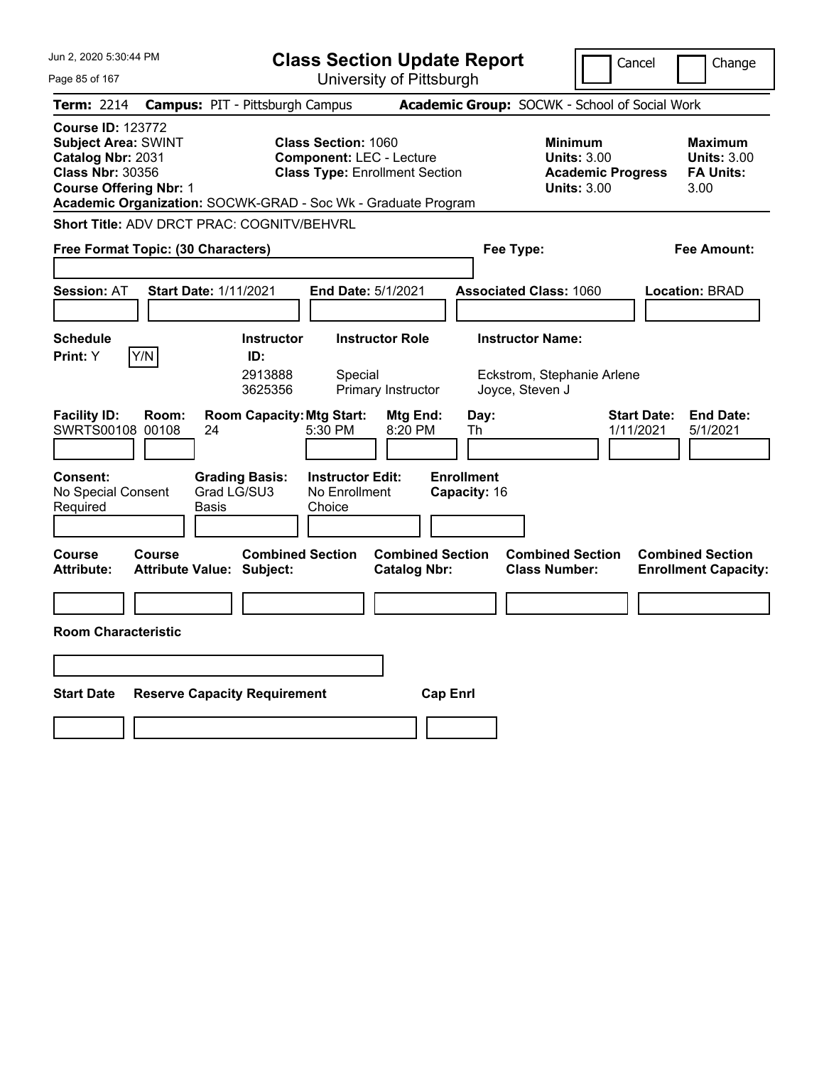# Class Section Update Report

University of Pittsburgh

Cancel | Change

**Term:** 2214 **Campus:** PIT - Pittsburgh Campus **Academic Group:** SOCWK - School of Social Work

**Course ID:** 123772
**Subject Area:** SWINT
**Catalog Nbr:** 2031
**Class Nbr:** 30356
**Course Offering Nbr:** 1

**Class Section:** 1060
**Component:** LEC - Lecture
**Class Type:** Enrollment Section

**Minimum Units:** 3.00
**Academic Progress Units:** 3.00

**Maximum Units:** 3.00
**FA Units:** 3.00

**Academic Organization:** SOCWK-GRAD - Soc Wk - Graduate Program

**Short Title:** ADV DRCT PRAC: COGNITV/BEHVRL

**Free Format Topic: (30 Characters)**

**Fee Type:**

**Fee Amount:**

**Session:** AT **Start Date:** 1/11/2021 **End Date:** 5/1/2021 **Associated Class:** 1060 **Location:** BRAD

**Schedule Print:** Y Y/N

| Instructor ID: | Instructor Role | Instructor Name: |
|---|---|---|
| 2913888 | Special | Eckstrom, Stephanie Arlene |
| 3625356 | Primary Instructor | Joyce, Steven J |

| Facility ID: | Room: | Room Capacity: | Mtg Start: | Mtg End: | Day: | Start Date: | End Date: |
|---|---|---|---|---|---|---|---|
| SWRTS00108 | 00108 | 24 | 5:30 PM | 8:20 PM | Th | 1/11/2021 | 5/1/2021 |

**Consent:** No Special Consent Required
**Grading Basis:** Grad LG/SU3 Basis
**Instructor Edit:** No Enrollment Choice
**Enrollment Capacity:** 16

| Course Attribute: | Course Attribute Value: | Combined Section Subject: | Combined Section Catalog Nbr: | Combined Section Class Number: | Combined Section Enrollment Capacity: |
|---|---|---|---|---|---|
| | | | | | |

**Room Characteristic**

| Start Date | Reserve Capacity Requirement | Cap Enrl |
|---|---|---|
| | | |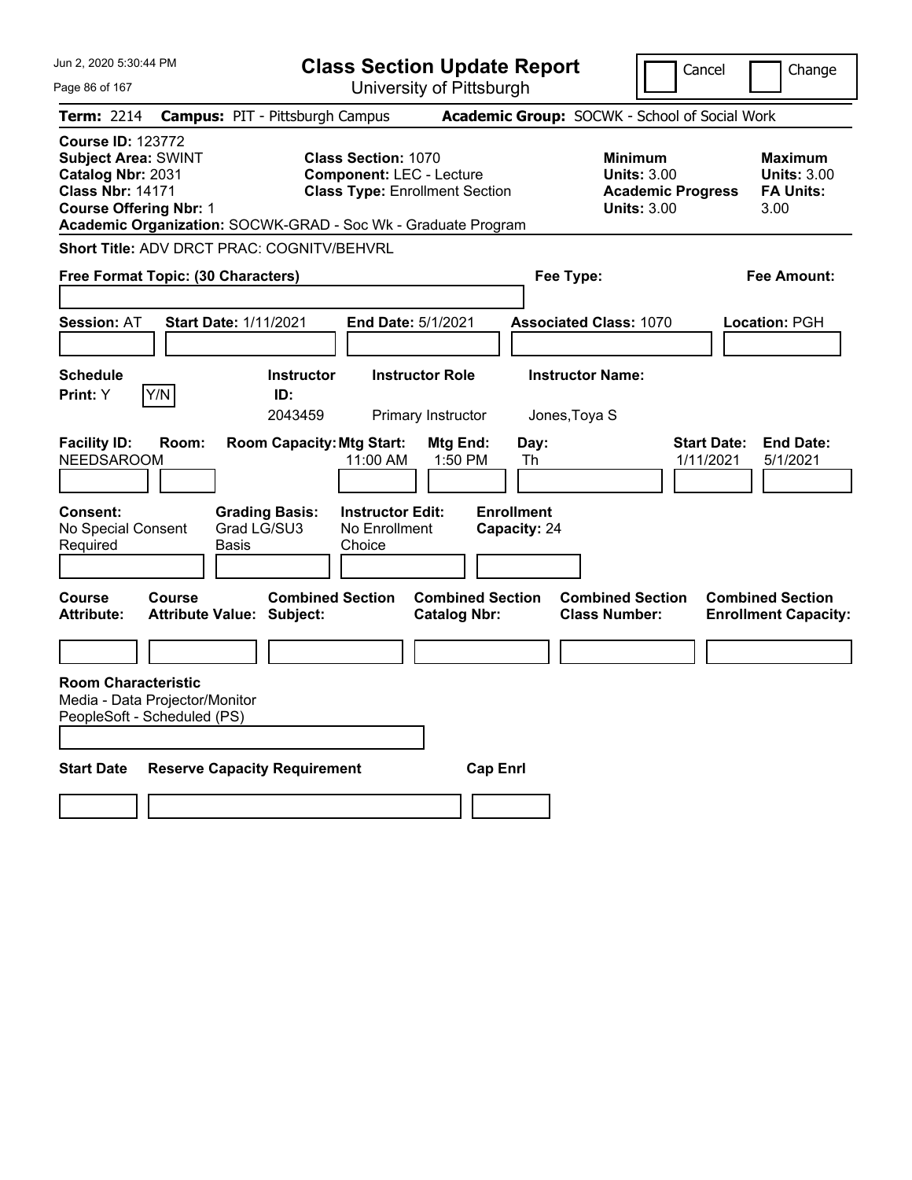# Class Section Update Report

University of Pittsburgh

Jun 2, 2020 5:30:44 PM

Cancel | Change

**Term:** 2214 **Campus:** PIT - Pittsburgh Campus **Academic Group:** SOCWK - School of Social Work

**Course ID:** 123772
**Subject Area:** SWINT
**Catalog Nbr:** 2031
**Class Nbr:** 14171
**Course Offering Nbr:** 1

**Class Section:** 1070
**Component:** LEC - Lecture
**Class Type:** Enrollment Section

**Minimum Units:** 3.00
**Academic Progress Units:** 3.00

**Maximum Units:** 3.00
**FA Units:** 3.00

**Academic Organization:** SOCWK-GRAD - Soc Wk - Graduate Program

**Short Title:** ADV DRCT PRAC: COGNITV/BEHVRL

**Free Format Topic: (30 Characters)**

**Fee Type:**

**Fee Amount:**

**Session:** AT **Start Date:** 1/11/2021 **End Date:** 5/1/2021 **Associated Class:** 1070 **Location:** PGH

| Schedule Print | | Instructor ID | Instructor Role | Instructor Name |
|---|---|---|---|---|
| Y | Y/N | 2043459 | Primary Instructor | Jones,Toya S |

| Facility ID | Room | Room Capacity | Mtg Start | Mtg End | Day | Start Date | End Date |
|---|---|---|---|---|---|---|---|
| NEEDSAROOM | | | 11:00 AM | 1:50 PM | Th | 1/11/2021 | 5/1/2021 |

**Consent:** No Special Consent Required
**Grading Basis:** Grad LG/SU3 Basis
**Instructor Edit:** No Enrollment Choice
**Enrollment Capacity:** 24

| Course Attribute | Course Attribute Value | Combined Section Subject | Combined Section Catalog Nbr | Combined Section Class Number | Combined Section Enrollment Capacity |
|---|---|---|---|---|---|
| | | | | | |

**Room Characteristic**
Media - Data Projector/Monitor
PeopleSoft - Scheduled (PS)

| Start Date | Reserve Capacity Requirement | Cap Enrl |
|---|---|---|
| | | |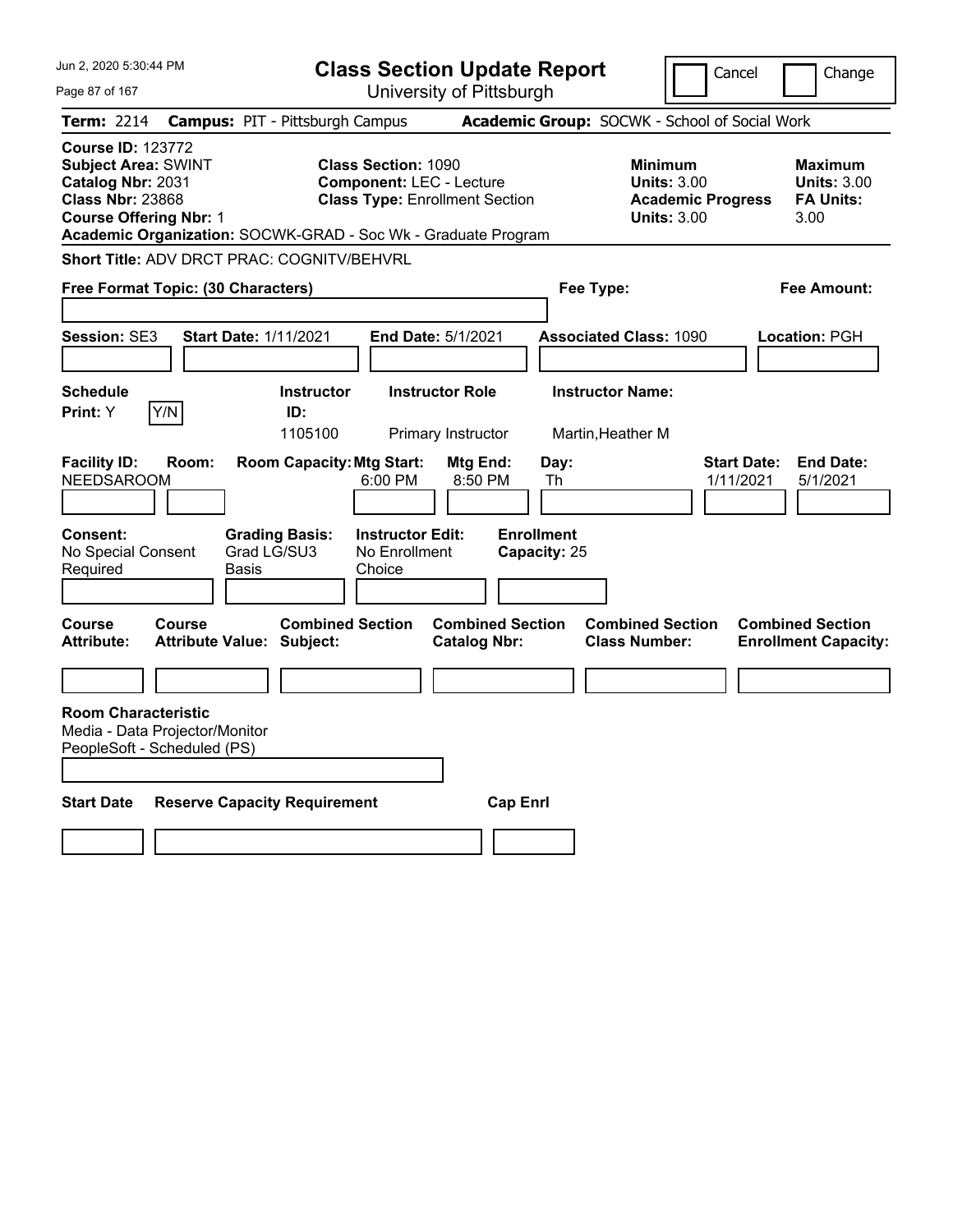# Class Section Update Report

University of Pittsburgh

Cancel | Change

**Term:** 2214 **Campus:** PIT - Pittsburgh Campus **Academic Group:** SOCWK - School of Social Work

**Course ID:** 123772
**Subject Area:** SWINT
**Catalog Nbr:** 2031
**Class Nbr:** 23868
**Course Offering Nbr:** 1

**Class Section:** 1090
**Component:** LEC - Lecture
**Class Type:** Enrollment Section

**Minimum Units:** 3.00
**Academic Progress Units:** 3.00

**Maximum Units:** 3.00
**FA Units:** 3.00

**Academic Organization:** SOCWK-GRAD - Soc Wk - Graduate Program

**Short Title:** ADV DRCT PRAC: COGNITV/BEHVRL

**Free Format Topic: (30 Characters)** | **Fee Type:** | **Fee Amount:**

**Session:** SE3 **Start Date:** 1/11/2021 **End Date:** 5/1/2021 **Associated Class:** 1090 **Location:** PGH

| Schedule Print | Instructor ID | Instructor Role | Instructor Name |
|---|---|---|---|
| Y (Y/N) | 1105100 | Primary Instructor | Martin,Heather M |

| Facility ID | Room | Room Capacity | Mtg Start | Mtg End | Day | Start Date | End Date |
|---|---|---|---|---|---|---|---|
| NEEDSAROOM | | | 6:00 PM | 8:50 PM | Th | 1/11/2021 | 5/1/2021 |

**Consent:** No Special Consent Required
**Grading Basis:** Grad LG/SU3 Basis
**Instructor Edit:** No Enrollment Choice
**Enrollment Capacity:** 25

| Course Attribute | Course Attribute Value | Combined Section Subject | Combined Section Catalog Nbr | Combined Section Class Number | Combined Section Enrollment Capacity |
|---|---|---|---|---|---|
| | | | | | |

**Room Characteristic**
Media - Data Projector/Monitor
PeopleSoft - Scheduled (PS)

| Start Date | Reserve Capacity Requirement | Cap Enrl |
|---|---|---|
| | | |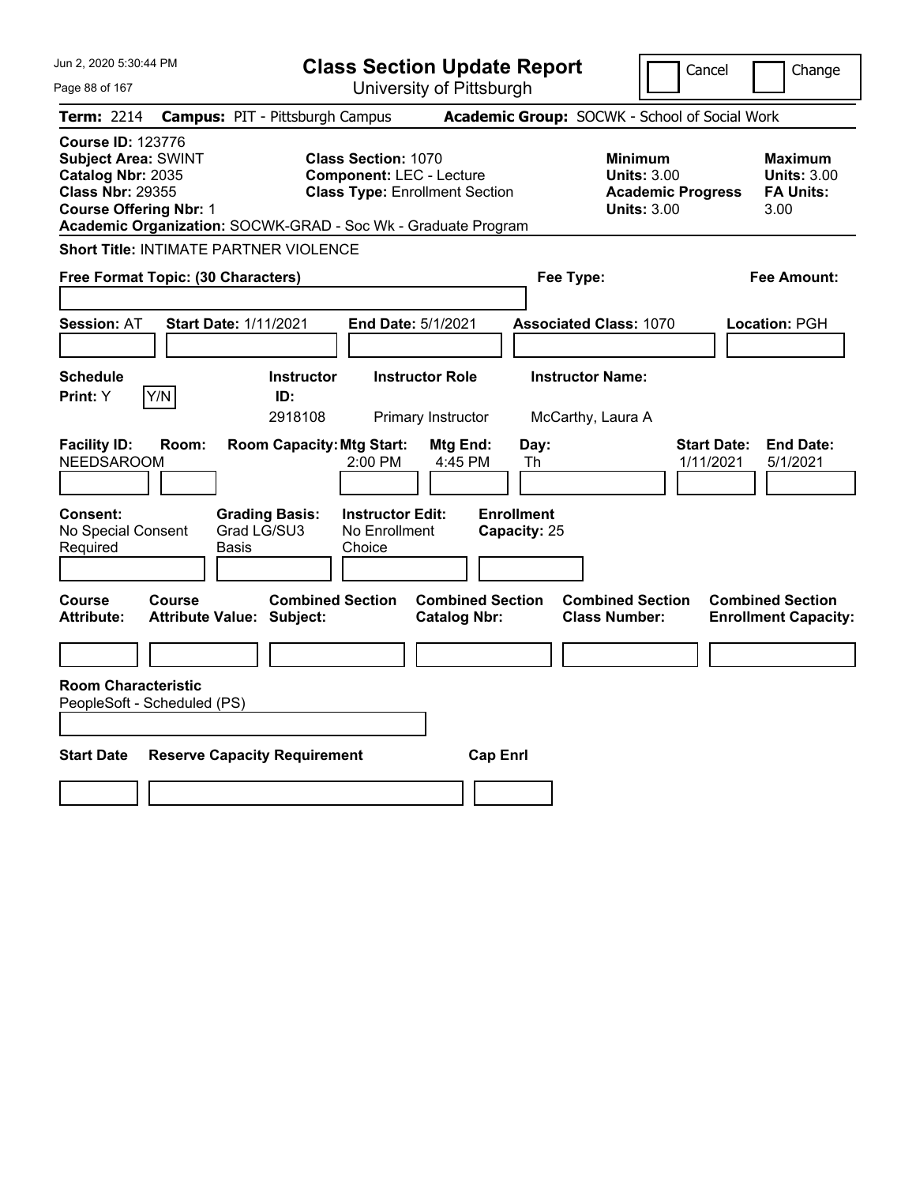# Class Section Update Report

University of Pittsburgh

Cancel | Change

**Term:** 2214 **Campus:** PIT - Pittsburgh Campus **Academic Group:** SOCWK - School of Social Work

**Course ID:** 123776
**Subject Area:** SWINT
**Catalog Nbr:** 2035
**Class Nbr:** 29355
**Course Offering Nbr:** 1

**Class Section:** 1070
**Component:** LEC - Lecture
**Class Type:** Enrollment Section

**Minimum Units:** 3.00
**Academic Progress Units:** 3.00

**Maximum Units:** 3.00
**FA Units:** 3.00

**Academic Organization:** SOCWK-GRAD - Soc Wk - Graduate Program

**Short Title:** INTIMATE PARTNER VIOLENCE

**Free Format Topic: (30 Characters)**

**Fee Type:**

**Fee Amount:**

**Session:** AT **Start Date:** 1/11/2021 **End Date:** 5/1/2021 **Associated Class:** 1070 **Location:** PGH

| Schedule Print: | | Instructor ID: | Instructor Role | Instructor Name: |
|---|---|---|---|---|
| Y | Y/N | 2918108 | Primary Instructor | McCarthy, Laura A |

| Facility ID: | Room: | Room Capacity: | Mtg Start: | Mtg End: | Day: | Start Date: | End Date: |
|---|---|---|---|---|---|---|---|
| NEEDSAROOM | | | 2:00 PM | 4:45 PM | Th | 1/11/2021 | 5/1/2021 |

| Consent: | Grading Basis: | Instructor Edit: | Enrollment Capacity: |
|---|---|---|---|
| No Special Consent Required | Grad LG/SU3 Basis | No Enrollment Choice | 25 |

| Course Attribute: | Course Attribute Value: | Combined Section Subject: | Combined Section Catalog Nbr: | Combined Section Class Number: | Combined Section Enrollment Capacity: |
|---|---|---|---|---|---|
| | | | | | |

**Room Characteristic**
PeopleSoft - Scheduled (PS)

| Start Date | Reserve Capacity Requirement | Cap Enrl |
|---|---|---|
| | | |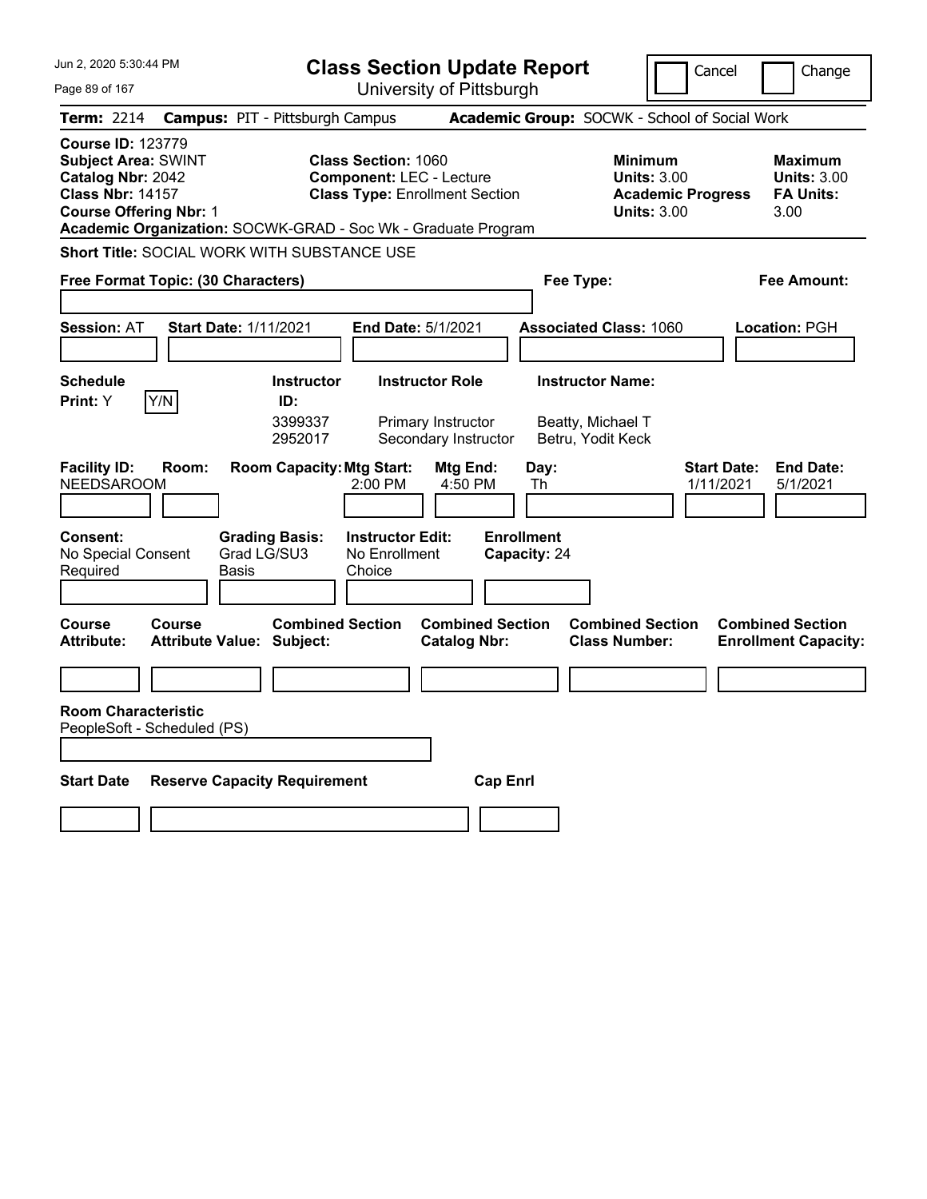# Class Section Update Report

University of Pittsburgh

Cancel | Change

**Term:** 2214 **Campus:** PIT - Pittsburgh Campus **Academic Group:** SOCWK - School of Social Work

**Course ID:** 123779
**Subject Area:** SWINT
**Catalog Nbr:** 2042
**Class Nbr:** 14157
**Course Offering Nbr:** 1

**Class Section:** 1060
**Component:** LEC - Lecture
**Class Type:** Enrollment Section

**Minimum Units:** 3.00
**Academic Progress Units:** 3.00

**Maximum Units:** 3.00
**FA Units:** 3.00

**Academic Organization:** SOCWK-GRAD - Soc Wk - Graduate Program

**Short Title:** SOCIAL WORK WITH SUBSTANCE USE

**Free Format Topic: (30 Characters)**

**Fee Type:**

**Fee Amount:**

**Session:** AT **Start Date:** 1/11/2021 **End Date:** 5/1/2021 **Associated Class:** 1060 **Location:** PGH

**Schedule Print:** Y [Y/N]

| Instructor ID | Instructor Role | Instructor Name |
|---|---|---|
| 3399337 | Primary Instructor | Beatty, Michael T |
| 2952017 | Secondary Instructor | Betru, Yodit Keck |

| Facility ID | Room | Room Capacity | Mtg Start | Mtg End | Day | Start Date | End Date |
|---|---|---|---|---|---|---|---|
| NEEDSAROOM | | | 2:00 PM | 4:50 PM | Th | 1/11/2021 | 5/1/2021 |

**Consent:** No Special Consent Required
**Grading Basis:** Grad LG/SU3 Basis
**Instructor Edit:** No Enrollment Choice
**Enrollment Capacity:** 24

| Course Attribute | Course Attribute Value | Combined Section Subject | Combined Section Catalog Nbr | Combined Section Class Number | Combined Section Enrollment Capacity |
|---|---|---|---|---|---|
| | | | | | |

**Room Characteristic**
PeopleSoft - Scheduled (PS)

| Start Date | Reserve Capacity Requirement | Cap Enrl |
|---|---|---|
| | | |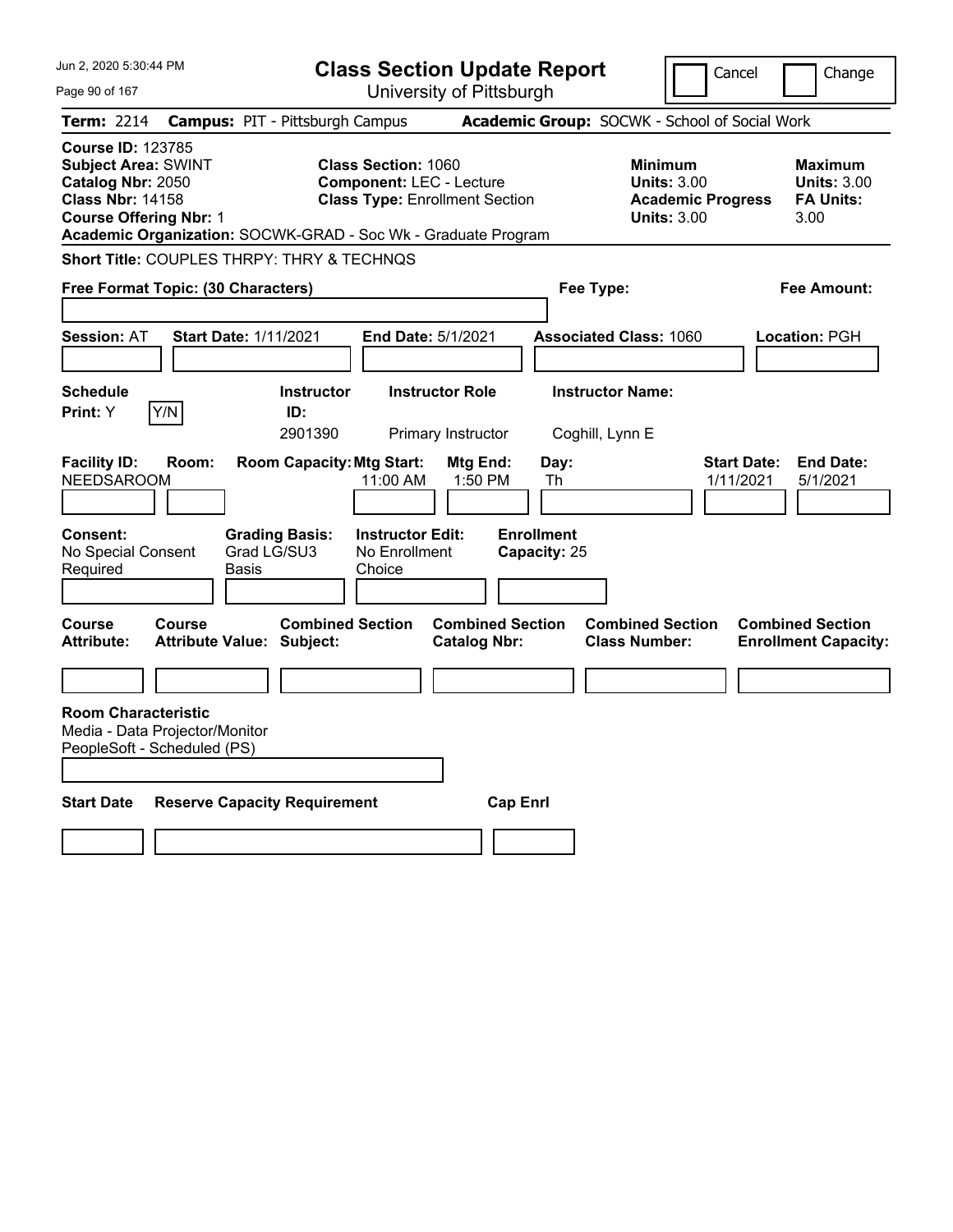# Class Section Update Report

University of Pittsburgh

Cancel | Change

**Term:** 2214 **Campus:** PIT - Pittsburgh Campus **Academic Group:** SOCWK - School of Social Work

**Course ID:** 123785
**Subject Area:** SWINT
**Catalog Nbr:** 2050
**Class Nbr:** 14158
**Course Offering Nbr:** 1

**Class Section:** 1060
**Component:** LEC - Lecture
**Class Type:** Enrollment Section

**Minimum Units:** 3.00
**Academic Progress Units:** 3.00

**Maximum Units:** 3.00
**FA Units:** 3.00

**Academic Organization:** SOCWK-GRAD - Soc Wk - Graduate Program

**Short Title:** COUPLES THRPY: THRY & TECHNQS

**Free Format Topic: (30 Characters)**

**Fee Type:**

**Fee Amount:**

**Session:** AT **Start Date:** 1/11/2021 **End Date:** 5/1/2021 **Associated Class:** 1060 **Location:** PGH

| Schedule Print: | | Instructor ID: | Instructor Role | Instructor Name: |
|---|---|---|---|---|
| Y | Y/N | 2901390 | Primary Instructor | Coghill, Lynn E |

| Facility ID: | Room: | Room Capacity: | Mtg Start: | Mtg End: | Day: | Start Date: | End Date: |
|---|---|---|---|---|---|---|---|
| NEEDSAROOM | | | 11:00 AM | 1:50 PM | Th | 1/11/2021 | 5/1/2021 |

**Consent:** No Special Consent Required
**Grading Basis:** Grad LG/SU3 Basis
**Instructor Edit:** No Enrollment Choice
**Enrollment Capacity:** 25

| Course Attribute: | Course Attribute Value: | Combined Section Subject: | Combined Section Catalog Nbr: | Combined Section Class Number: | Combined Section Enrollment Capacity: |
|---|---|---|---|---|---|
| | | | | | |

**Room Characteristic**
Media - Data Projector/Monitor
PeopleSoft - Scheduled (PS)

| Start Date | Reserve Capacity Requirement | Cap Enrl |
|---|---|---|
| | | |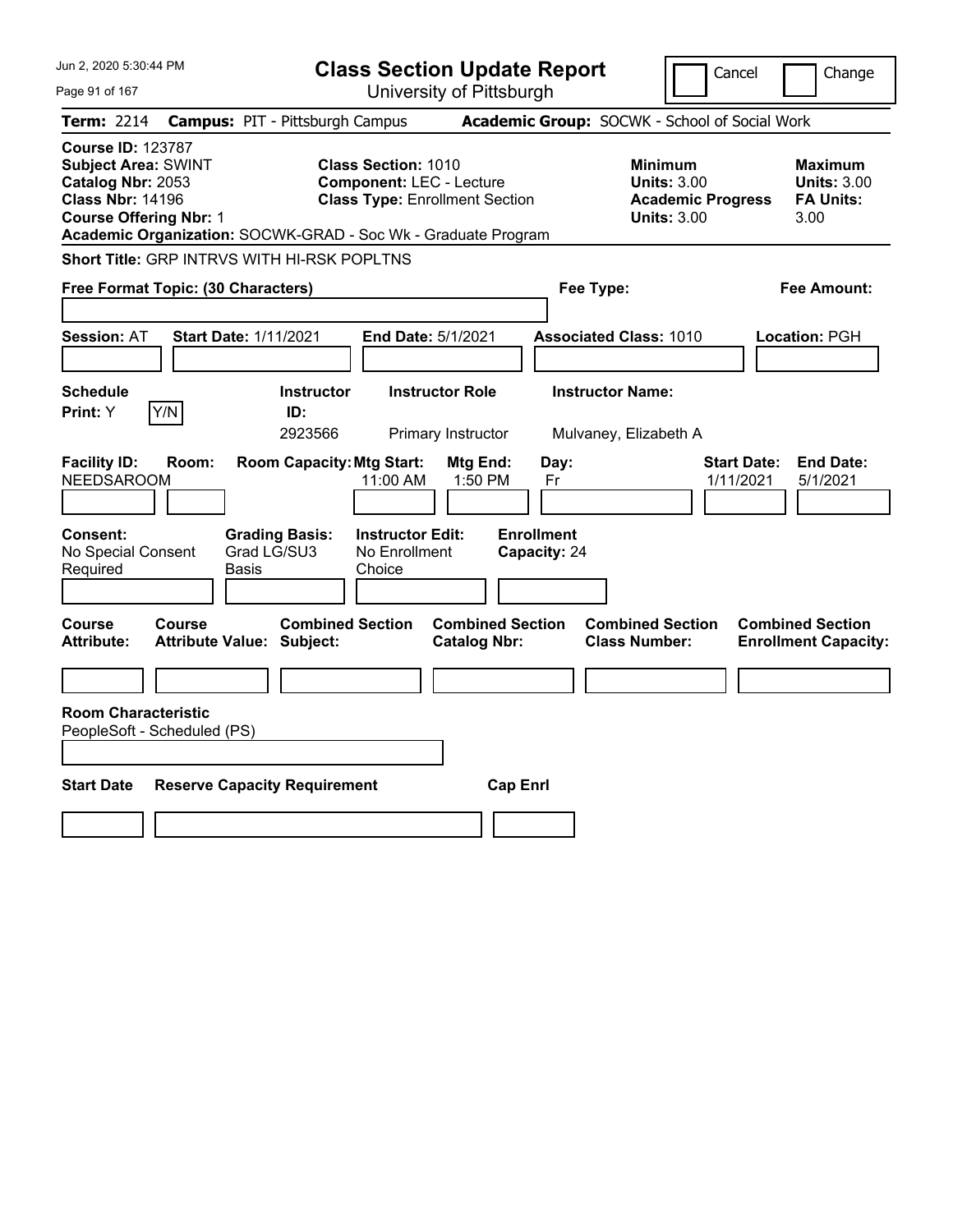Jun 2, 2020 5:30:44 PM

# Class Section Update Report

University of Pittsburgh

Cancel | Change

**Term:** 2214 **Campus:** PIT - Pittsburgh Campus **Academic Group:** SOCWK - School of Social Work

**Course ID:** 123787
**Subject Area:** SWINT
**Catalog Nbr:** 2053
**Class Nbr:** 14196
**Course Offering Nbr:** 1

**Class Section:** 1010
**Component:** LEC - Lecture
**Class Type:** Enrollment Section

**Minimum Units:** 3.00
**Academic Progress Units:** 3.00

**Maximum Units:** 3.00
**FA Units:** 3.00

**Academic Organization:** SOCWK-GRAD - Soc Wk - Graduate Program

**Short Title:** GRP INTRVS WITH HI-RSK POPLTNS

**Free Format Topic: (30 Characters)**

**Fee Type:**

**Fee Amount:**

**Session:** AT **Start Date:** 1/11/2021 **End Date:** 5/1/2021 **Associated Class:** 1010 **Location:** PGH

| Schedule Print: | Instructor ID: | Instructor Role | Instructor Name: |
|---|---|---|---|
| Y [Y/N] | 2923566 | Primary Instructor | Mulvaney, Elizabeth A |

| Facility ID: | Room: | Room Capacity: | Mtg Start: | Mtg End: | Day: | Start Date: | End Date: |
|---|---|---|---|---|---|---|---|
| NEEDSAROOM | | | 11:00 AM | 1:50 PM | Fr | 1/11/2021 | 5/1/2021 |

| Consent: | Grading Basis: | Instructor Edit: | Enrollment Capacity: |
|---|---|---|---|
| No Special Consent Required | Grad LG/SU3 Basis | No Enrollment Choice | 24 |

| Course Attribute: | Course Attribute Value: | Combined Section Subject: | Combined Section Catalog Nbr: | Combined Section Class Number: | Combined Section Enrollment Capacity: |
|---|---|---|---|---|---|
| | | | | | |

**Room Characteristic**
PeopleSoft - Scheduled (PS)

| Start Date | Reserve Capacity Requirement | Cap Enrl |
|---|---|---|
| | | |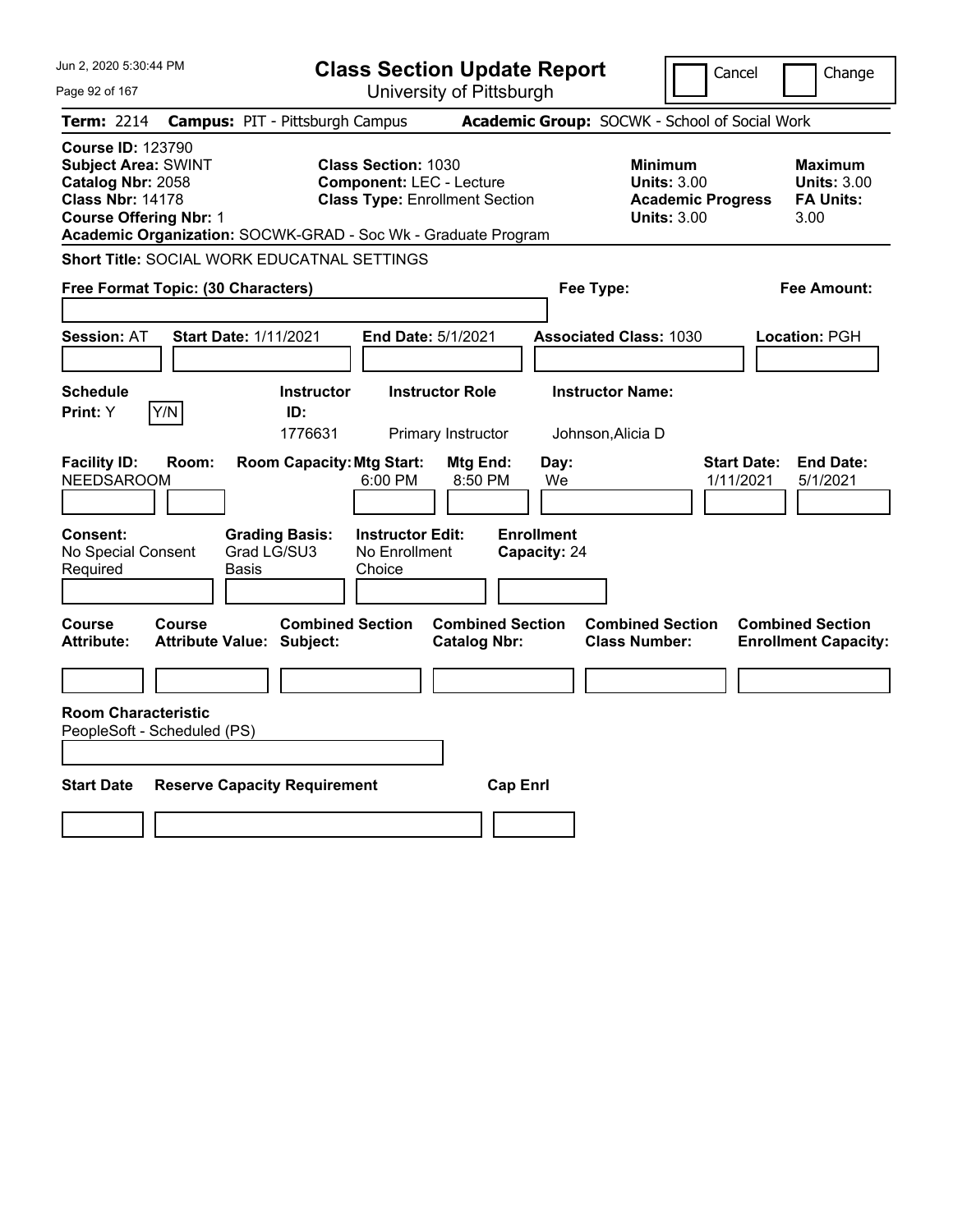Jun 2, 2020 5:30:44 PM

# Class Section Update Report

University of Pittsburgh

Cancel | Change

**Term:** 2214 **Campus:** PIT - Pittsburgh Campus **Academic Group:** SOCWK - School of Social Work

**Course ID:** 123790
**Subject Area:** SWINT
**Catalog Nbr:** 2058
**Class Nbr:** 14178
**Course Offering Nbr:** 1

**Class Section:** 1030
**Component:** LEC - Lecture
**Class Type:** Enrollment Section

**Minimum Units:** 3.00
**Academic Progress Units:** 3.00

**Maximum Units:** 3.00
**FA Units:** 3.00

**Academic Organization:** SOCWK-GRAD - Soc Wk - Graduate Program

**Short Title:** SOCIAL WORK EDUCATNAL SETTINGS

**Free Format Topic: (30 Characters)**

**Fee Type:**

**Fee Amount:**

**Session:** AT **Start Date:** 1/11/2021 **End Date:** 5/1/2021 **Associated Class:** 1030 **Location:** PGH

| Schedule Print: | Instructor ID: | Instructor Role | Instructor Name: |
|---|---|---|---|
| Y (Y/N) | 1776631 | Primary Instructor | Johnson,Alicia D |

| Facility ID: | Room: | Room Capacity: | Mtg Start: | Mtg End: | Day: | Start Date: | End Date: |
|---|---|---|---|---|---|---|---|
| NEEDSAROOM | | | 6:00 PM | 8:50 PM | We | 1/11/2021 | 5/1/2021 |

| Consent: | Grading Basis: | Instructor Edit: | Enrollment Capacity: |
|---|---|---|---|
| No Special Consent Required | Grad LG/SU3 Basis | No Enrollment Choice | 24 |

| Course Attribute: | Course Attribute Value: | Combined Section Subject: | Combined Section Catalog Nbr: | Combined Section Class Number: | Combined Section Enrollment Capacity: |
|---|---|---|---|---|---|
| | | | | | |

**Room Characteristic**
PeopleSoft - Scheduled (PS)

| Start Date | Reserve Capacity Requirement | Cap Enrl |
|---|---|---|
| | | |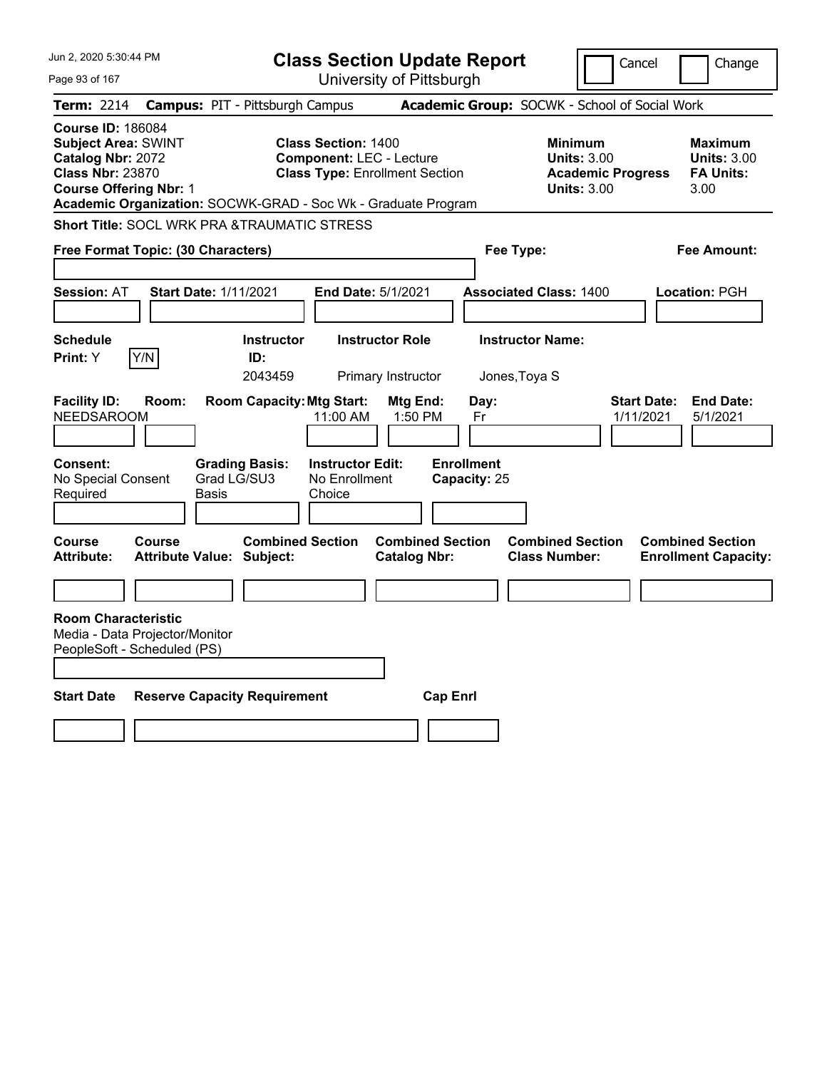# Class Section Update Report

University of Pittsburgh

Cancel | Change

**Term:** 2214 **Campus:** PIT - Pittsburgh Campus **Academic Group:** SOCWK - School of Social Work

**Course ID:** 186084
**Subject Area:** SWINT
**Catalog Nbr:** 2072
**Class Nbr:** 23870
**Course Offering Nbr:** 1

**Class Section:** 1400
**Component:** LEC - Lecture
**Class Type:** Enrollment Section

**Minimum Units:** 3.00
**Academic Progress Units:** 3.00

**Maximum Units:** 3.00
**FA Units:** 3.00

**Academic Organization:** SOCWK-GRAD - Soc Wk - Graduate Program

**Short Title:** SOCL WRK PRA &TRAUMATIC STRESS

**Free Format Topic: (30 Characters)**

**Fee Type:**

**Fee Amount:**

**Session:** AT **Start Date:** 1/11/2021 **End Date:** 5/1/2021 **Associated Class:** 1400 **Location:** PGH

| Schedule Print | Instructor ID | Instructor Role | Instructor Name |
|---|---|---|---|
| Y [Y/N] | 2043459 | Primary Instructor | Jones,Toya S |

| Facility ID | Room | Room Capacity | Mtg Start | Mtg End | Day | Start Date | End Date |
|---|---|---|---|---|---|---|---|
| NEEDSAROOM | | | 11:00 AM | 1:50 PM | Fr | 1/11/2021 | 5/1/2021 |

**Consent:** No Special Consent Required
**Grading Basis:** Grad LG/SU3 Basis
**Instructor Edit:** No Enrollment Choice
**Enrollment Capacity:** 25

| Course Attribute | Course Attribute Value | Combined Section Subject | Combined Section Catalog Nbr | Combined Section Class Number | Combined Section Enrollment Capacity |
|---|---|---|---|---|---|
| | | | | | |

**Room Characteristic**
Media - Data Projector/Monitor
PeopleSoft - Scheduled (PS)

| Start Date | Reserve Capacity Requirement | Cap Enrl |
|---|---|---|
| | | |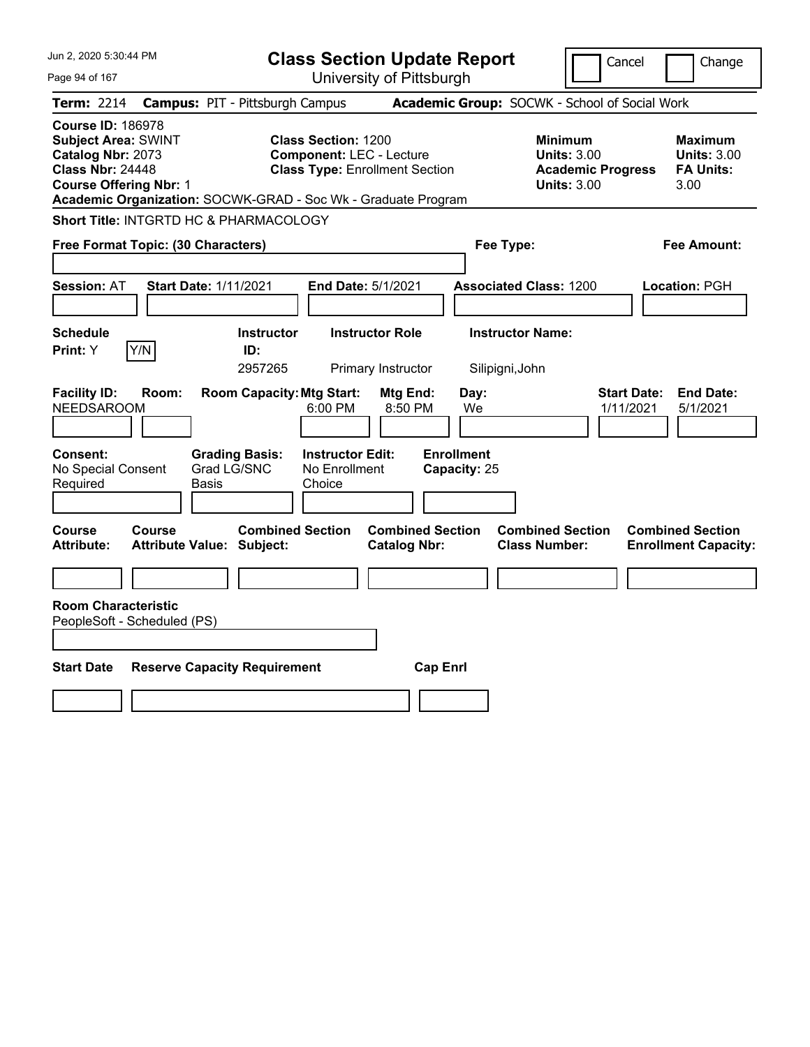# Class Section Update Report

University of Pittsburgh

Cancel | Change

**Term:** 2214 **Campus:** PIT - Pittsburgh Campus **Academic Group:** SOCWK - School of Social Work

**Course ID:** 186978
**Subject Area:** SWINT
**Catalog Nbr:** 2073
**Class Nbr:** 24448
**Course Offering Nbr:** 1

**Class Section:** 1200
**Component:** LEC - Lecture
**Class Type:** Enrollment Section

**Minimum Units:** 3.00
**Academic Progress Units:** 3.00

**Maximum Units:** 3.00
**FA Units:** 3.00

**Academic Organization:** SOCWK-GRAD - Soc Wk - Graduate Program

**Short Title:** INTGRTD HC & PHARMACOLOGY

**Free Format Topic: (30 Characters)**

**Fee Type:**

**Fee Amount:**

**Session:** AT **Start Date:** 1/11/2021 **End Date:** 5/1/2021 **Associated Class:** 1200 **Location:** PGH

| Schedule Print | Y/N | Instructor ID | Instructor Role | Instructor Name |
|---|---|---|---|---|
| Y | | 2957265 | Primary Instructor | Silipigni,John |

| Facility ID | Room | Room Capacity | Mtg Start | Mtg End | Day | Start Date | End Date |
|---|---|---|---|---|---|---|---|
| NEEDSAROOM | | | 6:00 PM | 8:50 PM | We | 1/11/2021 | 5/1/2021 |

**Consent:** No Special Consent Required

**Grading Basis:** Grad LG/SNC Basis

**Instructor Edit:** No Enrollment Choice

**Enrollment Capacity:** 25

| Course Attribute | Course Attribute Value | Combined Section Subject | Combined Section Catalog Nbr | Combined Section Class Number | Combined Section Enrollment Capacity |
|---|---|---|---|---|---|
| | | | | | |

**Room Characteristic**
PeopleSoft - Scheduled (PS)

| Start Date | Reserve Capacity Requirement | Cap Enrl |
|---|---|---|
| | | |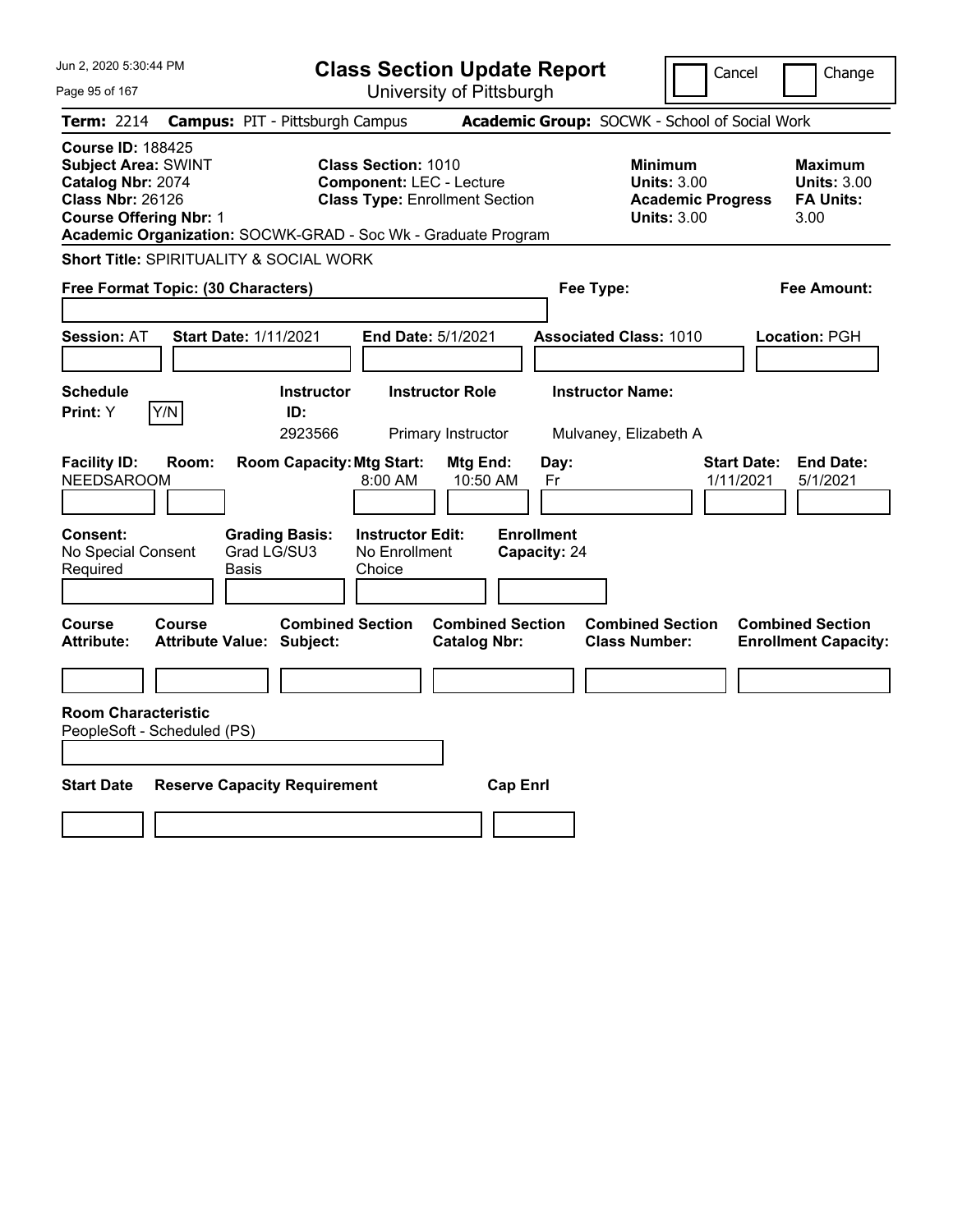Jun 2, 2020 5:30:44 PM

# Class Section Update Report

University of Pittsburgh

Cancel | Change

**Term:** 2214 **Campus:** PIT - Pittsburgh Campus **Academic Group:** SOCWK - School of Social Work

**Course ID:** 188425
**Subject Area:** SWINT
**Catalog Nbr:** 2074
**Class Nbr:** 26126
**Course Offering Nbr:** 1

**Class Section:** 1010
**Component:** LEC - Lecture
**Class Type:** Enrollment Section

**Minimum Units:** 3.00
**Academic Progress Units:** 3.00

**Maximum Units:** 3.00
**FA Units:** 3.00

**Academic Organization:** SOCWK-GRAD - Soc Wk - Graduate Program

**Short Title:** SPIRITUALITY & SOCIAL WORK

**Free Format Topic: (30 Characters)**

**Fee Type:**

**Fee Amount:**

**Session:** AT **Start Date:** 1/11/2021 **End Date:** 5/1/2021 **Associated Class:** 1010 **Location:** PGH

| Schedule Print: | Instructor ID: | Instructor Role | Instructor Name: |
|---|---|---|---|
| Y (Y/N) | 2923566 | Primary Instructor | Mulvaney, Elizabeth A |

| Facility ID: | Room: | Room Capacity: | Mtg Start: | Mtg End: | Day: | Start Date: | End Date: |
|---|---|---|---|---|---|---|---|
| NEEDSAROOM | | | 8:00 AM | 10:50 AM | Fr | 1/11/2021 | 5/1/2021 |

| Consent: | Grading Basis: | Instructor Edit: | Enrollment Capacity: |
|---|---|---|---|
| No Special Consent Required | Grad LG/SU3 Basis | No Enrollment Choice | 24 |

| Course Attribute: | Course Attribute Value: | Combined Section Subject: | Combined Section Catalog Nbr: | Combined Section Class Number: | Combined Section Enrollment Capacity: |
|---|---|---|---|---|---|
| | | | | | |

**Room Characteristic**
PeopleSoft - Scheduled (PS)

| Start Date | Reserve Capacity Requirement | Cap Enrl |
|---|---|---|
| | | |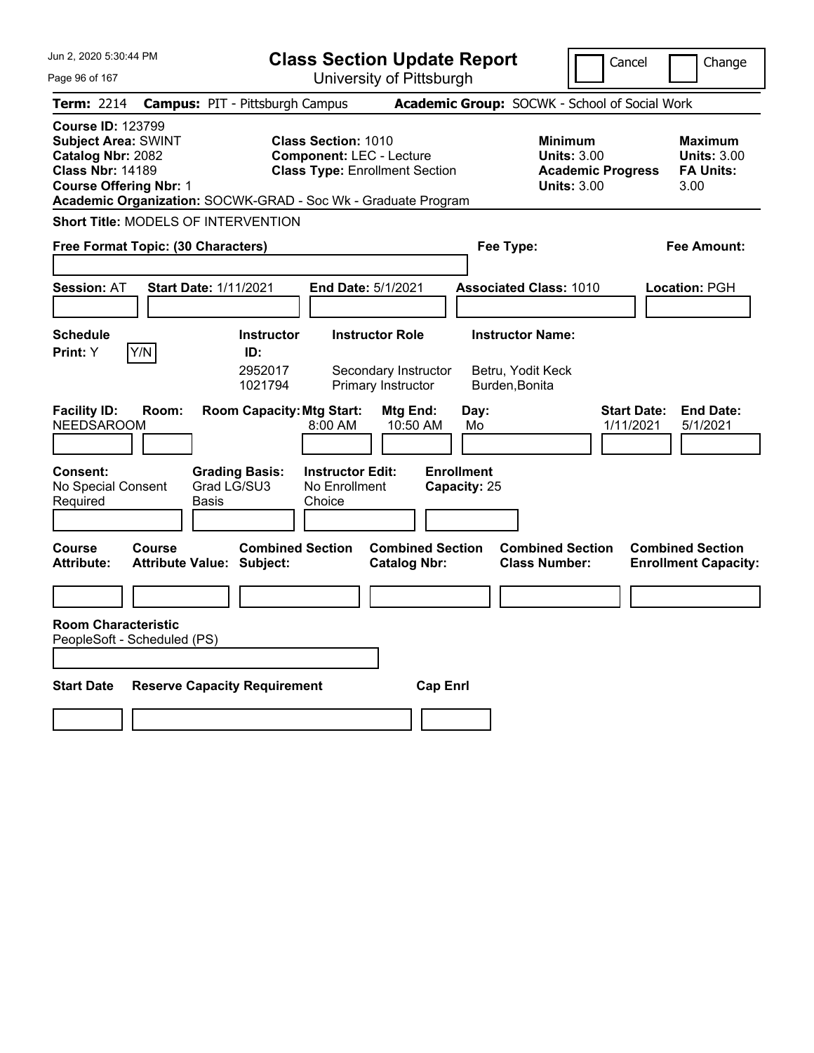Jun 2, 2020 5:30:44 PM

# Class Section Update Report

University of Pittsburgh

Cancel | Change

**Term:** 2214 **Campus:** PIT - Pittsburgh Campus **Academic Group:** SOCWK - School of Social Work

**Course ID:** 123799
**Subject Area:** SWINT
**Catalog Nbr:** 2082
**Class Nbr:** 14189
**Course Offering Nbr:** 1

**Class Section:** 1010
**Component:** LEC - Lecture
**Class Type:** Enrollment Section

**Minimum Units:** 3.00
**Academic Progress Units:** 3.00

**Maximum Units:** 3.00
**FA Units:** 3.00

**Academic Organization:** SOCWK-GRAD - Soc Wk - Graduate Program

**Short Title:** MODELS OF INTERVENTION

**Free Format Topic: (30 Characters)**

**Fee Type:**

**Fee Amount:**

**Session:** AT **Start Date:** 1/11/2021 **End Date:** 5/1/2021 **Associated Class:** 1010 **Location:** PGH

**Schedule Print:** Y Y/N

| Instructor ID: | Instructor Role | Instructor Name: |
|---|---|---|
| 2952017 | Secondary Instructor | Betru, Yodit Keck |
| 1021794 | Primary Instructor | Burden,Bonita |

| Facility ID: | Room: | Room Capacity: | Mtg Start: | Mtg End: | Day: | Start Date: | End Date: |
|---|---|---|---|---|---|---|---|
| NEEDSAROOM | | | 8:00 AM | 10:50 AM | Mo | 1/11/2021 | 5/1/2021 |

**Consent:** No Special Consent Required

**Grading Basis:** Grad LG/SU3 Basis

**Instructor Edit:** No Enrollment Choice

**Enrollment Capacity:** 25

| Course Attribute: | Course Attribute Value: | Combined Section Subject: | Combined Section Catalog Nbr: | Combined Section Class Number: | Combined Section Enrollment Capacity: |
|---|---|---|---|---|---|
| | | | | | |

**Room Characteristic**
PeopleSoft - Scheduled (PS)

| Start Date | Reserve Capacity Requirement | Cap Enrl |
|---|---|---|
| | | |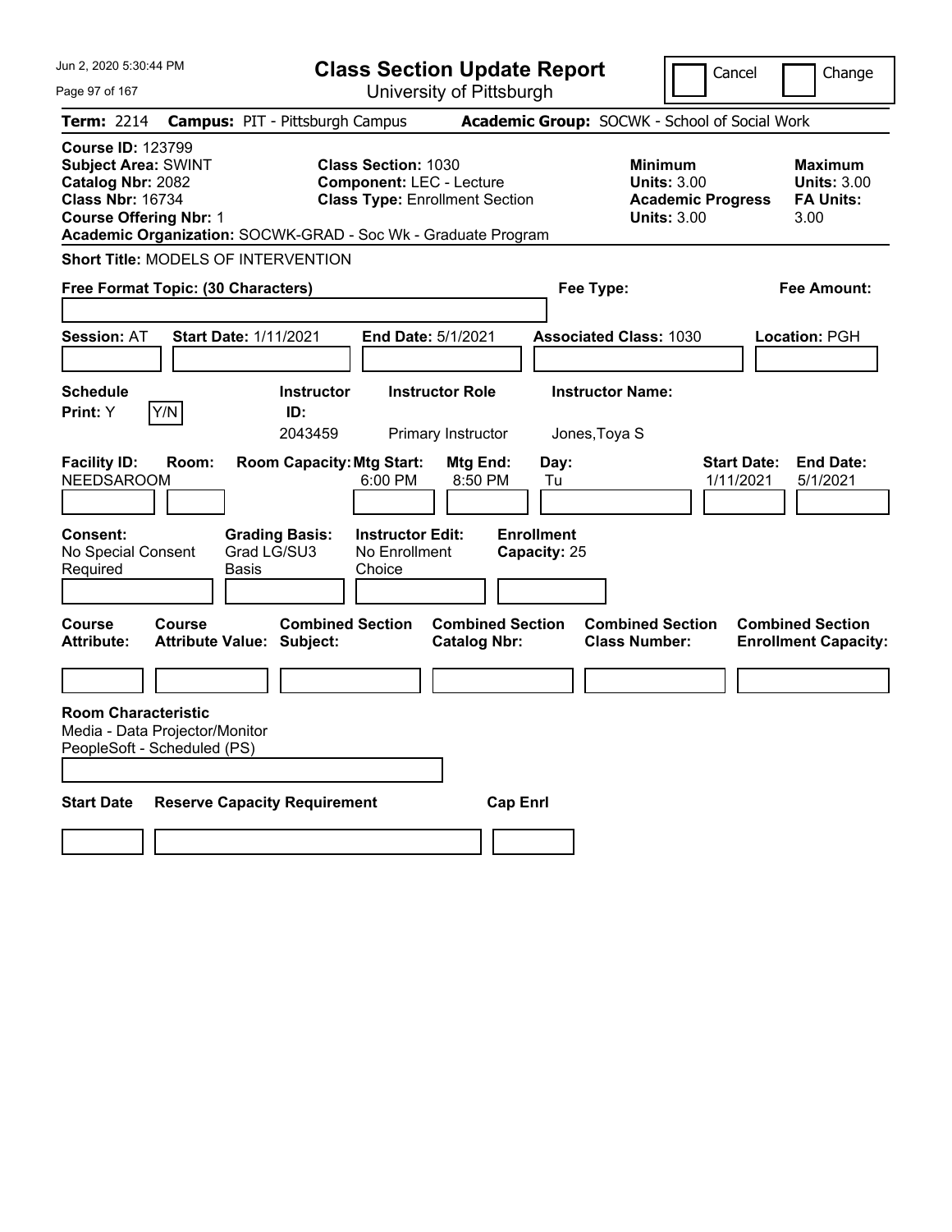# Class Section Update Report

University of Pittsburgh

Cancel ☐ Change ☐

**Term:** 2214 **Campus:** PIT - Pittsburgh Campus **Academic Group:** SOCWK - School of Social Work

**Course ID:** 123799
**Subject Area:** SWINT
**Catalog Nbr:** 2082
**Class Nbr:** 16734
**Course Offering Nbr:** 1
**Academic Organization:** SOCWK-GRAD - Soc Wk - Graduate Program

**Class Section:** 1030
**Component:** LEC - Lecture
**Class Type:** Enrollment Section

**Minimum Units:** 3.00
**Academic Progress Units:** 3.00

**Maximum Units:** 3.00
**FA Units:** 3.00

**Short Title:** MODELS OF INTERVENTION

**Free Format Topic: (30 Characters)**

**Fee Type:**

**Fee Amount:**

**Session:** AT **Start Date:** 1/11/2021 **End Date:** 5/1/2021 **Associated Class:** 1030 **Location:** PGH

| Schedule Print | | Instructor ID | Instructor Role | Instructor Name |
|---|---|---|---|---|
| Y | Y/N | 2043459 | Primary Instructor | Jones,Toya S |

| Facility ID | Room | Room Capacity | Mtg Start | Mtg End | Day | Start Date | End Date |
|---|---|---|---|---|---|---|---|
| NEEDSAROOM | | | 6:00 PM | 8:50 PM | Tu | 1/11/2021 | 5/1/2021 |

| Consent | Grading Basis | Instructor Edit | Enrollment Capacity |
|---|---|---|---|
| No Special Consent Required | Grad LG/SU3 Basis | No Enrollment Choice | 25 |

| Course Attribute | Course Attribute Value | Combined Section Subject | Combined Section Catalog Nbr | Combined Section Class Number | Combined Section Enrollment Capacity |
|---|---|---|---|---|---|
| | | | | | |

**Room Characteristic**
Media - Data Projector/Monitor
PeopleSoft - Scheduled (PS)

| Start Date | Reserve Capacity Requirement | Cap Enrl |
|---|---|---|
| | | |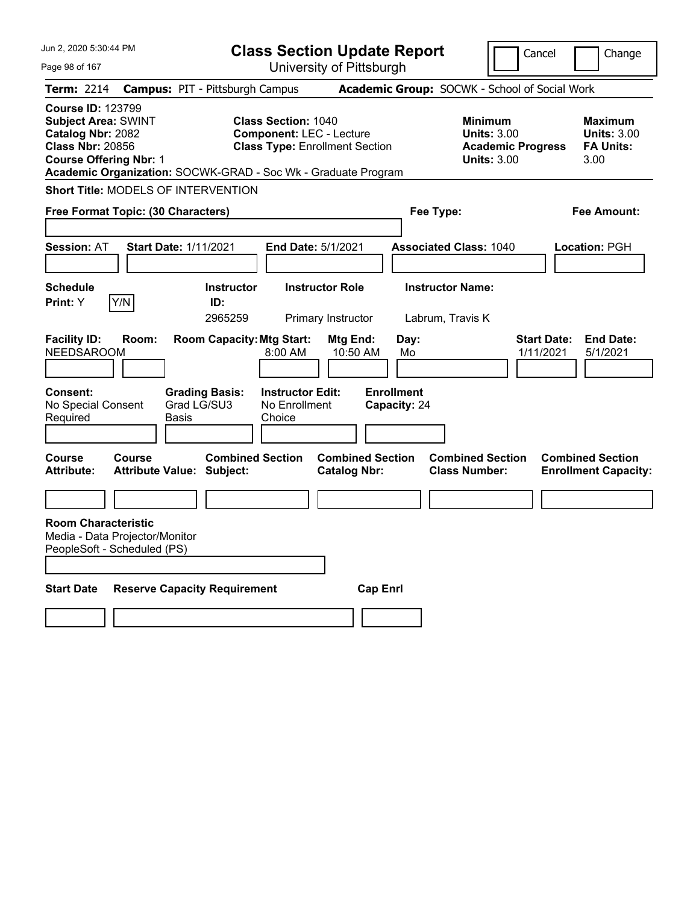# Class Section Update Report

University of Pittsburgh

Cancel | Change

**Term:** 2214 **Campus:** PIT - Pittsburgh Campus **Academic Group:** SOCWK - School of Social Work

**Course ID:** 123799
**Subject Area:** SWINT
**Catalog Nbr:** 2082
**Class Nbr:** 20856
**Course Offering Nbr:** 1

**Class Section:** 1040
**Component:** LEC - Lecture
**Class Type:** Enrollment Section

**Minimum Units:** 3.00
**Academic Progress Units:** 3.00

**Maximum Units:** 3.00
**FA Units:** 3.00

**Academic Organization:** SOCWK-GRAD - Soc Wk - Graduate Program

**Short Title:** MODELS OF INTERVENTION

**Free Format Topic: (30 Characters)**

**Fee Type:**

**Fee Amount:**

**Session:** AT **Start Date:** 1/11/2021 **End Date:** 5/1/2021 **Associated Class:** 1040 **Location:** PGH

| Schedule Print: | Y/N | Instructor ID: | Instructor Role | Instructor Name: |
|---|---|---|---|---|
| Y | | 2965259 | Primary Instructor | Labrum, Travis K |

| Facility ID: | Room: | Room Capacity: | Mtg Start: | Mtg End: | Day: | Start Date: | End Date: |
|---|---|---|---|---|---|---|---|
| NEEDSAROOM | | | 8:00 AM | 10:50 AM | Mo | 1/11/2021 | 5/1/2021 |

**Consent:** No Special Consent Required

**Grading Basis:** Grad LG/SU3 Basis

**Instructor Edit:** No Enrollment Choice

**Enrollment Capacity:** 24

| Course Attribute: | Course Attribute Value: | Combined Section Subject: | Combined Section Catalog Nbr: | Combined Section Class Number: | Combined Section Enrollment Capacity: |
|---|---|---|---|---|---|
| | | | | | |

**Room Characteristic**
Media - Data Projector/Monitor
PeopleSoft - Scheduled (PS)

| Start Date | Reserve Capacity Requirement | Cap Enrl |
|---|---|---|
| | | |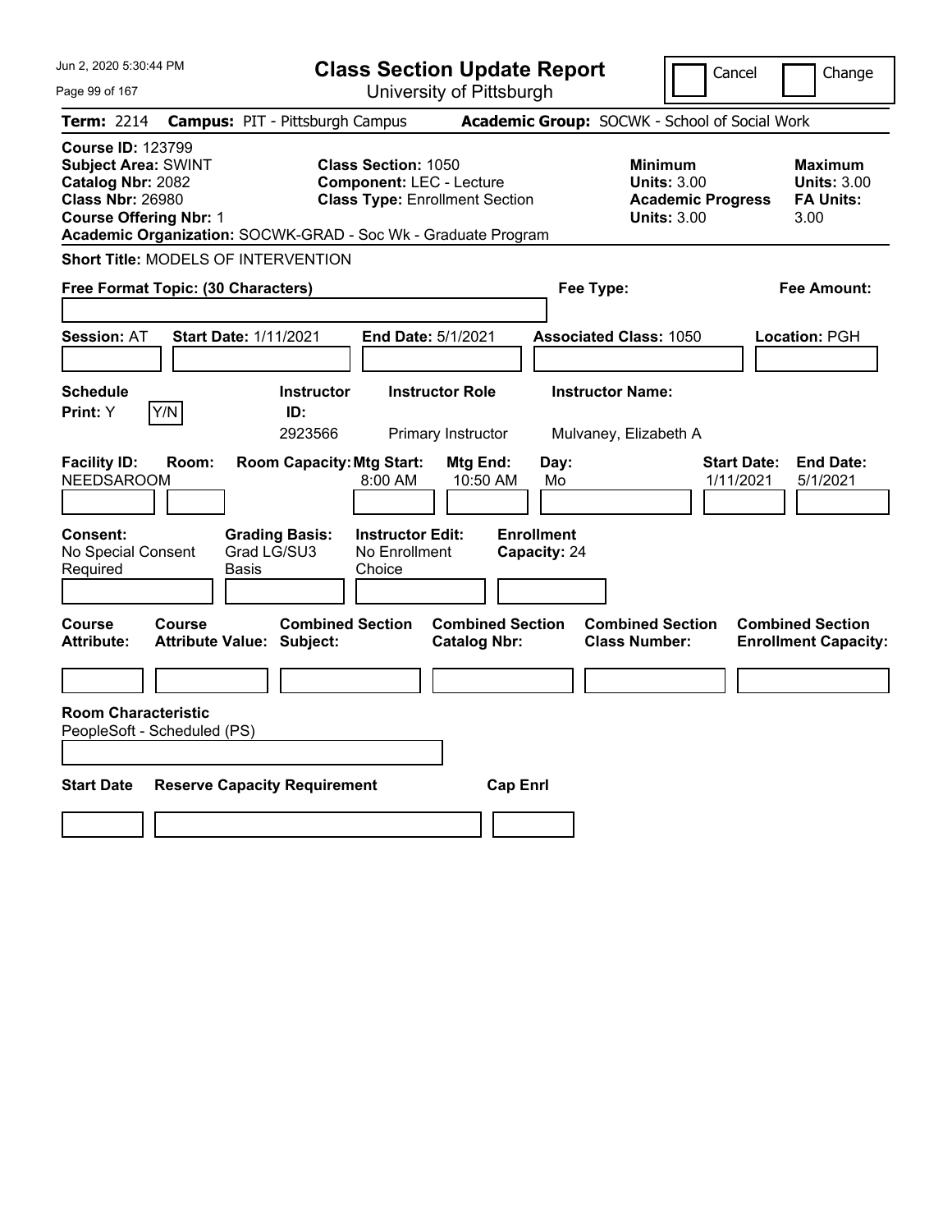# Class Section Update Report

University of Pittsburgh

Cancel ☐ Change ☐

**Term:** 2214 **Campus:** PIT - Pittsburgh Campus **Academic Group:** SOCWK - School of Social Work

**Course ID:** 123799
**Subject Area:** SWINT
**Catalog Nbr:** 2082
**Class Nbr:** 26980
**Course Offering Nbr:** 1

**Class Section:** 1050
**Component:** LEC - Lecture
**Class Type:** Enrollment Section

**Minimum Units:** 3.00
**Academic Progress Units:** 3.00

**Maximum Units:** 3.00
**FA Units:** 3.00

**Academic Organization:** SOCWK-GRAD - Soc Wk - Graduate Program

**Short Title:** MODELS OF INTERVENTION

**Free Format Topic: (30 Characters)** **Fee Type:** **Fee Amount:**

**Session:** AT **Start Date:** 1/11/2021 **End Date:** 5/1/2021 **Associated Class:** 1050 **Location:** PGH

| Schedule Print | | Instructor ID | Instructor Role | Instructor Name |
|---|---|---|---|---|
| Y | Y/N | 2923566 | Primary Instructor | Mulvaney, Elizabeth A |

| Facility ID | Room | Room Capacity | Mtg Start | Mtg End | Day | Start Date | End Date |
|---|---|---|---|---|---|---|---|
| NEEDSAROOM | | | 8:00 AM | 10:50 AM | Mo | 1/11/2021 | 5/1/2021 |

| Consent | Grading Basis | Instructor Edit | Enrollment Capacity |
|---|---|---|---|
| No Special Consent Required | Grad LG/SU3 Basis | No Enrollment Choice | 24 |

| Course Attribute | Course Attribute Value | Combined Section Subject | Combined Section Catalog Nbr | Combined Section Class Number | Combined Section Enrollment Capacity |
|---|---|---|---|---|---|
| | | | | | |

**Room Characteristic**
PeopleSoft - Scheduled (PS)

| Start Date | Reserve Capacity Requirement | Cap Enrl |
|---|---|---|
| | | |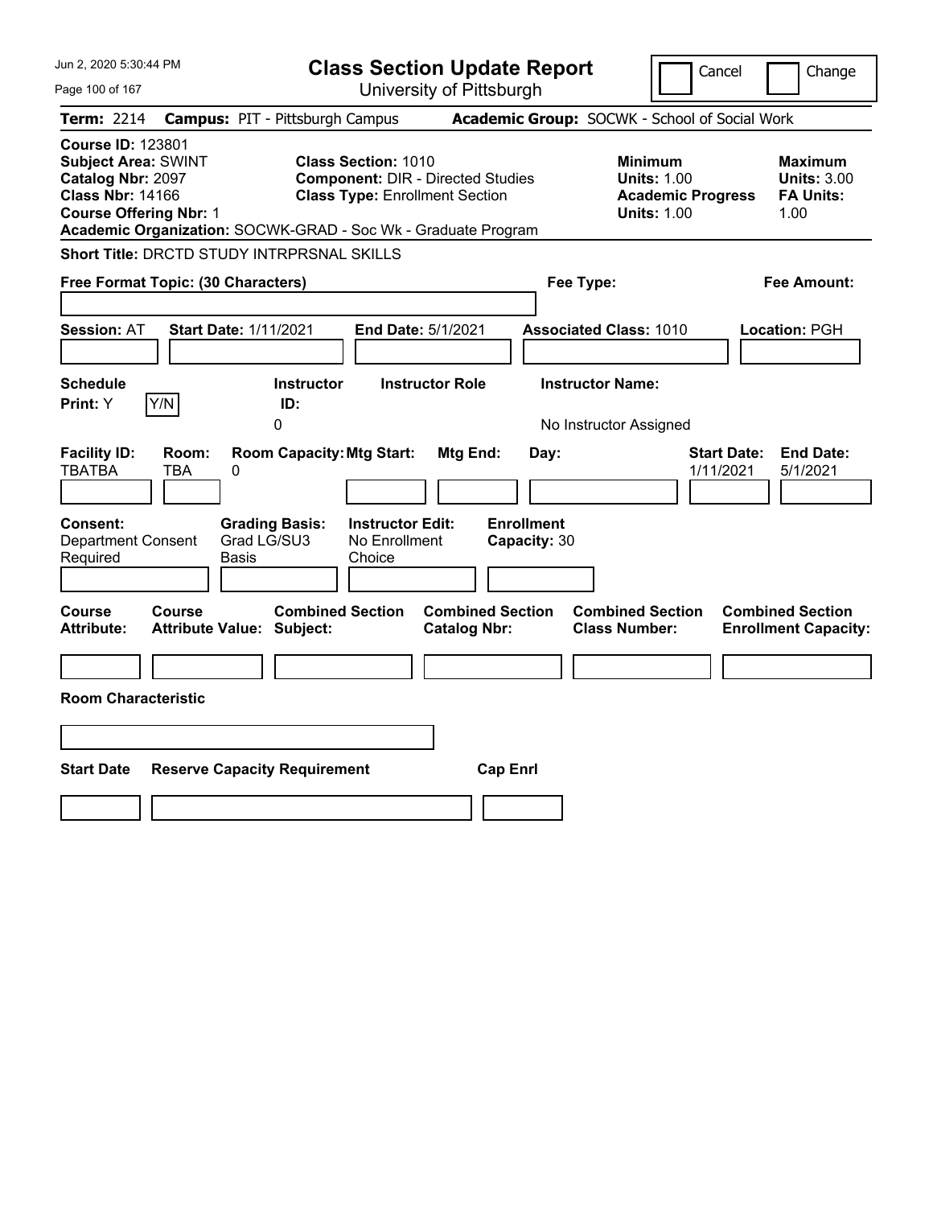Jun 2, 2020 5:30:44 PM

# Class Section Update Report

University of Pittsburgh

Cancel | Change

**Term:** 2214 **Campus:** PIT - Pittsburgh Campus **Academic Group:** SOCWK - School of Social Work

**Course ID:** 123801
**Subject Area:** SWINT
**Catalog Nbr:** 2097
**Class Nbr:** 14166
**Course Offering Nbr:** 1

**Class Section:** 1010
**Component:** DIR - Directed Studies
**Class Type:** Enrollment Section

**Minimum Units:** 1.00
**Academic Progress Units:** 1.00

**Maximum Units:** 3.00
**FA Units:** 1.00

**Academic Organization:** SOCWK-GRAD - Soc Wk - Graduate Program

**Short Title:** DRCTD STUDY INTRPRSNAL SKILLS

**Free Format Topic: (30 Characters)**

**Fee Type:**

**Fee Amount:**

**Session:** AT **Start Date:** 1/11/2021 **End Date:** 5/1/2021 **Associated Class:** 1010 **Location:** PGH

| Schedule Print: | Instructor ID: | Instructor Role | Instructor Name: |
|---|---|---|---|
| Y (Y/N) | 0 | | No Instructor Assigned |

| Facility ID: | Room: | Room Capacity: | Mtg Start: | Mtg End: | Day: | Start Date: | End Date: |
|---|---|---|---|---|---|---|---|
| TBATBA | TBA | 0 | | | | 1/11/2021 | 5/1/2021 |

| Consent: | Grading Basis: | Instructor Edit: | Enrollment Capacity: |
|---|---|---|---|
| Department Consent Required | Grad LG/SU3 Basis | No Enrollment Choice | 30 |

| Course Attribute: | Course Attribute Value: | Combined Section Subject: | Combined Section Catalog Nbr: | Combined Section Class Number: | Combined Section Enrollment Capacity: |
|---|---|---|---|---|---|
| | | | | | |

**Room Characteristic**

| Start Date | Reserve Capacity Requirement | Cap Enrl |
|---|---|---|
| | | |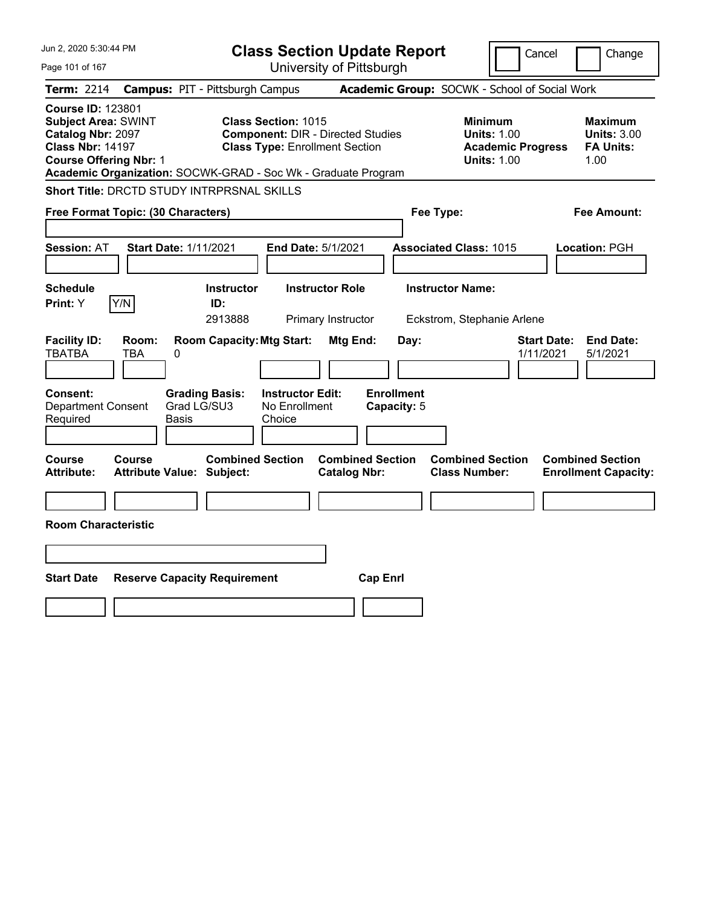# Class Section Update Report

University of Pittsburgh

Cancel | Change

**Term:** 2214 **Campus:** PIT - Pittsburgh Campus **Academic Group:** SOCWK - School of Social Work

**Course ID:** 123801
**Subject Area:** SWINT
**Catalog Nbr:** 2097
**Class Nbr:** 14197
**Course Offering Nbr:** 1

**Class Section:** 1015
**Component:** DIR - Directed Studies
**Class Type:** Enrollment Section

**Minimum Units:** 1.00
**Academic Progress Units:** 1.00

**Maximum Units:** 3.00
**FA Units:** 1.00

**Academic Organization:** SOCWK-GRAD - Soc Wk - Graduate Program

**Short Title:** DRCTD STUDY INTRPRSNAL SKILLS

**Free Format Topic: (30 Characters)**

**Fee Type:**

**Fee Amount:**

**Session:** AT **Start Date:** 1/11/2021 **End Date:** 5/1/2021 **Associated Class:** 1015 **Location:** PGH

| Schedule Print | | Instructor ID | Instructor Role | Instructor Name |
|---|---|---|---|---|
| Y | Y/N | 2913888 | Primary Instructor | Eckstrom, Stephanie Arlene |

| Facility ID | Room | Room Capacity | Mtg Start | Mtg End | Day | Start Date | End Date |
|---|---|---|---|---|---|---|---|
| TBATBA | TBA | 0 | | | | 1/11/2021 | 5/1/2021 |

| Consent | Grading Basis | Instructor Edit | Enrollment Capacity |
|---|---|---|---|
| Department Consent Required | Grad LG/SU3 Basis | No Enrollment Choice | 5 |

| Course Attribute | Course Attribute Value | Combined Section Subject | Combined Section Catalog Nbr | Combined Section Class Number | Combined Section Enrollment Capacity |
|---|---|---|---|---|---|
| | | | | | |

**Room Characteristic**

| Start Date | Reserve Capacity Requirement | Cap Enrl |
|---|---|---|
| | | |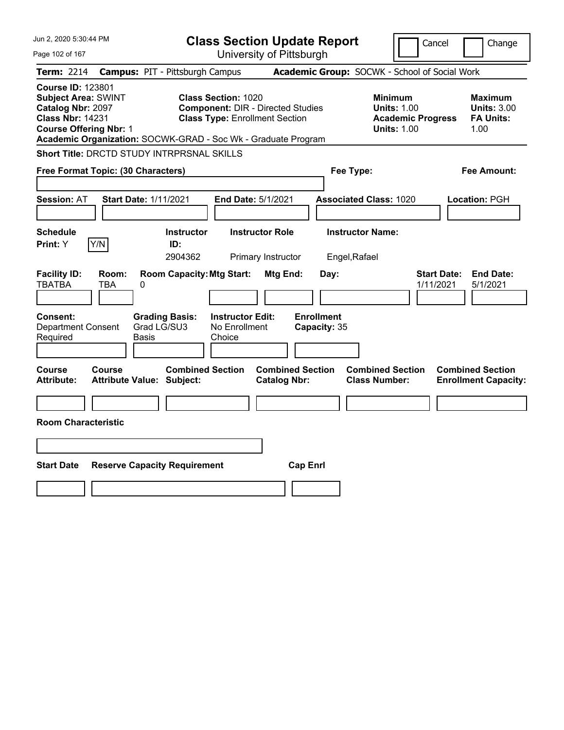# Class Section Update Report

University of Pittsburgh

Jun 2, 2020 5:30:44 PM

Cancel | Change

**Term:** 2214 **Campus:** PIT - Pittsburgh Campus **Academic Group:** SOCWK - School of Social Work

**Course ID:** 123801
**Subject Area:** SWINT
**Catalog Nbr:** 2097
**Class Nbr:** 14231
**Course Offering Nbr:** 1
**Academic Organization:** SOCWK-GRAD - Soc Wk - Graduate Program

**Class Section:** 1020
**Component:** DIR - Directed Studies
**Class Type:** Enrollment Section

**Minimum Units:** 1.00
**Academic Progress Units:** 1.00

**Maximum Units:** 3.00
**FA Units:** 1.00

**Short Title:** DRCTD STUDY INTRPRSNAL SKILLS

**Free Format Topic: (30 Characters)**

**Fee Type:**

**Fee Amount:**

**Session:** AT **Start Date:** 1/11/2021 **End Date:** 5/1/2021 **Associated Class:** 1020 **Location:** PGH

| Schedule Print | | Instructor ID | Instructor Role | Instructor Name |
|---|---|---|---|---|
| Y | Y/N | 2904362 | Primary Instructor | Engel,Rafael |

| Facility ID | Room | Room Capacity | Mtg Start | Mtg End | Day | Start Date | End Date |
|---|---|---|---|---|---|---|---|
| TBATBA | TBA | 0 | | | | 1/11/2021 | 5/1/2021 |

| Consent | Grading Basis | Instructor Edit | Enrollment Capacity |
|---|---|---|---|
| Department Consent Required | Grad LG/SU3 Basis | No Enrollment Choice | 35 |

| Course Attribute | Course Attribute Value | Combined Section Subject | Combined Section Catalog Nbr | Combined Section Class Number | Combined Section Enrollment Capacity |
|---|---|---|---|---|---|
| | | | | | |

**Room Characteristic**

| Start Date | Reserve Capacity Requirement | Cap Enrl |
|---|---|---|
| | | |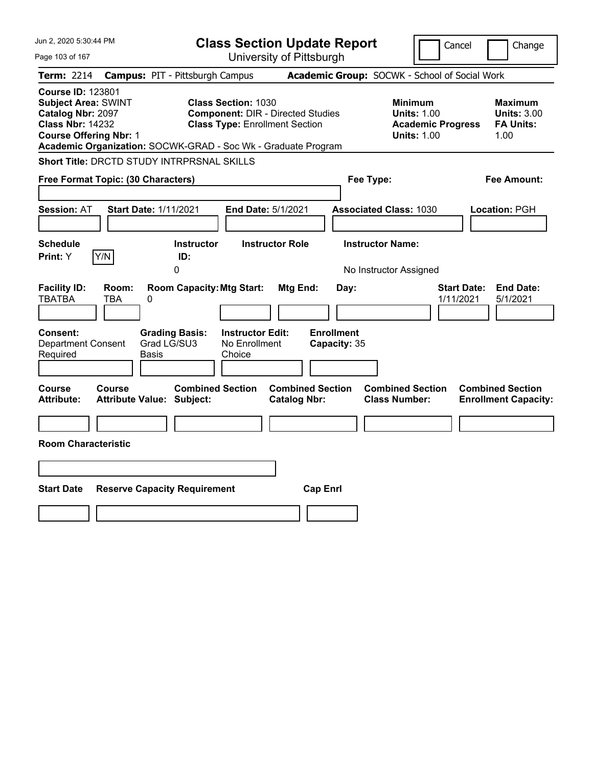# Class Section Update Report

University of Pittsburgh

Cancel | Change

**Term:** 2214 **Campus:** PIT - Pittsburgh Campus **Academic Group:** SOCWK - School of Social Work

**Course ID:** 123801
**Subject Area:** SWINT
**Catalog Nbr:** 2097
**Class Nbr:** 14232
**Course Offering Nbr:** 1

**Class Section:** 1030
**Component:** DIR - Directed Studies
**Class Type:** Enrollment Section

**Minimum Units:** 1.00
**Academic Progress Units:** 1.00

**Maximum Units:** 3.00
**FA Units:** 1.00

**Academic Organization:** SOCWK-GRAD - Soc Wk - Graduate Program

**Short Title:** DRCTD STUDY INTRPRSNAL SKILLS

**Free Format Topic: (30 Characters)**

**Fee Type:**

**Fee Amount:**

**Session:** AT **Start Date:** 1/11/2021 **End Date:** 5/1/2021 **Associated Class:** 1030 **Location:** PGH

| Schedule Print: | | Instructor ID: | Instructor Role | Instructor Name: |
|---|---|---|---|---|
| Y | Y/N | 0 | | No Instructor Assigned |

| Facility ID: | Room: | Room Capacity: | Mtg Start: | Mtg End: | Day: | Start Date: | End Date: |
|---|---|---|---|---|---|---|---|
| TBATBA | TBA | 0 | | | | 1/11/2021 | 5/1/2021 |

| Consent: | Grading Basis: | Instructor Edit: | Enrollment Capacity: |
|---|---|---|---|
| Department Consent Required | Grad LG/SU3 Basis | No Enrollment Choice | 35 |

| Course Attribute: | Course Attribute Value: | Combined Section Subject: | Combined Section Catalog Nbr: | Combined Section Class Number: | Combined Section Enrollment Capacity: |
|---|---|---|---|---|---|
| | | | | | |

**Room Characteristic**

| Start Date | Reserve Capacity Requirement | Cap Enrl |
|---|---|---|
| | | |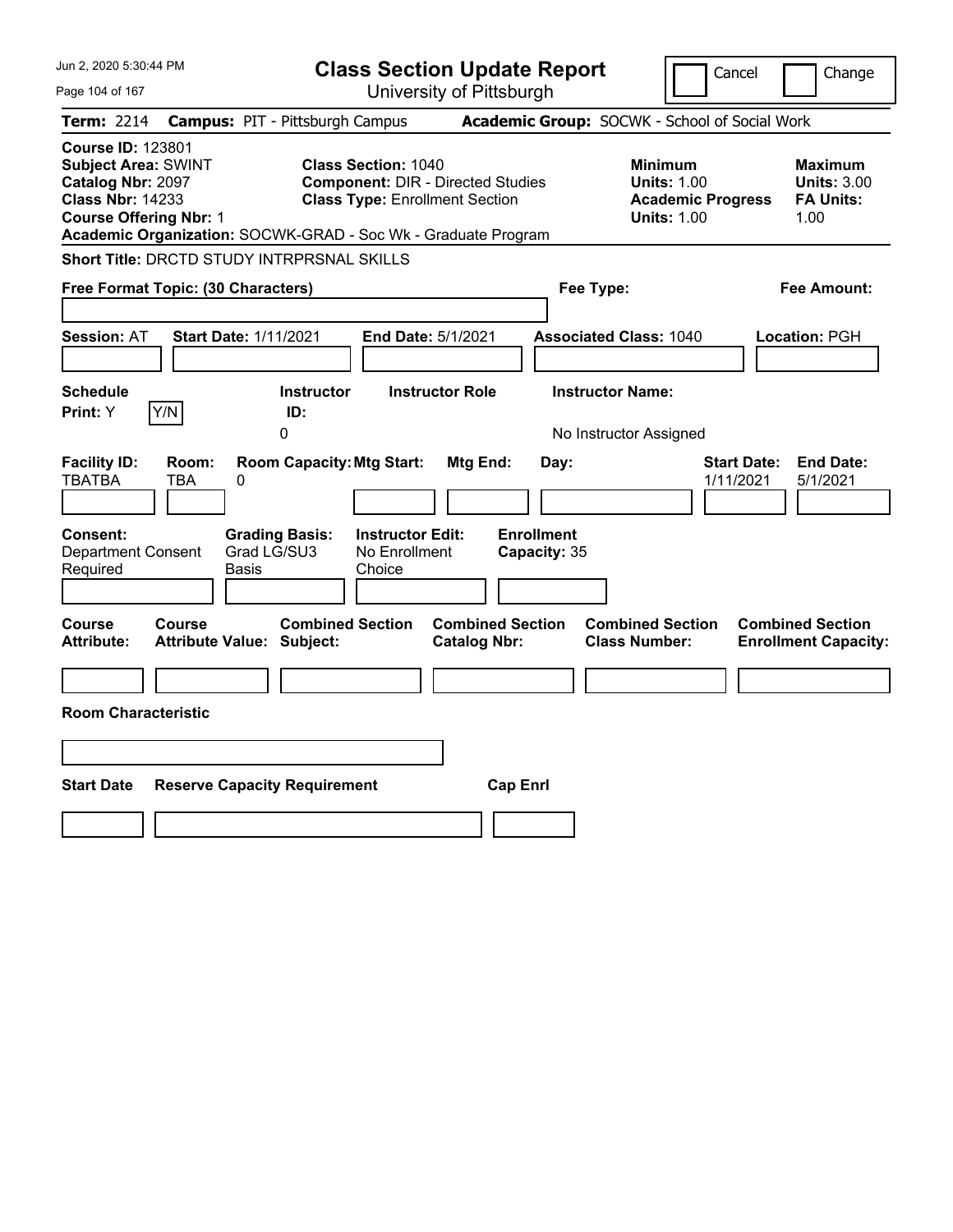# Class Section Update Report

University of Pittsburgh

Jun 2, 2020 5:30:44 PM

Cancel | Change

**Term:** 2214 **Campus:** PIT - Pittsburgh Campus **Academic Group:** SOCWK - School of Social Work

**Course ID:** 123801
**Subject Area:** SWINT
**Catalog Nbr:** 2097
**Class Nbr:** 14233
**Course Offering Nbr:** 1

**Class Section:** 1040
**Component:** DIR - Directed Studies
**Class Type:** Enrollment Section

**Minimum Units:** 1.00
**Academic Progress Units:** 1.00

**Maximum Units:** 3.00
**FA Units:** 1.00

**Academic Organization:** SOCWK-GRAD - Soc Wk - Graduate Program

**Short Title:** DRCTD STUDY INTRPRSNAL SKILLS

**Free Format Topic: (30 Characters)**

**Fee Type:**

**Fee Amount:**

**Session:** AT **Start Date:** 1/11/2021 **End Date:** 5/1/2021 **Associated Class:** 1040 **Location:** PGH

| Schedule Print: | Instructor ID: | Instructor Role | Instructor Name: |
|---|---|---|---|
| Y | 0 | | No Instructor Assigned |

| Facility ID: | Room: | Room Capacity: | Mtg Start: | Mtg End: | Day: | Start Date: | End Date: |
|---|---|---|---|---|---|---|---|
| TBATBA | TBA | 0 | | | | 1/11/2021 | 5/1/2021 |

| Consent: | Grading Basis: | Instructor Edit: | Enrollment Capacity: |
|---|---|---|---|
| Department Consent Required | Grad LG/SU3 Basis | No Enrollment Choice | 35 |

| Course Attribute: | Course Attribute Value: | Combined Section Subject: | Combined Section Catalog Nbr: | Combined Section Class Number: | Combined Section Enrollment Capacity: |
|---|---|---|---|---|---|
| | | | | | |

**Room Characteristic**

| Start Date | Reserve Capacity Requirement | Cap Enrl |
|---|---|---|
| | | |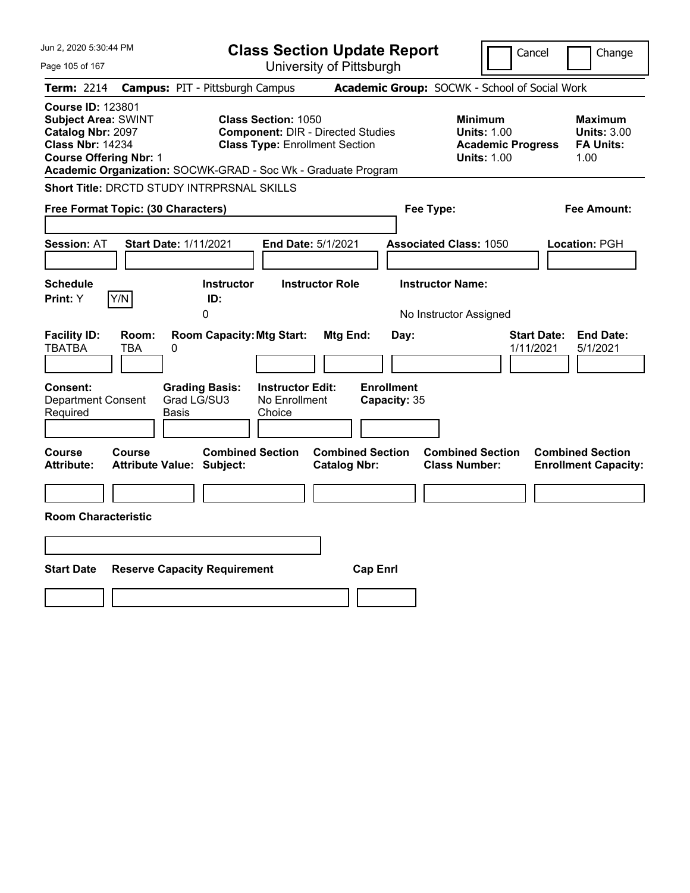Jun 2, 2020 5:30:44 PM

# Class Section Update Report

University of Pittsburgh

Cancel | Change

**Term:** 2214 **Campus:** PIT - Pittsburgh Campus **Academic Group:** SOCWK - School of Social Work

**Course ID:** 123801
**Subject Area:** SWINT
**Catalog Nbr:** 2097
**Class Nbr:** 14234
**Course Offering Nbr:** 1

**Class Section:** 1050
**Component:** DIR - Directed Studies
**Class Type:** Enrollment Section

**Minimum Units:** 1.00
**Academic Progress Units:** 1.00

**Maximum Units:** 3.00
**FA Units:** 1.00

**Academic Organization:** SOCWK-GRAD - Soc Wk - Graduate Program

**Short Title:** DRCTD STUDY INTRPRSNAL SKILLS

**Free Format Topic: (30 Characters)**

**Fee Type:**

**Fee Amount:**

**Session:** AT **Start Date:** 1/11/2021 **End Date:** 5/1/2021 **Associated Class:** 1050 **Location:** PGH

| Schedule Print: | Instructor ID: | Instructor Role | Instructor Name: |
|---|---|---|---|
| Y [Y/N] | 0 | | No Instructor Assigned |

| Facility ID: | Room: | Room Capacity: | Mtg Start: | Mtg End: | Day: | Start Date: | End Date: |
|---|---|---|---|---|---|---|---|
| TBATBA | TBA | 0 | | | | 1/11/2021 | 5/1/2021 |

| Consent: | Grading Basis: | Instructor Edit: | Enrollment Capacity: |
|---|---|---|---|
| Department Consent Required | Grad LG/SU3 Basis | No Enrollment Choice | 35 |

| Course Attribute: | Course Attribute Value: | Combined Section Subject: | Combined Section Catalog Nbr: | Combined Section Class Number: | Combined Section Enrollment Capacity: |
|---|---|---|---|---|---|
| | | | | | |

**Room Characteristic**

| Start Date | Reserve Capacity Requirement | Cap Enrl |
|---|---|---|
| | | |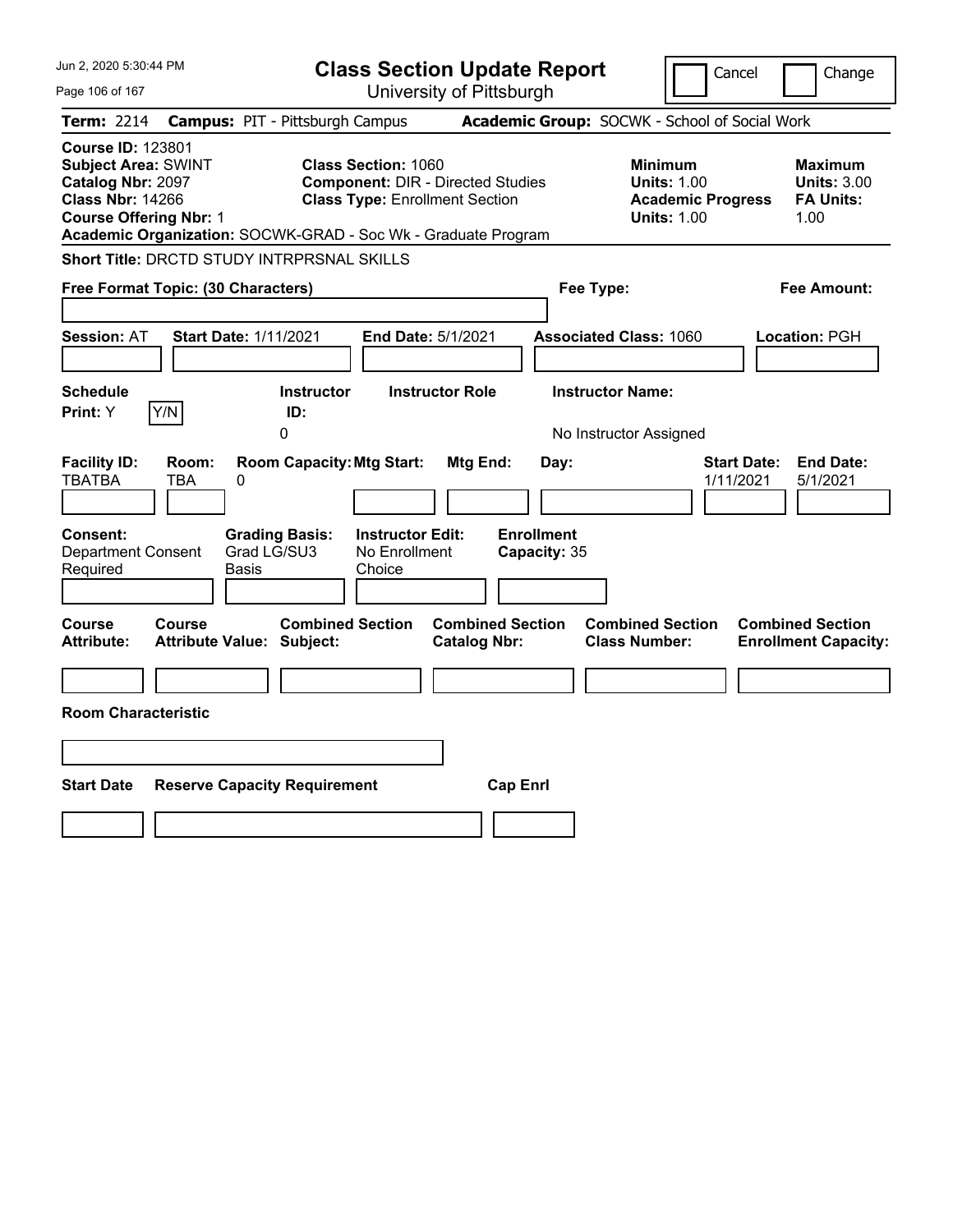# Class Section Update Report

University of Pittsburgh

Jun 2, 2020 5:30:44 PM

Cancel | Change

**Term:** 2214 **Campus:** PIT - Pittsburgh Campus **Academic Group:** SOCWK - School of Social Work

**Course ID:** 123801
**Subject Area:** SWINT
**Catalog Nbr:** 2097
**Class Nbr:** 14266
**Course Offering Nbr:** 1

**Class Section:** 1060
**Component:** DIR - Directed Studies
**Class Type:** Enrollment Section

**Minimum Units:** 1.00
**Academic Progress Units:** 1.00

**Maximum Units:** 3.00
**FA Units:** 1.00

**Academic Organization:** SOCWK-GRAD - Soc Wk - Graduate Program

**Short Title:** DRCTD STUDY INTRPRSNAL SKILLS

**Free Format Topic: (30 Characters)**

**Fee Type:**

**Fee Amount:**

**Session:** AT **Start Date:** 1/11/2021 **End Date:** 5/1/2021 **Associated Class:** 1060 **Location:** PGH

| Schedule Print: | Instructor ID: | Instructor Role | Instructor Name: |
|---|---|---|---|
| Y | 0 | | No Instructor Assigned |

| Facility ID: | Room: | Room Capacity: | Mtg Start: | Mtg End: | Day: | Start Date: | End Date: |
|---|---|---|---|---|---|---|---|
| TBATBA | TBA | 0 | | | | 1/11/2021 | 5/1/2021 |

| Consent: | Grading Basis: | Instructor Edit: | Enrollment Capacity: |
|---|---|---|---|
| Department Consent Required | Grad LG/SU3 Basis | No Enrollment Choice | 35 |

| Course Attribute: | Course Attribute Value: | Combined Section Subject: | Combined Section Catalog Nbr: | Combined Section Class Number: | Combined Section Enrollment Capacity: |
|---|---|---|---|---|---|
| | | | | | |

**Room Characteristic**

| Start Date | Reserve Capacity Requirement | Cap Enrl |
|---|---|---|
| | | |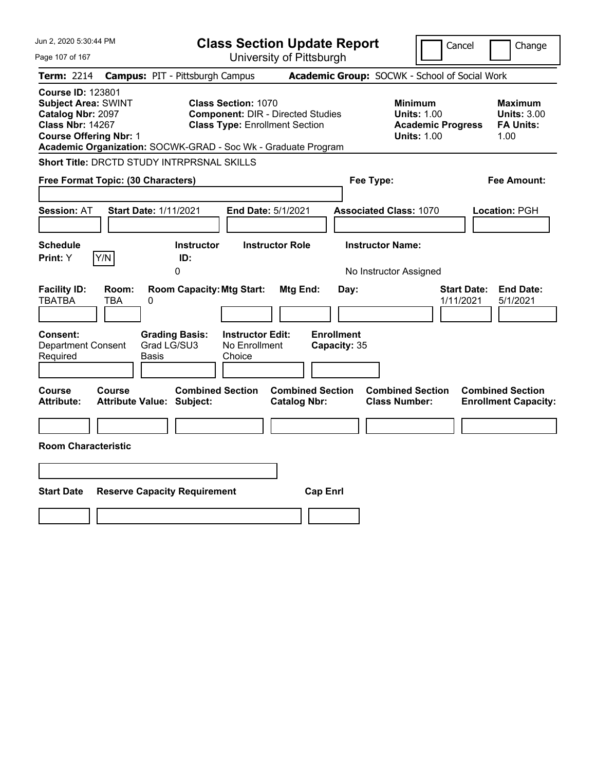# Class Section Update Report

University of Pittsburgh

Jun 2, 2020 5:30:44 PM

Cancel | Change

**Term:** 2214 **Campus:** PIT - Pittsburgh Campus **Academic Group:** SOCWK - School of Social Work

**Course ID:** 123801
**Subject Area:** SWINT
**Catalog Nbr:** 2097
**Class Nbr:** 14267
**Course Offering Nbr:** 1

**Class Section:** 1070
**Component:** DIR - Directed Studies
**Class Type:** Enrollment Section

**Minimum Units:** 1.00
**Academic Progress Units:** 1.00

**Maximum Units:** 3.00
**FA Units:** 1.00

**Academic Organization:** SOCWK-GRAD - Soc Wk - Graduate Program

**Short Title:** DRCTD STUDY INTRPRSNAL SKILLS

**Free Format Topic: (30 Characters)**

**Fee Type:**

**Fee Amount:**

**Session:** AT **Start Date:** 1/11/2021 **End Date:** 5/1/2021 **Associated Class:** 1070 **Location:** PGH

| Schedule Print: | Instructor ID: | Instructor Role | Instructor Name: |
|---|---|---|---|
| Y | 0 | | No Instructor Assigned |

| Facility ID: | Room: | Room Capacity: | Mtg Start: | Mtg End: | Day: | Start Date: | End Date: |
|---|---|---|---|---|---|---|---|
| TBATBA | TBA | 0 | | | | 1/11/2021 | 5/1/2021 |

| Consent: | Grading Basis: | Instructor Edit: | Enrollment Capacity: |
|---|---|---|---|
| Department Consent Required | Grad LG/SU3 Basis | No Enrollment Choice | 35 |

| Course Attribute: | Course Attribute Value: | Combined Section Subject: | Combined Section Catalog Nbr: | Combined Section Class Number: | Combined Section Enrollment Capacity: |
|---|---|---|---|---|---|
| | | | | | |

**Room Characteristic**

| Start Date | Reserve Capacity Requirement | Cap Enrl |
|---|---|---|
| | | |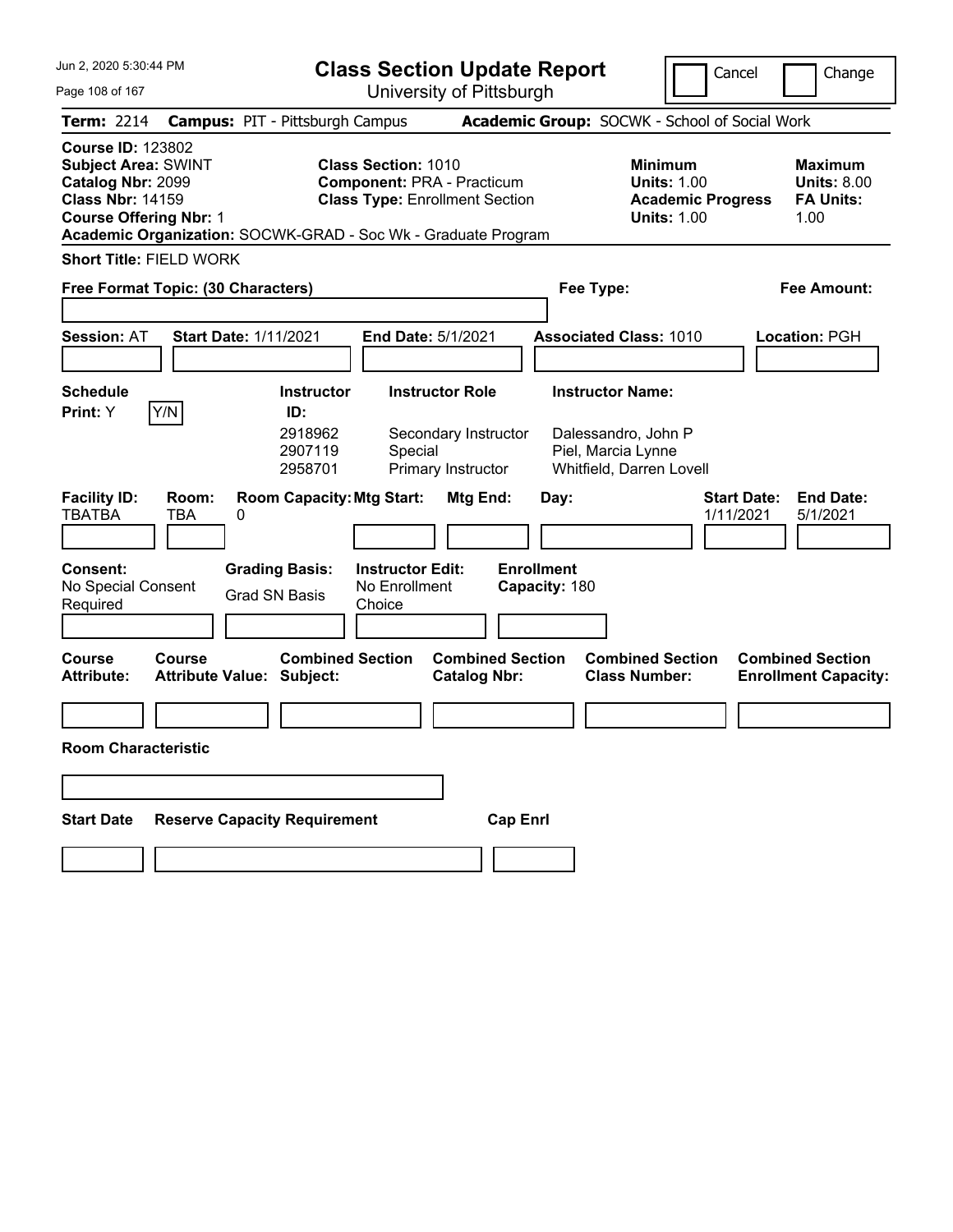# Class Section Update Report

University of Pittsburgh

Cancel | Change

**Term:** 2214 **Campus:** PIT - Pittsburgh Campus **Academic Group:** SOCWK - School of Social Work

**Course ID:** 123802
**Subject Area:** SWINT
**Catalog Nbr:** 2099
**Class Nbr:** 14159
**Course Offering Nbr:** 1

**Class Section:** 1010
**Component:** PRA - Practicum
**Class Type:** Enrollment Section

**Minimum Units:** 1.00
**Academic Progress Units:** 1.00

**Maximum Units:** 8.00
**FA Units:** 1.00

**Academic Organization:** SOCWK-GRAD - Soc Wk - Graduate Program

**Short Title:** FIELD WORK

**Free Format Topic: (30 Characters)**

**Fee Type:**

**Fee Amount:**

**Session:** AT **Start Date:** 1/11/2021 **End Date:** 5/1/2021 **Associated Class:** 1010 **Location:** PGH

**Schedule Print:** Y Y/N

| Instructor ID: | Instructor Role | Instructor Name: |
|---|---|---|
| 2918962 | Secondary Instructor | Dalessandro, John P |
| 2907119 | Special | Piel, Marcia Lynne |
| 2958701 | Primary Instructor | Whitfield, Darren Lovell |

| Facility ID: | Room: | Room Capacity: | Mtg Start: | Mtg End: | Day: | Start Date: | End Date: |
|---|---|---|---|---|---|---|---|
| TBATBA | TBA | 0 | | | | 1/11/2021 | 5/1/2021 |

**Consent:** No Special Consent Required
**Grading Basis:** Grad SN Basis
**Instructor Edit:** No Enrollment Choice
**Enrollment Capacity:** 180

| Course Attribute: | Course Attribute Value: | Combined Section Subject: | Combined Section Catalog Nbr: | Combined Section Class Number: | Combined Section Enrollment Capacity: |
|---|---|---|---|---|---|
| | | | | | |

**Room Characteristic**

| Start Date | Reserve Capacity Requirement | Cap Enrl |
|---|---|---|
| | | |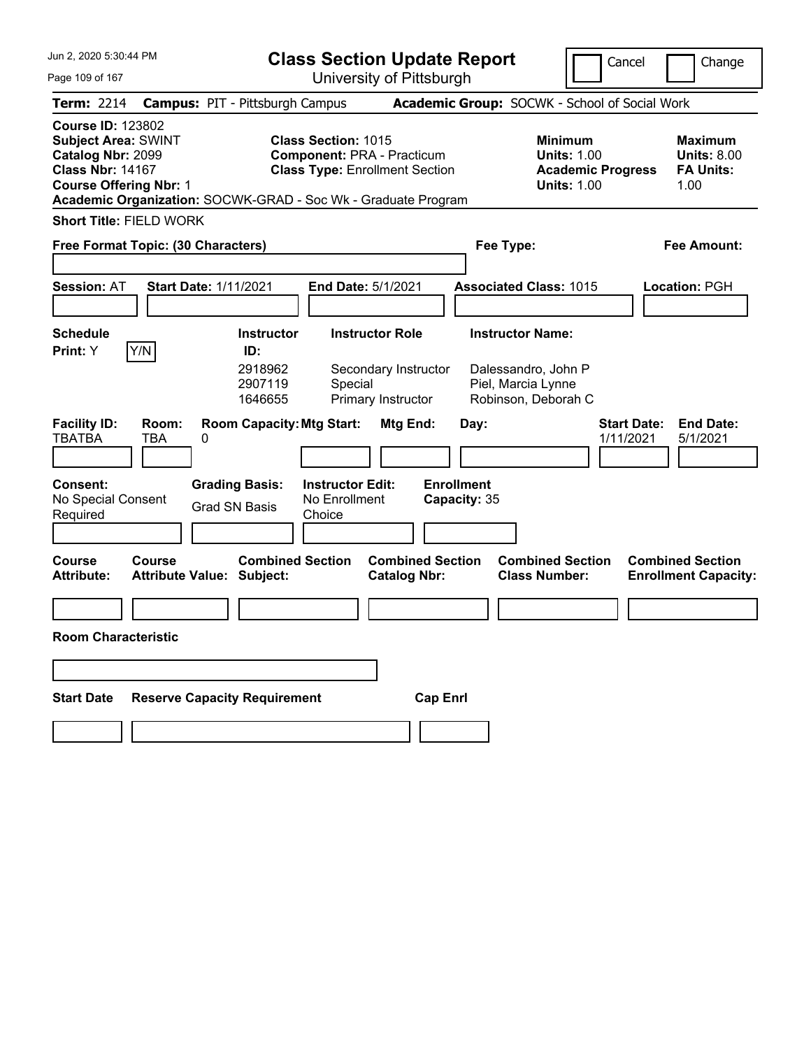# Class Section Update Report

University of Pittsburgh

Jun 2, 2020 5:30:44 PM

Cancel | Change

**Term:** 2214 **Campus:** PIT - Pittsburgh Campus **Academic Group:** SOCWK - School of Social Work

**Course ID:** 123802
**Subject Area:** SWINT
**Catalog Nbr:** 2099
**Class Nbr:** 14167
**Course Offering Nbr:** 1
**Academic Organization:** SOCWK-GRAD - Soc Wk - Graduate Program

**Class Section:** 1015
**Component:** PRA - Practicum
**Class Type:** Enrollment Section

**Minimum Units:** 1.00
**Academic Progress Units:** 1.00

**Maximum Units:** 8.00
**FA Units:** 1.00

**Short Title:** FIELD WORK

**Free Format Topic: (30 Characters)**

**Fee Type:**

**Fee Amount:**

**Session:** AT **Start Date:** 1/11/2021 **End Date:** 5/1/2021 **Associated Class:** 1015 **Location:** PGH

**Schedule Print:** Y Y/N

| Instructor ID: | Instructor Role | Instructor Name: |
|---|---|---|
| 2918962 | Secondary Instructor | Dalessandro, John P |
| 2907119 | Special | Piel, Marcia Lynne |
| 1646655 | Primary Instructor | Robinson, Deborah C |

| Facility ID: | Room: | Room Capacity: | Mtg Start: | Mtg End: | Day: | Start Date: | End Date: |
|---|---|---|---|---|---|---|---|
| TBATBA | TBA | 0 | | | | 1/11/2021 | 5/1/2021 |

**Consent:** No Special Consent Required
**Grading Basis:** Grad SN Basis
**Instructor Edit:** No Enrollment Choice
**Enrollment Capacity:** 35

| Course Attribute: | Course Attribute Value: | Combined Section Subject: | Combined Section Catalog Nbr: | Combined Section Class Number: | Combined Section Enrollment Capacity: |
|---|---|---|---|---|---|
| | | | | | |

**Room Characteristic**

| Start Date | Reserve Capacity Requirement | Cap Enrl |
|---|---|---|
| | | |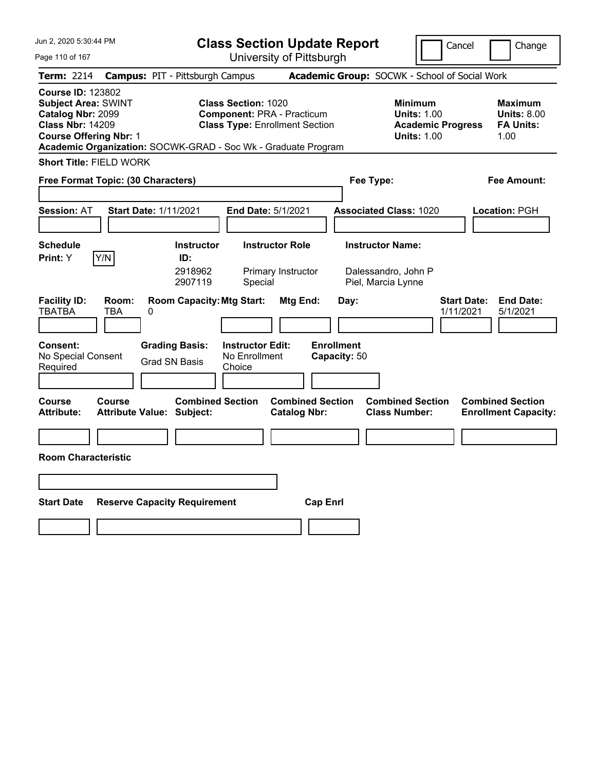# Class Section Update Report

University of Pittsburgh

Cancel | Change

**Term:** 2214 **Campus:** PIT - Pittsburgh Campus **Academic Group:** SOCWK - School of Social Work

**Course ID:** 123802
**Subject Area:** SWINT
**Catalog Nbr:** 2099
**Class Nbr:** 14209
**Course Offering Nbr:** 1

**Class Section:** 1020
**Component:** PRA - Practicum
**Class Type:** Enrollment Section

**Minimum Units:** 1.00
**Academic Progress Units:** 1.00

**Maximum Units:** 8.00
**FA Units:** 1.00

**Academic Organization:** SOCWK-GRAD - Soc Wk - Graduate Program

**Short Title:** FIELD WORK

**Free Format Topic: (30 Characters)**

**Fee Type:**

**Fee Amount:**

**Session:** AT **Start Date:** 1/11/2021 **End Date:** 5/1/2021 **Associated Class:** 1020 **Location:** PGH

**Schedule Print:** Y Y/N

| Instructor ID: | Instructor Role | Instructor Name: |
|---|---|---|
| 2918962 | Primary Instructor | Dalessandro, John P |
| 2907119 | Special | Piel, Marcia Lynne |

| Facility ID: | Room: | Room Capacity: | Mtg Start: | Mtg End: | Day: | Start Date: | End Date: |
|---|---|---|---|---|---|---|---|
| TBATBA | TBA | 0 | | | | 1/11/2021 | 5/1/2021 |

**Consent:** No Special Consent Required
**Grading Basis:** Grad SN Basis
**Instructor Edit:** No Enrollment Choice
**Enrollment Capacity:** 50

| Course Attribute: | Course Attribute Value: | Combined Section Subject: | Combined Section Catalog Nbr: | Combined Section Class Number: | Combined Section Enrollment Capacity: |
|---|---|---|---|---|---|
| | | | | | |

**Room Characteristic**

| Start Date | Reserve Capacity Requirement | Cap Enrl |
|---|---|---|
| | | |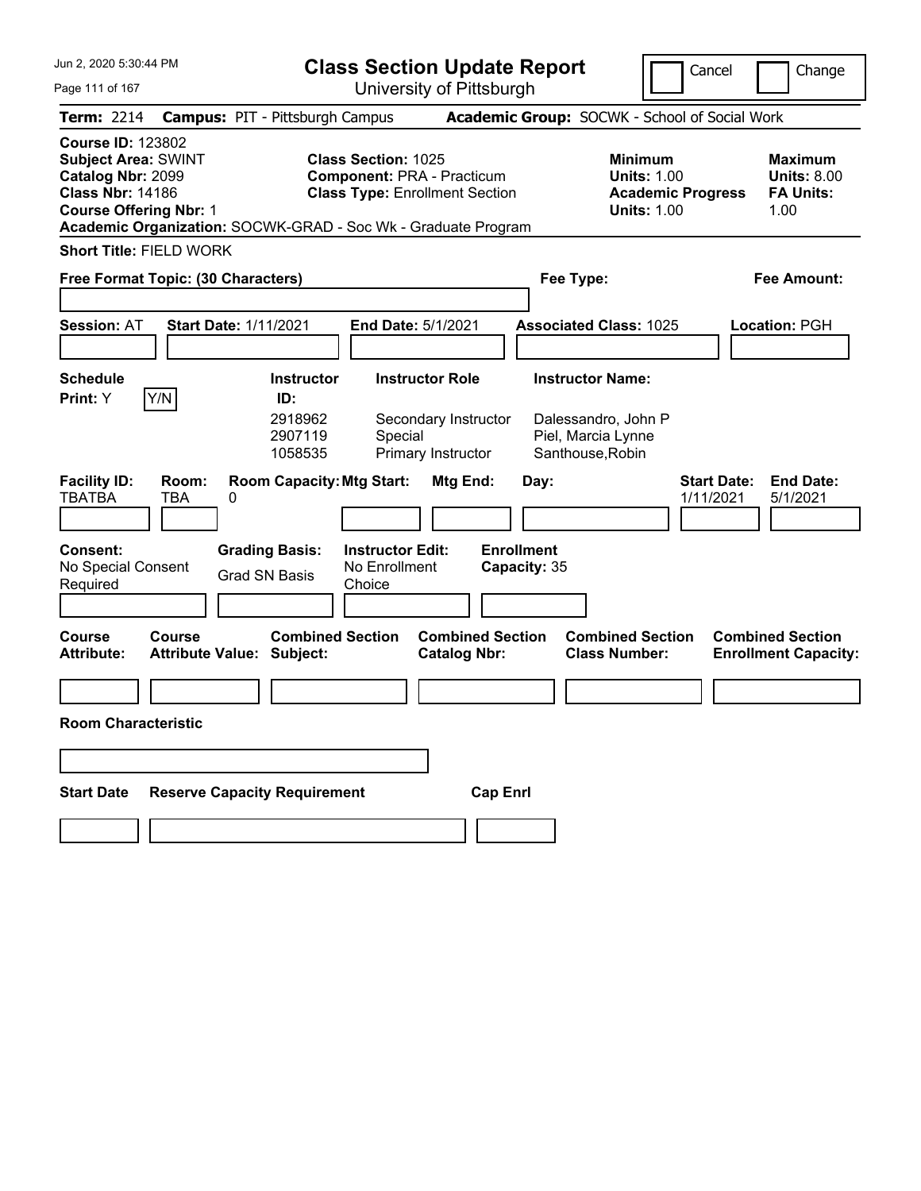# Class Section Update Report

University of Pittsburgh

Jun 2, 2020 5:30:44 PM

Cancel | Change

**Term:** 2214 **Campus:** PIT - Pittsburgh Campus **Academic Group:** SOCWK - School of Social Work

**Course ID:** 123802
**Subject Area:** SWINT
**Catalog Nbr:** 2099
**Class Nbr:** 14186
**Course Offering Nbr:** 1

**Class Section:** 1025
**Component:** PRA - Practicum
**Class Type:** Enrollment Section

**Minimum Units:** 1.00
**Academic Progress Units:** 1.00

**Maximum Units:** 8.00
**FA Units:** 1.00

**Academic Organization:** SOCWK-GRAD - Soc Wk - Graduate Program

**Short Title:** FIELD WORK

**Free Format Topic: (30 Characters)**

**Fee Type:**

**Fee Amount:**

**Session:** AT **Start Date:** 1/11/2021 **End Date:** 5/1/2021 **Associated Class:** 1025 **Location:** PGH

**Schedule Print:** Y Y/N

| Instructor ID | Instructor Role | Instructor Name |
|---|---|---|
| 2918962 | Secondary Instructor | Dalessandro, John P |
| 2907119 | Special | Piel, Marcia Lynne |
| 1058535 | Primary Instructor | Santhouse,Robin |

| Facility ID | Room | Room Capacity | Mtg Start | Mtg End | Day | Start Date | End Date |
|---|---|---|---|---|---|---|---|
| TBATBA | TBA | 0 | | | | 1/11/2021 | 5/1/2021 |

**Consent:** No Special Consent Required

**Grading Basis:** Grad SN Basis

**Instructor Edit:** No Enrollment Choice

**Enrollment Capacity:** 35

| Course Attribute | Course Attribute Value | Combined Section Subject | Combined Section Catalog Nbr | Combined Section Class Number | Combined Section Enrollment Capacity |
|---|---|---|---|---|---|
| | | | | | |

**Room Characteristic**

| Start Date | Reserve Capacity Requirement | Cap Enrl |
|---|---|---|
| | | |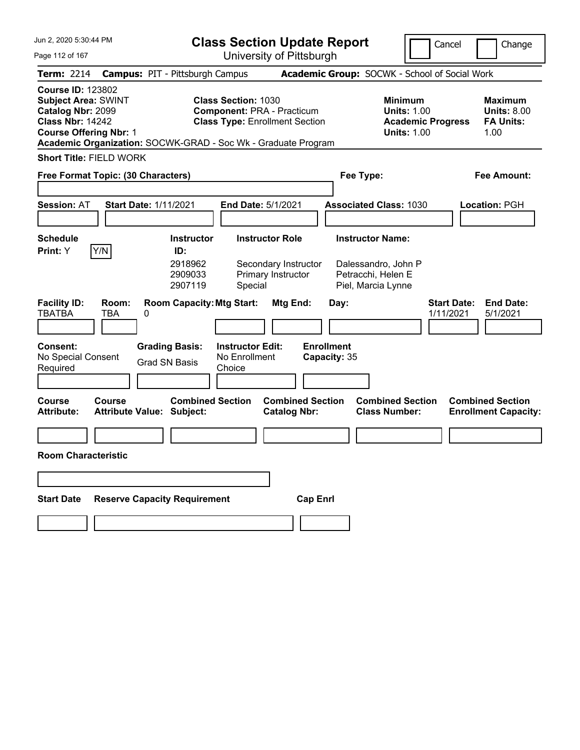Jun 2, 2020 5:30:44 PM

# Class Section Update Report

University of Pittsburgh

Cancel | Change

**Term:** 2214 **Campus:** PIT - Pittsburgh Campus **Academic Group:** SOCWK - School of Social Work

**Course ID:** 123802
**Subject Area:** SWINT
**Catalog Nbr:** 2099
**Class Nbr:** 14242
**Course Offering Nbr:** 1

**Class Section:** 1030
**Component:** PRA - Practicum
**Class Type:** Enrollment Section

**Minimum Units:** 1.00
**Academic Progress Units:** 1.00

**Maximum Units:** 8.00
**FA Units:** 1.00

**Academic Organization:** SOCWK-GRAD - Soc Wk - Graduate Program

**Short Title:** FIELD WORK

**Free Format Topic: (30 Characters)**

**Fee Type:**

**Fee Amount:**

**Session:** AT **Start Date:** 1/11/2021 **End Date:** 5/1/2021 **Associated Class:** 1030 **Location:** PGH

**Schedule Print:** Y Y/N

| Instructor ID: | Instructor Role | Instructor Name: |
|---|---|---|
| 2918962 | Secondary Instructor | Dalessandro, John P |
| 2909033 | Primary Instructor | Petracchi, Helen E |
| 2907119 | Special | Piel, Marcia Lynne |

| Facility ID: | Room: | Room Capacity: | Mtg Start: | Mtg End: | Day: | Start Date: | End Date: |
|---|---|---|---|---|---|---|---|
| TBATBA | TBA | 0 | | | | 1/11/2021 | 5/1/2021 |

**Consent:** No Special Consent Required

**Grading Basis:** Grad SN Basis

**Instructor Edit:** No Enrollment Choice

**Enrollment Capacity:** 35

| Course Attribute: | Course Attribute Value: | Combined Section Subject: | Combined Section Catalog Nbr: | Combined Section Class Number: | Combined Section Enrollment Capacity: |
|---|---|---|---|---|---|
| | | | | | |

**Room Characteristic**

| Start Date | Reserve Capacity Requirement | Cap Enrl |
|---|---|---|
| | | |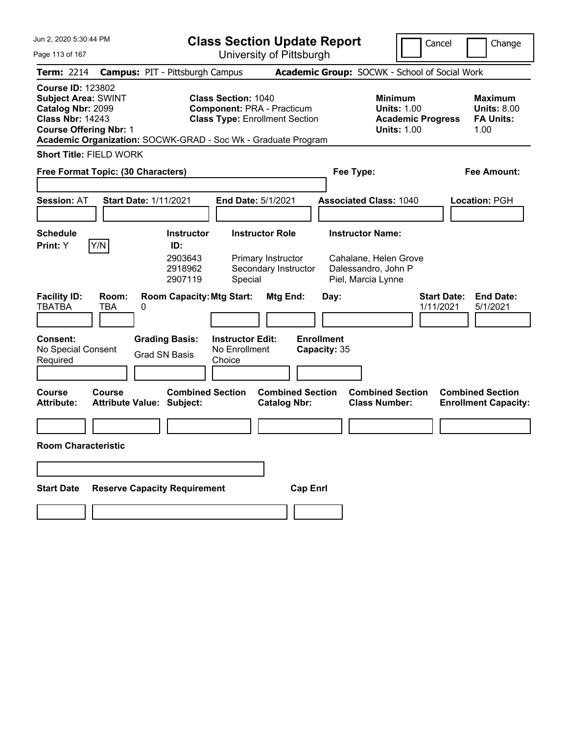# Class Section Update Report

University of Pittsburgh

Jun 2, 2020 5:30:44 PM

Cancel | Change

**Term:** 2214 **Campus:** PIT - Pittsburgh Campus **Academic Group:** SOCWK - School of Social Work

**Course ID:** 123802
**Subject Area:** SWINT
**Catalog Nbr:** 2099
**Class Nbr:** 14243
**Course Offering Nbr:** 1
**Academic Organization:** SOCWK-GRAD - Soc Wk - Graduate Program

**Class Section:** 1040
**Component:** PRA - Practicum
**Class Type:** Enrollment Section

**Minimum Units:** 1.00
**Academic Progress Units:** 1.00

**Maximum Units:** 8.00
**FA Units:** 1.00

**Short Title:** FIELD WORK

**Free Format Topic: (30 Characters)**

**Fee Type:**

**Fee Amount:**

**Session:** AT **Start Date:** 1/11/2021 **End Date:** 5/1/2021 **Associated Class:** 1040 **Location:** PGH

**Schedule Print:** Y [Y/N]

| Instructor ID: | Instructor Role | Instructor Name: |
|---|---|---|
| 2903643 | Primary Instructor | Cahalane, Helen Grove |
| 2918962 | Secondary Instructor | Dalessandro, John P |
| 2907119 | Special | Piel, Marcia Lynne |

| Facility ID: | Room: | Room Capacity: | Mtg Start: | Mtg End: | Day: | Start Date: | End Date: |
|---|---|---|---|---|---|---|---|
| TBATBA | TBA | 0 | | | | 1/11/2021 | 5/1/2021 |

**Consent:** No Special Consent Required

**Grading Basis:** Grad SN Basis

**Instructor Edit:** No Enrollment Choice

**Enrollment Capacity:** 35

| Course Attribute: | Course Attribute Value: | Combined Section Subject: | Combined Section Catalog Nbr: | Combined Section Class Number: | Combined Section Enrollment Capacity: |
|---|---|---|---|---|---|
| | | | | | |

**Room Characteristic**

| Start Date | Reserve Capacity Requirement | Cap Enrl |
|---|---|---|
| | | |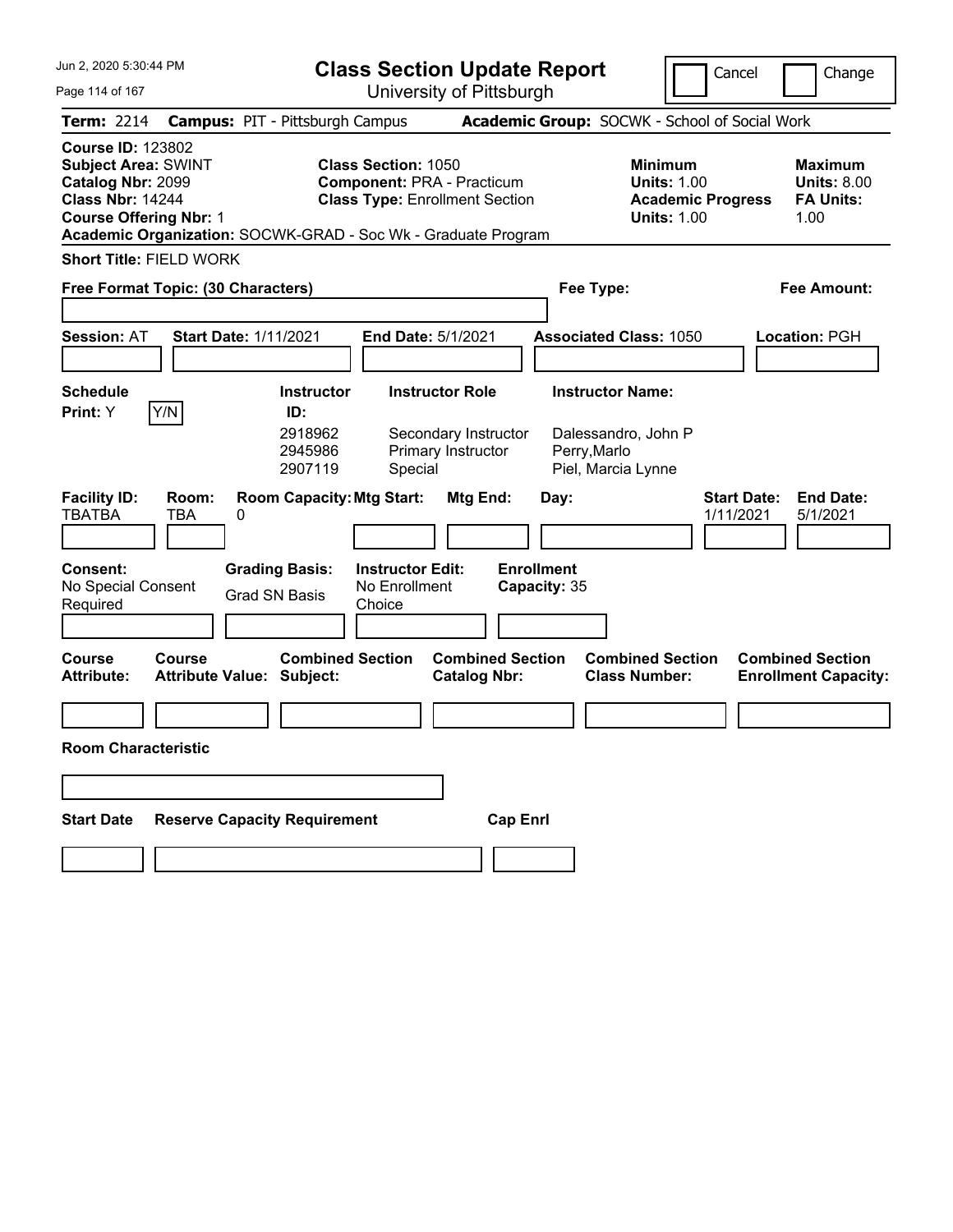# Class Section Update Report

University of Pittsburgh

Cancel | Change

**Term:** 2214 **Campus:** PIT - Pittsburgh Campus **Academic Group:** SOCWK - School of Social Work

**Course ID:** 123802
**Subject Area:** SWINT
**Catalog Nbr:** 2099
**Class Nbr:** 14244
**Course Offering Nbr:** 1
**Academic Organization:** SOCWK-GRAD - Soc Wk - Graduate Program

**Class Section:** 1050
**Component:** PRA - Practicum
**Class Type:** Enrollment Section

**Minimum Units:** 1.00
**Academic Progress Units:** 1.00

**Maximum Units:** 8.00
**FA Units:** 1.00

**Short Title:** FIELD WORK

**Free Format Topic: (30 Characters)**

**Fee Type:**

**Fee Amount:**

**Session:** AT **Start Date:** 1/11/2021 **End Date:** 5/1/2021 **Associated Class:** 1050 **Location:** PGH

**Schedule Print:** Y Y/N

| Instructor ID: | Instructor Role | Instructor Name: |
|---|---|---|
| 2918962 | Secondary Instructor | Dalessandro, John P |
| 2945986 | Primary Instructor | Perry,Marlo |
| 2907119 | Special | Piel, Marcia Lynne |

| Facility ID: | Room: | Room Capacity: | Mtg Start: | Mtg End: | Day: | Start Date: | End Date: |
|---|---|---|---|---|---|---|---|
| TBATBA | TBA | 0 | | | | 1/11/2021 | 5/1/2021 |

**Consent:** No Special Consent Required
**Grading Basis:** Grad SN Basis
**Instructor Edit:** No Enrollment Choice
**Enrollment Capacity:** 35

| Course Attribute: | Course Attribute Value: | Combined Section Subject: | Combined Section Catalog Nbr: | Combined Section Class Number: | Combined Section Enrollment Capacity: |
|---|---|---|---|---|---|
| | | | | | |

**Room Characteristic**

| Start Date | Reserve Capacity Requirement | Cap Enrl |
|---|---|---|
| | | |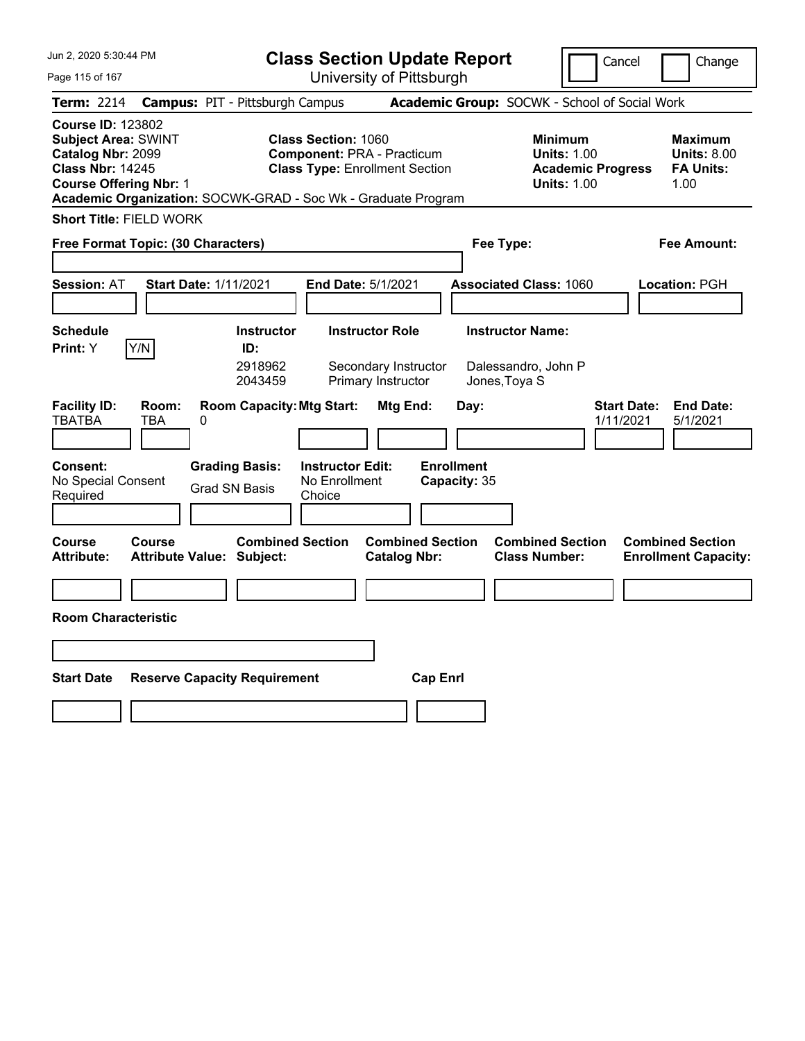Jun 2, 2020 5:30:44 PM

# Class Section Update Report

University of Pittsburgh

Cancel | Change

**Term:** 2214 **Campus:** PIT - Pittsburgh Campus **Academic Group:** SOCWK - School of Social Work

**Course ID:** 123802
**Subject Area:** SWINT
**Catalog Nbr:** 2099
**Class Nbr:** 14245
**Course Offering Nbr:** 1

**Class Section:** 1060
**Component:** PRA - Practicum
**Class Type:** Enrollment Section

**Minimum Units:** 1.00
**Academic Progress Units:** 1.00

**Maximum Units:** 8.00
**FA Units:** 1.00

**Academic Organization:** SOCWK-GRAD - Soc Wk - Graduate Program

**Short Title:** FIELD WORK

**Free Format Topic: (30 Characters)**

**Fee Type:**

**Fee Amount:**

**Session:** AT **Start Date:** 1/11/2021 **End Date:** 5/1/2021 **Associated Class:** 1060 **Location:** PGH

| Schedule Print: | Instructor ID: | Instructor Role | Instructor Name: |
|---|---|---|---|
| Y (Y/N) | 2918962 | Secondary Instructor | Dalessandro, John P |
| | 2043459 | Primary Instructor | Jones,Toya S |

| Facility ID: | Room: | Room Capacity: | Mtg Start: | Mtg End: | Day: | Start Date: | End Date: |
|---|---|---|---|---|---|---|---|
| TBATBA | TBA | 0 | | | | 1/11/2021 | 5/1/2021 |

| Consent: | Grading Basis: | Instructor Edit: | Enrollment Capacity: |
|---|---|---|---|
| No Special Consent Required | Grad SN Basis | No Enrollment Choice | 35 |

| Course Attribute: | Course Attribute Value: | Combined Section Subject: | Combined Section Catalog Nbr: | Combined Section Class Number: | Combined Section Enrollment Capacity: |
|---|---|---|---|---|---|
| | | | | | |

**Room Characteristic**

| Start Date | Reserve Capacity Requirement | Cap Enrl |
|---|---|---|
| | | |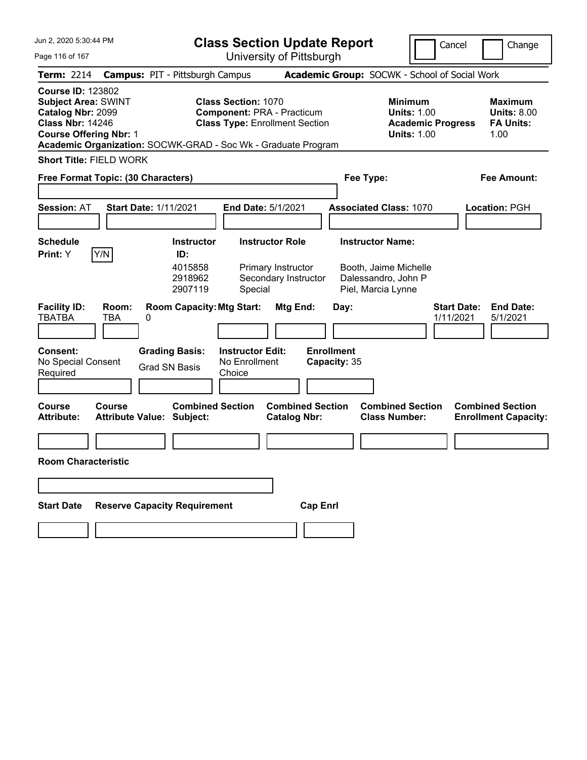# Class Section Update Report

University of Pittsburgh

Cancel | Change

**Term:** 2214 **Campus:** PIT - Pittsburgh Campus **Academic Group:** SOCWK - School of Social Work

**Course ID:** 123802
**Subject Area:** SWINT
**Catalog Nbr:** 2099
**Class Nbr:** 14246
**Course Offering Nbr:** 1
**Academic Organization:** SOCWK-GRAD - Soc Wk - Graduate Program

**Class Section:** 1070
**Component:** PRA - Practicum
**Class Type:** Enrollment Section

**Minimum Units:** 1.00
**Academic Progress Units:** 1.00

**Maximum Units:** 8.00
**FA Units:** 1.00

**Short Title:** FIELD WORK

**Free Format Topic: (30 Characters)**

**Fee Type:**

**Fee Amount:**

**Session:** AT **Start Date:** 1/11/2021 **End Date:** 5/1/2021 **Associated Class:** 1070 **Location:** PGH

**Schedule Print:** Y

| Instructor ID | Instructor Role | Instructor Name |
|---|---|---|
| 4015858 | Primary Instructor | Booth, Jaime Michelle |
| 2918962 | Secondary Instructor | Dalessandro, John P |
| 2907119 | Special | Piel, Marcia Lynne |

| Facility ID | Room | Room Capacity | Mtg Start | Mtg End | Day | Start Date | End Date |
|---|---|---|---|---|---|---|---|
| TBATBA | TBA | 0 | | | | 1/11/2021 | 5/1/2021 |

**Consent:** No Special Consent Required
**Grading Basis:** Grad SN Basis
**Instructor Edit:** No Enrollment Choice
**Enrollment Capacity:** 35

| Course Attribute | Course Attribute Value | Combined Section Subject | Combined Section Catalog Nbr | Combined Section Class Number | Combined Section Enrollment Capacity |
|---|---|---|---|---|---|
| | | | | | |

**Room Characteristic**

| Start Date | Reserve Capacity Requirement | Cap Enrl |
|---|---|---|
| | | |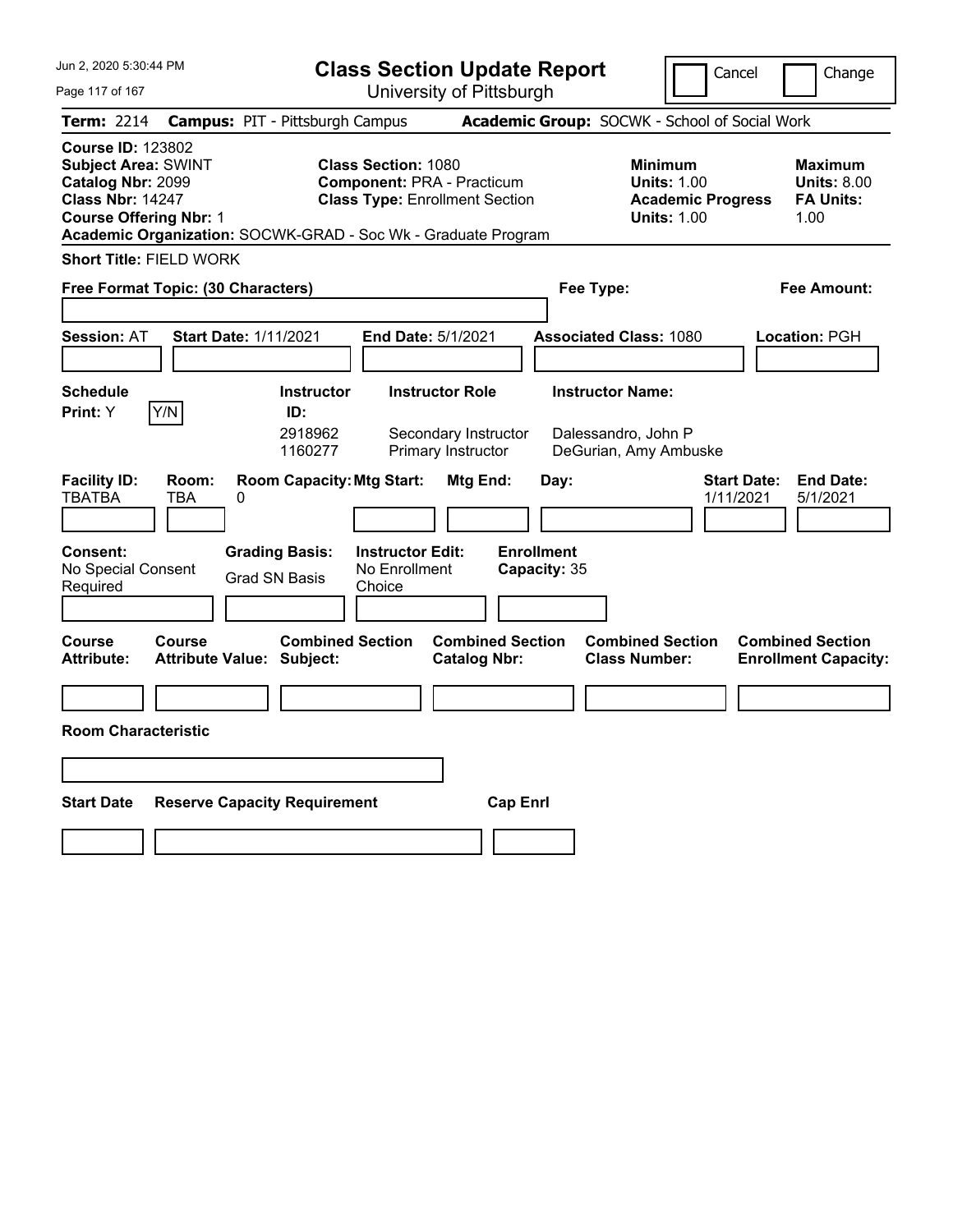# Class Section Update Report

University of Pittsburgh

Cancel | Change

**Term:** 2214 **Campus:** PIT - Pittsburgh Campus **Academic Group:** SOCWK - School of Social Work

**Course ID:** 123802
**Subject Area:** SWINT
**Catalog Nbr:** 2099
**Class Nbr:** 14247
**Course Offering Nbr:** 1
**Academic Organization:** SOCWK-GRAD - Soc Wk - Graduate Program

**Class Section:** 1080
**Component:** PRA - Practicum
**Class Type:** Enrollment Section

**Minimum Units:** 1.00
**Academic Progress Units:** 1.00

**Maximum Units:** 8.00
**FA Units:** 1.00

**Short Title:** FIELD WORK

**Free Format Topic: (30 Characters)**

**Fee Type:**

**Fee Amount:**

**Session:** AT **Start Date:** 1/11/2021 **End Date:** 5/1/2021 **Associated Class:** 1080 **Location:** PGH

**Schedule Print:** Y Y/N

| Instructor ID | Instructor Role | Instructor Name |
|---|---|---|
| 2918962 | Secondary Instructor | Dalessandro, John P |
| 1160277 | Primary Instructor | DeGurian, Amy Ambuske |

| Facility ID | Room | Room Capacity | Mtg Start | Mtg End | Day | Start Date | End Date |
|---|---|---|---|---|---|---|---|
| TBATBA | TBA | 0 | | | | 1/11/2021 | 5/1/2021 |

**Consent:** No Special Consent Required
**Grading Basis:** Grad SN Basis
**Instructor Edit:** No Enrollment Choice
**Enrollment Capacity:** 35

| Course Attribute | Course Attribute Value | Combined Section Subject | Combined Section Catalog Nbr | Combined Section Class Number | Combined Section Enrollment Capacity |
|---|---|---|---|---|---|
| | | | | | |

**Room Characteristic**

| Start Date | Reserve Capacity Requirement | Cap Enrl |
|---|---|---|
| | | |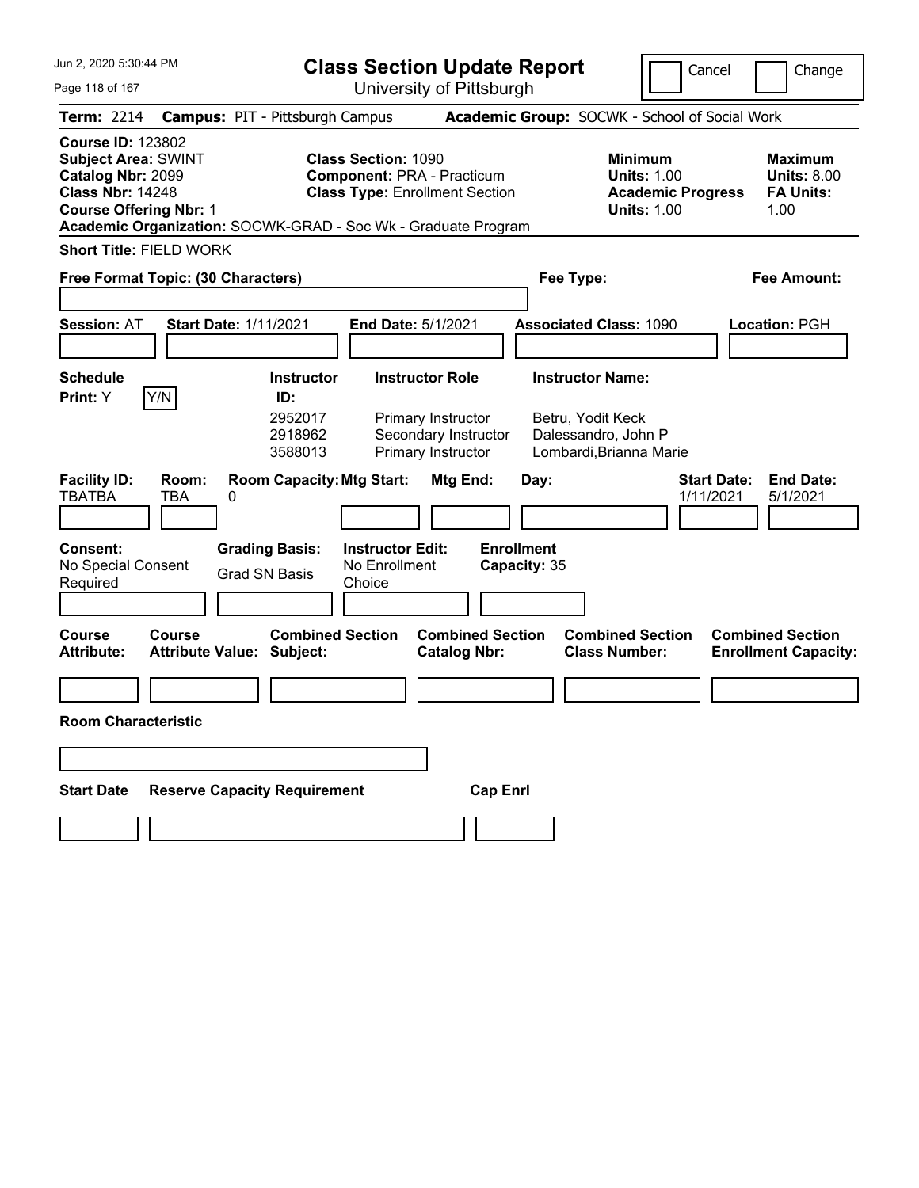# Class Section Update Report

University of Pittsburgh

Jun 2, 2020 5:30:44 PM

Cancel | Change

**Term:** 2214 **Campus:** PIT - Pittsburgh Campus **Academic Group:** SOCWK - School of Social Work

**Course ID:** 123802
**Subject Area:** SWINT
**Catalog Nbr:** 2099
**Class Nbr:** 14248
**Course Offering Nbr:** 1

**Class Section:** 1090
**Component:** PRA - Practicum
**Class Type:** Enrollment Section

**Minimum Units:** 1.00
**Academic Progress Units:** 1.00

**Maximum Units:** 8.00
**FA Units:** 1.00

**Academic Organization:** SOCWK-GRAD - Soc Wk - Graduate Program

**Short Title:** FIELD WORK

**Free Format Topic: (30 Characters)**

**Fee Type:**

**Fee Amount:**

**Session:** AT **Start Date:** 1/11/2021 **End Date:** 5/1/2021 **Associated Class:** 1090 **Location:** PGH

**Schedule Print:** Y Y/N

| Instructor ID | Instructor Role | Instructor Name |
|---|---|---|
| 2952017 | Primary Instructor | Betru, Yodit Keck |
| 2918962 | Secondary Instructor | Dalessandro, John P |
| 3588013 | Primary Instructor | Lombardi,Brianna Marie |

| Facility ID | Room | Room Capacity | Mtg Start | Mtg End | Day | Start Date | End Date |
|---|---|---|---|---|---|---|---|
| TBATBA | TBA | 0 | | | | 1/11/2021 | 5/1/2021 |

**Consent:** No Special Consent Required

**Grading Basis:** Grad SN Basis

**Instructor Edit:** No Enrollment Choice

**Enrollment Capacity:** 35

| Course Attribute | Course Attribute Value | Combined Section Subject | Combined Section Catalog Nbr | Combined Section Class Number | Combined Section Enrollment Capacity |
|---|---|---|---|---|---|
| | | | | | |

**Room Characteristic**

| Start Date | Reserve Capacity Requirement | Cap Enrl |
|---|---|---|
| | | |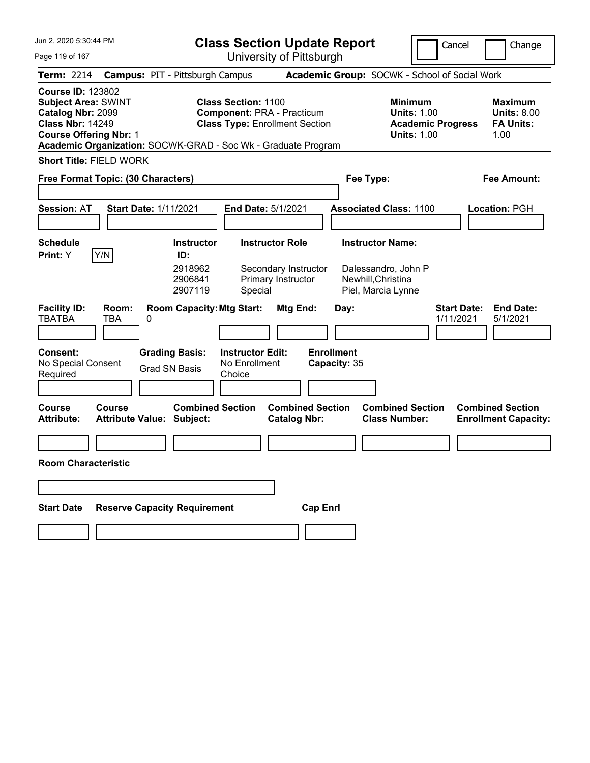# Class Section Update Report

University of Pittsburgh

Cancel | Change

**Term:** 2214 **Campus:** PIT - Pittsburgh Campus **Academic Group:** SOCWK - School of Social Work

**Course ID:** 123802
**Subject Area:** SWINT
**Catalog Nbr:** 2099
**Class Nbr:** 14249
**Course Offering Nbr:** 1

**Class Section:** 1100
**Component:** PRA - Practicum
**Class Type:** Enrollment Section

**Minimum Units:** 1.00
**Academic Progress Units:** 1.00

**Maximum Units:** 8.00
**FA Units:** 1.00

**Academic Organization:** SOCWK-GRAD - Soc Wk - Graduate Program

**Short Title:** FIELD WORK

**Free Format Topic: (30 Characters)**

**Fee Type:**

**Fee Amount:**

**Session:** AT **Start Date:** 1/11/2021 **End Date:** 5/1/2021 **Associated Class:** 1100 **Location:** PGH

**Schedule Print:** Y Y/N

| Instructor ID: | Instructor Role | Instructor Name: |
| --- | --- | --- |
| 2918962 | Secondary Instructor | Dalessandro, John P |
| 2906841 | Primary Instructor | Newhill,Christina |
| 2907119 | Special | Piel, Marcia Lynne |

| Facility ID: | Room: | Room Capacity: | Mtg Start: | Mtg End: | Day: | Start Date: | End Date: |
| --- | --- | --- | --- | --- | --- | --- | --- |
| TBATBA | TBA | 0 | | | | 1/11/2021 | 5/1/2021 |

**Consent:** No Special Consent Required

**Grading Basis:** Grad SN Basis

**Instructor Edit:** No Enrollment Choice

**Enrollment Capacity:** 35

| Course Attribute: | Course Attribute Value: | Combined Section Subject: | Combined Section Catalog Nbr: | Combined Section Class Number: | Combined Section Enrollment Capacity: |
| --- | --- | --- | --- | --- | --- |
| | | | | | |

**Room Characteristic**

| Start Date | Reserve Capacity Requirement | Cap Enrl |
| --- | --- | --- |
| | | |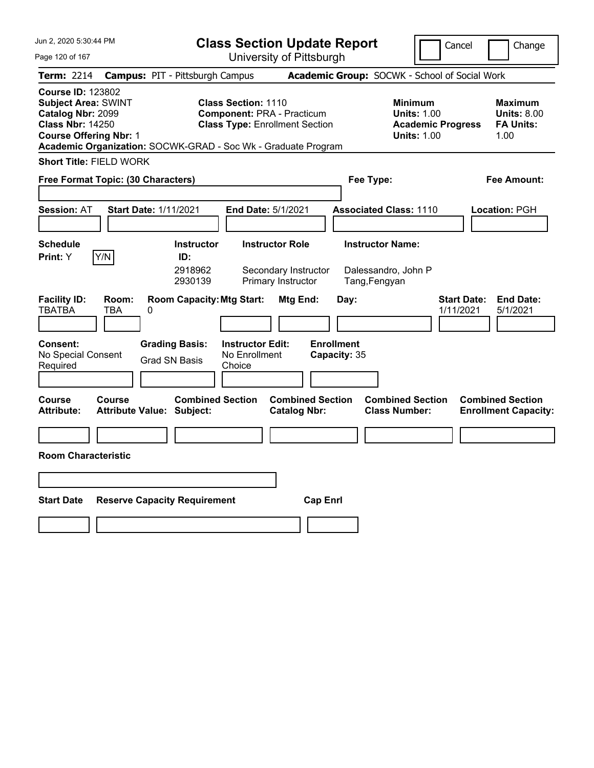Jun 2, 2020 5:30:44 PM

# Class Section Update Report

University of Pittsburgh

Cancel | Change

**Term:** 2214 **Campus:** PIT - Pittsburgh Campus **Academic Group:** SOCWK - School of Social Work

**Course ID:** 123802
**Subject Area:** SWINT
**Catalog Nbr:** 2099
**Class Nbr:** 14250
**Course Offering Nbr:** 1
**Academic Organization:** SOCWK-GRAD - Soc Wk - Graduate Program

**Class Section:** 1110
**Component:** PRA - Practicum
**Class Type:** Enrollment Section

**Minimum Units:** 1.00
**Academic Progress Units:** 1.00

**Maximum Units:** 8.00
**FA Units:** 1.00

**Short Title:** FIELD WORK

**Free Format Topic: (30 Characters)**

**Fee Type:**

**Fee Amount:**

**Session:** AT **Start Date:** 1/11/2021 **End Date:** 5/1/2021 **Associated Class:** 1110 **Location:** PGH

**Schedule Print:** Y Y/N

| Instructor ID: | Instructor Role | Instructor Name: |
|---|---|---|
| 2918962 | Secondary Instructor | Dalessandro, John P |
| 2930139 | Primary Instructor | Tang,Fengyan |

| Facility ID: | Room: | Room Capacity: | Mtg Start: | Mtg End: | Day: | Start Date: | End Date: |
|---|---|---|---|---|---|---|---|
| TBATBA | TBA | 0 | | | | 1/11/2021 | 5/1/2021 |

**Consent:** No Special Consent Required

**Grading Basis:** Grad SN Basis

**Instructor Edit:** No Enrollment Choice

**Enrollment Capacity:** 35

| Course Attribute: | Course Attribute Value: | Combined Section Subject: | Combined Section Catalog Nbr: | Combined Section Class Number: | Combined Section Enrollment Capacity: |
|---|---|---|---|---|---|
| | | | | | |

**Room Characteristic**

| Start Date | Reserve Capacity Requirement | Cap Enrl |
|---|---|---|
| | | |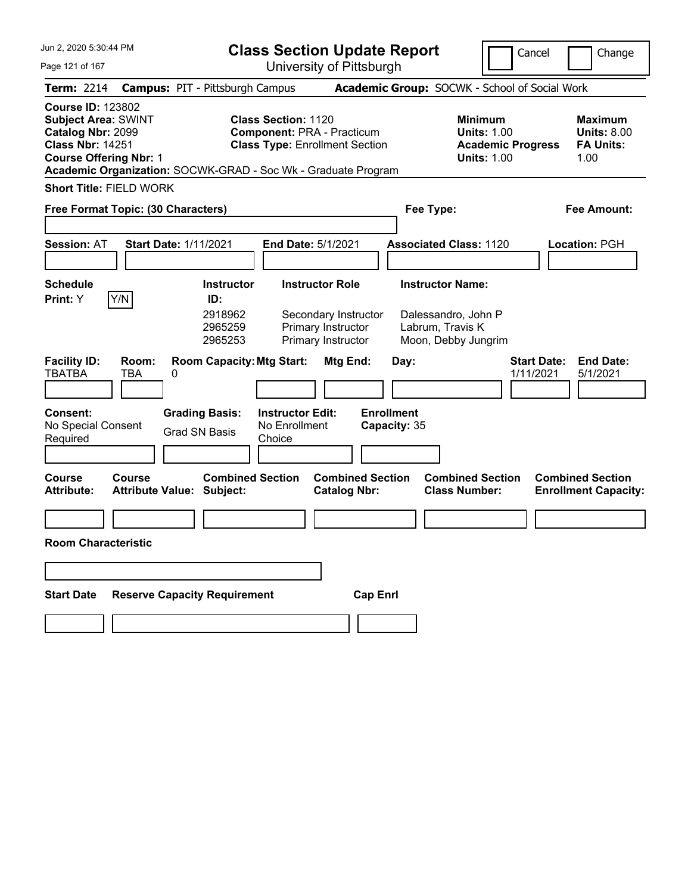Jun 2, 2020 5:30:44 PM

# Class Section Update Report

University of Pittsburgh

Cancel | Change

**Term:** 2214 **Campus:** PIT - Pittsburgh Campus **Academic Group:** SOCWK - School of Social Work

**Course ID:** 123802
**Subject Area:** SWINT
**Catalog Nbr:** 2099
**Class Nbr:** 14251
**Course Offering Nbr:** 1
**Academic Organization:** SOCWK-GRAD - Soc Wk - Graduate Program

**Class Section:** 1120
**Component:** PRA - Practicum
**Class Type:** Enrollment Section

**Minimum Units:** 1.00
**Academic Progress Units:** 1.00

**Maximum Units:** 8.00
**FA Units:** 1.00

**Short Title:** FIELD WORK

**Free Format Topic: (30 Characters)**

**Fee Type:**

**Fee Amount:**

**Session:** AT **Start Date:** 1/11/2021 **End Date:** 5/1/2021 **Associated Class:** 1120 **Location:** PGH

**Schedule Print:** Y [Y/N]

| Instructor ID: | Instructor Role | Instructor Name: |
|---|---|---|
| 2918962 | Secondary Instructor | Dalessandro, John P |
| 2965259 | Primary Instructor | Labrum, Travis K |
| 2965253 | Primary Instructor | Moon, Debby Jungrim |

| Facility ID: | Room: | Room Capacity: | Mtg Start: | Mtg End: | Day: | Start Date: | End Date: |
|---|---|---|---|---|---|---|---|
| TBATBA | TBA | 0 | | | | 1/11/2021 | 5/1/2021 |

**Consent:** No Special Consent Required
**Grading Basis:** Grad SN Basis
**Instructor Edit:** No Enrollment Choice
**Enrollment Capacity:** 35

| Course Attribute: | Course Attribute Value: | Combined Section Subject: | Combined Section Catalog Nbr: | Combined Section Class Number: | Combined Section Enrollment Capacity: |
|---|---|---|---|---|---|
| | | | | | |

**Room Characteristic**

| Start Date | Reserve Capacity Requirement | Cap Enrl |
|---|---|---|
| | | |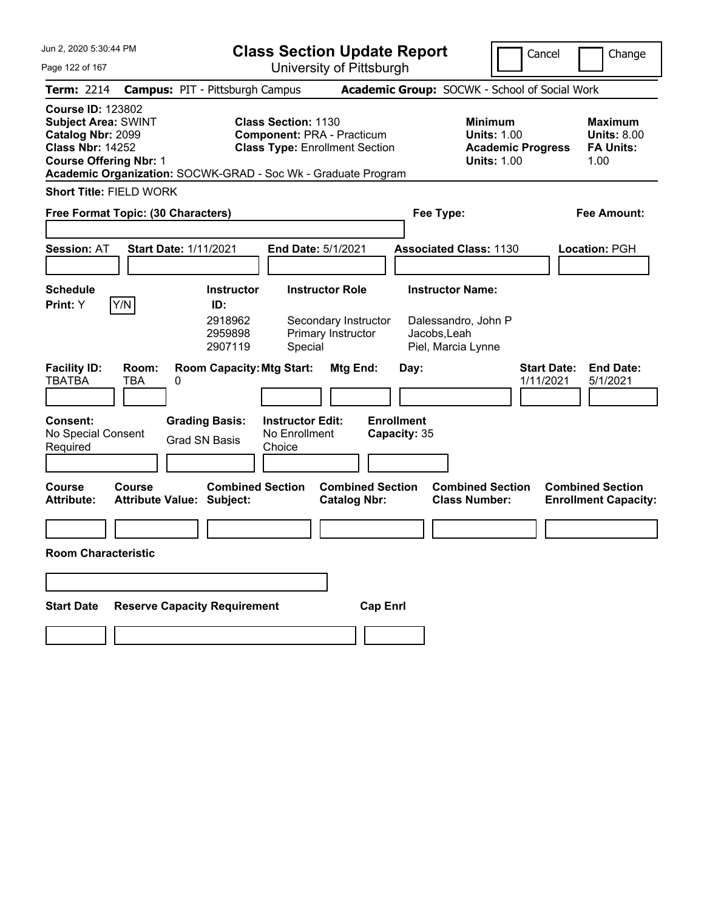# Class Section Update Report

University of Pittsburgh

Cancel | Change

**Term:** 2214 **Campus:** PIT - Pittsburgh Campus **Academic Group:** SOCWK - School of Social Work

**Course ID:** 123802
**Subject Area:** SWINT
**Catalog Nbr:** 2099
**Class Nbr:** 14252
**Course Offering Nbr:** 1

**Class Section:** 1130
**Component:** PRA - Practicum
**Class Type:** Enrollment Section

**Minimum Units:** 1.00
**Academic Progress Units:** 1.00

**Maximum Units:** 8.00
**FA Units:** 1.00

**Academic Organization:** SOCWK-GRAD - Soc Wk - Graduate Program

**Short Title:** FIELD WORK

**Free Format Topic: (30 Characters)**

**Fee Type:**

**Fee Amount:**

**Session:** AT **Start Date:** 1/11/2021 **End Date:** 5/1/2021 **Associated Class:** 1130 **Location:** PGH

**Schedule Print:** Y [Y/N]

| Instructor ID: | Instructor Role | Instructor Name: |
|---|---|---|
| 2918962 | Secondary Instructor | Dalessandro, John P |
| 2959898 | Primary Instructor | Jacobs,Leah |
| 2907119 | Special | Piel, Marcia Lynne |

| Facility ID: | Room: | Room Capacity: | Mtg Start: | Mtg End: | Day: | Start Date: | End Date: |
|---|---|---|---|---|---|---|---|
| TBATBA | TBA | 0 | | | | 1/11/2021 | 5/1/2021 |

**Consent:** No Special Consent Required
**Grading Basis:** Grad SN Basis
**Instructor Edit:** No Enrollment Choice
**Enrollment Capacity:** 35

| Course Attribute: | Course Attribute Value: | Combined Section Subject: | Combined Section Catalog Nbr: | Combined Section Class Number: | Combined Section Enrollment Capacity: |
|---|---|---|---|---|---|
| | | | | | |

**Room Characteristic**

| Start Date | Reserve Capacity Requirement | Cap Enrl |
|---|---|---|
| | | |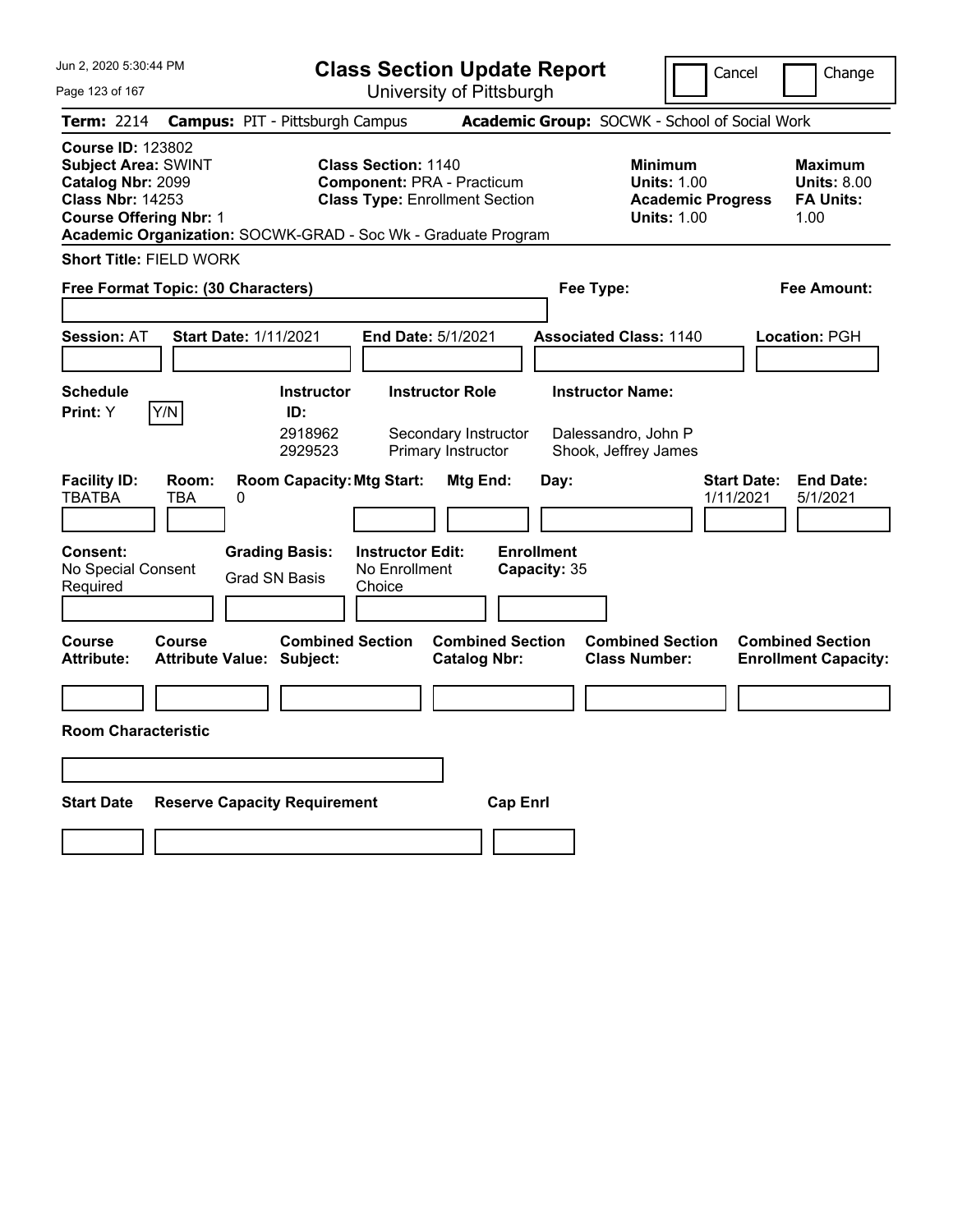# Class Section Update Report

University of Pittsburgh

Cancel | Change

**Term:** 2214 **Campus:** PIT - Pittsburgh Campus **Academic Group:** SOCWK - School of Social Work

**Course ID:** 123802
**Subject Area:** SWINT
**Catalog Nbr:** 2099
**Class Nbr:** 14253
**Course Offering Nbr:** 1

**Class Section:** 1140
**Component:** PRA - Practicum
**Class Type:** Enrollment Section

**Minimum Units:** 1.00
**Academic Progress Units:** 1.00

**Maximum Units:** 8.00
**FA Units:** 1.00

**Academic Organization:** SOCWK-GRAD - Soc Wk - Graduate Program

**Short Title:** FIELD WORK

**Free Format Topic: (30 Characters)**

**Fee Type:**

**Fee Amount:**

**Session:** AT **Start Date:** 1/11/2021 **End Date:** 5/1/2021 **Associated Class:** 1140 **Location:** PGH

**Schedule Print:** Y [Y/N]

| Instructor ID: | Instructor Role | Instructor Name: |
|---|---|---|
| 2918962 | Secondary Instructor | Dalessandro, John P |
| 2929523 | Primary Instructor | Shook, Jeffrey James |

| Facility ID: | Room: | Room Capacity: | Mtg Start: | Mtg End: | Day: | Start Date: | End Date: |
|---|---|---|---|---|---|---|---|
| TBATBA | TBA | 0 | | | | 1/11/2021 | 5/1/2021 |

**Consent:** No Special Consent Required
**Grading Basis:** Grad SN Basis
**Instructor Edit:** No Enrollment Choice
**Enrollment Capacity:** 35

| Course Attribute: | Course Attribute Value: | Combined Section Subject: | Combined Section Catalog Nbr: | Combined Section Class Number: | Combined Section Enrollment Capacity: |
|---|---|---|---|---|---|
| | | | | | |

**Room Characteristic**

| Start Date | Reserve Capacity Requirement | Cap Enrl |
|---|---|---|
| | | |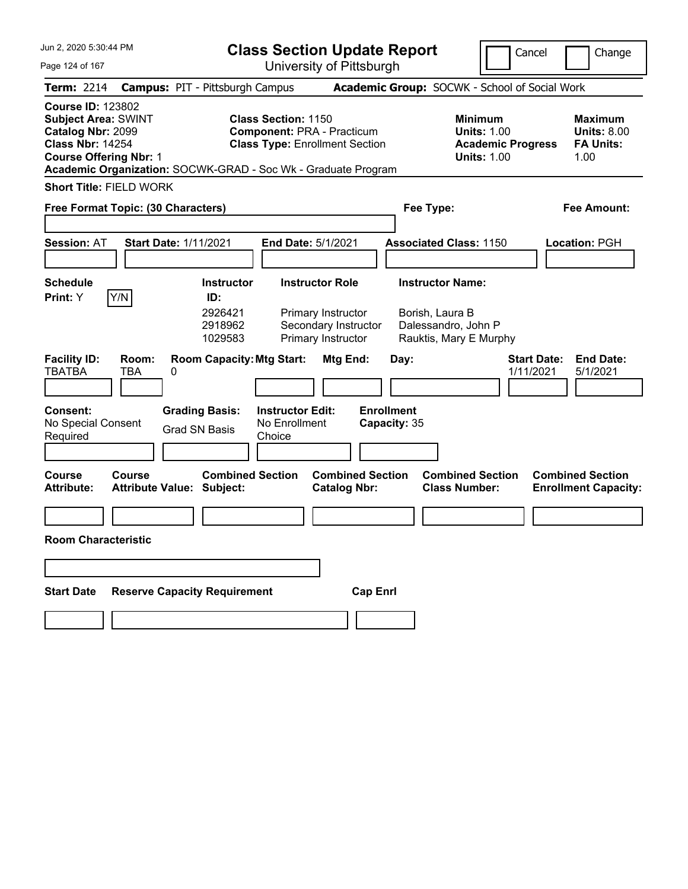# Class Section Update Report

University of Pittsburgh

Jun 2, 2020 5:30:44 PM

Cancel | Change

**Term:** 2214 **Campus:** PIT - Pittsburgh Campus **Academic Group:** SOCWK - School of Social Work

**Course ID:** 123802
**Subject Area:** SWINT
**Catalog Nbr:** 2099
**Class Nbr:** 14254
**Course Offering Nbr:** 1

**Class Section:** 1150
**Component:** PRA - Practicum
**Class Type:** Enrollment Section

**Minimum Units:** 1.00
**Academic Progress Units:** 1.00

**Maximum Units:** 8.00
**FA Units:** 1.00

**Academic Organization:** SOCWK-GRAD - Soc Wk - Graduate Program

**Short Title:** FIELD WORK

**Free Format Topic: (30 Characters)**

**Fee Type:**

**Fee Amount:**

**Session:** AT **Start Date:** 1/11/2021 **End Date:** 5/1/2021 **Associated Class:** 1150 **Location:** PGH

**Schedule Print:** Y [Y/N]

| Instructor ID | Instructor Role | Instructor Name |
|---|---|---|
| 2926421 | Primary Instructor | Borish, Laura B |
| 2918962 | Secondary Instructor | Dalessandro, John P |
| 1029583 | Primary Instructor | Rauktis, Mary E Murphy |

| Facility ID | Room | Room Capacity | Mtg Start | Mtg End | Day | Start Date | End Date |
|---|---|---|---|---|---|---|---|
| TBATBA | TBA | 0 | | | | 1/11/2021 | 5/1/2021 |

**Consent:** No Special Consent Required

**Grading Basis:** Grad SN Basis

**Instructor Edit:** No Enrollment Choice

**Enrollment Capacity:** 35

| Course Attribute | Course Attribute Value | Combined Section Subject | Combined Section Catalog Nbr | Combined Section Class Number | Combined Section Enrollment Capacity |
|---|---|---|---|---|---|
| | | | | | |

**Room Characteristic**

| Start Date | Reserve Capacity Requirement | Cap Enrl |
|---|---|---|
| | | |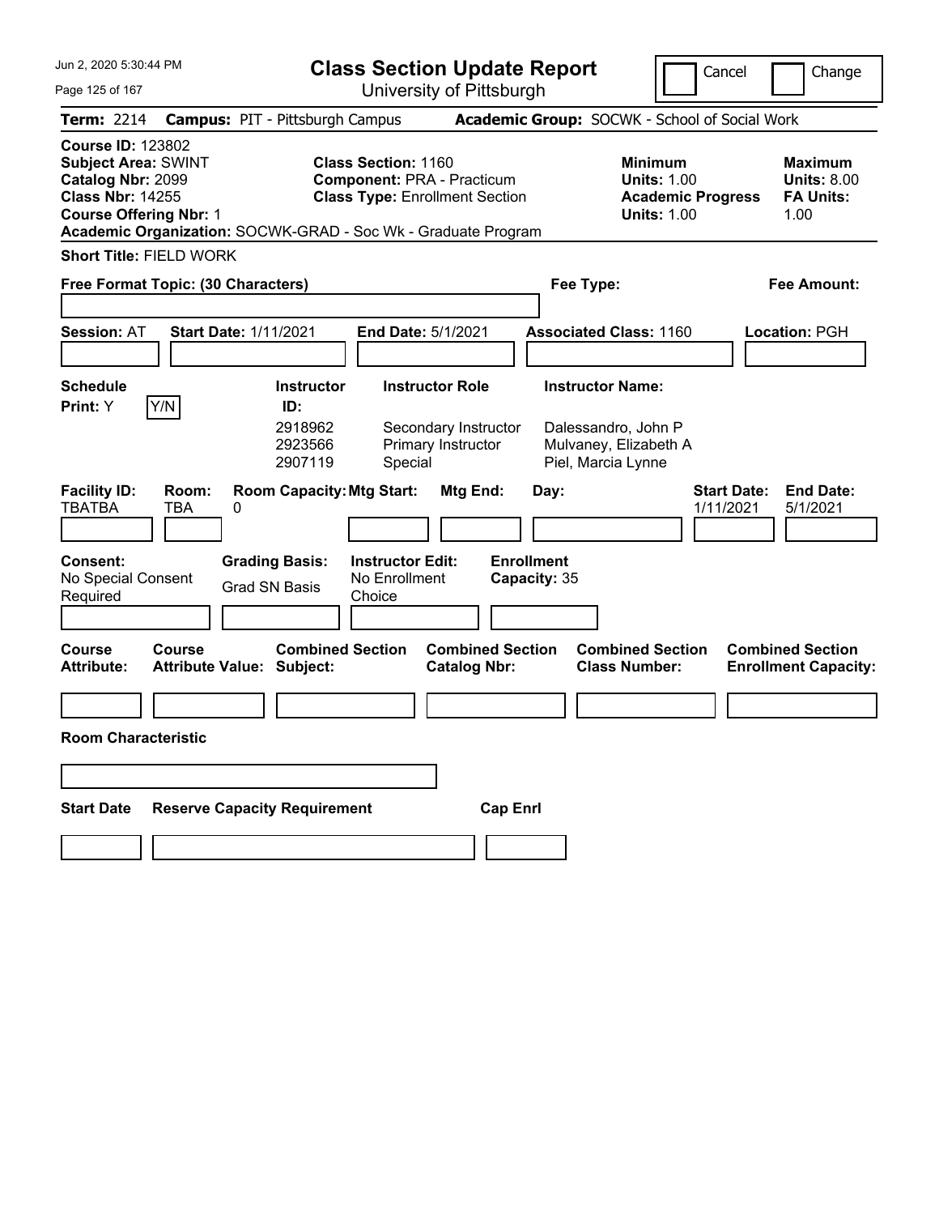# Class Section Update Report

University of Pittsburgh

Jun 2, 2020 5:30:44 PM

Cancel | Change

**Term:** 2214 **Campus:** PIT - Pittsburgh Campus **Academic Group:** SOCWK - School of Social Work

**Course ID:** 123802
**Subject Area:** SWINT
**Catalog Nbr:** 2099
**Class Nbr:** 14255
**Course Offering Nbr:** 1

**Class Section:** 1160
**Component:** PRA - Practicum
**Class Type:** Enrollment Section

**Minimum Units:** 1.00
**Academic Progress Units:** 1.00

**Maximum Units:** 8.00
**FA Units:** 1.00

**Academic Organization:** SOCWK-GRAD - Soc Wk - Graduate Program

**Short Title:** FIELD WORK

**Free Format Topic: (30 Characters)**

**Fee Type:**

**Fee Amount:**

**Session:** AT **Start Date:** 1/11/2021 **End Date:** 5/1/2021 **Associated Class:** 1160 **Location:** PGH

**Schedule Print:** Y [Y/N]

| Instructor ID | Instructor Role | Instructor Name |
|---|---|---|
| 2918962 | Secondary Instructor | Dalessandro, John P |
| 2923566 | Primary Instructor | Mulvaney, Elizabeth A |
| 2907119 | Special | Piel, Marcia Lynne |

| Facility ID | Room | Room Capacity | Mtg Start | Mtg End | Day | Start Date | End Date |
|---|---|---|---|---|---|---|---|
| TBATBA | TBA | 0 | | | | 1/11/2021 | 5/1/2021 |

**Consent:** No Special Consent Required

**Grading Basis:** Grad SN Basis

**Instructor Edit:** No Enrollment Choice

**Enrollment Capacity:** 35

| Course Attribute | Course Attribute Value | Combined Section Subject | Combined Section Catalog Nbr | Combined Section Class Number | Combined Section Enrollment Capacity |
|---|---|---|---|---|---|
| | | | | | |

**Room Characteristic**

| Start Date | Reserve Capacity Requirement | Cap Enrl |
|---|---|---|
| | | |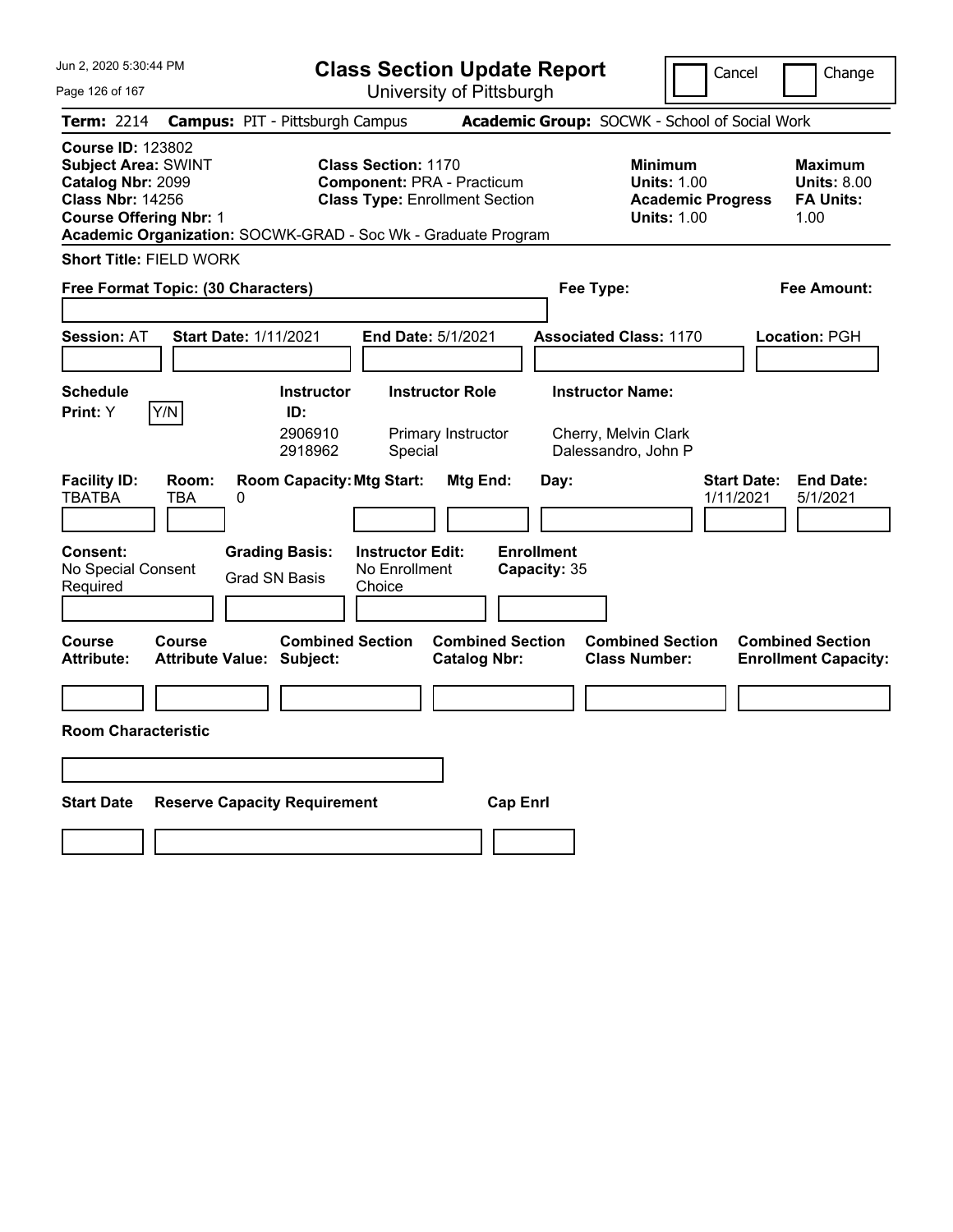# Class Section Update Report

University of Pittsburgh

Cancel | Change

**Term:** 2214 **Campus:** PIT - Pittsburgh Campus **Academic Group:** SOCWK - School of Social Work

**Course ID:** 123802
**Subject Area:** SWINT
**Catalog Nbr:** 2099
**Class Nbr:** 14256
**Course Offering Nbr:** 1

**Class Section:** 1170
**Component:** PRA - Practicum
**Class Type:** Enrollment Section

**Minimum Units:** 1.00
**Academic Progress Units:** 1.00

**Maximum Units:** 8.00
**FA Units:** 1.00

**Academic Organization:** SOCWK-GRAD - Soc Wk - Graduate Program

**Short Title:** FIELD WORK

**Free Format Topic: (30 Characters)**

**Fee Type:**

**Fee Amount:**

**Session:** AT **Start Date:** 1/11/2021 **End Date:** 5/1/2021 **Associated Class:** 1170 **Location:** PGH

| Schedule Print: | Instructor ID: | Instructor Role | Instructor Name: |
|---|---|---|---|
| Y Y/N | 2906910 | Primary Instructor | Cherry, Melvin Clark |
| | 2918962 | Special | Dalessandro, John P |

| Facility ID: | Room: | Room Capacity: | Mtg Start: | Mtg End: | Day: | Start Date: | End Date: |
|---|---|---|---|---|---|---|---|
| TBATBA | TBA | 0 | | | | 1/11/2021 | 5/1/2021 |

**Consent:** No Special Consent Required

**Grading Basis:** Grad SN Basis

**Instructor Edit:** No Enrollment Choice

**Enrollment Capacity:** 35

| Course Attribute: | Course Attribute Value: | Combined Section Subject: | Combined Section Catalog Nbr: | Combined Section Class Number: | Combined Section Enrollment Capacity: |
|---|---|---|---|---|---|
| | | | | | |

**Room Characteristic**

| Start Date | Reserve Capacity Requirement | Cap Enrl |
|---|---|---|
| | | |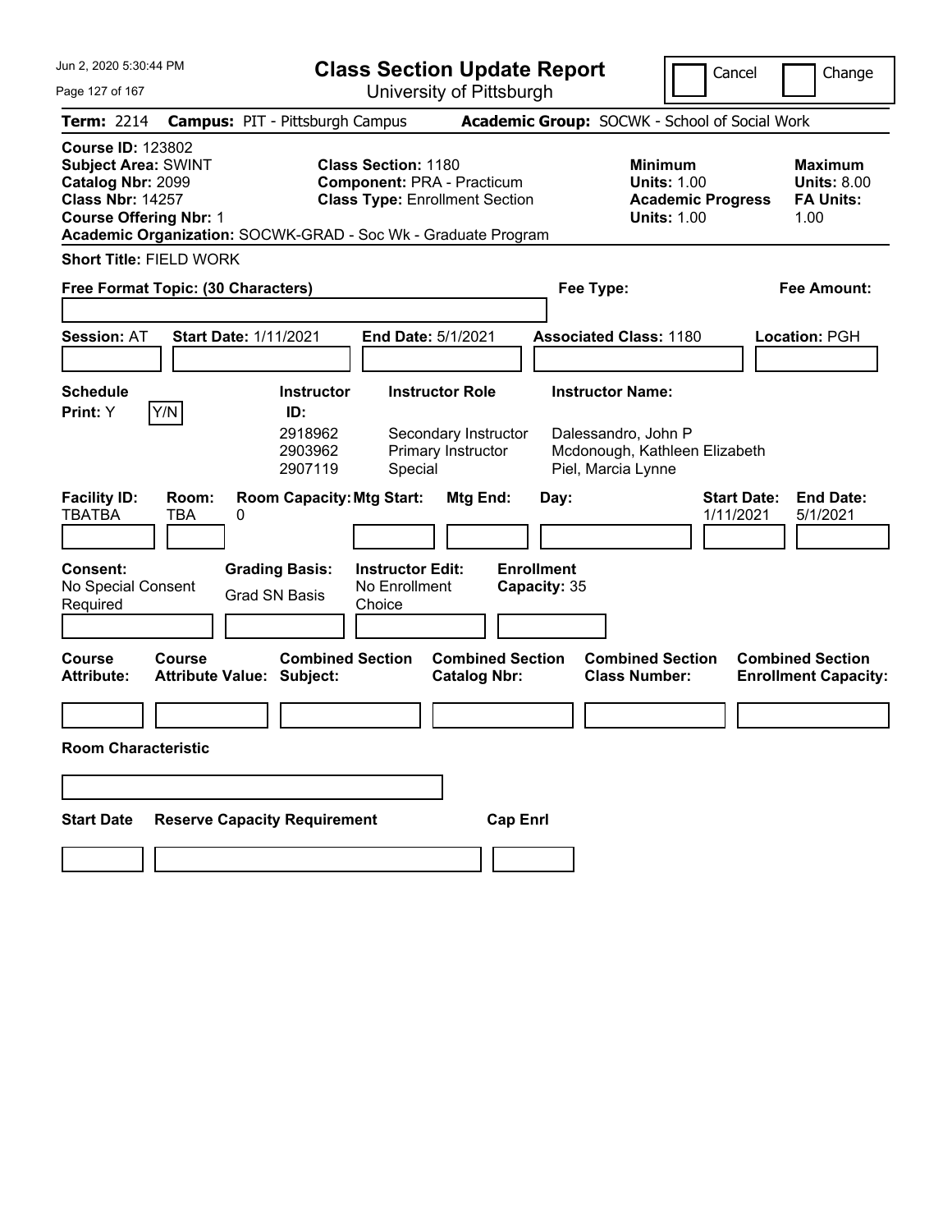# Class Section Update Report

University of Pittsburgh

Cancel | Change

**Term:** 2214 **Campus:** PIT - Pittsburgh Campus **Academic Group:** SOCWK - School of Social Work

**Course ID:** 123802
**Subject Area:** SWINT
**Catalog Nbr:** 2099
**Class Nbr:** 14257
**Course Offering Nbr:** 1

**Class Section:** 1180
**Component:** PRA - Practicum
**Class Type:** Enrollment Section

**Minimum Units:** 1.00
**Academic Progress Units:** 1.00

**Maximum Units:** 8.00
**FA Units:** 1.00

**Academic Organization:** SOCWK-GRAD - Soc Wk - Graduate Program

**Short Title:** FIELD WORK

**Free Format Topic: (30 Characters)**

**Fee Type:**

**Fee Amount:**

**Session:** AT **Start Date:** 1/11/2021 **End Date:** 5/1/2021 **Associated Class:** 1180 **Location:** PGH

**Schedule Print:** Y Y/N

| Instructor ID: | Instructor Role | Instructor Name: |
|---|---|---|
| 2918962 | Secondary Instructor | Dalessandro, John P |
| 2903962 | Primary Instructor | Mcdonough, Kathleen Elizabeth |
| 2907119 | Special | Piel, Marcia Lynne |

| Facility ID: | Room: | Room Capacity: | Mtg Start: | Mtg End: | Day: | Start Date: | End Date: |
|---|---|---|---|---|---|---|---|
| TBATBA | TBA | 0 | | | | 1/11/2021 | 5/1/2021 |

**Consent:** No Special Consent Required

**Grading Basis:** Grad SN Basis

**Instructor Edit:** No Enrollment Choice

**Enrollment Capacity:** 35

| Course Attribute: | Course Attribute Value: | Combined Section Subject: | Combined Section Catalog Nbr: | Combined Section Class Number: | Combined Section Enrollment Capacity: |
|---|---|---|---|---|---|
| | | | | | |

**Room Characteristic**

| Start Date | Reserve Capacity Requirement | Cap Enrl |
|---|---|---|
| | | |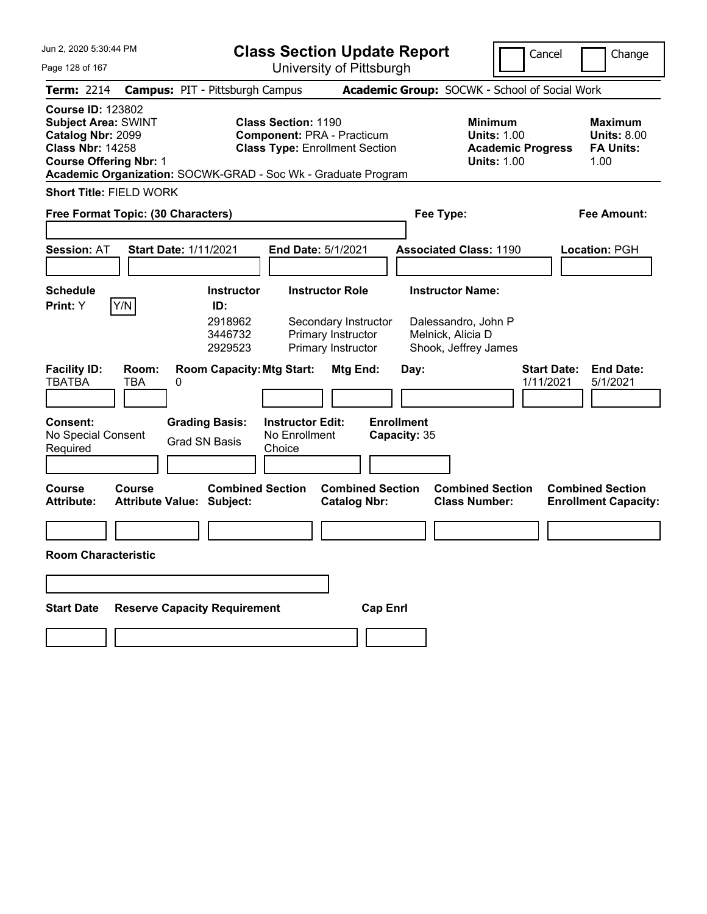# Class Section Update Report

University of Pittsburgh

Jun 2, 2020 5:30:44 PM

Cancel | Change

**Term:** 2214 **Campus:** PIT - Pittsburgh Campus **Academic Group:** SOCWK - School of Social Work

**Course ID:** 123802
**Subject Area:** SWINT
**Catalog Nbr:** 2099
**Class Nbr:** 14258
**Course Offering Nbr:** 1
**Academic Organization:** SOCWK-GRAD - Soc Wk - Graduate Program

**Class Section:** 1190
**Component:** PRA - Practicum
**Class Type:** Enrollment Section

**Minimum Units:** 1.00
**Academic Progress Units:** 1.00

**Maximum Units:** 8.00
**FA Units:** 1.00

**Short Title:** FIELD WORK

**Free Format Topic: (30 Characters)**

**Fee Type:**

**Fee Amount:**

**Session:** AT **Start Date:** 1/11/2021 **End Date:** 5/1/2021 **Associated Class:** 1190 **Location:** PGH

**Schedule Print:** Y Y/N

| Instructor ID: | Instructor Role | Instructor Name: |
|---|---|---|
| 2918962 | Secondary Instructor | Dalessandro, John P |
| 3446732 | Primary Instructor | Melnick, Alicia D |
| 2929523 | Primary Instructor | Shook, Jeffrey James |

| Facility ID: | Room: | Room Capacity: | Mtg Start: | Mtg End: | Day: | Start Date: | End Date: |
|---|---|---|---|---|---|---|---|
| TBATBA | TBA | 0 | | | | 1/11/2021 | 5/1/2021 |

**Consent:** No Special Consent Required

**Grading Basis:** Grad SN Basis

**Instructor Edit:** No Enrollment Choice

**Enrollment Capacity:** 35

| Course Attribute: | Course Attribute Value: | Combined Section Subject: | Combined Section Catalog Nbr: | Combined Section Class Number: | Combined Section Enrollment Capacity: |
|---|---|---|---|---|---|
| | | | | | |

**Room Characteristic**

| Start Date | Reserve Capacity Requirement | Cap Enrl |
|---|---|---|
| | | |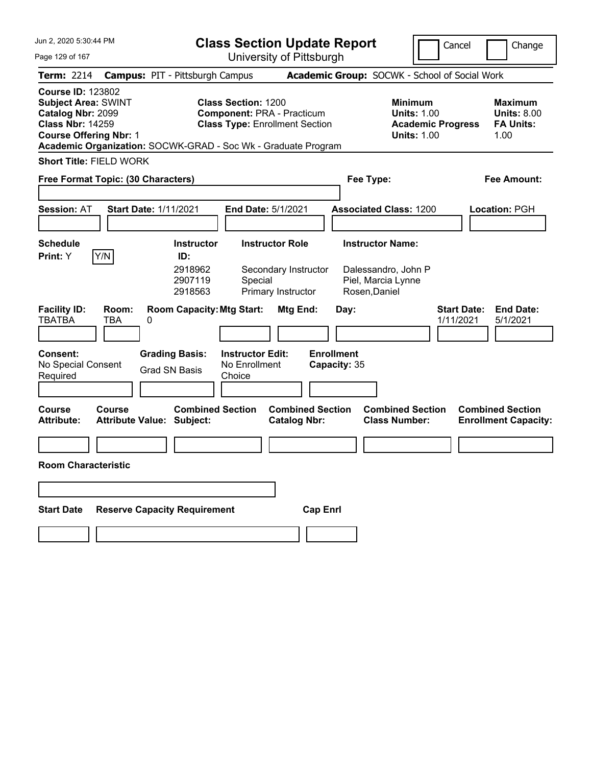# Class Section Update Report

University of Pittsburgh

Jun 2, 2020 5:30:44 PM

Cancel | Change

**Term:** 2214 **Campus:** PIT - Pittsburgh Campus **Academic Group:** SOCWK - School of Social Work

**Course ID:** 123802
**Subject Area:** SWINT
**Catalog Nbr:** 2099
**Class Nbr:** 14259
**Course Offering Nbr:** 1

**Class Section:** 1200
**Component:** PRA - Practicum
**Class Type:** Enrollment Section

**Minimum Units:** 1.00
**Academic Progress Units:** 1.00

**Maximum Units:** 8.00
**FA Units:** 1.00

**Academic Organization:** SOCWK-GRAD - Soc Wk - Graduate Program

**Short Title:** FIELD WORK

**Free Format Topic: (30 Characters)**

**Fee Type:**

**Fee Amount:**

**Session:** AT **Start Date:** 1/11/2021 **End Date:** 5/1/2021 **Associated Class:** 1200 **Location:** PGH

**Schedule Print:** Y Y/N

| Instructor ID | Instructor Role | Instructor Name |
|---|---|---|
| 2918962 | Secondary Instructor | Dalessandro, John P |
| 2907119 | Special | Piel, Marcia Lynne |
| 2918563 | Primary Instructor | Rosen,Daniel |

| Facility ID | Room | Room Capacity | Mtg Start | Mtg End | Day | Start Date | End Date |
|---|---|---|---|---|---|---|---|
| TBATBA | TBA | 0 | | | | 1/11/2021 | 5/1/2021 |

**Consent:** No Special Consent Required

**Grading Basis:** Grad SN Basis

**Instructor Edit:** No Enrollment Choice

**Enrollment Capacity:** 35

| Course Attribute | Course Attribute Value | Combined Section Subject | Combined Section Catalog Nbr | Combined Section Class Number | Combined Section Enrollment Capacity |
|---|---|---|---|---|---|
| | | | | | |

**Room Characteristic**

| Start Date | Reserve Capacity Requirement | Cap Enrl |
|---|---|---|
| | | |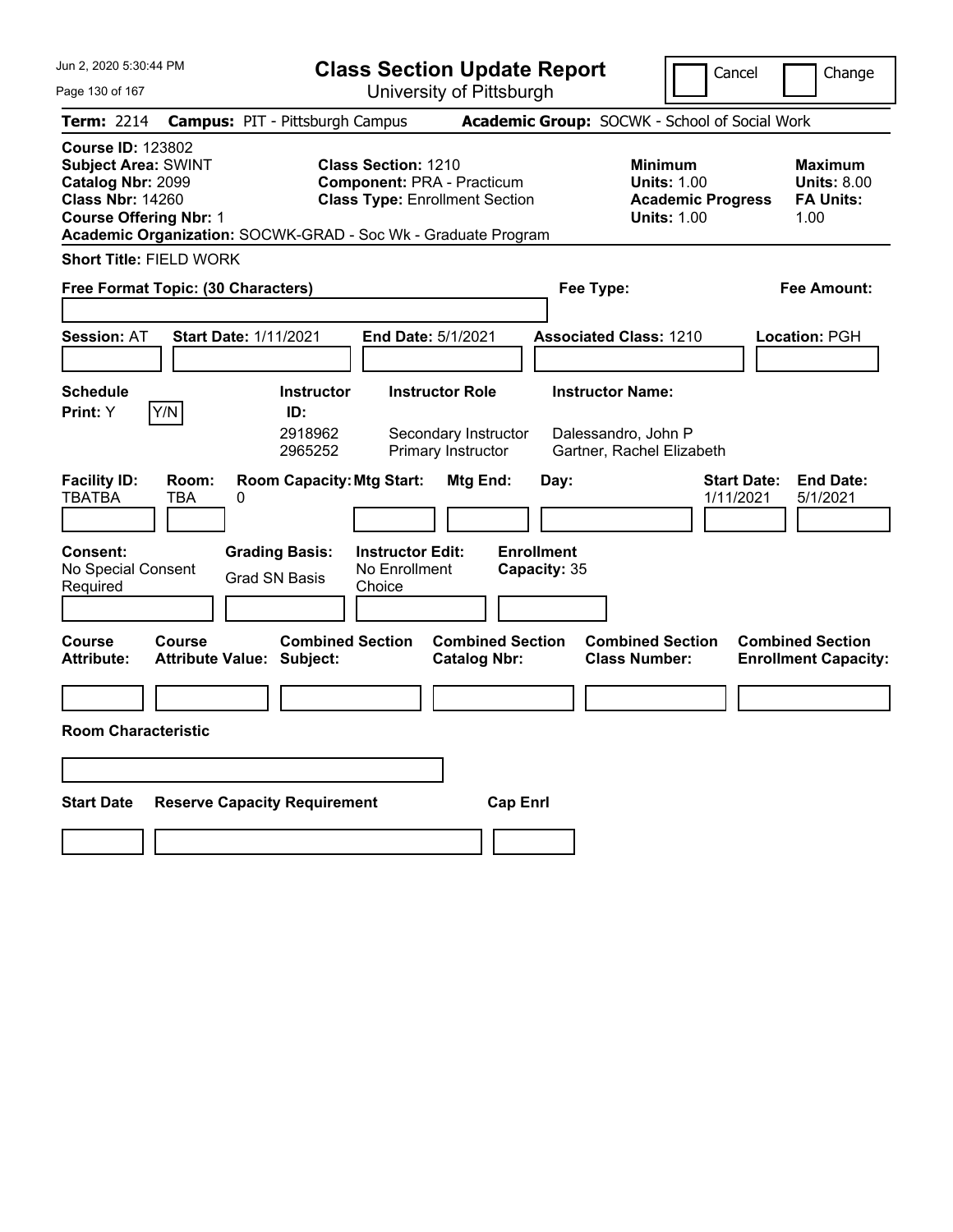# Class Section Update Report

University of Pittsburgh

Cancel | Change

Jun 2, 2020 5:30:44 PM

**Term:** 2214 **Campus:** PIT - Pittsburgh Campus **Academic Group:** SOCWK - School of Social Work

**Course ID:** 123802
**Subject Area:** SWINT
**Catalog Nbr:** 2099
**Class Nbr:** 14260
**Course Offering Nbr:** 1
**Academic Organization:** SOCWK-GRAD - Soc Wk - Graduate Program

**Class Section:** 1210
**Component:** PRA - Practicum
**Class Type:** Enrollment Section

**Minimum Units:** 1.00
**Academic Progress Units:** 1.00

**Maximum Units:** 8.00
**FA Units:** 1.00

**Short Title:** FIELD WORK

**Free Format Topic: (30 Characters)**

**Fee Type:**

**Fee Amount:**

**Session:** AT **Start Date:** 1/11/2021 **End Date:** 5/1/2021 **Associated Class:** 1210 **Location:** PGH

**Schedule Print:** Y Y/N

| Instructor ID: | Instructor Role | Instructor Name: |
|---|---|---|
| 2918962 | Secondary Instructor | Dalessandro, John P |
| 2965252 | Primary Instructor | Gartner, Rachel Elizabeth |

| Facility ID: | Room: | Room Capacity: | Mtg Start: | Mtg End: | Day: | Start Date: | End Date: |
|---|---|---|---|---|---|---|---|
| TBATBA | TBA | 0 | | | | 1/11/2021 | 5/1/2021 |

**Consent:** No Special Consent Required

**Grading Basis:** Grad SN Basis

**Instructor Edit:** No Enrollment Choice

**Enrollment Capacity:** 35

| Course Attribute: | Course Attribute Value: | Combined Section Subject: | Combined Section Catalog Nbr: | Combined Section Class Number: | Combined Section Enrollment Capacity: |
|---|---|---|---|---|---|
| | | | | | |

**Room Characteristic**

| Start Date | Reserve Capacity Requirement | Cap Enrl |
|---|---|---|
| | | |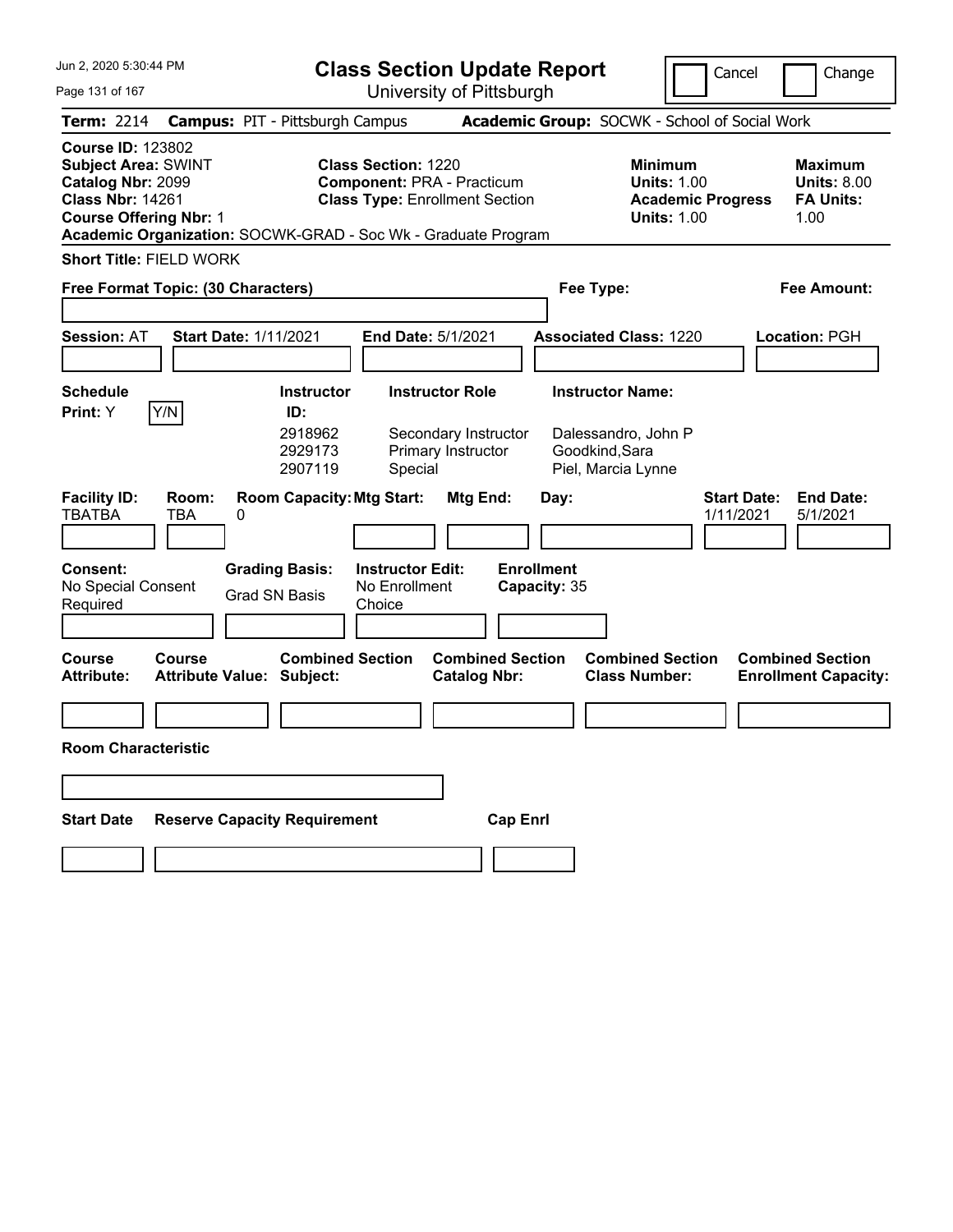Jun 2, 2020 5:30:44 PM

# Class Section Update Report

University of Pittsburgh

Cancel | Change

**Term:** 2214 **Campus:** PIT - Pittsburgh Campus **Academic Group:** SOCWK - School of Social Work

**Course ID:** 123802
**Subject Area:** SWINT
**Catalog Nbr:** 2099
**Class Nbr:** 14261
**Course Offering Nbr:** 1
**Academic Organization:** SOCWK-GRAD - Soc Wk - Graduate Program

**Class Section:** 1220
**Component:** PRA - Practicum
**Class Type:** Enrollment Section

**Minimum Units:** 1.00
**Academic Progress Units:** 1.00

**Maximum Units:** 8.00
**FA Units:** 1.00

**Short Title:** FIELD WORK

**Free Format Topic: (30 Characters)**

**Fee Type:**

**Fee Amount:**

**Session:** AT **Start Date:** 1/11/2021 **End Date:** 5/1/2021 **Associated Class:** 1220 **Location:** PGH

**Schedule Print:** Y Y/N

| Instructor ID: | Instructor Role | Instructor Name: |
|---|---|---|
| 2918962 | Secondary Instructor | Dalessandro, John P |
| 2929173 | Primary Instructor | Goodkind,Sara |
| 2907119 | Special | Piel, Marcia Lynne |

| Facility ID: | Room: | Room Capacity: | Mtg Start: | Mtg End: | Day: | Start Date: | End Date: |
|---|---|---|---|---|---|---|---|
| TBATBA | TBA | 0 | | | | 1/11/2021 | 5/1/2021 |

**Consent:** No Special Consent Required
**Grading Basis:** Grad SN Basis
**Instructor Edit:** No Enrollment Choice
**Enrollment Capacity:** 35

| Course Attribute: | Course Attribute Value: | Combined Section Subject: | Combined Section Catalog Nbr: | Combined Section Class Number: | Combined Section Enrollment Capacity: |
|---|---|---|---|---|---|
| | | | | | |

**Room Characteristic**

| Start Date | Reserve Capacity Requirement | Cap Enrl |
|---|---|---|
| | | |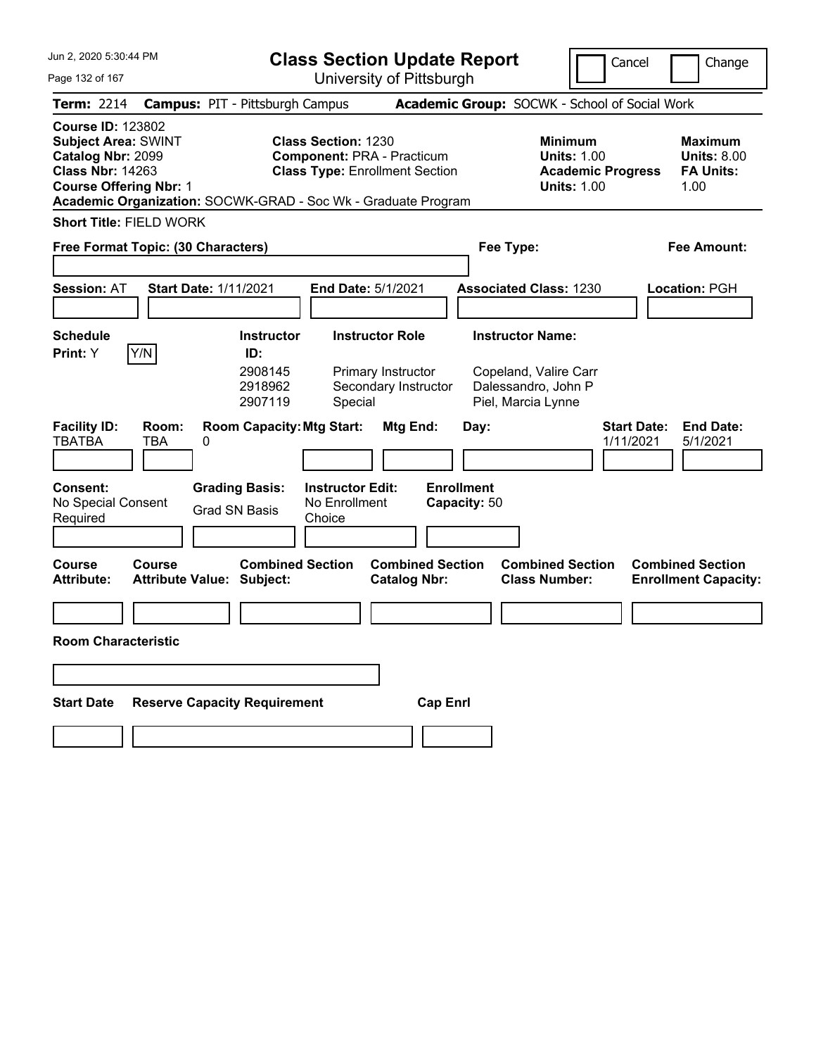# Class Section Update Report

University of Pittsburgh

Cancel | Change

**Term:** 2214 **Campus:** PIT - Pittsburgh Campus **Academic Group:** SOCWK - School of Social Work

**Course ID:** 123802
**Subject Area:** SWINT
**Catalog Nbr:** 2099
**Class Nbr:** 14263
**Course Offering Nbr:** 1

**Class Section:** 1230
**Component:** PRA - Practicum
**Class Type:** Enrollment Section

**Minimum Units:** 1.00
**Academic Progress Units:** 1.00

**Maximum Units:** 8.00
**FA Units:** 1.00

**Academic Organization:** SOCWK-GRAD - Soc Wk - Graduate Program

**Short Title:** FIELD WORK

**Free Format Topic: (30 Characters)** **Fee Type:** **Fee Amount:**

**Session:** AT **Start Date:** 1/11/2021 **End Date:** 5/1/2021 **Associated Class:** 1230 **Location:** PGH

**Schedule Print:** Y [Y/N]

| Instructor ID | Instructor Role | Instructor Name |
|---|---|---|
| 2908145 | Primary Instructor | Copeland, Valire Carr |
| 2918962 | Secondary Instructor | Dalessandro, John P |
| 2907119 | Special | Piel, Marcia Lynne |

| Facility ID | Room | Room Capacity | Mtg Start | Mtg End | Day | Start Date | End Date |
|---|---|---|---|---|---|---|---|
| TBATBA | TBA | 0 | | | | 1/11/2021 | 5/1/2021 |

**Consent:** No Special Consent Required
**Grading Basis:** Grad SN Basis
**Instructor Edit:** No Enrollment Choice
**Enrollment Capacity:** 50

| Course Attribute | Course Attribute Value | Combined Section Subject | Combined Section Catalog Nbr | Combined Section Class Number | Combined Section Enrollment Capacity |
|---|---|---|---|---|---|
| | | | | | |

**Room Characteristic**

| Start Date | Reserve Capacity Requirement | Cap Enrl |
|---|---|---|
| | | |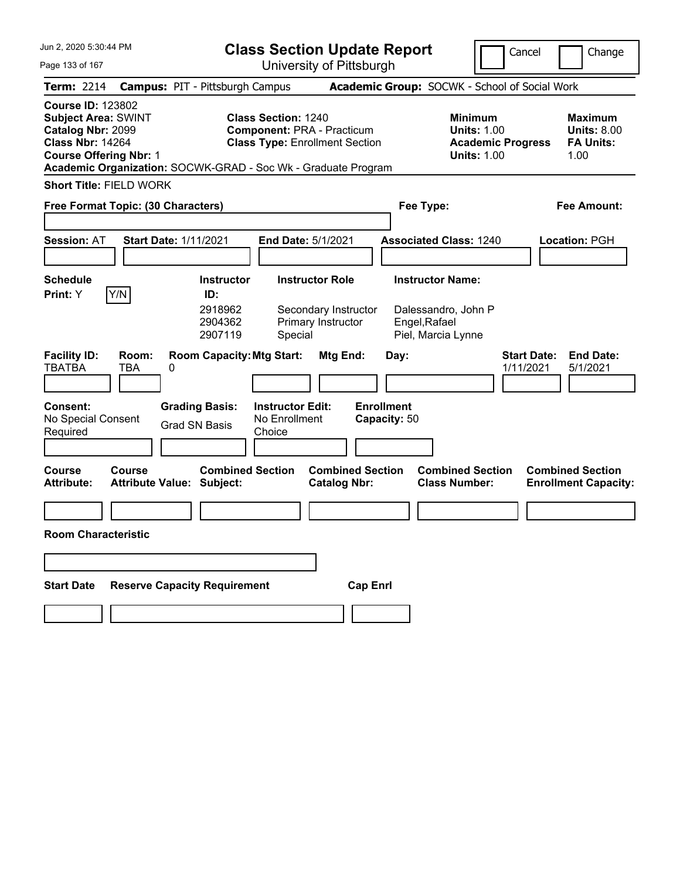Jun 2, 2020 5:30:44 PM

# Class Section Update Report

University of Pittsburgh

Cancel | Change

**Term:** 2214 **Campus:** PIT - Pittsburgh Campus **Academic Group:** SOCWK - School of Social Work

**Course ID:** 123802
**Subject Area:** SWINT
**Catalog Nbr:** 2099
**Class Nbr:** 14264
**Course Offering Nbr:** 1
**Academic Organization:** SOCWK-GRAD - Soc Wk - Graduate Program

**Class Section:** 1240
**Component:** PRA - Practicum
**Class Type:** Enrollment Section

**Minimum Units:** 1.00
**Academic Progress Units:** 1.00

**Maximum Units:** 8.00
**FA Units:** 1.00

**Short Title:** FIELD WORK

**Free Format Topic: (30 Characters)**

**Fee Type:**

**Fee Amount:**

**Session:** AT **Start Date:** 1/11/2021 **End Date:** 5/1/2021 **Associated Class:** 1240 **Location:** PGH

**Schedule Print:** Y [Y/N]

| Instructor ID: | Instructor Role | Instructor Name: |
|---|---|---|
| 2918962 | Secondary Instructor | Dalessandro, John P |
| 2904362 | Primary Instructor | Engel,Rafael |
| 2907119 | Special | Piel, Marcia Lynne |

| Facility ID: | Room: | Room Capacity: | Mtg Start: | Mtg End: | Day: | Start Date: | End Date: |
|---|---|---|---|---|---|---|---|
| TBATBA | TBA | 0 | | | | 1/11/2021 | 5/1/2021 |

**Consent:** No Special Consent Required
**Grading Basis:** Grad SN Basis
**Instructor Edit:** No Enrollment Choice
**Enrollment Capacity:** 50

| Course Attribute: | Course Attribute Value: | Combined Section Subject: | Combined Section Catalog Nbr: | Combined Section Class Number: | Combined Section Enrollment Capacity: |
|---|---|---|---|---|---|
| | | | | | |

**Room Characteristic**

| Start Date | Reserve Capacity Requirement | Cap Enrl |
|---|---|---|
| | | |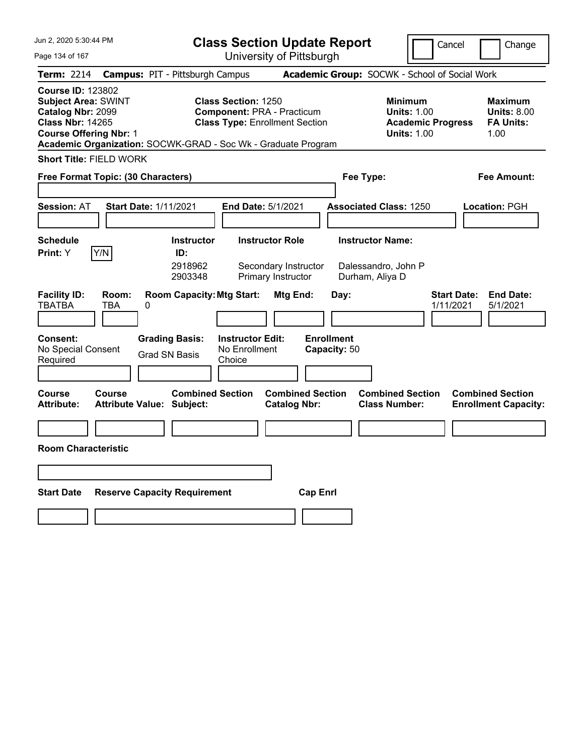# Class Section Update Report

University of Pittsburgh

Jun 2, 2020 5:30:44 PM

Cancel | Change

**Term:** 2214 **Campus:** PIT - Pittsburgh Campus **Academic Group:** SOCWK - School of Social Work

**Course ID:** 123802
**Subject Area:** SWINT
**Catalog Nbr:** 2099
**Class Nbr:** 14265
**Course Offering Nbr:** 1
**Academic Organization:** SOCWK-GRAD - Soc Wk - Graduate Program

**Class Section:** 1250
**Component:** PRA - Practicum
**Class Type:** Enrollment Section

**Minimum Units:** 1.00
**Academic Progress Units:** 1.00

**Maximum Units:** 8.00
**FA Units:** 1.00

**Short Title:** FIELD WORK

**Free Format Topic: (30 Characters)**

**Fee Type:**

**Fee Amount:**

**Session:** AT **Start Date:** 1/11/2021 **End Date:** 5/1/2021 **Associated Class:** 1250 **Location:** PGH

**Schedule Print:** Y Y/N

| Instructor ID | Instructor Role | Instructor Name |
|---|---|---|
| 2918962 | Secondary Instructor | Dalessandro, John P |
| 2903348 | Primary Instructor | Durham, Aliya D |

| Facility ID | Room | Room Capacity | Mtg Start | Mtg End | Day | Start Date | End Date |
|---|---|---|---|---|---|---|---|
| TBATBA | TBA | 0 | | | | 1/11/2021 | 5/1/2021 |

**Consent:** No Special Consent Required
**Grading Basis:** Grad SN Basis
**Instructor Edit:** No Enrollment Choice
**Enrollment Capacity:** 50

| Course Attribute | Course Attribute Value | Combined Section Subject | Combined Section Catalog Nbr | Combined Section Class Number | Combined Section Enrollment Capacity |
|---|---|---|---|---|---|
| | | | | | |

**Room Characteristic**

| Start Date | Reserve Capacity Requirement | Cap Enrl |
|---|---|---|
| | | |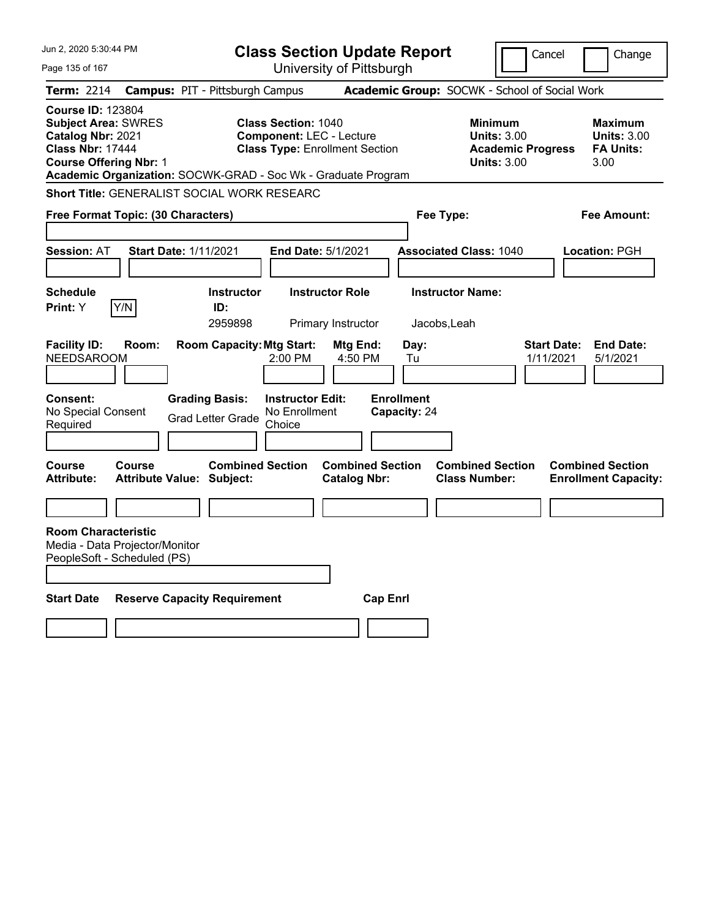# Class Section Update Report

University of Pittsburgh

Cancel | Change

**Term:** 2214 **Campus:** PIT - Pittsburgh Campus **Academic Group:** SOCWK - School of Social Work

**Course ID:** 123804
**Subject Area:** SWRES
**Catalog Nbr:** 2021
**Class Nbr:** 17444
**Course Offering Nbr:** 1

**Class Section:** 1040
**Component:** LEC - Lecture
**Class Type:** Enrollment Section

**Minimum Units:** 3.00
**Academic Progress Units:** 3.00

**Maximum Units:** 3.00
**FA Units:** 3.00

**Academic Organization:** SOCWK-GRAD - Soc Wk - Graduate Program

**Short Title:** GENERALIST SOCIAL WORK RESEARC

**Free Format Topic: (30 Characters)**

**Fee Type:**

**Fee Amount:**

**Session:** AT **Start Date:** 1/11/2021 **End Date:** 5/1/2021 **Associated Class:** 1040 **Location:** PGH

| Schedule Print | Y/N | Instructor ID | Instructor Role | Instructor Name |
|---|---|---|---|---|
| Y | | 2959898 | Primary Instructor | Jacobs,Leah |

| Facility ID | Room | Room Capacity | Mtg Start | Mtg End | Day | Start Date | End Date |
|---|---|---|---|---|---|---|---|
| NEEDSAROOM | | | 2:00 PM | 4:50 PM | Tu | 1/11/2021 | 5/1/2021 |

| Consent | Grading Basis | Instructor Edit | Enrollment Capacity |
|---|---|---|---|
| No Special Consent Required | Grad Letter Grade | No Enrollment Choice | 24 |

| Course Attribute | Course Attribute Value | Combined Section Subject | Combined Section Catalog Nbr | Combined Section Class Number | Combined Section Enrollment Capacity |
|---|---|---|---|---|---|
| | | | | | |

**Room Characteristic**
Media - Data Projector/Monitor
PeopleSoft - Scheduled (PS)

| Start Date | Reserve Capacity Requirement | Cap Enrl |
|---|---|---|
| | | |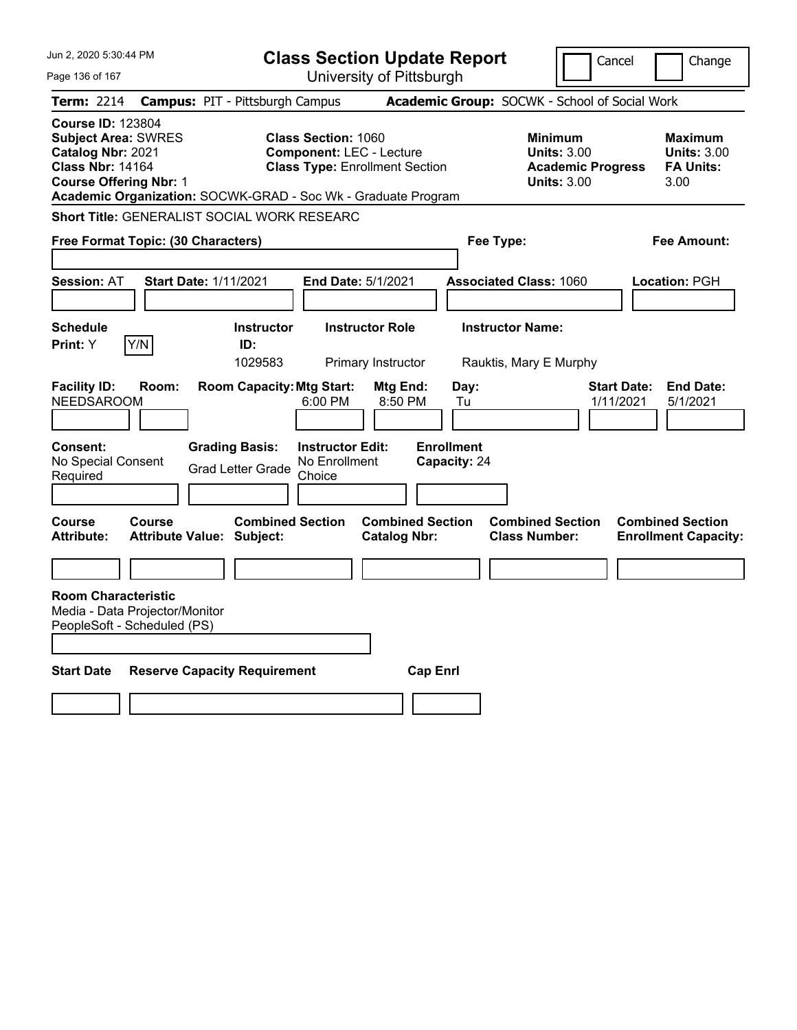# Class Section Update Report

University of Pittsburgh

Cancel | Change

**Term:** 2214 **Campus:** PIT - Pittsburgh Campus **Academic Group:** SOCWK - School of Social Work

**Course ID:** 123804
**Subject Area:** SWRES
**Catalog Nbr:** 2021
**Class Nbr:** 14164
**Course Offering Nbr:** 1

**Class Section:** 1060
**Component:** LEC - Lecture
**Class Type:** Enrollment Section

**Minimum Units:** 3.00
**Academic Progress Units:** 3.00

**Maximum Units:** 3.00
**FA Units:** 3.00

**Academic Organization:** SOCWK-GRAD - Soc Wk - Graduate Program

**Short Title:** GENERALIST SOCIAL WORK RESEARC

**Free Format Topic: (30 Characters)**

**Fee Type:**

**Fee Amount:**

**Session:** AT **Start Date:** 1/11/2021 **End Date:** 5/1/2021 **Associated Class:** 1060 **Location:** PGH

| Schedule Print | Instructor ID | Instructor Role | Instructor Name |
|---|---|---|---|
| Y | 1029583 | Primary Instructor | Rauktis, Mary E Murphy |

| Facility ID | Room | Room Capacity | Mtg Start | Mtg End | Day | Start Date | End Date |
|---|---|---|---|---|---|---|---|
| NEEDSAROOM | | | 6:00 PM | 8:50 PM | Tu | 1/11/2021 | 5/1/2021 |

**Consent:** No Special Consent Required
**Grading Basis:** Grad Letter Grade
**Instructor Edit:** No Enrollment Choice
**Enrollment Capacity:** 24

| Course Attribute | Course Attribute Value | Combined Section Subject | Combined Section Catalog Nbr | Combined Section Class Number | Combined Section Enrollment Capacity |
|---|---|---|---|---|---|
| | | | | | |

**Room Characteristic**
Media - Data Projector/Monitor
PeopleSoft - Scheduled (PS)

| Start Date | Reserve Capacity Requirement | Cap Enrl |
|---|---|---|
| | | |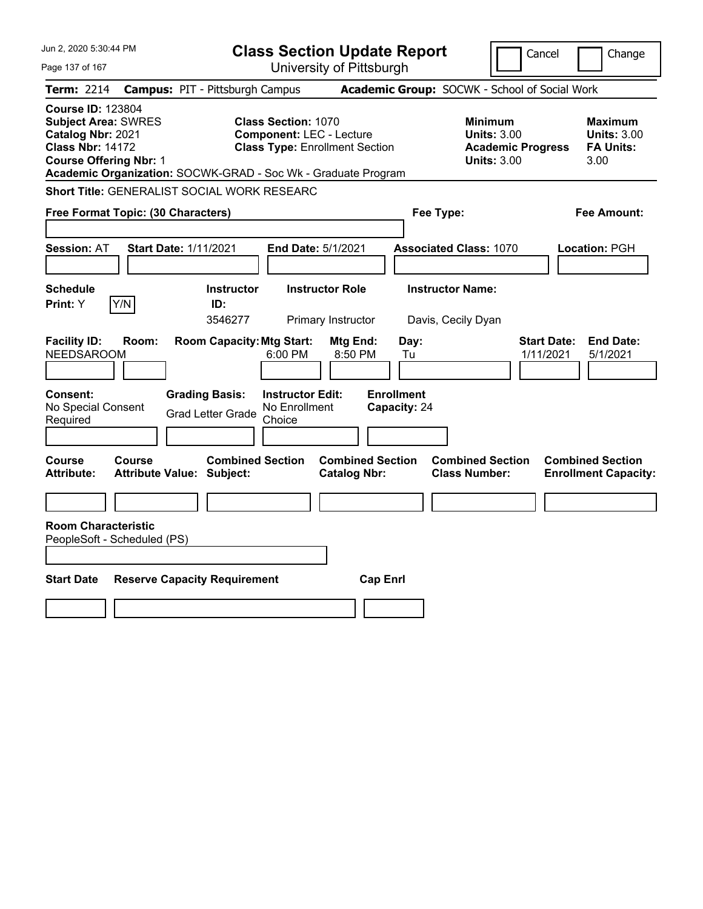# Class Section Update Report

University of Pittsburgh

Jun 2, 2020 5:30:44 PM

Cancel | Change

**Term:** 2214 **Campus:** PIT - Pittsburgh Campus **Academic Group:** SOCWK - School of Social Work

**Course ID:** 123804
**Subject Area:** SWRES
**Catalog Nbr:** 2021
**Class Nbr:** 14172
**Course Offering Nbr:** 1

**Class Section:** 1070
**Component:** LEC - Lecture
**Class Type:** Enrollment Section

**Minimum Units:** 3.00
**Academic Progress Units:** 3.00

**Maximum Units:** 3.00
**FA Units:** 3.00

**Academic Organization:** SOCWK-GRAD - Soc Wk - Graduate Program

**Short Title:** GENERALIST SOCIAL WORK RESEARC

**Free Format Topic: (30 Characters)**

**Fee Type:**

**Fee Amount:**

**Session:** AT **Start Date:** 1/11/2021 **End Date:** 5/1/2021 **Associated Class:** 1070 **Location:** PGH

| Schedule Print | Instructor ID | Instructor Role | Instructor Name |
|---|---|---|---|
| Y [Y/N] | 3546277 | Primary Instructor | Davis, Cecily Dyan |

| Facility ID | Room | Room Capacity | Mtg Start | Mtg End | Day | Start Date | End Date |
|---|---|---|---|---|---|---|---|
| NEEDSAROOM | | | 6:00 PM | 8:50 PM | Tu | 1/11/2021 | 5/1/2021 |

**Consent:** No Special Consent Required
**Grading Basis:** Grad Letter Grade
**Instructor Edit:** No Enrollment Choice
**Enrollment Capacity:** 24

| Course Attribute | Course Attribute Value | Combined Section Subject | Combined Section Catalog Nbr | Combined Section Class Number | Combined Section Enrollment Capacity |
|---|---|---|---|---|---|
| | | | | | |

**Room Characteristic**
PeopleSoft - Scheduled (PS)

| Start Date | Reserve Capacity Requirement | Cap Enrl |
|---|---|---|
| | | |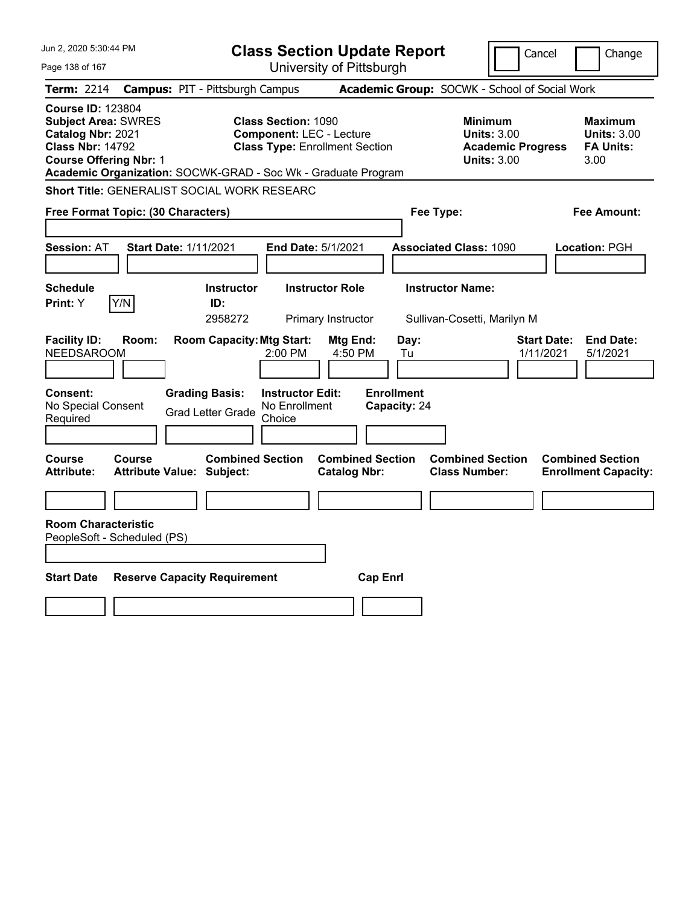# Class Section Update Report

University of Pittsburgh

Cancel | Change

**Term:** 2214 **Campus:** PIT - Pittsburgh Campus **Academic Group:** SOCWK - School of Social Work

**Course ID:** 123804
**Subject Area:** SWRES
**Catalog Nbr:** 2021
**Class Nbr:** 14792
**Course Offering Nbr:** 1

**Class Section:** 1090
**Component:** LEC - Lecture
**Class Type:** Enrollment Section

**Minimum Units:** 3.00
**Academic Progress Units:** 3.00

**Maximum Units:** 3.00
**FA Units:** 3.00

**Academic Organization:** SOCWK-GRAD - Soc Wk - Graduate Program

**Short Title:** GENERALIST SOCIAL WORK RESEARC

**Free Format Topic: (30 Characters)**

**Fee Type:**

**Fee Amount:**

**Session:** AT **Start Date:** 1/11/2021 **End Date:** 5/1/2021 **Associated Class:** 1090 **Location:** PGH

| Schedule Print | Instructor ID | Instructor Role | Instructor Name |
|---|---|---|---|
| Y (Y/N) | 2958272 | Primary Instructor | Sullivan-Cosetti, Marilyn M |

| Facility ID | Room | Room Capacity | Mtg Start | Mtg End | Day | Start Date | End Date |
|---|---|---|---|---|---|---|---|
| NEEDSAROOM | | | 2:00 PM | 4:50 PM | Tu | 1/11/2021 | 5/1/2021 |

| Consent | Grading Basis | Instructor Edit | Enrollment Capacity |
|---|---|---|---|
| No Special Consent Required | Grad Letter Grade | No Enrollment Choice | 24 |

| Course Attribute | Course Attribute Value | Combined Section Subject | Combined Section Catalog Nbr | Combined Section Class Number | Combined Section Enrollment Capacity |
|---|---|---|---|---|---|
| | | | | | |

**Room Characteristic**
PeopleSoft - Scheduled (PS)

| Start Date | Reserve Capacity Requirement | Cap Enrl |
|---|---|---|
| | | |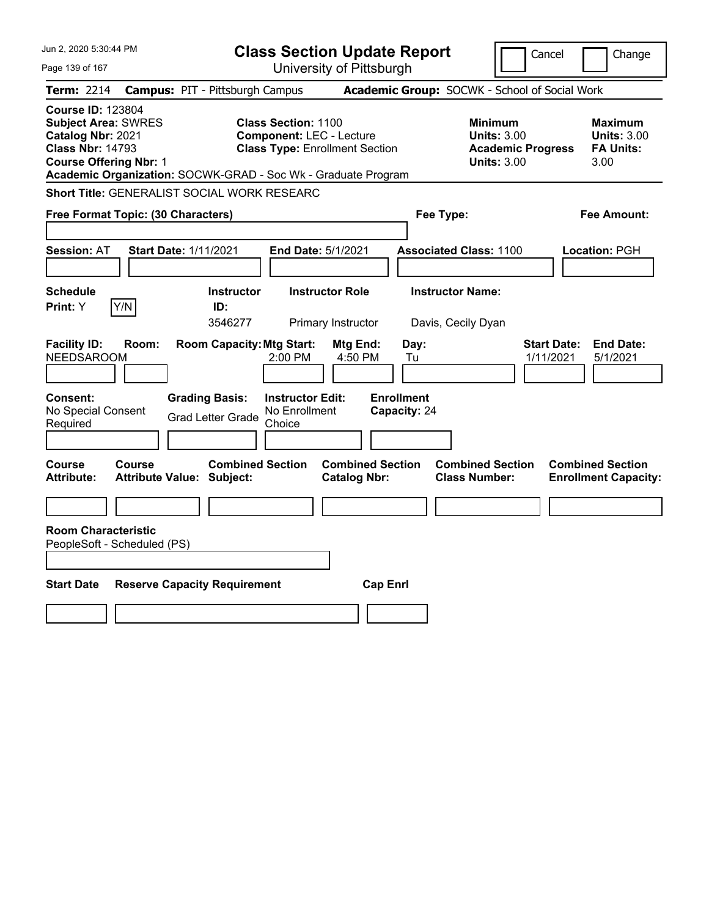Jun 2, 2020 5:30:44 PM

# Class Section Update Report

University of Pittsburgh

Cancel | Change

**Term:** 2214 **Campus:** PIT - Pittsburgh Campus **Academic Group:** SOCWK - School of Social Work

**Course ID:** 123804
**Subject Area:** SWRES
**Catalog Nbr:** 2021
**Class Nbr:** 14793
**Course Offering Nbr:** 1

**Class Section:** 1100
**Component:** LEC - Lecture
**Class Type:** Enrollment Section

**Minimum Units:** 3.00
**Academic Progress Units:** 3.00

**Maximum Units:** 3.00
**FA Units:** 3.00

**Academic Organization:** SOCWK-GRAD - Soc Wk - Graduate Program

**Short Title:** GENERALIST SOCIAL WORK RESEARC

**Free Format Topic: (30 Characters)**

**Fee Type:**

**Fee Amount:**

**Session:** AT **Start Date:** 1/11/2021 **End Date:** 5/1/2021 **Associated Class:** 1100 **Location:** PGH

| Schedule Print | Y/N | Instructor ID | Instructor Role | Instructor Name |
|---|---|---|---|---|
| Y | | 3546277 | Primary Instructor | Davis, Cecily Dyan |

| Facility ID | Room | Room Capacity | Mtg Start | Mtg End | Day | Start Date | End Date |
|---|---|---|---|---|---|---|---|
| NEEDSAROOM | | | 2:00 PM | 4:50 PM | Tu | 1/11/2021 | 5/1/2021 |

| Consent | Grading Basis | Instructor Edit | Enrollment Capacity |
|---|---|---|---|
| No Special Consent Required | Grad Letter Grade | No Enrollment Choice | 24 |

| Course Attribute | Course Attribute Value | Combined Section Subject | Combined Section Catalog Nbr | Combined Section Class Number | Combined Section Enrollment Capacity |
|---|---|---|---|---|---|
| | | | | | |

**Room Characteristic**
PeopleSoft - Scheduled (PS)

| Start Date | Reserve Capacity Requirement | Cap Enrl |
|---|---|---|
| | | |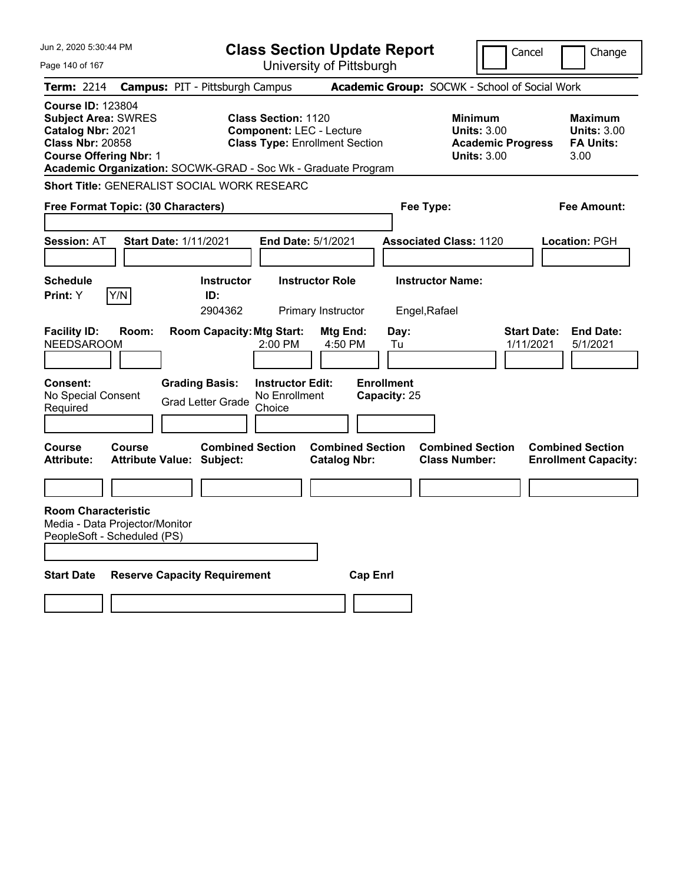Jun 2, 2020 5:30:44 PM

# Class Section Update Report

University of Pittsburgh

Cancel | Change

**Term:** 2214 **Campus:** PIT - Pittsburgh Campus **Academic Group:** SOCWK - School of Social Work

**Course ID:** 123804
**Subject Area:** SWRES
**Catalog Nbr:** 2021
**Class Nbr:** 20858
**Course Offering Nbr:** 1

**Class Section:** 1120
**Component:** LEC - Lecture
**Class Type:** Enrollment Section

**Minimum Units:** 3.00
**Academic Progress Units:** 3.00

**Maximum Units:** 3.00
**FA Units:** 3.00

**Academic Organization:** SOCWK-GRAD - Soc Wk - Graduate Program

**Short Title:** GENERALIST SOCIAL WORK RESEARC

**Free Format Topic: (30 Characters)**

**Fee Type:**

**Fee Amount:**

**Session:** AT **Start Date:** 1/11/2021 **End Date:** 5/1/2021 **Associated Class:** 1120 **Location:** PGH

| Schedule Print: | Instructor ID: | Instructor Role | Instructor Name: |
|---|---|---|---|
| Y [Y/N] | 2904362 | Primary Instructor | Engel,Rafael |

| Facility ID: | Room: | Room Capacity: | Mtg Start: | Mtg End: | Day: | Start Date: | End Date: |
|---|---|---|---|---|---|---|---|
| NEEDSAROOM | | | 2:00 PM | 4:50 PM | Tu | 1/11/2021 | 5/1/2021 |

| Consent: | Grading Basis: | Instructor Edit: | Enrollment Capacity: |
|---|---|---|---|
| No Special Consent Required | Grad Letter Grade | No Enrollment Choice | 25 |

| Course Attribute: | Course Attribute Value: | Combined Section Subject: | Combined Section Catalog Nbr: | Combined Section Class Number: | Combined Section Enrollment Capacity: |
|---|---|---|---|---|---|
| | | | | | |

**Room Characteristic**
Media - Data Projector/Monitor
PeopleSoft - Scheduled (PS)

| Start Date | Reserve Capacity Requirement | Cap Enrl |
|---|---|---|
| | | |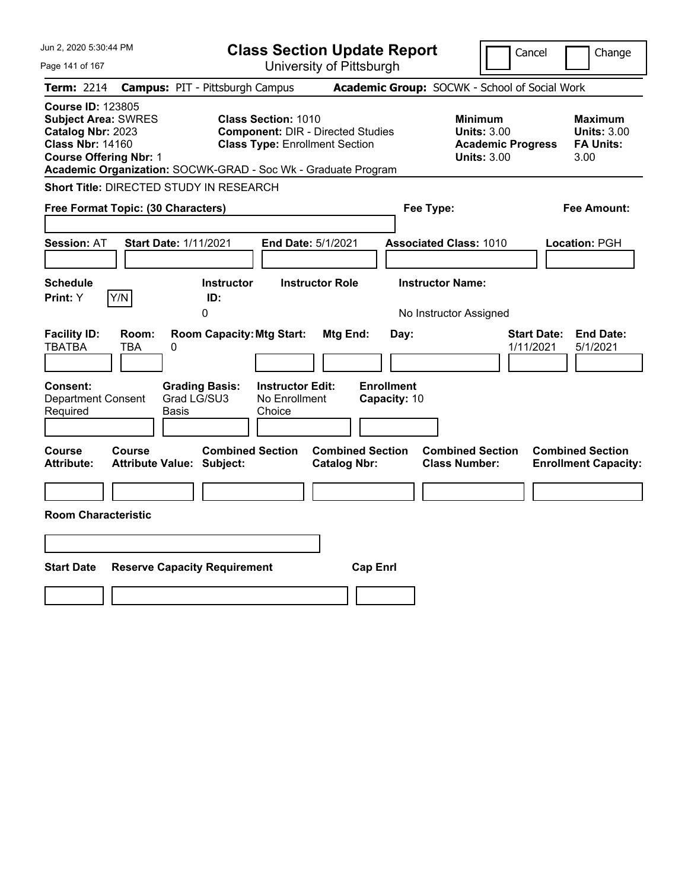# Class Section Update Report

University of Pittsburgh

Jun 2, 2020 5:30:44 PM

Cancel | Change

**Term:** 2214 **Campus:** PIT - Pittsburgh Campus **Academic Group:** SOCWK - School of Social Work

**Course ID:** 123805
**Subject Area:** SWRES
**Catalog Nbr:** 2023
**Class Nbr:** 14160
**Course Offering Nbr:** 1

**Class Section:** 1010
**Component:** DIR - Directed Studies
**Class Type:** Enrollment Section

**Minimum Units:** 3.00
**Academic Progress Units:** 3.00

**Maximum Units:** 3.00
**FA Units:** 3.00

**Academic Organization:** SOCWK-GRAD - Soc Wk - Graduate Program

**Short Title:** DIRECTED STUDY IN RESEARCH

**Free Format Topic: (30 Characters)**

**Fee Type:**

**Fee Amount:**

**Session:** AT **Start Date:** 1/11/2021 **End Date:** 5/1/2021 **Associated Class:** 1010 **Location:** PGH

| Schedule Print | Instructor ID | Instructor Role | Instructor Name |
|---|---|---|---|
| Y | 0 | | No Instructor Assigned |

| Facility ID | Room | Room Capacity | Mtg Start | Mtg End | Day | Start Date | End Date |
|---|---|---|---|---|---|---|---|
| TBATBA | TBA | 0 | | | | 1/11/2021 | 5/1/2021 |

**Consent:** Department Consent Required
**Grading Basis:** Grad LG/SU3 Basis
**Instructor Edit:** No Enrollment Choice
**Enrollment Capacity:** 10

| Course Attribute | Course Attribute Value | Combined Section Subject | Combined Section Catalog Nbr | Combined Section Class Number | Combined Section Enrollment Capacity |
|---|---|---|---|---|---|
| | | | | | |

**Room Characteristic**

| Start Date | Reserve Capacity Requirement | Cap Enrl |
|---|---|---|
| | | |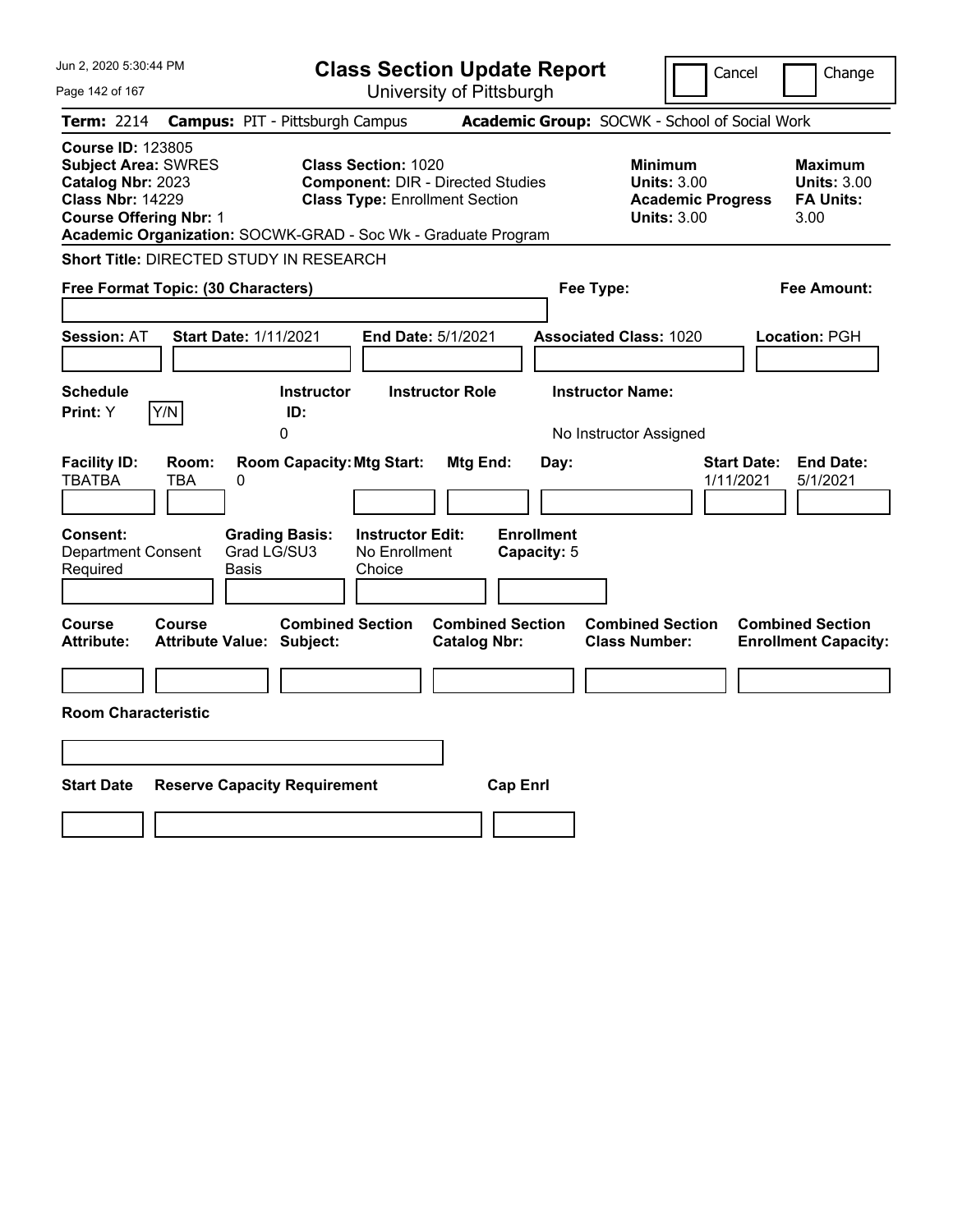# Class Section Update Report

University of Pittsburgh

Jun 2, 2020 5:30:44 PM

Cancel | Change

**Term:** 2214 **Campus:** PIT - Pittsburgh Campus **Academic Group:** SOCWK - School of Social Work

**Course ID:** 123805
**Subject Area:** SWRES
**Catalog Nbr:** 2023
**Class Nbr:** 14229
**Course Offering Nbr:** 1

**Class Section:** 1020
**Component:** DIR - Directed Studies
**Class Type:** Enrollment Section

**Minimum Units:** 3.00
**Academic Progress Units:** 3.00

**Maximum Units:** 3.00
**FA Units:** 3.00

**Academic Organization:** SOCWK-GRAD - Soc Wk - Graduate Program

**Short Title:** DIRECTED STUDY IN RESEARCH

**Free Format Topic: (30 Characters)**

**Fee Type:**

**Fee Amount:**

**Session:** AT **Start Date:** 1/11/2021 **End Date:** 5/1/2021 **Associated Class:** 1020 **Location:** PGH

| Schedule Print | Instructor ID | Instructor Role | Instructor Name |
|---|---|---|---|
| Y | 0 | | No Instructor Assigned |

| Facility ID | Room | Room Capacity | Mtg Start | Mtg End | Day | Start Date | End Date |
|---|---|---|---|---|---|---|---|
| TBATBA | TBA | 0 | | | | 1/11/2021 | 5/1/2021 |

| Consent | Grading Basis | Instructor Edit | Enrollment Capacity |
|---|---|---|---|
| Department Consent Required | Grad LG/SU3 Basis | No Enrollment Choice | 5 |

| Course Attribute | Course Attribute Value | Combined Section Subject | Combined Section Catalog Nbr | Combined Section Class Number | Combined Section Enrollment Capacity |
|---|---|---|---|---|---|
| | | | | | |

**Room Characteristic**

| Start Date | Reserve Capacity Requirement | Cap Enrl |
|---|---|---|
| | | |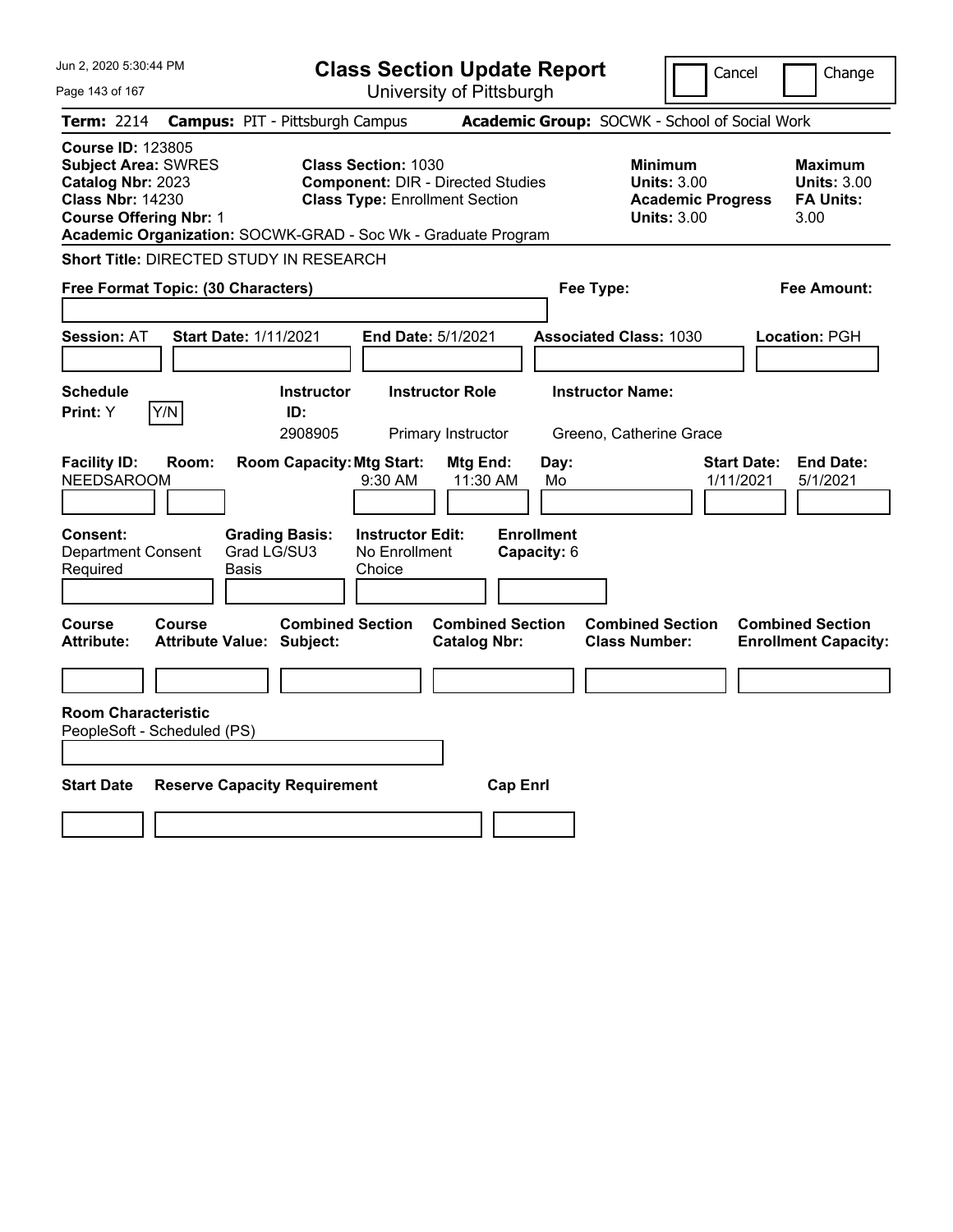Jun 2, 2020 5:30:44 PM

# Class Section Update Report

University of Pittsburgh

Cancel | Change

**Term:** 2214 **Campus:** PIT - Pittsburgh Campus **Academic Group:** SOCWK - School of Social Work

**Course ID:** 123805
**Subject Area:** SWRES
**Catalog Nbr:** 2023
**Class Nbr:** 14230
**Course Offering Nbr:** 1

**Class Section:** 1030
**Component:** DIR - Directed Studies
**Class Type:** Enrollment Section

**Minimum Units:** 3.00
**Academic Progress Units:** 3.00

**Maximum Units:** 3.00
**FA Units:** 3.00

**Academic Organization:** SOCWK-GRAD - Soc Wk - Graduate Program

**Short Title:** DIRECTED STUDY IN RESEARCH

**Free Format Topic: (30 Characters)**

**Fee Type:**

**Fee Amount:**

**Session:** AT **Start Date:** 1/11/2021 **End Date:** 5/1/2021 **Associated Class:** 1030 **Location:** PGH

| Schedule Print | Instructor ID | Instructor Role | Instructor Name |
|---|---|---|---|
| Y | 2908905 | Primary Instructor | Greeno, Catherine Grace |

| Facility ID | Room | Room Capacity | Mtg Start | Mtg End | Day | Start Date | End Date |
|---|---|---|---|---|---|---|---|
| NEEDSAROOM | | | 9:30 AM | 11:30 AM | Mo | 1/11/2021 | 5/1/2021 |

**Consent:** Department Consent Required
**Grading Basis:** Grad LG/SU3 Basis
**Instructor Edit:** No Enrollment Choice
**Enrollment Capacity:** 6

| Course Attribute | Course Attribute Value | Combined Section Subject | Combined Section Catalog Nbr | Combined Section Class Number | Combined Section Enrollment Capacity |
|---|---|---|---|---|---|
| | | | | | |

**Room Characteristic**
PeopleSoft - Scheduled (PS)

| Start Date | Reserve Capacity Requirement | Cap Enrl |
|---|---|---|
| | | |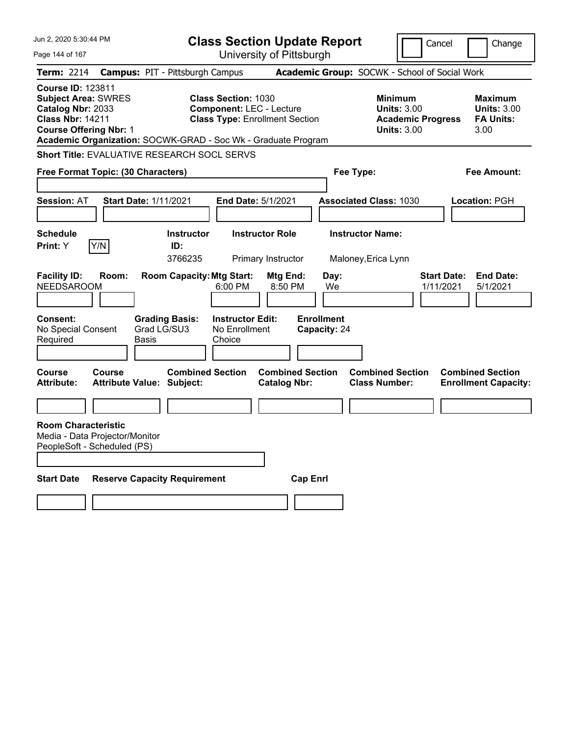# Class Section Update Report

University of Pittsburgh

Jun 2, 2020 5:30:44 PM

Cancel | Change

**Term:** 2214 **Campus:** PIT - Pittsburgh Campus **Academic Group:** SOCWK - School of Social Work

**Course ID:** 123811
**Subject Area:** SWRES
**Catalog Nbr:** 2033
**Class Nbr:** 14211
**Course Offering Nbr:** 1
**Academic Organization:** SOCWK-GRAD - Soc Wk - Graduate Program

**Class Section:** 1030
**Component:** LEC - Lecture
**Class Type:** Enrollment Section

**Minimum Units:** 3.00
**Academic Progress Units:** 3.00

**Maximum Units:** 3.00
**FA Units:** 3.00

**Short Title:** EVALUATIVE RESEARCH SOCL SERVS

**Free Format Topic: (30 Characters)**

**Fee Type:**

**Fee Amount:**

**Session:** AT **Start Date:** 1/11/2021 **End Date:** 5/1/2021 **Associated Class:** 1030 **Location:** PGH

| Schedule Print | Instructor ID | Instructor Role | Instructor Name |
|---|---|---|---|
| Y | 3766235 | Primary Instructor | Maloney,Erica Lynn |

| Facility ID | Room | Room Capacity | Mtg Start | Mtg End | Day | Start Date | End Date |
|---|---|---|---|---|---|---|---|
| NEEDSAROOM | | | 6:00 PM | 8:50 PM | We | 1/11/2021 | 5/1/2021 |

| Consent | Grading Basis | Instructor Edit | Enrollment Capacity |
|---|---|---|---|
| No Special Consent Required | Grad LG/SU3 Basis | No Enrollment Choice | 24 |

| Course Attribute | Course Attribute Value | Combined Section Subject | Combined Section Catalog Nbr | Combined Section Class Number | Combined Section Enrollment Capacity |
|---|---|---|---|---|---|
| | | | | | |

**Room Characteristic**
Media - Data Projector/Monitor
PeopleSoft - Scheduled (PS)

| Start Date | Reserve Capacity Requirement | Cap Enrl |
|---|---|---|
| | | |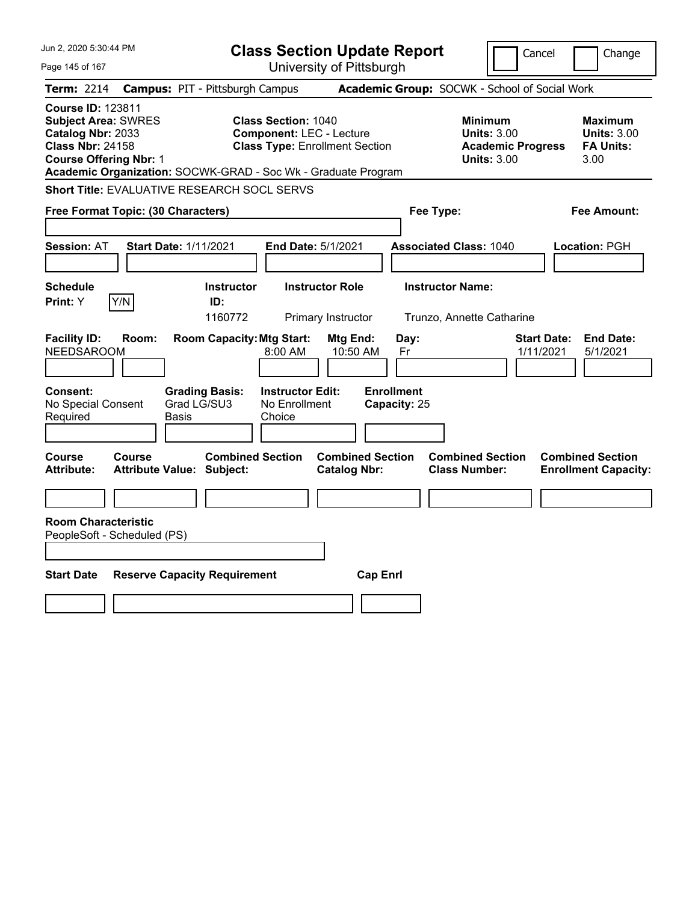# Class Section Update Report

University of Pittsburgh

Cancel | Change

**Term:** 2214 **Campus:** PIT - Pittsburgh Campus **Academic Group:** SOCWK - School of Social Work

**Course ID:** 123811
**Subject Area:** SWRES
**Catalog Nbr:** 2033
**Class Nbr:** 24158
**Course Offering Nbr:** 1

**Class Section:** 1040
**Component:** LEC - Lecture
**Class Type:** Enrollment Section

**Minimum Units:** 3.00
**Academic Progress Units:** 3.00

**Maximum Units:** 3.00
**FA Units:** 3.00

**Academic Organization:** SOCWK-GRAD - Soc Wk - Graduate Program

**Short Title:** EVALUATIVE RESEARCH SOCL SERVS

**Free Format Topic: (30 Characters)**

**Fee Type:**

**Fee Amount:**

**Session:** AT **Start Date:** 1/11/2021 **End Date:** 5/1/2021 **Associated Class:** 1040 **Location:** PGH

| Schedule Print | | Instructor ID | Instructor Role | Instructor Name |
|---|---|---|---|---|
| Y | Y/N | 1160772 | Primary Instructor | Trunzo, Annette Catharine |

| Facility ID | Room | Room Capacity | Mtg Start | Mtg End | Day | Start Date | End Date |
|---|---|---|---|---|---|---|---|
| NEEDSAROOM | | | 8:00 AM | 10:50 AM | Fr | 1/11/2021 | 5/1/2021 |

| Consent | Grading Basis | Instructor Edit | Enrollment Capacity |
|---|---|---|---|
| No Special Consent Required | Grad LG/SU3 Basis | No Enrollment Choice | 25 |

| Course Attribute | Course Attribute Value | Combined Section Subject | Combined Section Catalog Nbr | Combined Section Class Number | Combined Section Enrollment Capacity |
|---|---|---|---|---|---|
| | | | | | |

**Room Characteristic**
PeopleSoft - Scheduled (PS)

| Start Date | Reserve Capacity Requirement | Cap Enrl |
|---|---|---|
| | | |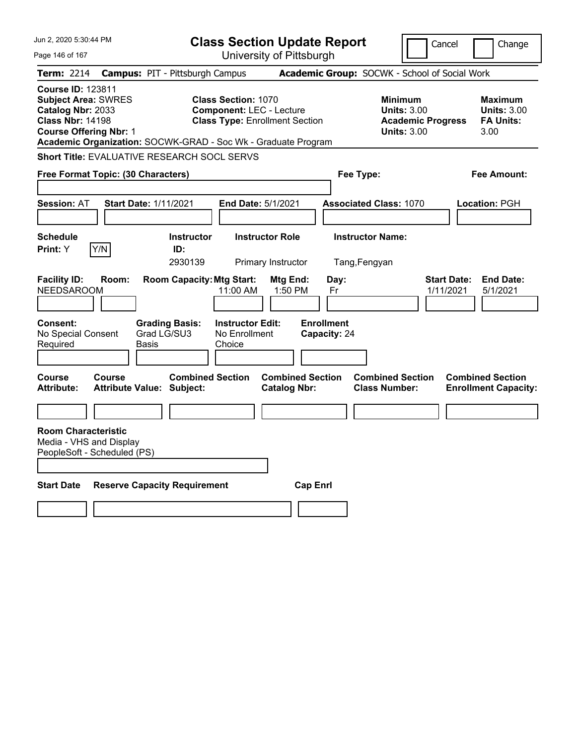Jun 2, 2020 5:30:44 PM

# Class Section Update Report

University of Pittsburgh

Cancel | Change

**Term:** 2214 **Campus:** PIT - Pittsburgh Campus **Academic Group:** SOCWK - School of Social Work

**Course ID:** 123811
**Subject Area:** SWRES
**Catalog Nbr:** 2033
**Class Nbr:** 14198
**Course Offering Nbr:** 1

**Class Section:** 1070
**Component:** LEC - Lecture
**Class Type:** Enrollment Section

**Minimum Units:** 3.00
**Academic Progress Units:** 3.00

**Maximum Units:** 3.00
**FA Units:** 3.00

**Academic Organization:** SOCWK-GRAD - Soc Wk - Graduate Program

**Short Title:** EVALUATIVE RESEARCH SOCL SERVS

**Free Format Topic: (30 Characters)**

**Fee Type:**

**Fee Amount:**

**Session:** AT **Start Date:** 1/11/2021 **End Date:** 5/1/2021 **Associated Class:** 1070 **Location:** PGH

| Schedule Print | | Instructor ID | Instructor Role | Instructor Name |
|---|---|---|---|---|
| Y | Y/N | 2930139 | Primary Instructor | Tang,Fengyan |

| Facility ID | Room | Room Capacity | Mtg Start | Mtg End | Day | Start Date | End Date |
|---|---|---|---|---|---|---|---|
| NEEDSAROOM | | | 11:00 AM | 1:50 PM | Fr | 1/11/2021 | 5/1/2021 |

| Consent | Grading Basis | Instructor Edit | Enrollment Capacity |
|---|---|---|---|
| No Special Consent Required | Grad LG/SU3 Basis | No Enrollment Choice | 24 |

| Course Attribute | Course Attribute Value | Combined Section Subject | Combined Section Catalog Nbr | Combined Section Class Number | Combined Section Enrollment Capacity |
|---|---|---|---|---|---|
| | | | | | |

**Room Characteristic**
Media - VHS and Display
PeopleSoft - Scheduled (PS)

| Start Date | Reserve Capacity Requirement | Cap Enrl |
|---|---|---|
| | | |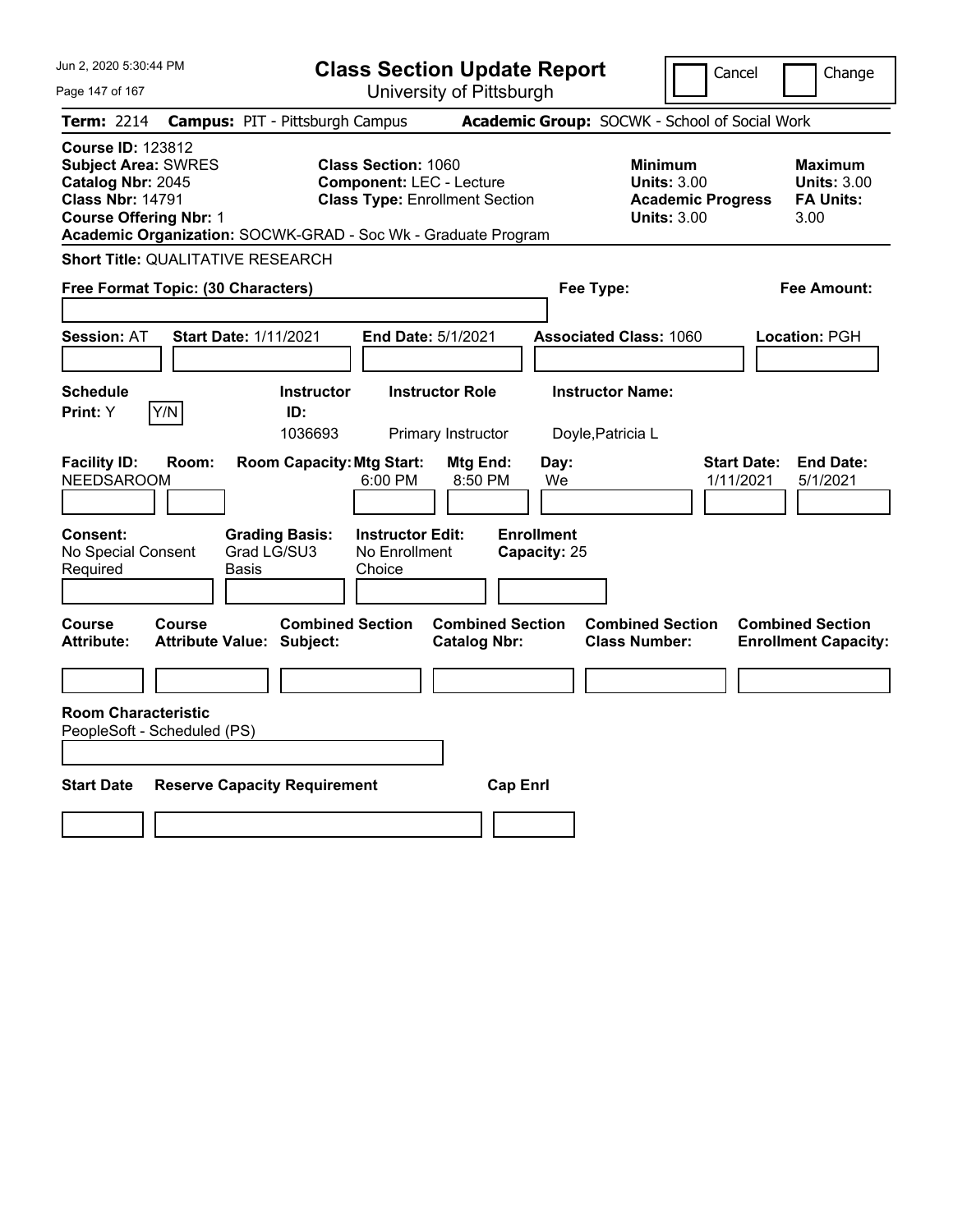# Class Section Update Report

University of Pittsburgh

Cancel | Change

**Term:** 2214 **Campus:** PIT - Pittsburgh Campus **Academic Group:** SOCWK - School of Social Work

**Course ID:** 123812
**Subject Area:** SWRES
**Catalog Nbr:** 2045
**Class Nbr:** 14791
**Course Offering Nbr:** 1

**Class Section:** 1060
**Component:** LEC - Lecture
**Class Type:** Enrollment Section

**Minimum Units:** 3.00
**Academic Progress Units:** 3.00

**Maximum Units:** 3.00
**FA Units:** 3.00

**Academic Organization:** SOCWK-GRAD - Soc Wk - Graduate Program

**Short Title:** QUALITATIVE RESEARCH

**Free Format Topic: (30 Characters)**

**Fee Type:**

**Fee Amount:**

**Session:** AT **Start Date:** 1/11/2021 **End Date:** 5/1/2021 **Associated Class:** 1060 **Location:** PGH

| Schedule Print: | Y/N | Instructor ID: | Instructor Role | Instructor Name: |
|---|---|---|---|---|
| Y | | 1036693 | Primary Instructor | Doyle,Patricia L |

| Facility ID: | Room: | Room Capacity: | Mtg Start: | Mtg End: | Day: | Start Date: | End Date: |
|---|---|---|---|---|---|---|---|
| NEEDSAROOM | | | 6:00 PM | 8:50 PM | We | 1/11/2021 | 5/1/2021 |

| Consent: | Grading Basis: | Instructor Edit: | Enrollment Capacity: |
|---|---|---|---|
| No Special Consent Required | Grad LG/SU3 Basis | No Enrollment Choice | 25 |

| Course Attribute: | Course Attribute Value: | Combined Section Subject: | Combined Section Catalog Nbr: | Combined Section Class Number: | Combined Section Enrollment Capacity: |
|---|---|---|---|---|---|
| | | | | | |

**Room Characteristic**
PeopleSoft - Scheduled (PS)

| Start Date | Reserve Capacity Requirement | Cap Enrl |
|---|---|---|
| | | |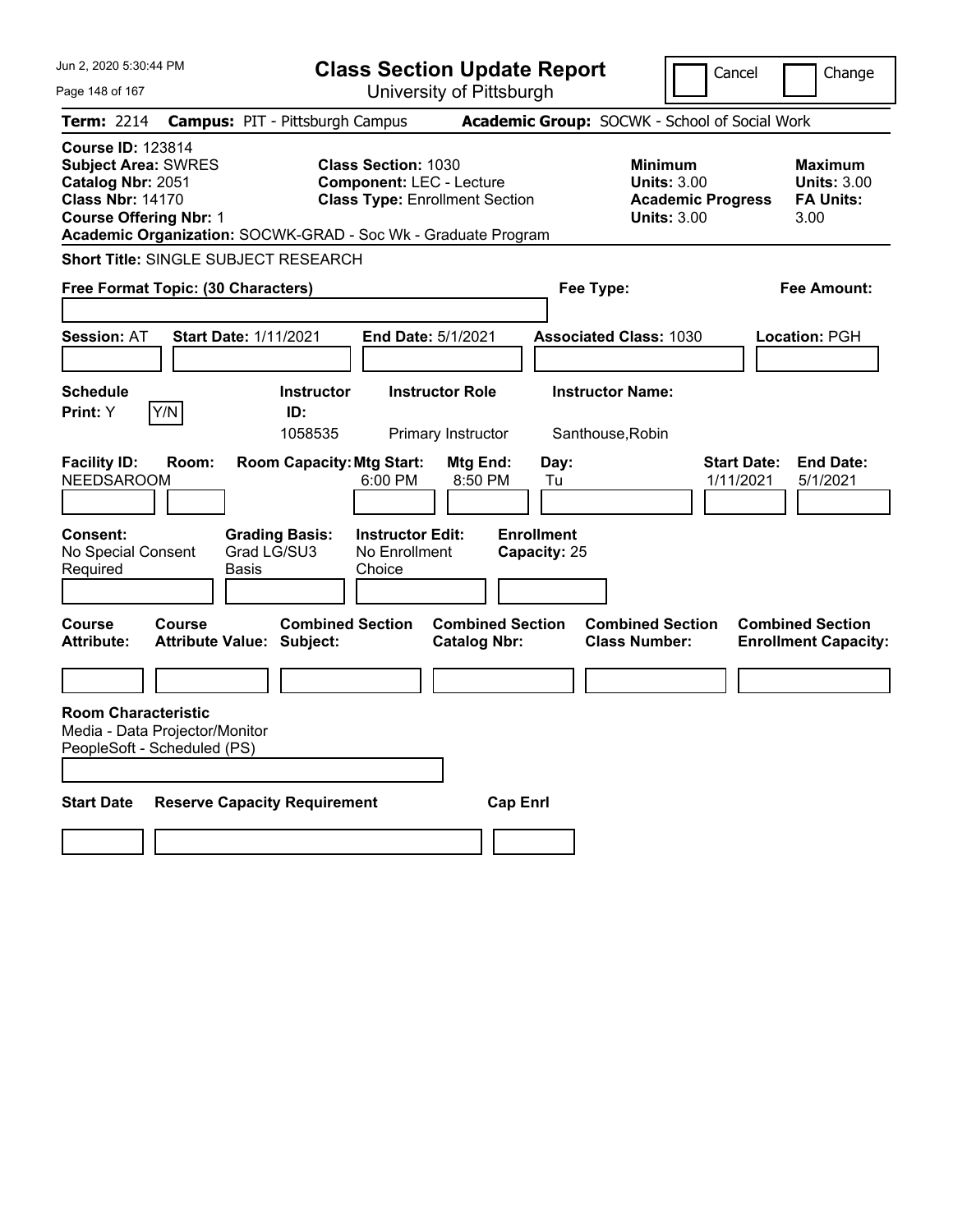# Class Section Update Report

University of Pittsburgh

Jun 2, 2020 5:30:44 PM

Cancel | Change

**Term:** 2214 **Campus:** PIT - Pittsburgh Campus **Academic Group:** SOCWK - School of Social Work

**Course ID:** 123814
**Subject Area:** SWRES
**Catalog Nbr:** 2051
**Class Nbr:** 14170
**Course Offering Nbr:** 1

**Class Section:** 1030
**Component:** LEC - Lecture
**Class Type:** Enrollment Section

**Minimum Units:** 3.00
**Academic Progress Units:** 3.00

**Maximum Units:** 3.00
**FA Units:** 3.00

**Academic Organization:** SOCWK-GRAD - Soc Wk - Graduate Program

**Short Title:** SINGLE SUBJECT RESEARCH

**Free Format Topic: (30 Characters)**

**Fee Type:**

**Fee Amount:**

**Session:** AT **Start Date:** 1/11/2021 **End Date:** 5/1/2021 **Associated Class:** 1030 **Location:** PGH

| Schedule Print | Y/N | Instructor ID | Instructor Role | Instructor Name |
|---|---|---|---|---|
| Y | | 1058535 | Primary Instructor | Santhouse,Robin |

| Facility ID | Room | Room Capacity | Mtg Start | Mtg End | Day | Start Date | End Date |
|---|---|---|---|---|---|---|---|
| NEEDSAROOM | | | 6:00 PM | 8:50 PM | Tu | 1/11/2021 | 5/1/2021 |

| Consent | Grading Basis | Instructor Edit | Enrollment Capacity |
|---|---|---|---|
| No Special Consent Required | Grad LG/SU3 Basis | No Enrollment Choice | 25 |

| Course Attribute | Course Attribute Value | Combined Section Subject | Combined Section Catalog Nbr | Combined Section Class Number | Combined Section Enrollment Capacity |
|---|---|---|---|---|---|
| | | | | | |

**Room Characteristic**
Media - Data Projector/Monitor
PeopleSoft - Scheduled (PS)

| Start Date | Reserve Capacity Requirement | Cap Enrl |
|---|---|---|
| | | |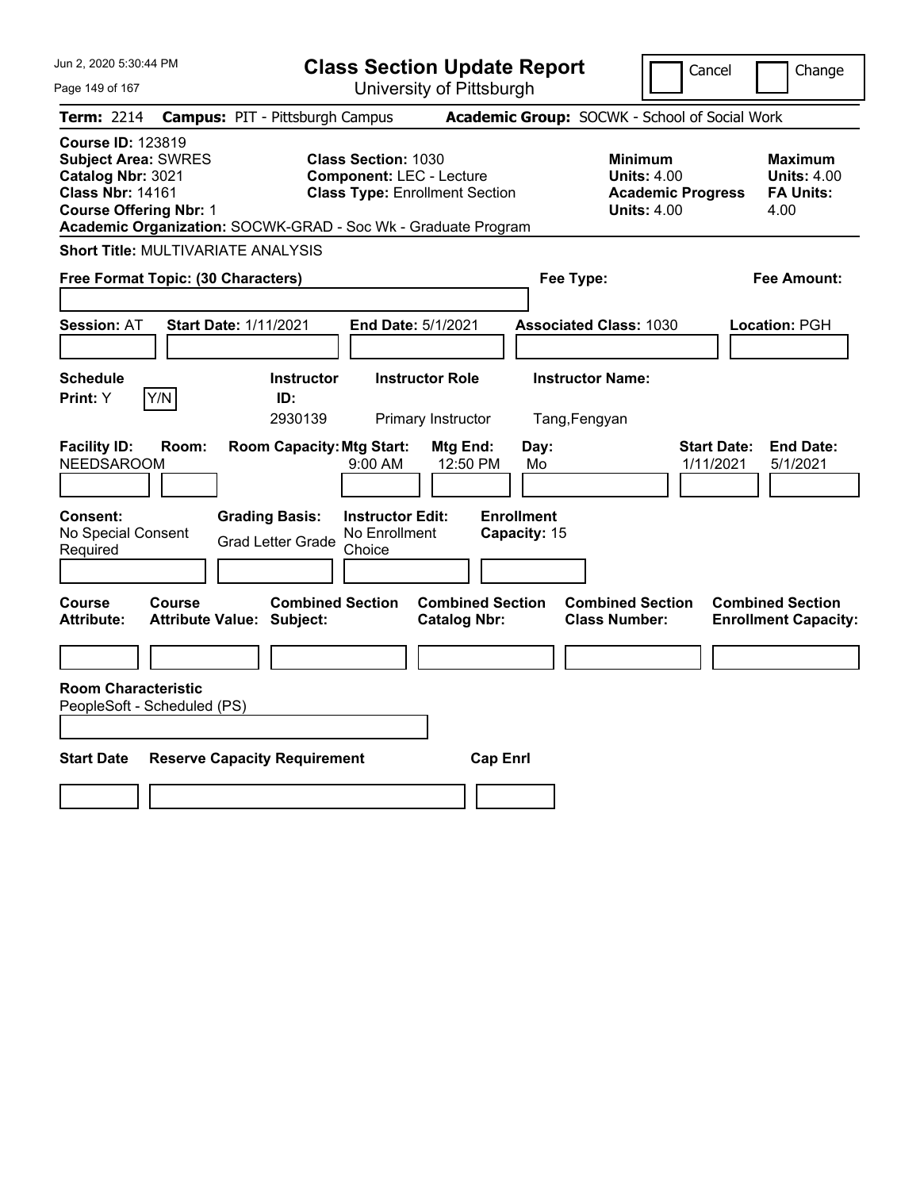# Class Section Update Report

University of Pittsburgh

Cancel | Change

**Term:** 2214 **Campus:** PIT - Pittsburgh Campus **Academic Group:** SOCWK - School of Social Work

**Course ID:** 123819
**Subject Area:** SWRES
**Catalog Nbr:** 3021
**Class Nbr:** 14161
**Course Offering Nbr:** 1

**Class Section:** 1030
**Component:** LEC - Lecture
**Class Type:** Enrollment Section

**Minimum Units:** 4.00
**Academic Progress Units:** 4.00

**Maximum Units:** 4.00
**FA Units:** 4.00

**Academic Organization:** SOCWK-GRAD - Soc Wk - Graduate Program

**Short Title:** MULTIVARIATE ANALYSIS

**Free Format Topic: (30 Characters)**

**Fee Type:**

**Fee Amount:**

**Session:** AT **Start Date:** 1/11/2021 **End Date:** 5/1/2021 **Associated Class:** 1030 **Location:** PGH

| Schedule Print | | Instructor ID | Instructor Role | Instructor Name |
|---|---|---|---|---|
| Y | Y/N | 2930139 | Primary Instructor | Tang,Fengyan |

| Facility ID | Room | Room Capacity | Mtg Start | Mtg End | Day | Start Date | End Date |
|---|---|---|---|---|---|---|---|
| NEEDSAROOM | | | 9:00 AM | 12:50 PM | Mo | 1/11/2021 | 5/1/2021 |

| Consent | Grading Basis | Instructor Edit | Enrollment Capacity |
|---|---|---|---|
| No Special Consent Required | Grad Letter Grade | No Enrollment Choice | 15 |

| Course Attribute | Course Attribute Value | Combined Section Subject | Combined Section Catalog Nbr | Combined Section Class Number | Combined Section Enrollment Capacity |
|---|---|---|---|---|---|
| | | | | | |

**Room Characteristic**
PeopleSoft - Scheduled (PS)

| Start Date | Reserve Capacity Requirement | Cap Enrl |
|---|---|---|
| | | |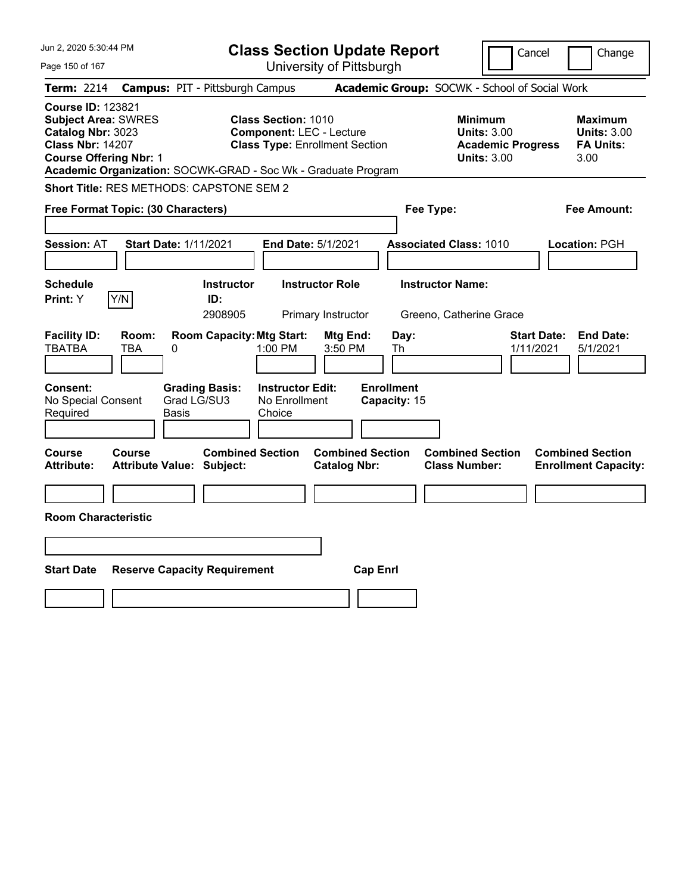# Class Section Update Report

University of Pittsburgh

Jun 2, 2020 5:30:44 PM

Cancel | Change

**Term:** 2214 **Campus:** PIT - Pittsburgh Campus **Academic Group:** SOCWK - School of Social Work

**Course ID:** 123821
**Subject Area:** SWRES
**Catalog Nbr:** 3023
**Class Nbr:** 14207
**Course Offering Nbr:** 1

**Class Section:** 1010
**Component:** LEC - Lecture
**Class Type:** Enrollment Section

**Minimum Units:** 3.00
**Academic Progress Units:** 3.00

**Maximum Units:** 3.00
**FA Units:** 3.00

**Academic Organization:** SOCWK-GRAD - Soc Wk - Graduate Program

**Short Title:** RES METHODS: CAPSTONE SEM 2

**Free Format Topic: (30 Characters)**

**Fee Type:**

**Fee Amount:**

**Session:** AT **Start Date:** 1/11/2021 **End Date:** 5/1/2021 **Associated Class:** 1010 **Location:** PGH

| Schedule Print | Instructor ID | Instructor Role | Instructor Name |
|---|---|---|---|
| Y (Y/N) | 2908905 | Primary Instructor | Greeno, Catherine Grace |

| Facility ID | Room | Room Capacity | Mtg Start | Mtg End | Day | Start Date | End Date |
|---|---|---|---|---|---|---|---|
| TBATBA | TBA | 0 | 1:00 PM | 3:50 PM | Th | 1/11/2021 | 5/1/2021 |

| Consent | Grading Basis | Instructor Edit | Enrollment Capacity |
|---|---|---|---|
| No Special Consent Required | Grad LG/SU3 Basis | No Enrollment Choice | 15 |

| Course Attribute | Course Attribute Value | Combined Section Subject | Combined Section Catalog Nbr | Combined Section Class Number | Combined Section Enrollment Capacity |
|---|---|---|---|---|---|
| | | | | | |

**Room Characteristic**

| Start Date | Reserve Capacity Requirement | Cap Enrl |
|---|---|---|
| | | |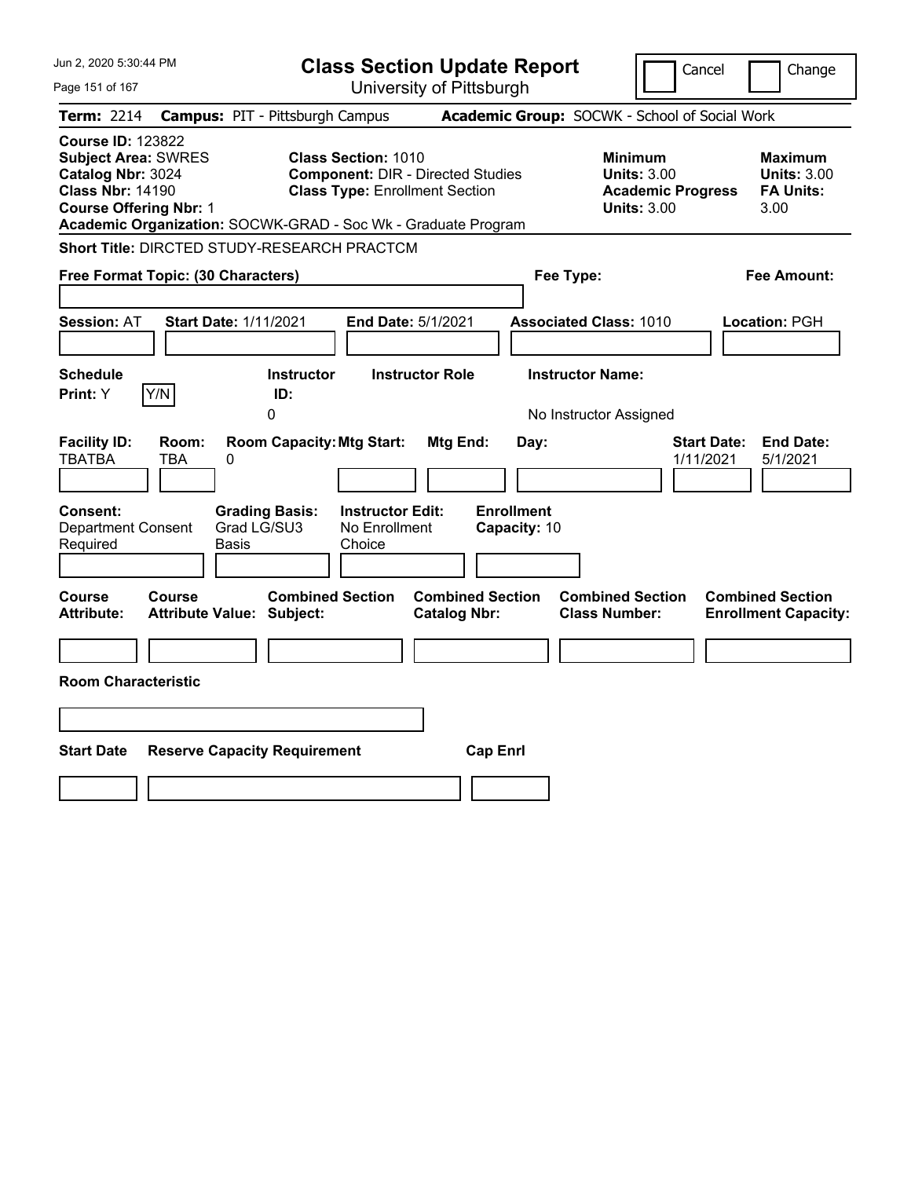Jun 2, 2020 5:30:44 PM

# Class Section Update Report

University of Pittsburgh

Cancel | Change

**Term:** 2214 **Campus:** PIT - Pittsburgh Campus **Academic Group:** SOCWK - School of Social Work

**Course ID:** 123822
**Subject Area:** SWRES
**Catalog Nbr:** 3024
**Class Nbr:** 14190
**Course Offering Nbr:** 1

**Class Section:** 1010
**Component:** DIR - Directed Studies
**Class Type:** Enrollment Section

**Minimum Units:** 3.00
**Academic Progress Units:** 3.00

**Maximum Units:** 3.00
**FA Units:** 3.00

**Academic Organization:** SOCWK-GRAD - Soc Wk - Graduate Program

**Short Title:** DIRCTED STUDY-RESEARCH PRACTCM

**Free Format Topic: (30 Characters)**

**Fee Type:**

**Fee Amount:**

**Session:** AT **Start Date:** 1/11/2021 **End Date:** 5/1/2021 **Associated Class:** 1010 **Location:** PGH

| Schedule Print: | Instructor ID: | Instructor Role | Instructor Name: |
|---|---|---|---|
| Y | 0 | | No Instructor Assigned |

| Facility ID: | Room: | Room Capacity: | Mtg Start: | Mtg End: | Day: | Start Date: | End Date: |
|---|---|---|---|---|---|---|---|
| TBATBA | TBA | 0 | | | | 1/11/2021 | 5/1/2021 |

| Consent: | Grading Basis: | Instructor Edit: | Enrollment Capacity: |
|---|---|---|---|
| Department Consent Required | Grad LG/SU3 Basis | No Enrollment Choice | 10 |

| Course Attribute: | Course Attribute Value: | Combined Section Subject: | Combined Section Catalog Nbr: | Combined Section Class Number: | Combined Section Enrollment Capacity: |
|---|---|---|---|---|---|
| | | | | | |

**Room Characteristic**

| Start Date | Reserve Capacity Requirement | Cap Enrl |
|---|---|---|
| | | |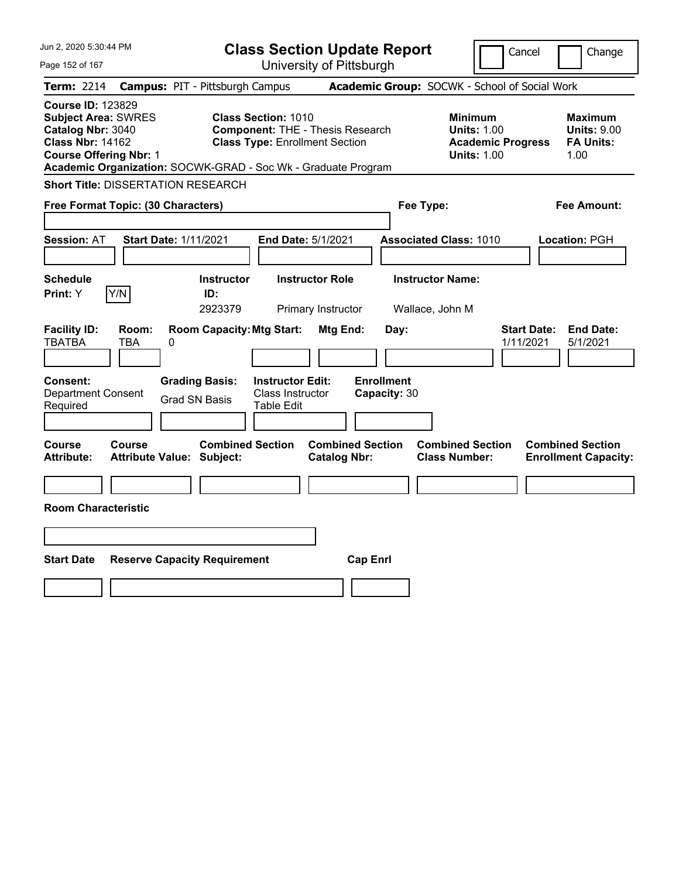# Class Section Update Report

University of Pittsburgh

Cancel | Change

**Term:** 2214 **Campus:** PIT - Pittsburgh Campus **Academic Group:** SOCWK - School of Social Work

**Course ID:** 123829
**Subject Area:** SWRES
**Catalog Nbr:** 3040
**Class Nbr:** 14162
**Course Offering Nbr:** 1

**Class Section:** 1010
**Component:** THE - Thesis Research
**Class Type:** Enrollment Section

**Minimum Units:** 1.00
**Academic Progress Units:** 1.00

**Maximum Units:** 9.00
**FA Units:** 1.00

**Academic Organization:** SOCWK-GRAD - Soc Wk - Graduate Program

**Short Title:** DISSERTATION RESEARCH

**Free Format Topic: (30 Characters)**

**Fee Type:**

**Fee Amount:**

**Session:** AT **Start Date:** 1/11/2021 **End Date:** 5/1/2021 **Associated Class:** 1010 **Location:** PGH

| Schedule Print | Instructor ID | Instructor Role | Instructor Name |
|---|---|---|---|
| Y | 2923379 | Primary Instructor | Wallace, John M |

| Facility ID | Room | Room Capacity | Mtg Start | Mtg End | Day | Start Date | End Date |
|---|---|---|---|---|---|---|---|
| TBATBA | TBA | 0 | | | | 1/11/2021 | 5/1/2021 |

**Consent:** Department Consent Required
**Grading Basis:** Grad SN Basis
**Instructor Edit:** Class Instructor Table Edit
**Enrollment Capacity:** 30

| Course Attribute | Course Attribute Value | Combined Section Subject | Combined Section Catalog Nbr | Combined Section Class Number | Combined Section Enrollment Capacity |
|---|---|---|---|---|---|
| | | | | | |

**Room Characteristic**

| Start Date | Reserve Capacity Requirement | Cap Enrl |
|---|---|---|
| | | |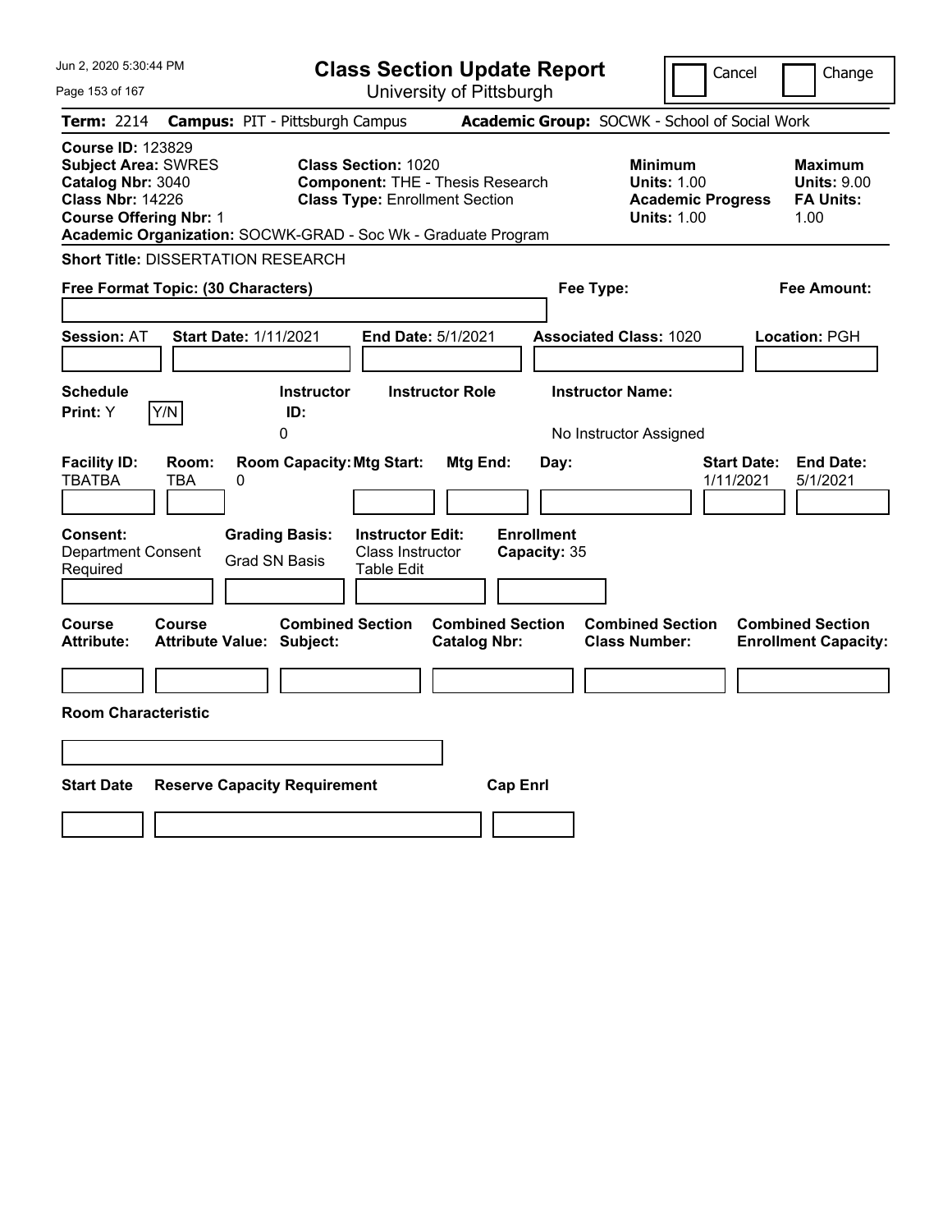# Class Section Update Report

University of Pittsburgh

Cancel | Change

**Term:** 2214 **Campus:** PIT - Pittsburgh Campus **Academic Group:** SOCWK - School of Social Work

**Course ID:** 123829
**Subject Area:** SWRES
**Catalog Nbr:** 3040
**Class Nbr:** 14226
**Course Offering Nbr:** 1

**Class Section:** 1020
**Component:** THE - Thesis Research
**Class Type:** Enrollment Section

**Minimum Units:** 1.00
**Academic Progress Units:** 1.00

**Maximum Units:** 9.00
**FA Units:** 1.00

**Academic Organization:** SOCWK-GRAD - Soc Wk - Graduate Program

**Short Title:** DISSERTATION RESEARCH

**Free Format Topic: (30 Characters)**

**Fee Type:**

**Fee Amount:**

**Session:** AT **Start Date:** 1/11/2021 **End Date:** 5/1/2021 **Associated Class:** 1020 **Location:** PGH

| Schedule Print: | Instructor ID: | Instructor Role | Instructor Name: |
|---|---|---|---|
| Y Y/N | 0 | | No Instructor Assigned |

| Facility ID: | Room: | Room Capacity: | Mtg Start: | Mtg End: | Day: | Start Date: | End Date: |
|---|---|---|---|---|---|---|---|
| TBATBA | TBA | 0 | | | | 1/11/2021 | 5/1/2021 |

| Consent: | Grading Basis: | Instructor Edit: | Enrollment Capacity: |
|---|---|---|---|
| Department Consent Required | Grad SN Basis | Class Instructor Table Edit | 35 |

| Course Attribute: | Course Attribute Value: | Combined Section Subject: | Combined Section Catalog Nbr: | Combined Section Class Number: | Combined Section Enrollment Capacity: |
|---|---|---|---|---|---|
| | | | | | |

**Room Characteristic**

| Start Date | Reserve Capacity Requirement | Cap Enrl |
|---|---|---|
| | | |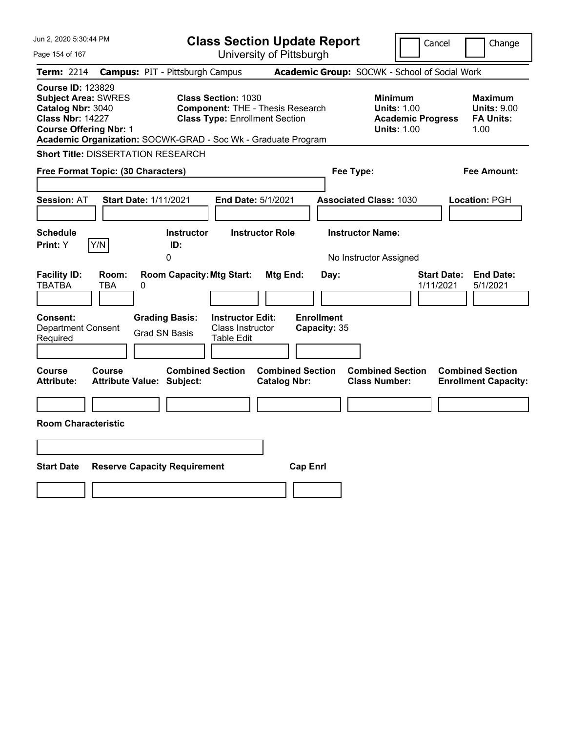Jun 2, 2020 5:30:44 PM

# Class Section Update Report

University of Pittsburgh

Cancel | Change

**Term:** 2214 **Campus:** PIT - Pittsburgh Campus **Academic Group:** SOCWK - School of Social Work

**Course ID:** 123829
**Subject Area:** SWRES
**Catalog Nbr:** 3040
**Class Nbr:** 14227
**Course Offering Nbr:** 1

**Class Section:** 1030
**Component:** THE - Thesis Research
**Class Type:** Enrollment Section

**Minimum Units:** 1.00
**Academic Progress Units:** 1.00

**Maximum Units:** 9.00
**FA Units:** 1.00

**Academic Organization:** SOCWK-GRAD - Soc Wk - Graduate Program

**Short Title:** DISSERTATION RESEARCH

**Free Format Topic: (30 Characters)**

**Fee Type:**

**Fee Amount:**

**Session:** AT **Start Date:** 1/11/2021 **End Date:** 5/1/2021 **Associated Class:** 1030 **Location:** PGH

| Schedule Print: | Instructor ID: | Instructor Role | Instructor Name: |
|---|---|---|---|
| Y | 0 | | No Instructor Assigned |

| Facility ID: | Room: | Room Capacity: | Mtg Start: | Mtg End: | Day: | Start Date: | End Date: |
|---|---|---|---|---|---|---|---|
| TBATBA | TBA | 0 | | | | 1/11/2021 | 5/1/2021 |

| Consent: | Grading Basis: | Instructor Edit: | Enrollment Capacity: |
|---|---|---|---|
| Department Consent Required | Grad SN Basis | Class Instructor Table Edit | 35 |

| Course Attribute: | Course Attribute Value: | Combined Section Subject: | Combined Section Catalog Nbr: | Combined Section Class Number: | Combined Section Enrollment Capacity: |
|---|---|---|---|---|---|
| | | | | | |

**Room Characteristic**

| Start Date | Reserve Capacity Requirement | Cap Enrl |
|---|---|---|
| | | |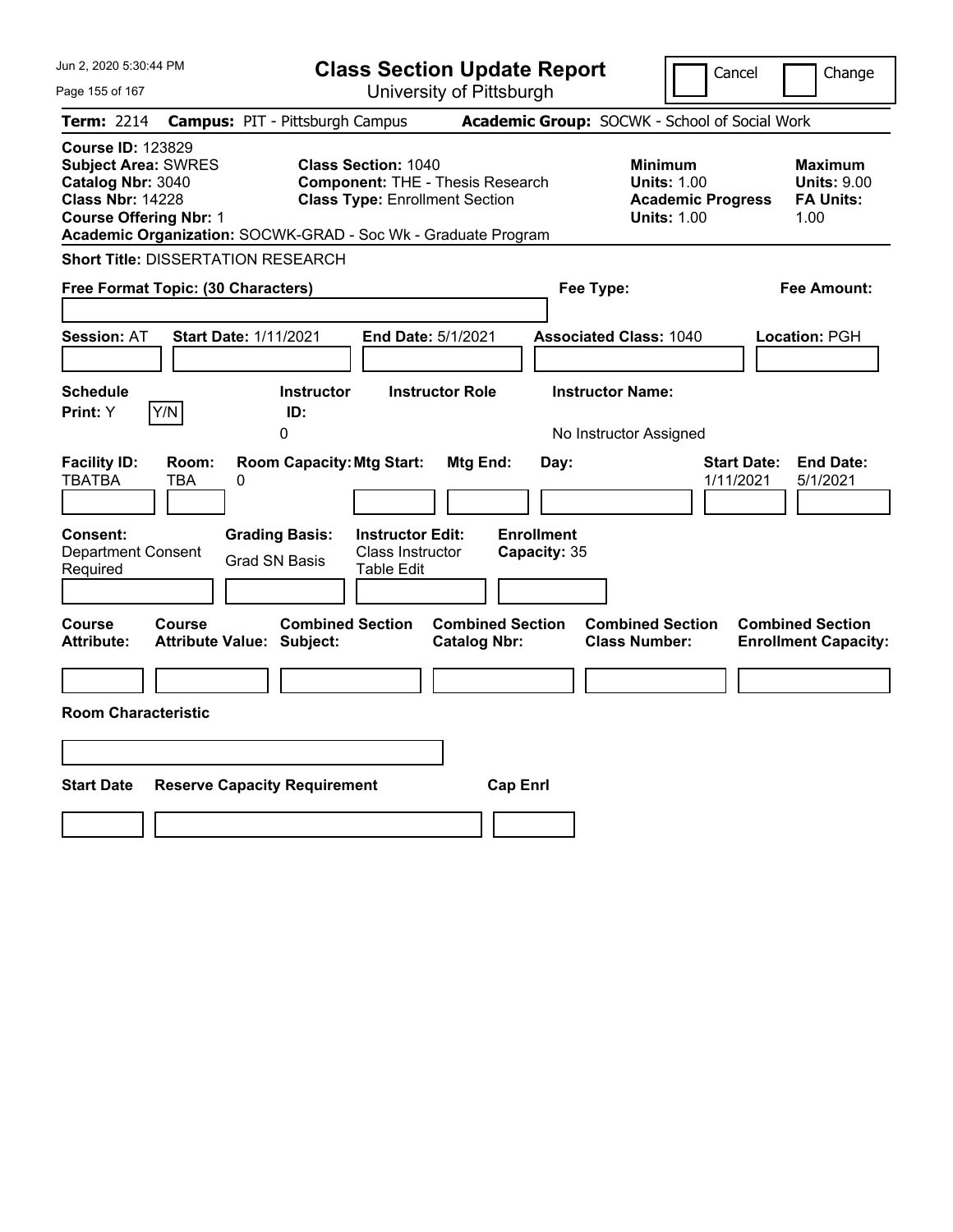# Class Section Update Report

University of Pittsburgh

Jun 2, 2020 5:30:44 PM

Cancel | Change

**Term:** 2214 **Campus:** PIT - Pittsburgh Campus **Academic Group:** SOCWK - School of Social Work

**Course ID:** 123829
**Subject Area:** SWRES
**Catalog Nbr:** 3040
**Class Nbr:** 14228
**Course Offering Nbr:** 1

**Class Section:** 1040
**Component:** THE - Thesis Research
**Class Type:** Enrollment Section

**Minimum Units:** 1.00
**Academic Progress Units:** 1.00

**Maximum Units:** 9.00
**FA Units:** 1.00

**Academic Organization:** SOCWK-GRAD - Soc Wk - Graduate Program

**Short Title:** DISSERTATION RESEARCH

**Free Format Topic: (30 Characters)**

**Fee Type:**

**Fee Amount:**

**Session:** AT **Start Date:** 1/11/2021 **End Date:** 5/1/2021 **Associated Class:** 1040 **Location:** PGH

| Schedule Print | | Instructor ID | Instructor Role | Instructor Name |
|---|---|---|---|---|
| Y | Y/N | 0 | | No Instructor Assigned |

| Facility ID | Room | Room Capacity | Mtg Start | Mtg End | Day | Start Date | End Date |
|---|---|---|---|---|---|---|---|
| TBATBA | TBA | 0 | | | | 1/11/2021 | 5/1/2021 |

| Consent | Grading Basis | Instructor Edit | Enrollment Capacity |
|---|---|---|---|
| Department Consent Required | Grad SN Basis | Class Instructor Table Edit | 35 |

| Course Attribute | Course Attribute Value | Combined Section Subject | Combined Section Catalog Nbr | Combined Section Class Number | Combined Section Enrollment Capacity |
|---|---|---|---|---|---|
| | | | | | |

**Room Characteristic**

| Start Date | Reserve Capacity Requirement | Cap Enrl |
|---|---|---|
| | | |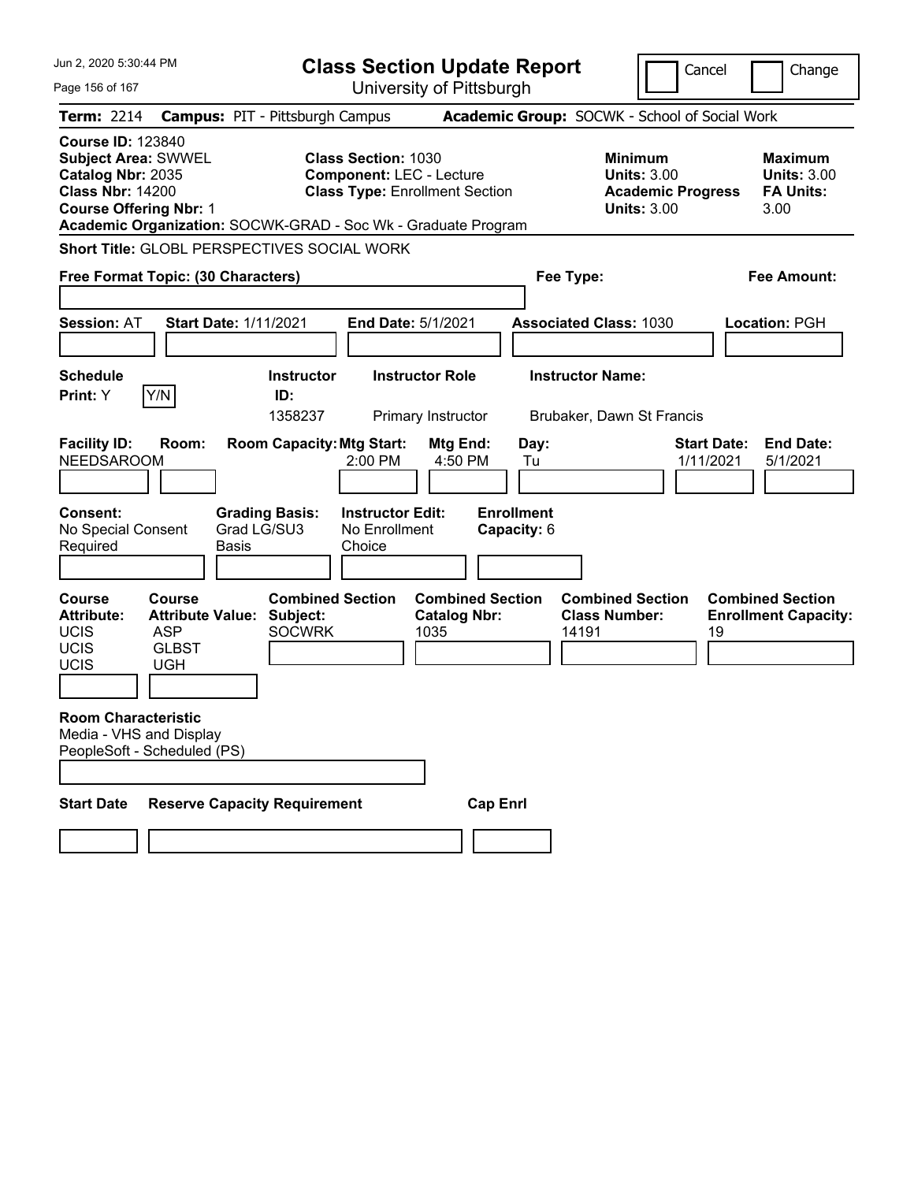# Class Section Update Report

University of Pittsburgh

Jun 2, 2020 5:30:44 PM

Cancel | Change

**Term:** 2214 **Campus:** PIT - Pittsburgh Campus **Academic Group:** SOCWK - School of Social Work

**Course ID:** 123840
**Subject Area:** SWWEL
**Catalog Nbr:** 2035
**Class Nbr:** 14200
**Course Offering Nbr:** 1

**Class Section:** 1030
**Component:** LEC - Lecture
**Class Type:** Enrollment Section

**Minimum Units:** 3.00
**Academic Progress Units:** 3.00

**Maximum Units:** 3.00
**FA Units:** 3.00

**Academic Organization:** SOCWK-GRAD - Soc Wk - Graduate Program

**Short Title:** GLOBL PERSPECTIVES SOCIAL WORK

**Free Format Topic: (30 Characters)**

**Fee Type:**

**Fee Amount:**

**Session:** AT **Start Date:** 1/11/2021 **End Date:** 5/1/2021 **Associated Class:** 1030 **Location:** PGH

| Schedule Print | Instructor ID | Instructor Role | Instructor Name |
|---|---|---|---|
| Y (Y/N) | 1358237 | Primary Instructor | Brubaker, Dawn St Francis |

| Facility ID | Room | Room Capacity | Mtg Start | Mtg End | Day | Start Date | End Date |
|---|---|---|---|---|---|---|---|
| NEEDSAROOM | | | 2:00 PM | 4:50 PM | Tu | 1/11/2021 | 5/1/2021 |

**Consent:** No Special Consent Required
**Grading Basis:** Grad LG/SU3 Basis
**Instructor Edit:** No Enrollment Choice
**Enrollment Capacity:** 6

| Course Attribute | Course Attribute Value |
|---|---|
| UCIS | ASP |
| UCIS | GLBST |
| UCIS | UGH |

| Combined Section Subject | Combined Section Catalog Nbr | Combined Section Class Number | Combined Section Enrollment Capacity |
|---|---|---|---|
| SOCWRK | 1035 | 14191 | 19 |

**Room Characteristic**
Media - VHS and Display
PeopleSoft - Scheduled (PS)

| Start Date | Reserve Capacity Requirement | Cap Enrl |
|---|---|---|
| | | |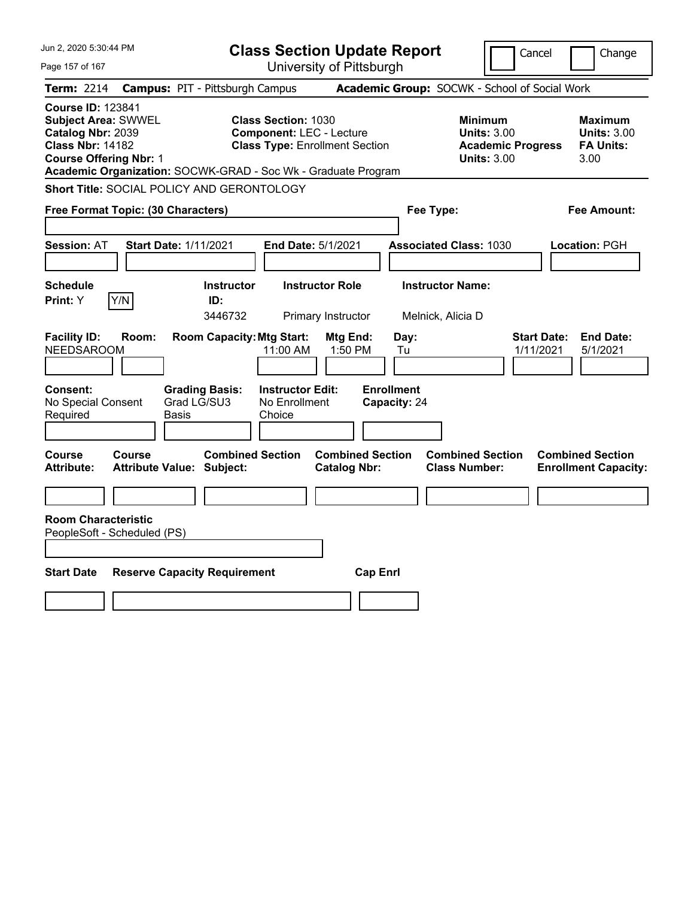Jun 2, 2020 5:30:44 PM

# Class Section Update Report

University of Pittsburgh

Cancel | Change

**Term:** 2214 **Campus:** PIT - Pittsburgh Campus **Academic Group:** SOCWK - School of Social Work

**Course ID:** 123841
**Subject Area:** SWWEL
**Catalog Nbr:** 2039
**Class Nbr:** 14182
**Course Offering Nbr:** 1

**Class Section:** 1030
**Component:** LEC - Lecture
**Class Type:** Enrollment Section

**Minimum Units:** 3.00
**Academic Progress Units:** 3.00

**Maximum Units:** 3.00
**FA Units:** 3.00

**Academic Organization:** SOCWK-GRAD - Soc Wk - Graduate Program

**Short Title:** SOCIAL POLICY AND GERONTOLOGY

**Free Format Topic: (30 Characters)** | **Fee Type:** | **Fee Amount:**

**Session:** AT **Start Date:** 1/11/2021 **End Date:** 5/1/2021 **Associated Class:** 1030 **Location:** PGH

| Schedule Print: | Y/N | Instructor ID: | Instructor Role | Instructor Name: |
|---|---|---|---|---|
| Y | | 3446732 | Primary Instructor | Melnick, Alicia D |

| Facility ID: | Room: | Room Capacity: | Mtg Start: | Mtg End: | Day: | Start Date: | End Date: |
|---|---|---|---|---|---|---|---|
| NEEDSAROOM | | | 11:00 AM | 1:50 PM | Tu | 1/11/2021 | 5/1/2021 |

| Consent: | Grading Basis: | Instructor Edit: | Enrollment Capacity: |
|---|---|---|---|
| No Special Consent Required | Grad LG/SU3 Basis | No Enrollment Choice | 24 |

| Course Attribute: | Course Attribute Value: | Combined Section Subject: | Combined Section Catalog Nbr: | Combined Section Class Number: | Combined Section Enrollment Capacity: |
|---|---|---|---|---|---|
| | | | | | |

**Room Characteristic**
PeopleSoft - Scheduled (PS)

| Start Date | Reserve Capacity Requirement | Cap Enrl |
|---|---|---|
| | | |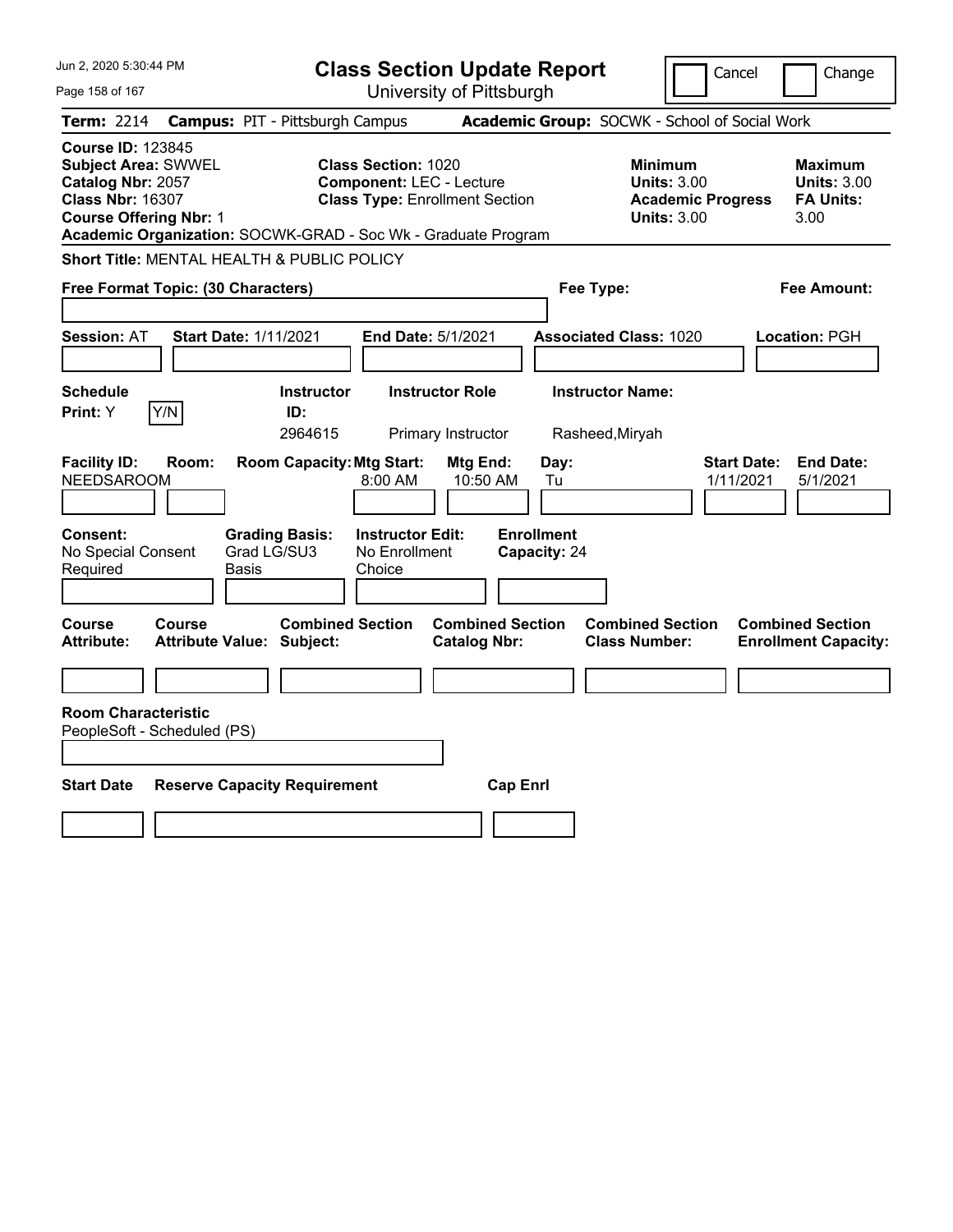Jun 2, 2020 5:30:44 PM

# Class Section Update Report

University of Pittsburgh

Cancel | Change

**Term:** 2214 **Campus:** PIT - Pittsburgh Campus **Academic Group:** SOCWK - School of Social Work

**Course ID:** 123845
**Subject Area:** SWWEL
**Catalog Nbr:** 2057
**Class Nbr:** 16307
**Course Offering Nbr:** 1

**Class Section:** 1020
**Component:** LEC - Lecture
**Class Type:** Enrollment Section

**Minimum Units:** 3.00
**Academic Progress Units:** 3.00

**Maximum Units:** 3.00
**FA Units:** 3.00

**Academic Organization:** SOCWK-GRAD - Soc Wk - Graduate Program

**Short Title:** MENTAL HEALTH & PUBLIC POLICY

**Free Format Topic: (30 Characters)**

**Fee Type:**

**Fee Amount:**

**Session:** AT **Start Date:** 1/11/2021 **End Date:** 5/1/2021 **Associated Class:** 1020 **Location:** PGH

| Schedule Print | Instructor ID | Instructor Role | Instructor Name |
|---|---|---|---|
| Y (Y/N) | 2964615 | Primary Instructor | Rasheed,Miryah |

| Facility ID | Room | Room Capacity | Mtg Start | Mtg End | Day | Start Date | End Date |
|---|---|---|---|---|---|---|---|
| NEEDSAROOM | | | 8:00 AM | 10:50 AM | Tu | 1/11/2021 | 5/1/2021 |

**Consent:** No Special Consent Required
**Grading Basis:** Grad LG/SU3 Basis
**Instructor Edit:** No Enrollment Choice
**Enrollment Capacity:** 24

| Course Attribute | Course Attribute Value | Combined Section Subject | Combined Section Catalog Nbr | Combined Section Class Number | Combined Section Enrollment Capacity |
|---|---|---|---|---|---|
| | | | | | |

**Room Characteristic**
PeopleSoft - Scheduled (PS)

| Start Date | Reserve Capacity Requirement | Cap Enrl |
|---|---|---|
| | | |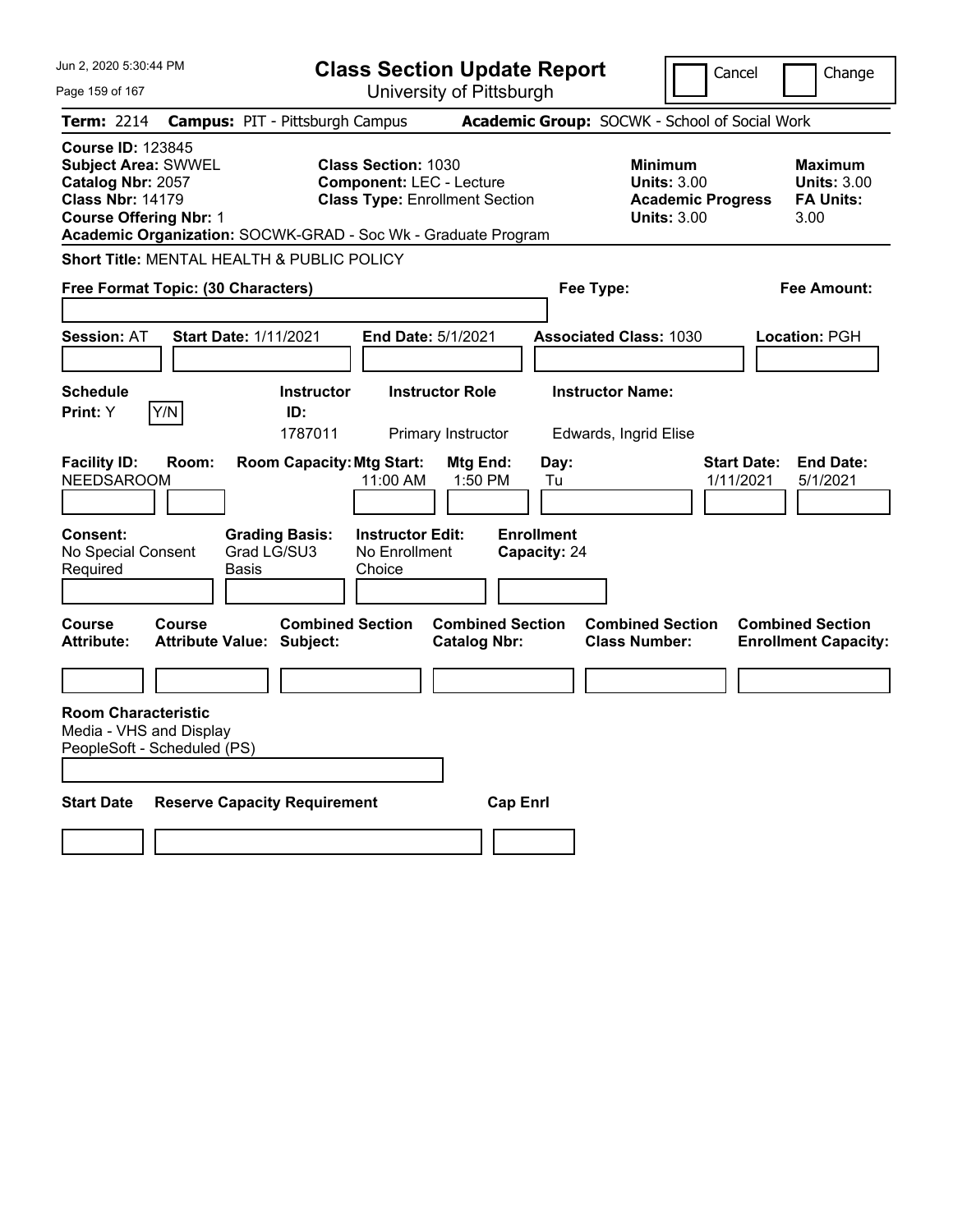Jun 2, 2020 5:30:44 PM

# Class Section Update Report

University of Pittsburgh

Cancel | Change

**Term:** 2214 **Campus:** PIT - Pittsburgh Campus **Academic Group:** SOCWK - School of Social Work

**Course ID:** 123845
**Subject Area:** SWWEL
**Catalog Nbr:** 2057
**Class Nbr:** 14179
**Course Offering Nbr:** 1
**Academic Organization:** SOCWK-GRAD - Soc Wk - Graduate Program

**Class Section:** 1030
**Component:** LEC - Lecture
**Class Type:** Enrollment Section

**Minimum Units:** 3.00
**Academic Progress Units:** 3.00

**Maximum Units:** 3.00
**FA Units:** 3.00

**Short Title:** MENTAL HEALTH & PUBLIC POLICY

**Free Format Topic: (30 Characters)** **Fee Type:** **Fee Amount:**

**Session:** AT **Start Date:** 1/11/2021 **End Date:** 5/1/2021 **Associated Class:** 1030 **Location:** PGH

| Schedule Print | Instructor ID | Instructor Role | Instructor Name |
|---|---|---|---|
| Y | 1787011 | Primary Instructor | Edwards, Ingrid Elise |

| Facility ID | Room | Room Capacity | Mtg Start | Mtg End | Day | Start Date | End Date |
|---|---|---|---|---|---|---|---|
| NEEDSAROOM | | | 11:00 AM | 1:50 PM | Tu | 1/11/2021 | 5/1/2021 |

**Consent:** No Special Consent Required
**Grading Basis:** Grad LG/SU3 Basis
**Instructor Edit:** No Enrollment Choice
**Enrollment Capacity:** 24

| Course Attribute | Course Attribute Value | Combined Section Subject | Combined Section Catalog Nbr | Combined Section Class Number | Combined Section Enrollment Capacity |
|---|---|---|---|---|---|
| | | | | | |

**Room Characteristic**
Media - VHS and Display
PeopleSoft - Scheduled (PS)

| Start Date | Reserve Capacity Requirement | Cap Enrl |
|---|---|---|
| | | |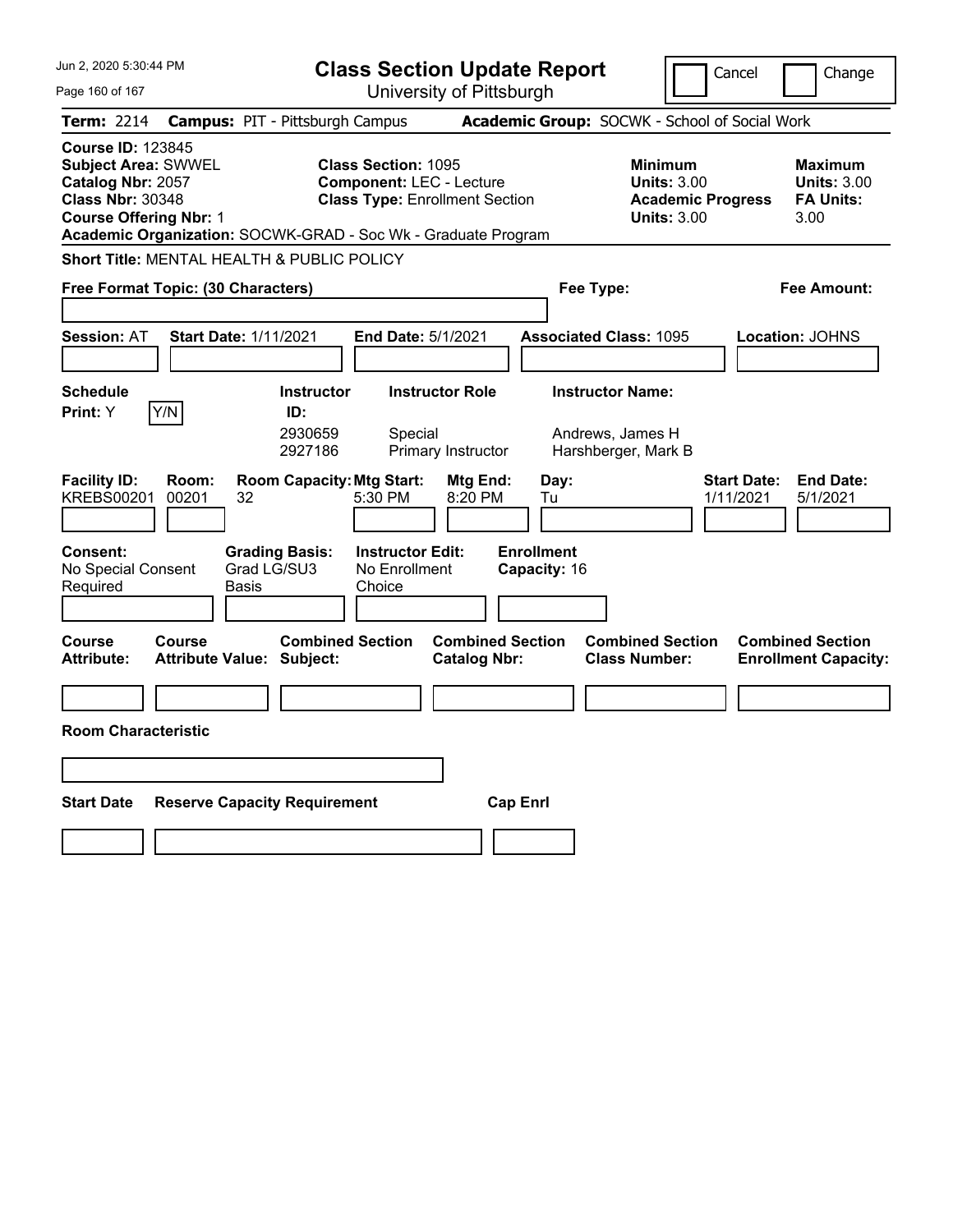# Class Section Update Report

University of Pittsburgh

Cancel | Change

**Term:** 2214 **Campus:** PIT - Pittsburgh Campus **Academic Group:** SOCWK - School of Social Work

**Course ID:** 123845
**Subject Area:** SWWEL
**Catalog Nbr:** 2057
**Class Nbr:** 30348
**Course Offering Nbr:** 1

**Class Section:** 1095
**Component:** LEC - Lecture
**Class Type:** Enrollment Section

**Minimum Units:** 3.00
**Academic Progress Units:** 3.00

**Maximum Units:** 3.00
**FA Units:** 3.00

**Academic Organization:** SOCWK-GRAD - Soc Wk - Graduate Program

**Short Title:** MENTAL HEALTH & PUBLIC POLICY

**Free Format Topic: (30 Characters)**

**Fee Type:**

**Fee Amount:**

**Session:** AT **Start Date:** 1/11/2021 **End Date:** 5/1/2021 **Associated Class:** 1095 **Location:** JOHNS

**Schedule Print:** Y Y/N

| Instructor ID | Instructor Role | Instructor Name |
|---|---|---|
| 2930659 | Special | Andrews, James H |
| 2927186 | Primary Instructor | Harshberger, Mark B |

| Facility ID | Room | Room Capacity | Mtg Start | Mtg End | Day | Start Date | End Date |
|---|---|---|---|---|---|---|---|
| KREBS00201 | 00201 | 32 | 5:30 PM | 8:20 PM | Tu | 1/11/2021 | 5/1/2021 |

**Consent:** No Special Consent Required
**Grading Basis:** Grad LG/SU3 Basis
**Instructor Edit:** No Enrollment Choice
**Enrollment Capacity:** 16

| Course Attribute | Course Attribute Value | Combined Section Subject | Combined Section Catalog Nbr | Combined Section Class Number | Combined Section Enrollment Capacity |
|---|---|---|---|---|---|
| | | | | | |

**Room Characteristic**

| Start Date | Reserve Capacity Requirement | Cap Enrl |
|---|---|---|
| | | |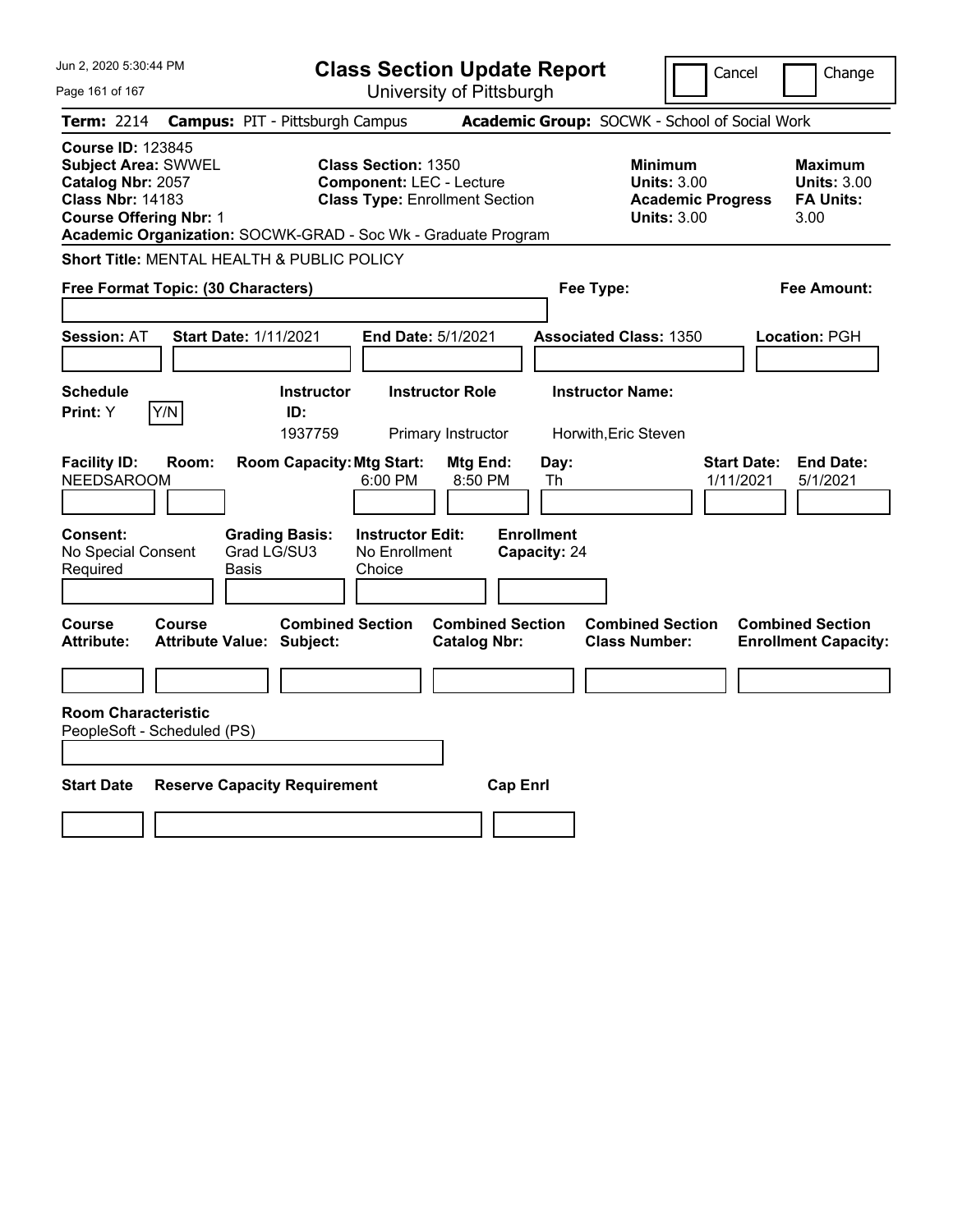# Class Section Update Report

University of Pittsburgh

Jun 2, 2020 5:30:44 PM

Cancel | Change

**Term:** 2214 **Campus:** PIT - Pittsburgh Campus **Academic Group:** SOCWK - School of Social Work

**Course ID:** 123845
**Subject Area:** SWWEL
**Catalog Nbr:** 2057
**Class Nbr:** 14183
**Course Offering Nbr:** 1

**Class Section:** 1350
**Component:** LEC - Lecture
**Class Type:** Enrollment Section

**Minimum Units:** 3.00
**Academic Progress Units:** 3.00

**Maximum Units:** 3.00
**FA Units:** 3.00

**Academic Organization:** SOCWK-GRAD - Soc Wk - Graduate Program

**Short Title:** MENTAL HEALTH & PUBLIC POLICY

**Free Format Topic: (30 Characters)**

**Fee Type:**

**Fee Amount:**

**Session:** AT **Start Date:** 1/11/2021 **End Date:** 5/1/2021 **Associated Class:** 1350 **Location:** PGH

| Schedule Print | Instructor ID | Instructor Role | Instructor Name |
|---|---|---|---|
| Y [Y/N] | 1937759 | Primary Instructor | Horwith,Eric Steven |

| Facility ID | Room | Room Capacity | Mtg Start | Mtg End | Day | Start Date | End Date |
|---|---|---|---|---|---|---|---|
| NEEDSAROOM | | | 6:00 PM | 8:50 PM | Th | 1/11/2021 | 5/1/2021 |

| Consent | Grading Basis | Instructor Edit | Enrollment Capacity |
|---|---|---|---|
| No Special Consent Required | Grad LG/SU3 Basis | No Enrollment Choice | 24 |

| Course Attribute | Course Attribute Value | Combined Section Subject | Combined Section Catalog Nbr | Combined Section Class Number | Combined Section Enrollment Capacity |
|---|---|---|---|---|---|
| | | | | | |

**Room Characteristic**
PeopleSoft - Scheduled (PS)

| Start Date | Reserve Capacity Requirement | Cap Enrl |
|---|---|---|
| | | |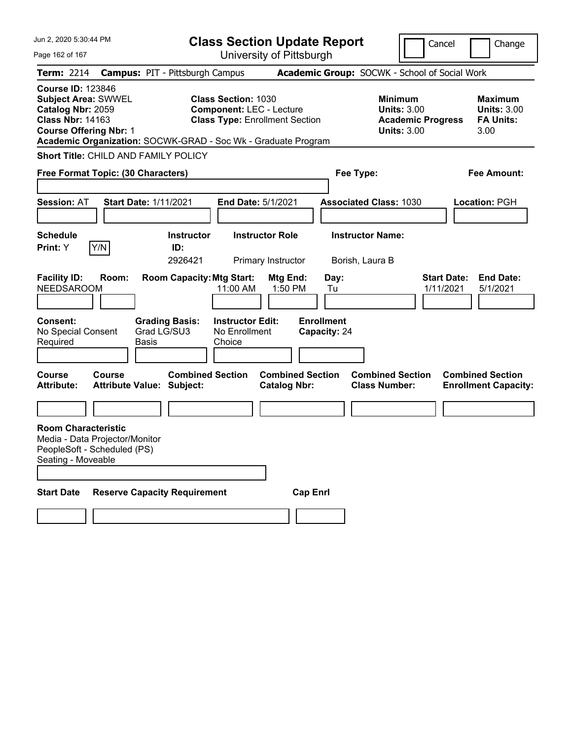# Class Section Update Report

University of Pittsburgh

Cancel ☐ Change ☐

**Term:** 2214 **Campus:** PIT - Pittsburgh Campus **Academic Group:** SOCWK - School of Social Work

**Course ID:** 123846
**Subject Area:** SWWEL
**Catalog Nbr:** 2059
**Class Nbr:** 14163
**Course Offering Nbr:** 1

**Class Section:** 1030
**Component:** LEC - Lecture
**Class Type:** Enrollment Section

**Minimum Units:** 3.00
**Academic Progress Units:** 3.00

**Maximum Units:** 3.00
**FA Units:** 3.00

**Academic Organization:** SOCWK-GRAD - Soc Wk - Graduate Program

**Short Title:** CHILD AND FAMILY POLICY

**Free Format Topic: (30 Characters)**

**Fee Type:**

**Fee Amount:**

**Session:** AT **Start Date:** 1/11/2021 **End Date:** 5/1/2021 **Associated Class:** 1030 **Location:** PGH

| Schedule Print | Instructor ID | Instructor Role | Instructor Name |
|---|---|---|---|
| Y (Y/N) | 2926421 | Primary Instructor | Borish, Laura B |

| Facility ID | Room | Room Capacity | Mtg Start | Mtg End | Day | Start Date | End Date |
|---|---|---|---|---|---|---|---|
| NEEDSAROOM | | | 11:00 AM | 1:50 PM | Tu | 1/11/2021 | 5/1/2021 |

| Consent | Grading Basis | Instructor Edit | Enrollment Capacity |
|---|---|---|---|
| No Special Consent Required | Grad LG/SU3 Basis | No Enrollment Choice | 24 |

| Course Attribute | Course Attribute Value | Combined Section Subject | Combined Section Catalog Nbr | Combined Section Class Number | Combined Section Enrollment Capacity |
|---|---|---|---|---|---|
| | | | | | |

**Room Characteristic**
Media - Data Projector/Monitor
PeopleSoft - Scheduled (PS)
Seating - Moveable

| Start Date | Reserve Capacity Requirement | Cap Enrl |
|---|---|---|
| | | |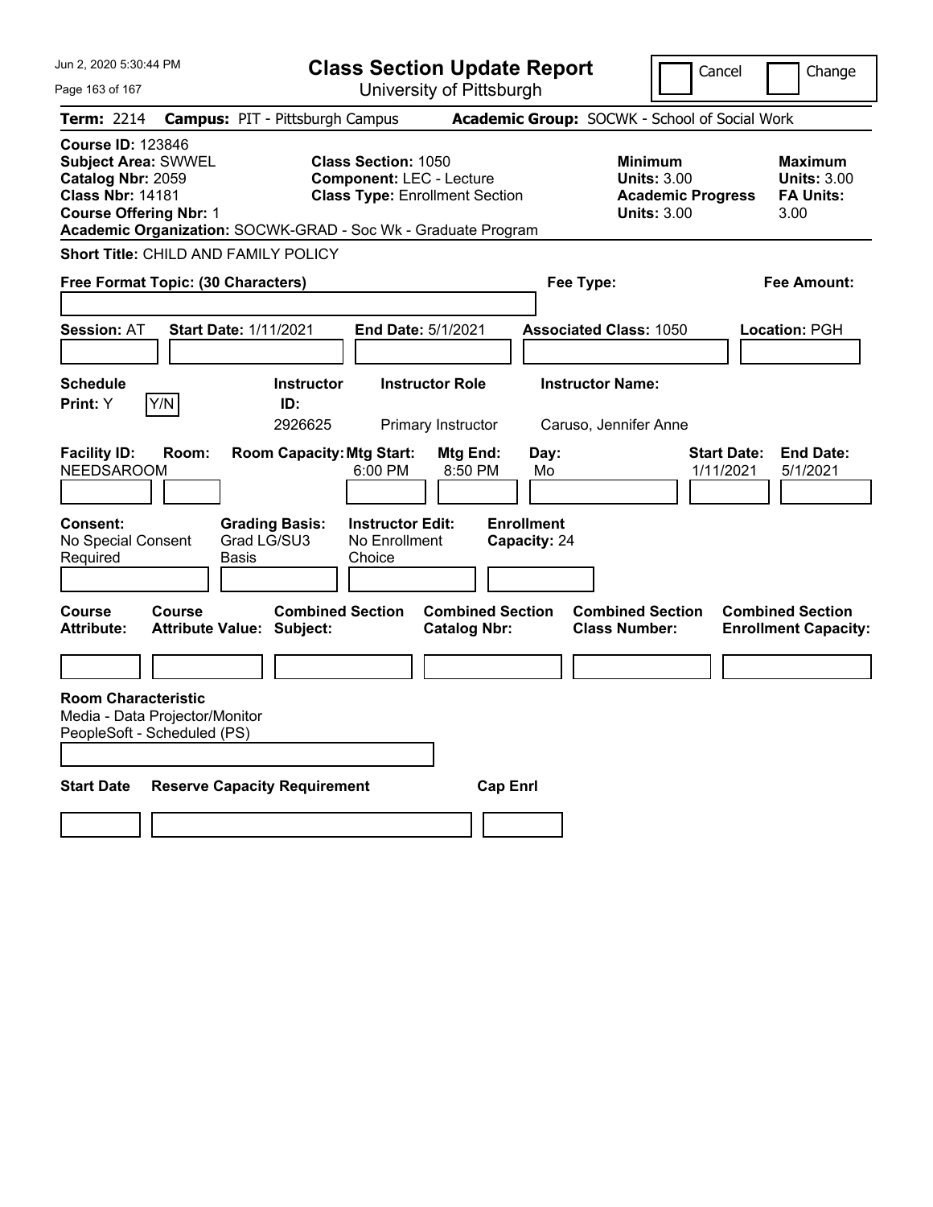# Class Section Update Report

University of Pittsburgh

Cancel | Change

**Term:** 2214 **Campus:** PIT - Pittsburgh Campus **Academic Group:** SOCWK - School of Social Work

**Course ID:** 123846
**Subject Area:** SWWEL
**Catalog Nbr:** 2059
**Class Nbr:** 14181
**Course Offering Nbr:** 1

**Class Section:** 1050
**Component:** LEC - Lecture
**Class Type:** Enrollment Section

**Minimum Units:** 3.00
**Academic Progress Units:** 3.00

**Maximum Units:** 3.00
**FA Units:** 3.00

**Academic Organization:** SOCWK-GRAD - Soc Wk - Graduate Program

**Short Title:** CHILD AND FAMILY POLICY

**Free Format Topic: (30 Characters)**

**Fee Type:**

**Fee Amount:**

**Session:** AT **Start Date:** 1/11/2021 **End Date:** 5/1/2021 **Associated Class:** 1050 **Location:** PGH

| Schedule Print | Instructor ID | Instructor Role | Instructor Name |
|---|---|---|---|
| Y (Y/N) | 2926625 | Primary Instructor | Caruso, Jennifer Anne |

| Facility ID | Room | Room Capacity | Mtg Start | Mtg End | Day | Start Date | End Date |
|---|---|---|---|---|---|---|---|
| NEEDSAROOM | | | 6:00 PM | 8:50 PM | Mo | 1/11/2021 | 5/1/2021 |

**Consent:** No Special Consent Required
**Grading Basis:** Grad LG/SU3 Basis
**Instructor Edit:** No Enrollment Choice
**Enrollment Capacity:** 24

| Course Attribute | Course Attribute Value | Combined Section Subject | Combined Section Catalog Nbr | Combined Section Class Number | Combined Section Enrollment Capacity |
|---|---|---|---|---|---|
| | | | | | |

**Room Characteristic**
Media - Data Projector/Monitor
PeopleSoft - Scheduled (PS)

| Start Date | Reserve Capacity Requirement | Cap Enrl |
|---|---|---|
| | | |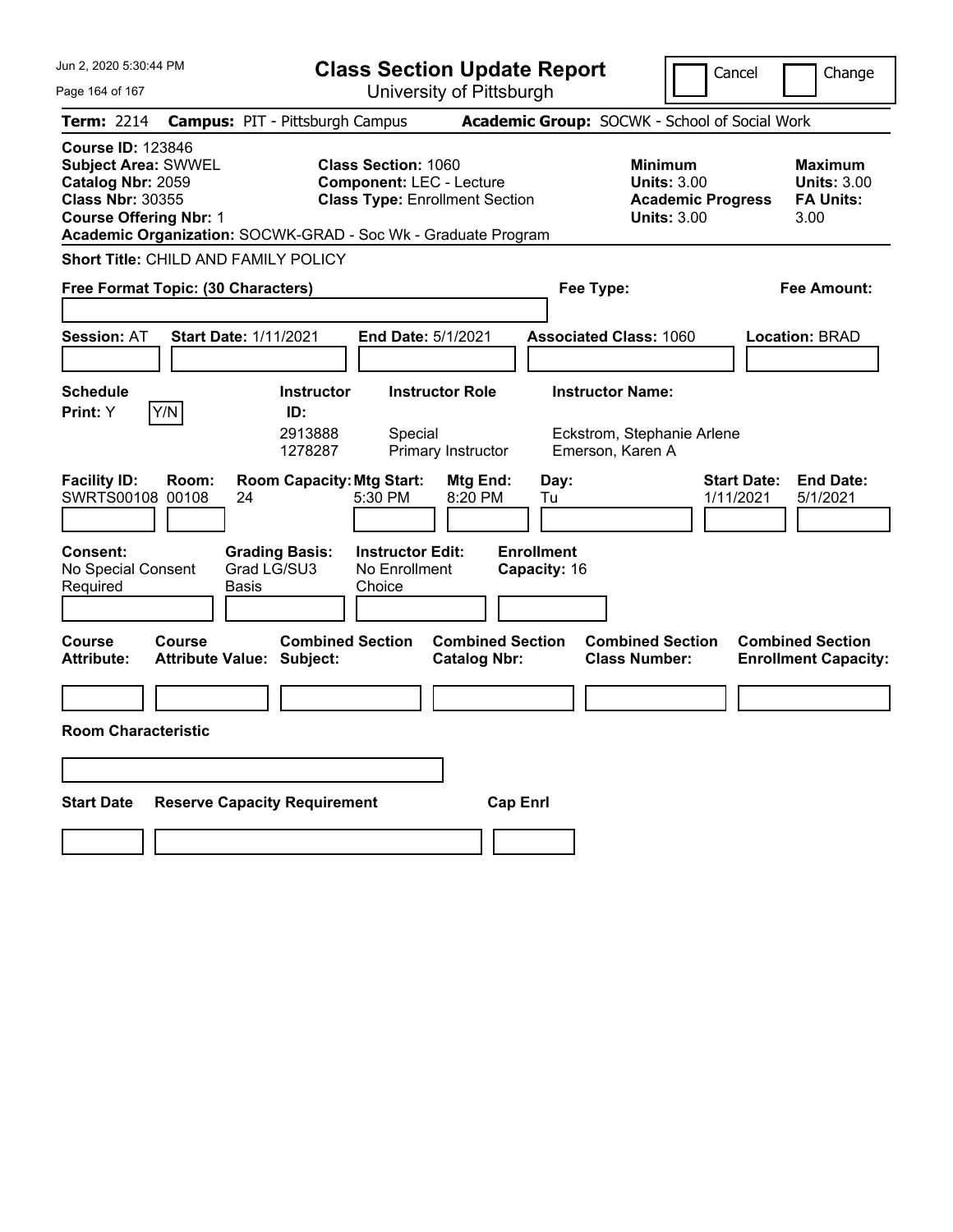# Class Section Update Report

University of Pittsburgh

Cancel ☐ Change ☐

**Term:** 2214 **Campus:** PIT - Pittsburgh Campus **Academic Group:** SOCWK - School of Social Work

**Course ID:** 123846
**Subject Area:** SWWEL
**Catalog Nbr:** 2059
**Class Nbr:** 30355
**Course Offering Nbr:** 1

**Class Section:** 1060
**Component:** LEC - Lecture
**Class Type:** Enrollment Section

| | Minimum | Maximum |
|---|---|---|
| Units | 3.00 | 3.00 |
| Academic Progress Units / FA Units | 3.00 | 3.00 |

**Academic Organization:** SOCWK-GRAD - Soc Wk - Graduate Program

**Short Title:** CHILD AND FAMILY POLICY

**Free Format Topic: (30 Characters)**

**Fee Type:**

**Fee Amount:**

**Session:** AT **Start Date:** 1/11/2021 **End Date:** 5/1/2021 **Associated Class:** 1060 **Location:** BRAD

**Schedule Print:** Y [Y/N]

| Instructor ID | Instructor Role | Instructor Name |
|---|---|---|
| 2913888 | Special | Eckstrom, Stephanie Arlene |
| 1278287 | Primary Instructor | Emerson, Karen A |

| Facility ID | Room | Room Capacity | Mtg Start | Mtg End | Day | Start Date | End Date |
|---|---|---|---|---|---|---|---|
| SWRTS00108 | 00108 | 24 | 5:30 PM | 8:20 PM | Tu | 1/11/2021 | 5/1/2021 |

**Consent:** No Special Consent Required
**Grading Basis:** Grad LG/SU3 Basis
**Instructor Edit:** No Enrollment Choice
**Enrollment Capacity:** 16

| Course Attribute | Course Attribute Value | Combined Section Subject | Combined Section Catalog Nbr | Combined Section Class Number | Combined Section Enrollment Capacity |
|---|---|---|---|---|---|
| | | | | | |

**Room Characteristic**

| Start Date | Reserve Capacity Requirement | Cap Enrl |
|---|---|---|
| | | |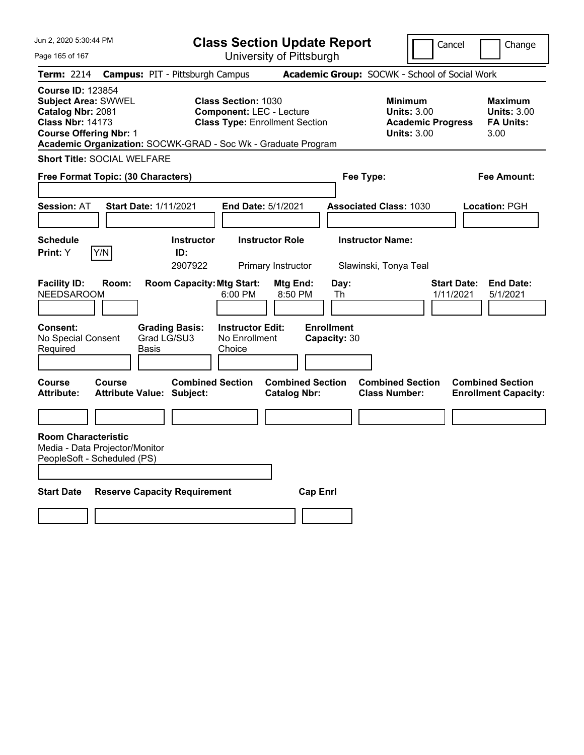# Class Section Update Report

University of Pittsburgh

Cancel | Change

**Term:** 2214 **Campus:** PIT - Pittsburgh Campus **Academic Group:** SOCWK - School of Social Work

**Course ID:** 123854
**Subject Area:** SWWEL
**Catalog Nbr:** 2081
**Class Nbr:** 14173
**Course Offering Nbr:** 1

**Class Section:** 1030
**Component:** LEC - Lecture
**Class Type:** Enrollment Section

**Minimum Units:** 3.00
**Academic Progress Units:** 3.00

**Maximum Units:** 3.00
**FA Units:** 3.00

**Academic Organization:** SOCWK-GRAD - Soc Wk - Graduate Program

**Short Title:** SOCIAL WELFARE

**Free Format Topic: (30 Characters)**

**Fee Type:**

**Fee Amount:**

**Session:** AT **Start Date:** 1/11/2021 **End Date:** 5/1/2021 **Associated Class:** 1030 **Location:** PGH

| Schedule Print: | Instructor ID: | Instructor Role | Instructor Name: |
|---|---|---|---|
| Y [Y/N] | 2907922 | Primary Instructor | Slawinski, Tonya Teal |

| Facility ID: | Room: | Room Capacity: | Mtg Start: | Mtg End: | Day: | Start Date: | End Date: |
|---|---|---|---|---|---|---|---|
| NEEDSAROOM | | | 6:00 PM | 8:50 PM | Th | 1/11/2021 | 5/1/2021 |

**Consent:** No Special Consent Required
**Grading Basis:** Grad LG/SU3 Basis
**Instructor Edit:** No Enrollment Choice
**Enrollment Capacity:** 30

| Course Attribute: | Course Attribute Value: | Combined Section Subject: | Combined Section Catalog Nbr: | Combined Section Class Number: | Combined Section Enrollment Capacity: |
|---|---|---|---|---|---|
| | | | | | |

**Room Characteristic**
Media - Data Projector/Monitor
PeopleSoft - Scheduled (PS)

| Start Date | Reserve Capacity Requirement | Cap Enrl |
|---|---|---|
| | | |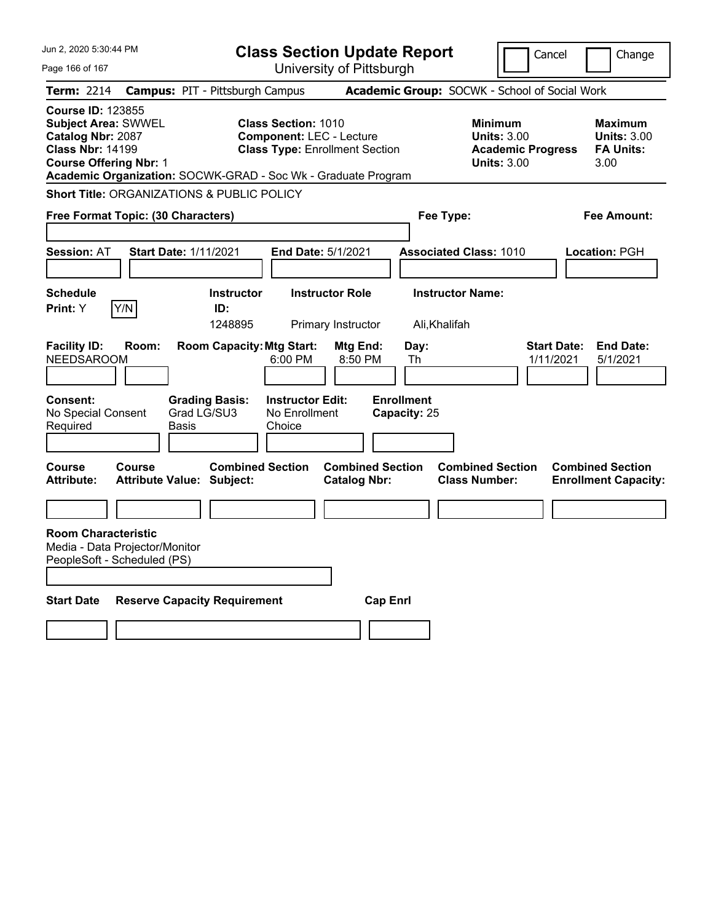# Class Section Update Report

University of Pittsburgh

Cancel | Change

**Term:** 2214 **Campus:** PIT - Pittsburgh Campus **Academic Group:** SOCWK - School of Social Work

**Course ID:** 123855
**Subject Area:** SWWEL
**Catalog Nbr:** 2087
**Class Nbr:** 14199
**Course Offering Nbr:** 1

**Class Section:** 1010
**Component:** LEC - Lecture
**Class Type:** Enrollment Section

**Minimum Units:** 3.00
**Academic Progress Units:** 3.00

**Maximum Units:** 3.00
**FA Units:** 3.00

**Academic Organization:** SOCWK-GRAD - Soc Wk - Graduate Program

**Short Title:** ORGANIZATIONS & PUBLIC POLICY

**Free Format Topic: (30 Characters)**

**Fee Type:**

**Fee Amount:**

**Session:** AT **Start Date:** 1/11/2021 **End Date:** 5/1/2021 **Associated Class:** 1010 **Location:** PGH

| Schedule Print | | Instructor ID | Instructor Role | Instructor Name |
|---|---|---|---|---|
| Y | Y/N | 1248895 | Primary Instructor | Ali,Khalifah |

| Facility ID | Room | Room Capacity | Mtg Start | Mtg End | Day | Start Date | End Date |
|---|---|---|---|---|---|---|---|
| NEEDSAROOM | | | 6:00 PM | 8:50 PM | Th | 1/11/2021 | 5/1/2021 |

| Consent | Grading Basis | Instructor Edit | Enrollment Capacity |
|---|---|---|---|
| No Special Consent Required | Grad LG/SU3 Basis | No Enrollment Choice | 25 |

| Course Attribute | Course Attribute Value | Combined Section Subject | Combined Section Catalog Nbr | Combined Section Class Number | Combined Section Enrollment Capacity |
|---|---|---|---|---|---|
| | | | | | |

**Room Characteristic**
Media - Data Projector/Monitor
PeopleSoft - Scheduled (PS)

| Start Date | Reserve Capacity Requirement | Cap Enrl |
|---|---|---|
| | | |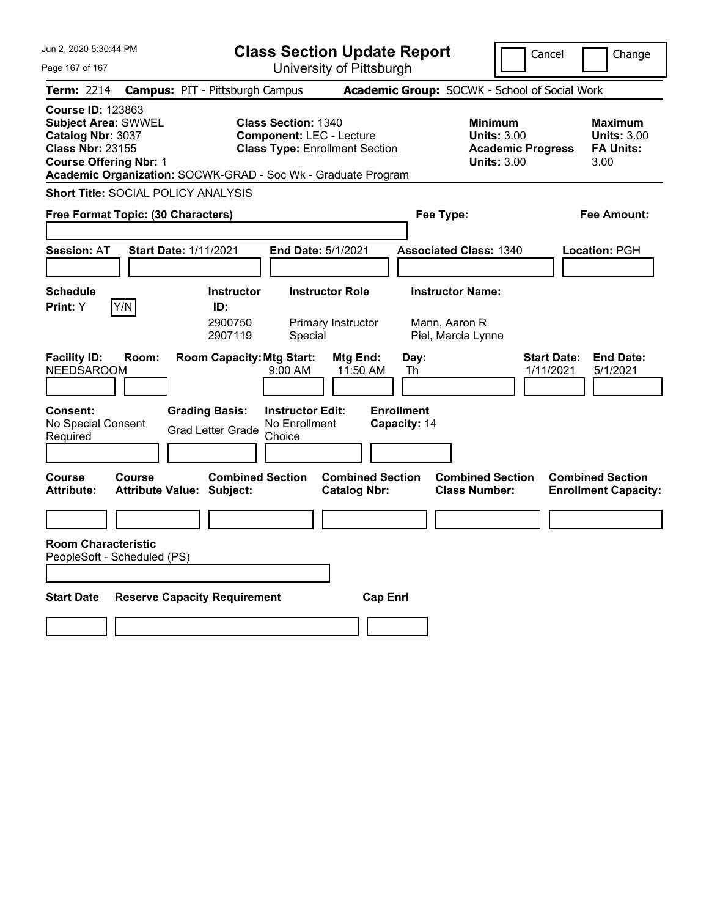# Class Section Update Report

University of Pittsburgh

Cancel | Change

**Term:** 2214 **Campus:** PIT - Pittsburgh Campus **Academic Group:** SOCWK - School of Social Work

**Course ID:** 123863
**Subject Area:** SWWEL
**Catalog Nbr:** 3037
**Class Nbr:** 23155
**Course Offering Nbr:** 1
**Academic Organization:** SOCWK-GRAD - Soc Wk - Graduate Program

**Class Section:** 1340
**Component:** LEC - Lecture
**Class Type:** Enrollment Section

**Minimum Units:** 3.00
**Academic Progress Units:** 3.00

**Maximum Units:** 3.00
**FA Units:** 3.00

**Short Title:** SOCIAL POLICY ANALYSIS

**Free Format Topic: (30 Characters)**

**Fee Type:**

**Fee Amount:**

**Session:** AT **Start Date:** 1/11/2021 **End Date:** 5/1/2021 **Associated Class:** 1340 **Location:** PGH

| Schedule Print | Instructor ID | Instructor Role | Instructor Name |
|---|---|---|---|
| Y (Y/N) | 2900750 | Primary Instructor | Mann, Aaron R |
| | 2907119 | Special | Piel, Marcia Lynne |

| Facility ID | Room | Room Capacity | Mtg Start | Mtg End | Day | Start Date | End Date |
|---|---|---|---|---|---|---|---|
| NEEDSAROOM | | | 9:00 AM | 11:50 AM | Th | 1/11/2021 | 5/1/2021 |

**Consent:** No Special Consent Required
**Grading Basis:** Grad Letter Grade
**Instructor Edit:** No Enrollment Choice
**Enrollment Capacity:** 14

| Course Attribute | Course Attribute Value | Combined Section Subject | Combined Section Catalog Nbr | Combined Section Class Number | Combined Section Enrollment Capacity |
|---|---|---|---|---|---|
| | | | | | |

**Room Characteristic**
PeopleSoft - Scheduled (PS)

| Start Date | Reserve Capacity Requirement | Cap Enrl |
|---|---|---|
| | | |